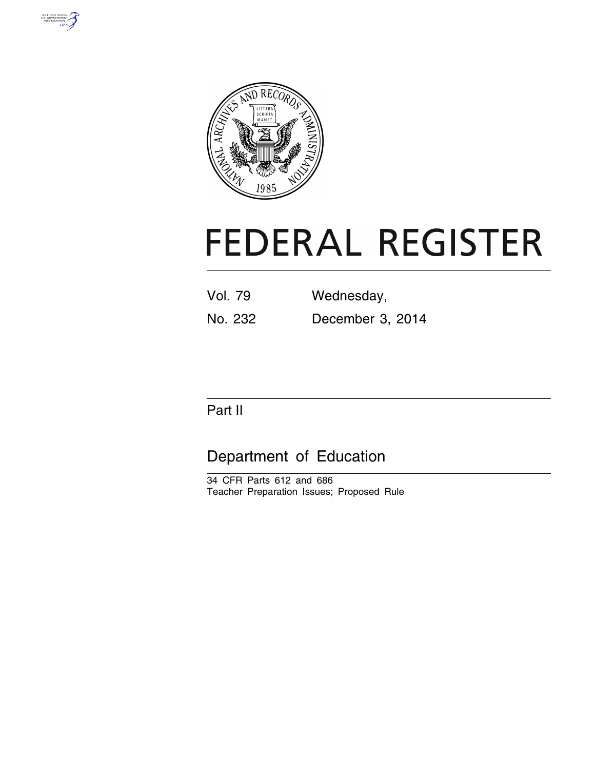# FEDERAL REGISTER

Vol. 79 Wednesday,

No. 232 December 3, 2014

Part II

## Department of Education

34 CFR Parts 612 and 686

Teacher Preparation Issues; Proposed Rule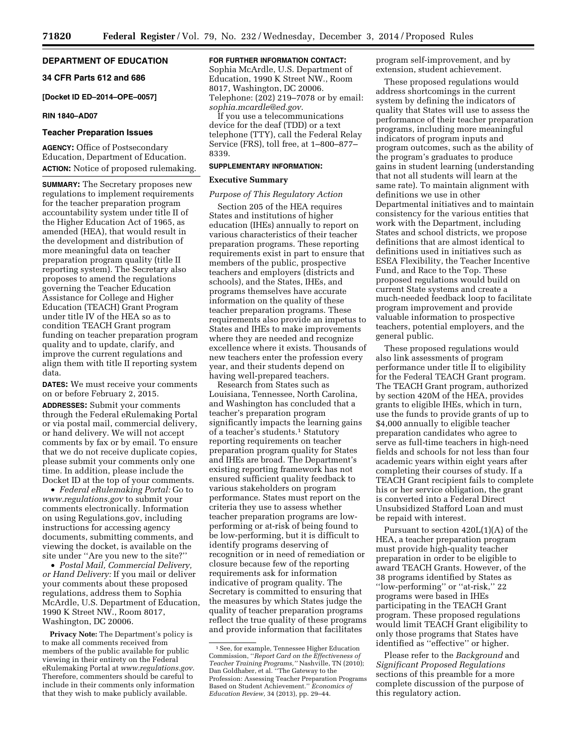## DEPARTMENT OF EDUCATION

### 34 CFR Parts 612 and 686

**[Docket ID ED–2014–OPE–0057]**

**RIN 1840–AD07**

### Teacher Preparation Issues

**AGENCY:** Office of Postsecondary Education, Department of Education.

**ACTION:** Notice of proposed rulemaking.

**SUMMARY:** The Secretary proposes new regulations to implement requirements for the teacher preparation program accountability system under title II of the Higher Education Act of 1965, as amended (HEA), that would result in the development and distribution of more meaningful data on teacher preparation program quality (title II reporting system). The Secretary also proposes to amend the regulations governing the Teacher Education Assistance for College and Higher Education (TEACH) Grant Program under title IV of the HEA so as to condition TEACH Grant program funding on teacher preparation program quality and to update, clarify, and improve the current regulations and align them with title II reporting system data.

**DATES:** We must receive your comments on or before February 2, 2015.

**ADDRESSES:** Submit your comments through the Federal eRulemaking Portal or via postal mail, commercial delivery, or hand delivery. We will not accept comments by fax or by email. To ensure that we do not receive duplicate copies, please submit your comments only one time. In addition, please include the Docket ID at the top of your comments.

- *Federal eRulemaking Portal:* Go to *www.regulations.gov* to submit your comments electronically. Information on using Regulations.gov, including instructions for accessing agency documents, submitting comments, and viewing the docket, is available on the site under ''Are you new to the site?''
- *Postal Mail, Commercial Delivery, or Hand Delivery:* If you mail or deliver your comments about these proposed regulations, address them to Sophia McArdle, U.S. Department of Education, 1990 K Street NW., Room 8017, Washington, DC 20006.

**Privacy Note:** The Department's policy is to make all comments received from members of the public available for public viewing in their entirety on the Federal eRulemaking Portal at *www.regulations.gov*. Therefore, commenters should be careful to include in their comments only information that they wish to make publicly available.

**FOR FURTHER INFORMATION CONTACT:** Sophia McArdle, U.S. Department of Education, 1990 K Street NW., Room 8017, Washington, DC 20006. Telephone: (202) 219–7078 or by email: *sophia.mcardle@ed.gov*.

If you use a telecommunications device for the deaf (TDD) or a text telephone (TTY), call the Federal Relay Service (FRS), toll free, at 1–800–877–8339.

**SUPPLEMENTARY INFORMATION:**

**Executive Summary**

*Purpose of This Regulatory Action*

Section 205 of the HEA requires States and institutions of higher education (IHEs) annually to report on various characteristics of their teacher preparation programs. These reporting requirements exist in part to ensure that members of the public, prospective teachers and employers (districts and schools), and the States, IHEs, and programs themselves have accurate information on the quality of these teacher preparation programs. These requirements also provide an impetus to States and IHEs to make improvements where they are needed and recognize excellence where it exists. Thousands of new teachers enter the profession every year, and their students depend on having well-prepared teachers.

Research from States such as Louisiana, Tennessee, North Carolina, and Washington has concluded that a teacher's preparation program significantly impacts the learning gains of a teacher's students.[1] Statutory reporting requirements on teacher preparation program quality for States and IHEs are broad. The Department's existing reporting framework has not ensured sufficient quality feedback to various stakeholders on program performance. States must report on the criteria they use to assess whether teacher preparation programs are low-performing or at-risk of being found to be low-performing, but it is difficult to identify programs deserving of recognition or in need of remediation or closure because few of the reporting requirements ask for information indicative of program quality. The Secretary is committed to ensuring that the measures by which States judge the quality of teacher preparation programs reflect the true quality of these programs and provide information that facilitates program self-improvement, and by extension, student achievement.

These proposed regulations would address shortcomings in the current system by defining the indicators of quality that States will use to assess the performance of their teacher preparation programs, including more meaningful indicators of program inputs and program outcomes, such as the ability of the program's graduates to produce gains in student learning (understanding that not all students will learn at the same rate). To maintain alignment with definitions we use in other Departmental initiatives and to maintain consistency for the various entities that work with the Department, including States and school districts, we propose definitions that are almost identical to definitions used in initiatives such as ESEA Flexibility, the Teacher Incentive Fund, and Race to the Top. These proposed regulations would build on current State systems and create a much-needed feedback loop to facilitate program improvement and provide valuable information to prospective teachers, potential employers, and the general public.

These proposed regulations would also link assessments of program performance under title II to eligibility for the Federal TEACH Grant program. The TEACH Grant program, authorized by section 420M of the HEA, provides grants to eligible IHEs, which in turn, use the funds to provide grants of up to $4,000 annually to eligible teacher preparation candidates who agree to serve as full-time teachers in high-need fields and schools for not less than four academic years within eight years after completing their courses of study. If a TEACH Grant recipient fails to complete his or her service obligation, the grant is converted into a Federal Direct Unsubsidized Stafford Loan and must be repaid with interest.

Pursuant to section 420L(1)(A) of the HEA, a teacher preparation program must provide high-quality teacher preparation in order to be eligible to award TEACH Grants. However, of the 38 programs identified by States as ''low-performing'' or ''at-risk,'' 22 programs were based in IHEs participating in the TEACH Grant program. These proposed regulations would limit TEACH Grant eligibility to only those programs that States have identified as ''effective'' or higher.

Please refer to the *Background* and *Significant Proposed Regulations* sections of this preamble for a more complete discussion of the purpose of this regulatory action.

[1] See, for example, Tennessee Higher Education Commission, ''*Report Card on the Effectiveness of Teacher Training Programs,*'' Nashville, TN (2010); Dan Goldhaber, et al. ''The Gateway to the Profession: Assessing Teacher Preparation Programs Based on Student Achievement.'' *Economics of Education Review,* 34 (2013), pp. 29–44.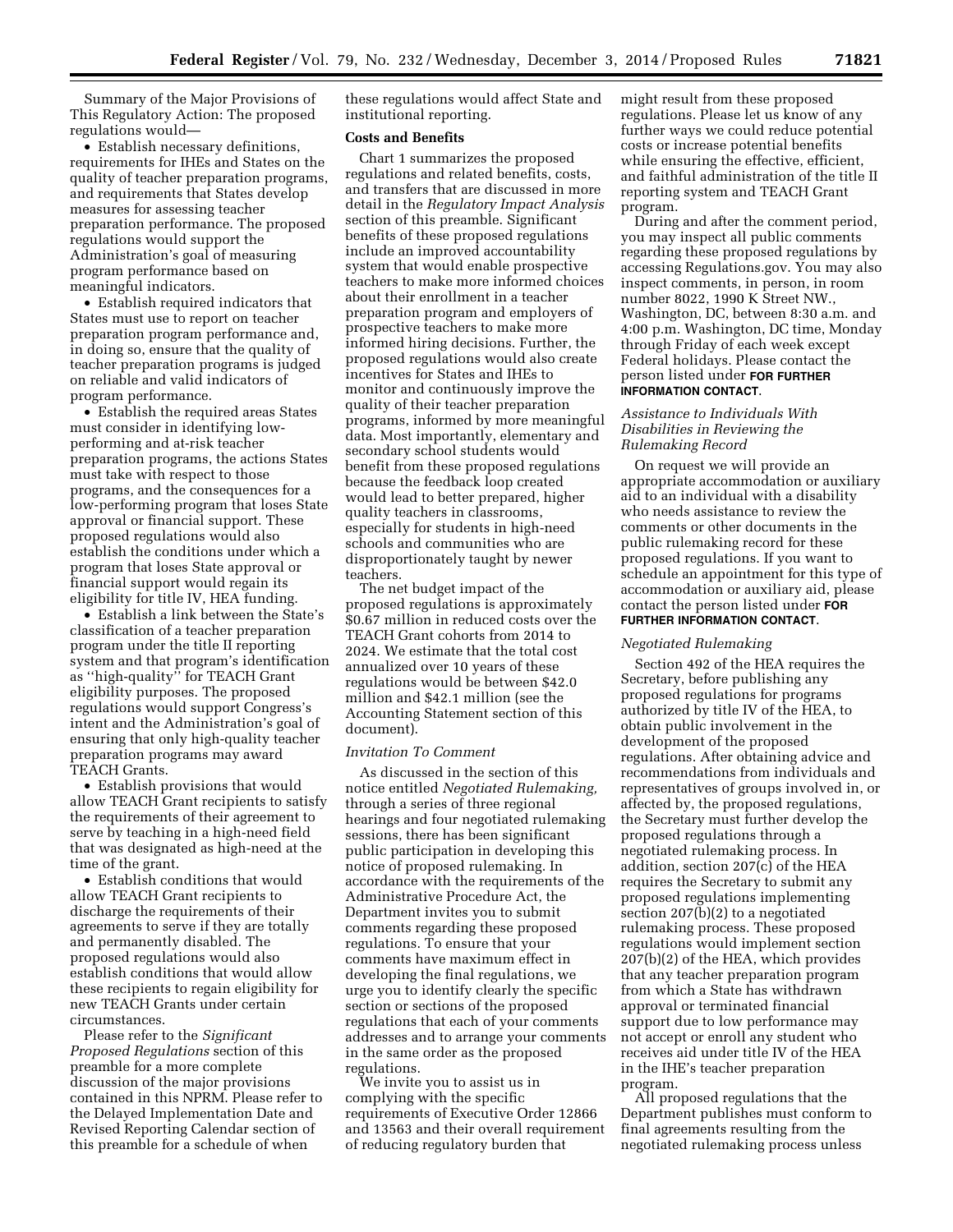Summary of the Major Provisions of This Regulatory Action: The proposed regulations would—

- Establish necessary definitions, requirements for IHEs and States on the quality of teacher preparation programs, and requirements that States develop measures for assessing teacher preparation performance. The proposed regulations would support the Administration's goal of measuring program performance based on meaningful indicators.
- Establish required indicators that States must use to report on teacher preparation program performance and, in doing so, ensure that the quality of teacher preparation programs is judged on reliable and valid indicators of program performance.
- Establish the required areas States must consider in identifying low-performing and at-risk teacher preparation programs, the actions States must take with respect to those programs, and the consequences for a low-performing program that loses State approval or financial support. These proposed regulations would also establish the conditions under which a program that loses State approval or financial support would regain its eligibility for title IV, HEA funding.
- Establish a link between the State's classification of a teacher preparation program under the title II reporting system and that program's identification as ''high-quality'' for TEACH Grant eligibility purposes. The proposed regulations would support Congress's intent and the Administration's goal of ensuring that only high-quality teacher preparation programs may award TEACH Grants.
- Establish provisions that would allow TEACH Grant recipients to satisfy the requirements of their agreement to serve by teaching in a high-need field that was designated as high-need at the time of the grant.
- Establish conditions that would allow TEACH Grant recipients to discharge the requirements of their agreements to serve if they are totally and permanently disabled. The proposed regulations would also establish conditions that would allow these recipients to regain eligibility for new TEACH Grants under certain circumstances.

Please refer to the *Significant Proposed Regulations* section of this preamble for a more complete discussion of the major provisions contained in this NPRM. Please refer to the Delayed Implementation Date and Revised Reporting Calendar section of this preamble for a schedule of when these regulations would affect State and institutional reporting.

**Costs and Benefits**

Chart 1 summarizes the proposed regulations and related benefits, costs, and transfers that are discussed in more detail in the *Regulatory Impact Analysis* section of this preamble. Significant benefits of these proposed regulations include an improved accountability system that would enable prospective teachers to make more informed choices about their enrollment in a teacher preparation program and employers of prospective teachers to make more informed hiring decisions. Further, the proposed regulations would also create incentives for States and IHEs to monitor and continuously improve the quality of their teacher preparation programs, informed by more meaningful data. Most importantly, elementary and secondary school students would benefit from these proposed regulations because the feedback loop created would lead to better prepared, higher quality teachers in classrooms, especially for students in high-need schools and communities who are disproportionately taught by newer teachers.

The net budget impact of the proposed regulations is approximately $0.67 million in reduced costs over the TEACH Grant cohorts from 2014 to 2024. We estimate that the total cost annualized over 10 years of these regulations would be between $42.0 million and $42.1 million (see the Accounting Statement section of this document).

*Invitation To Comment*

As discussed in the section of this notice entitled *Negotiated Rulemaking,* through a series of three regional hearings and four negotiated rulemaking sessions, there has been significant public participation in developing this notice of proposed rulemaking. In accordance with the requirements of the Administrative Procedure Act, the Department invites you to submit comments regarding these proposed regulations. To ensure that your comments have maximum effect in developing the final regulations, we urge you to identify clearly the specific section or sections of the proposed regulations that each of your comments addresses and to arrange your comments in the same order as the proposed regulations.

We invite you to assist us in complying with the specific requirements of Executive Order 12866 and 13563 and their overall requirement of reducing regulatory burden that might result from these proposed regulations. Please let us know of any further ways we could reduce potential costs or increase potential benefits while ensuring the effective, efficient, and faithful administration of the title II reporting system and TEACH Grant program.

During and after the comment period, you may inspect all public comments regarding these proposed regulations by accessing Regulations.gov. You may also inspect comments, in person, in room number 8022, 1990 K Street NW., Washington, DC, between 8:30 a.m. and 4:00 p.m. Washington, DC time, Monday through Friday of each week except Federal holidays. Please contact the person listed under **FOR FURTHER INFORMATION CONTACT**.

*Assistance to Individuals With Disabilities in Reviewing the Rulemaking Record*

On request we will provide an appropriate accommodation or auxiliary aid to an individual with a disability who needs assistance to review the comments or other documents in the public rulemaking record for these proposed regulations. If you want to schedule an appointment for this type of accommodation or auxiliary aid, please contact the person listed under **FOR FURTHER INFORMATION CONTACT**.

*Negotiated Rulemaking*

Section 492 of the HEA requires the Secretary, before publishing any proposed regulations for programs authorized by title IV of the HEA, to obtain public involvement in the development of the proposed regulations. After obtaining advice and recommendations from individuals and representatives of groups involved in, or affected by, the proposed regulations, the Secretary must further develop the proposed regulations through a negotiated rulemaking process. In addition, section 207(c) of the HEA requires the Secretary to submit any proposed regulations implementing section 207(b)(2) to a negotiated rulemaking process. These proposed regulations would implement section 207(b)(2) of the HEA, which provides that any teacher preparation program from which a State has withdrawn approval or terminated financial support due to low performance may not accept or enroll any student who receives aid under title IV of the HEA in the IHE's teacher preparation program.

All proposed regulations that the Department publishes must conform to final agreements resulting from the negotiated rulemaking process unless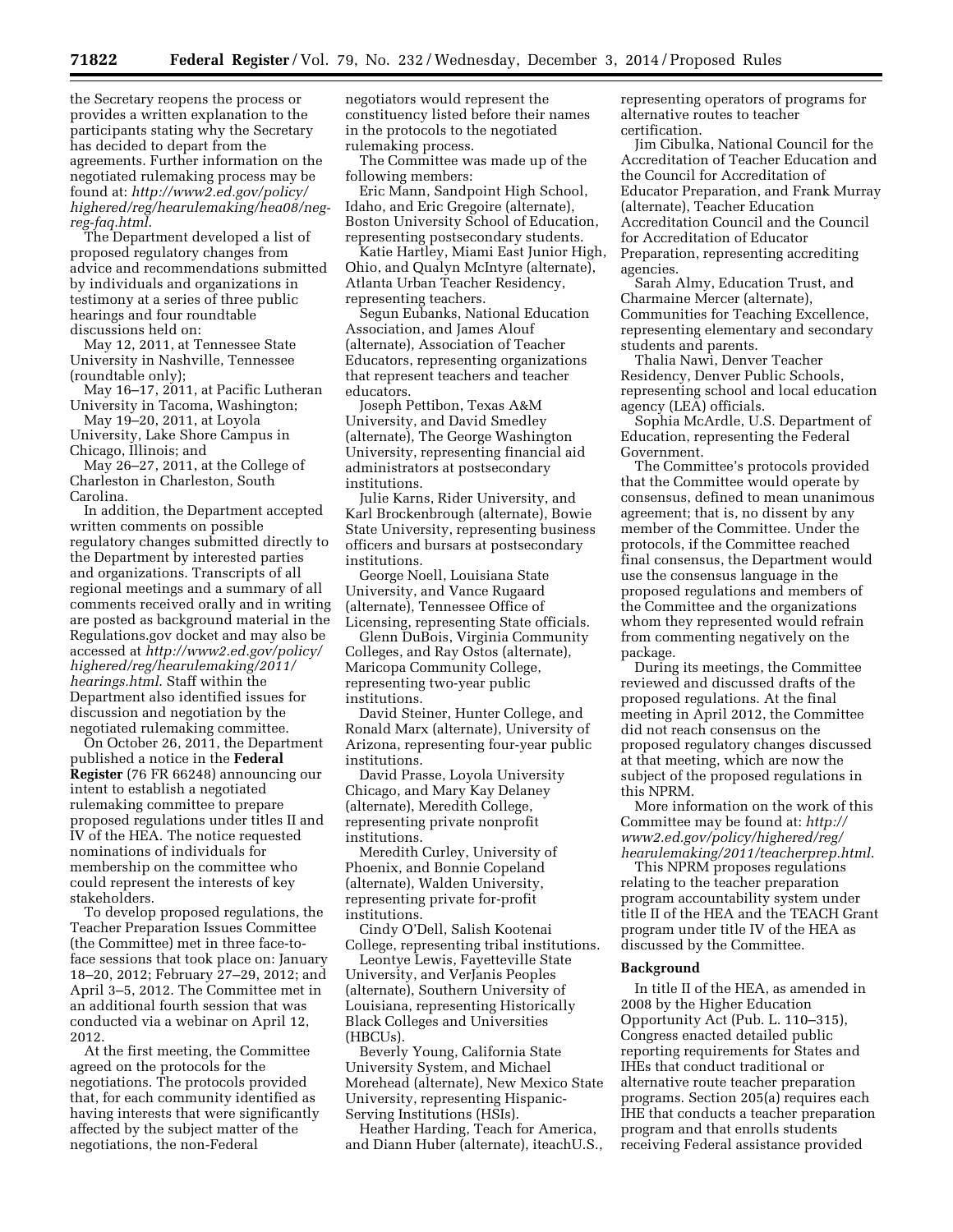the Secretary reopens the process or provides a written explanation to the participants stating why the Secretary has decided to depart from the agreements. Further information on the negotiated rulemaking process may be found at: *http://www2.ed.gov/policy/highered/reg/hearulemaking/hea08/neg-reg-faq.html.*

The Department developed a list of proposed regulatory changes from advice and recommendations submitted by individuals and organizations in testimony at a series of three public hearings and four roundtable discussions held on:

May 12, 2011, at Tennessee State University in Nashville, Tennessee (roundtable only);

May 16–17, 2011, at Pacific Lutheran University in Tacoma, Washington;

May 19–20, 2011, at Loyola University, Lake Shore Campus in Chicago, Illinois; and

May 26–27, 2011, at the College of Charleston in Charleston, South Carolina.

In addition, the Department accepted written comments on possible regulatory changes submitted directly to the Department by interested parties and organizations. Transcripts of all regional meetings and a summary of all comments received orally and in writing are posted as background material in the Regulations.gov docket and may also be accessed at *http://www2.ed.gov/policy/highered/reg/hearulemaking/2011/hearings.html.* Staff within the Department also identified issues for discussion and negotiation by the negotiated rulemaking committee.

On October 26, 2011, the Department published a notice in the **Federal Register** (76 FR 66248) announcing our intent to establish a negotiated rulemaking committee to prepare proposed regulations under titles II and IV of the HEA. The notice requested nominations of individuals for membership on the committee who could represent the interests of key stakeholders.

To develop proposed regulations, the Teacher Preparation Issues Committee (the Committee) met in three face-to-face sessions that took place on: January 18–20, 2012; February 27–29, 2012; and April 3–5, 2012. The Committee met in an additional fourth session that was conducted via a webinar on April 12, 2012.

At the first meeting, the Committee agreed on the protocols for the negotiations. The protocols provided that, for each community identified as having interests that were significantly affected by the subject matter of the negotiations, the non-Federal negotiators would represent the constituency listed before their names in the protocols to the negotiated rulemaking process.

The Committee was made up of the following members:

Eric Mann, Sandpoint High School, Idaho, and Eric Gregoire (alternate), Boston University School of Education, representing postsecondary students.

Katie Hartley, Miami East Junior High, Ohio, and Qualyn McIntyre (alternate), Atlanta Urban Teacher Residency, representing teachers.

Segun Eubanks, National Education Association, and James Alouf (alternate), Association of Teacher Educators, representing organizations that represent teachers and teacher educators.

Joseph Pettibon, Texas A&M University, and David Smedley (alternate), The George Washington University, representing financial aid administrators at postsecondary institutions.

Julie Karns, Rider University, and Karl Brockenbrough (alternate), Bowie State University, representing business officers and bursars at postsecondary institutions.

George Noell, Louisiana State University, and Vance Rugaard (alternate), Tennessee Office of Licensing, representing State officials.

Glenn DuBois, Virginia Community Colleges, and Ray Ostos (alternate), Maricopa Community College, representing two-year public institutions.

David Steiner, Hunter College, and Ronald Marx (alternate), University of Arizona, representing four-year public institutions.

David Prasse, Loyola University Chicago, and Mary Kay Delaney (alternate), Meredith College, representing private nonprofit institutions.

Meredith Curley, University of Phoenix, and Bonnie Copeland (alternate), Walden University, representing private for-profit institutions.

Cindy O'Dell, Salish Kootenai College, representing tribal institutions.

Leontye Lewis, Fayetteville State University, and VerJanis Peoples (alternate), Southern University of Louisiana, representing Historically Black Colleges and Universities (HBCUs).

Beverly Young, California State University System, and Michael Morehead (alternate), New Mexico State University, representing Hispanic-Serving Institutions (HSIs).

Heather Harding, Teach for America, and Diann Huber (alternate), iteachU.S., representing operators of programs for alternative routes to teacher certification.

Jim Cibulka, National Council for the Accreditation of Teacher Education and the Council for Accreditation of Educator Preparation, and Frank Murray (alternate), Teacher Education Accreditation Council and the Council for Accreditation of Educator Preparation, representing accrediting agencies.

Sarah Almy, Education Trust, and Charmaine Mercer (alternate), Communities for Teaching Excellence, representing elementary and secondary students and parents.

Thalia Nawi, Denver Teacher Residency, Denver Public Schools, representing school and local education agency (LEA) officials.

Sophia McArdle, U.S. Department of Education, representing the Federal Government.

The Committee's protocols provided that the Committee would operate by consensus, defined to mean unanimous agreement; that is, no dissent by any member of the Committee. Under the protocols, if the Committee reached final consensus, the Department would use the consensus language in the proposed regulations and members of the Committee and the organizations whom they represented would refrain from commenting negatively on the package.

During its meetings, the Committee reviewed and discussed drafts of the proposed regulations. At the final meeting in April 2012, the Committee did not reach consensus on the proposed regulatory changes discussed at that meeting, which are now the subject of the proposed regulations in this NPRM.

More information on the work of this Committee may be found at: *http://www2.ed.gov/policy/highered/reg/hearulemaking/2011/teacherprep.html.*

This NPRM proposes regulations relating to the teacher preparation program accountability system under title II of the HEA and the TEACH Grant program under title IV of the HEA as discussed by the Committee.

## Background

In title II of the HEA, as amended in 2008 by the Higher Education Opportunity Act (Pub. L. 110–315), Congress enacted detailed public reporting requirements for States and IHEs that conduct traditional or alternative route teacher preparation programs. Section 205(a) requires each IHE that conducts a teacher preparation program and that enrolls students receiving Federal assistance provided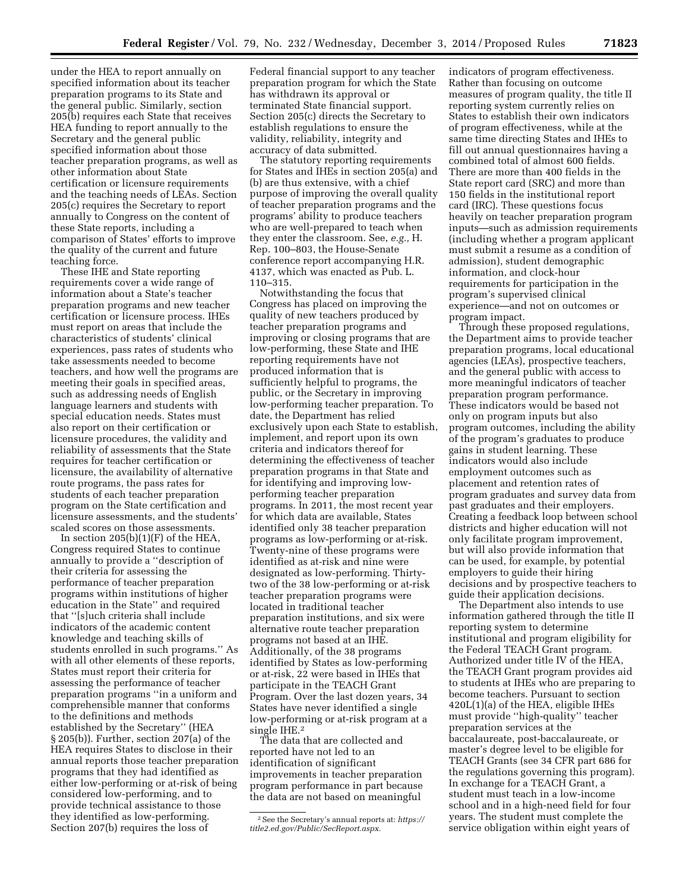under the HEA to report annually on specified information about its teacher preparation programs to its State and the general public. Similarly, section 205(b) requires each State that receives HEA funding to report annually to the Secretary and the general public specified information about those teacher preparation programs, as well as other information about State certification or licensure requirements and the teaching needs of LEAs. Section 205(c) requires the Secretary to report annually to Congress on the content of these State reports, including a comparison of States' efforts to improve the quality of the current and future teaching force.

These IHE and State reporting requirements cover a wide range of information about a State's teacher preparation programs and new teacher certification or licensure process. IHEs must report on areas that include the characteristics of students' clinical experiences, pass rates of students who take assessments needed to become teachers, and how well the programs are meeting their goals in specified areas, such as addressing needs of English language learners and students with special education needs. States must also report on their certification or licensure procedures, the validity and reliability of assessments that the State requires for teacher certification or licensure, the availability of alternative route programs, the pass rates for students of each teacher preparation program on the State certification and licensure assessments, and the students' scaled scores on those assessments.

In section 205(b)(1)(F) of the HEA, Congress required States to continue annually to provide a ''description of their criteria for assessing the performance of teacher preparation programs within institutions of higher education in the State'' and required that ''[s]uch criteria shall include indicators of the academic content knowledge and teaching skills of students enrolled in such programs.'' As with all other elements of these reports, States must report their criteria for assessing the performance of teacher preparation programs ''in a uniform and comprehensible manner that conforms to the definitions and methods established by the Secretary'' (HEA § 205(b)). Further, section 207(a) of the HEA requires States to disclose in their annual reports those teacher preparation programs that they had identified as either low-performing or at-risk of being considered low-performing, and to provide technical assistance to those they identified as low-performing. Section 207(b) requires the loss of Federal financial support to any teacher preparation program for which the State has withdrawn its approval or terminated State financial support. Section 205(c) directs the Secretary to establish regulations to ensure the validity, reliability, integrity and accuracy of data submitted.

The statutory reporting requirements for States and IHEs in section 205(a) and (b) are thus extensive, with a chief purpose of improving the overall quality of teacher preparation programs and the programs' ability to produce teachers who are well-prepared to teach when they enter the classroom. See, *e.g.,* H. Rep. 100–803, the House-Senate conference report accompanying H.R. 4137, which was enacted as Pub. L. 110–315.

Notwithstanding the focus that Congress has placed on improving the quality of new teachers produced by teacher preparation programs and improving or closing programs that are low-performing, these State and IHE reporting requirements have not produced information that is sufficiently helpful to programs, the public, or the Secretary in improving low-performing teacher preparation. To date, the Department has relied exclusively upon each State to establish, implement, and report upon its own criteria and indicators thereof for determining the effectiveness of teacher preparation programs in that State and for identifying and improving low-performing teacher preparation programs. In 2011, the most recent year for which data are available, States identified only 38 teacher preparation programs as low-performing or at-risk. Twenty-nine of these programs were identified as at-risk and nine were designated as low-performing. Thirty-two of the 38 low-performing or at-risk teacher preparation programs were located in traditional teacher preparation institutions, and six were alternative route teacher preparation programs not based at an IHE. Additionally, of the 38 programs identified by States as low-performing or at-risk, 22 were based in IHEs that participate in the TEACH Grant Program. Over the last dozen years, 34 States have never identified a single low-performing or at-risk program at a single IHE.[2]

The data that are collected and reported have not led to an identification of significant improvements in teacher preparation program performance in part because the data are not based on meaningful indicators of program effectiveness. Rather than focusing on outcome measures of program quality, the title II reporting system currently relies on States to establish their own indicators of program effectiveness, while at the same time directing States and IHEs to fill out annual questionnaires having a combined total of almost 600 fields. There are more than 400 fields in the State report card (SRC) and more than 150 fields in the institutional report card (IRC). These questions focus heavily on teacher preparation program inputs—such as admission requirements (including whether a program applicant must submit a resume as a condition of admission), student demographic information, and clock-hour requirements for participation in the program's supervised clinical experience—and not on outcomes or program impact.

Through these proposed regulations, the Department aims to provide teacher preparation programs, local educational agencies (LEAs), prospective teachers, and the general public with access to more meaningful indicators of teacher preparation program performance. These indicators would be based not only on program inputs but also program outcomes, including the ability of the program's graduates to produce gains in student learning. These indicators would also include employment outcomes such as placement and retention rates of program graduates and survey data from past graduates and their employers. Creating a feedback loop between school districts and higher education will not only facilitate program improvement, but will also provide information that can be used, for example, by potential employers to guide their hiring decisions and by prospective teachers to guide their application decisions.

The Department also intends to use information gathered through the title II reporting system to determine institutional and program eligibility for the Federal TEACH Grant program. Authorized under title IV of the HEA, the TEACH Grant program provides aid to students at IHEs who are preparing to become teachers. Pursuant to section 420L(1)(a) of the HEA, eligible IHEs must provide ''high-quality'' teacher preparation services at the baccalaureate, post-baccalaureate, or master's degree level to be eligible for TEACH Grants (see 34 CFR part 686 for the regulations governing this program). In exchange for a TEACH Grant, a student must teach in a low-income school and in a high-need field for four years. The student must complete the service obligation within eight years of

---

[2] See the Secretary's annual reports at: *https://title2.ed.gov/Public/SecReport.aspx.*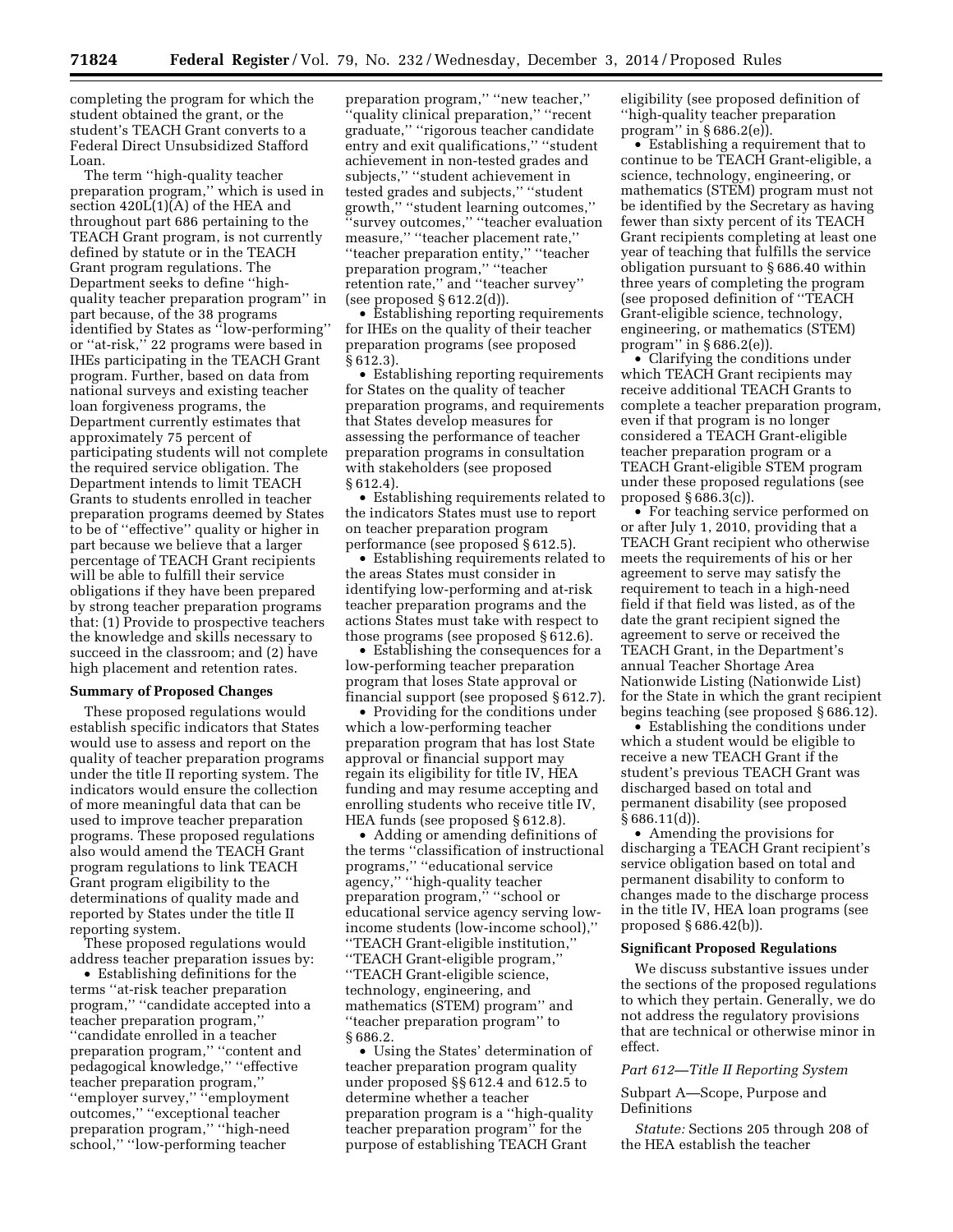completing the program for which the student obtained the grant, or the student's TEACH Grant converts to a Federal Direct Unsubsidized Stafford Loan.

The term ''high-quality teacher preparation program,'' which is used in section 420L(1)(A) of the HEA and throughout part 686 pertaining to the TEACH Grant program, is not currently defined by statute or in the TEACH Grant program regulations. The Department seeks to define ''high-quality teacher preparation program'' in part because, of the 38 programs identified by States as ''low-performing'' or ''at-risk,'' 22 programs were based in IHEs participating in the TEACH Grant program. Further, based on data from national surveys and existing teacher loan forgiveness programs, the Department currently estimates that approximately 75 percent of participating students will not complete the required service obligation. The Department intends to limit TEACH Grants to students enrolled in teacher preparation programs deemed by States to be of ''effective'' quality or higher in part because we believe that a larger percentage of TEACH Grant recipients will be able to fulfill their service obligations if they have been prepared by strong teacher preparation programs that: (1) Provide to prospective teachers the knowledge and skills necessary to succeed in the classroom; and (2) have high placement and retention rates.

**Summary of Proposed Changes**

These proposed regulations would establish specific indicators that States would use to assess and report on the quality of teacher preparation programs under the title II reporting system. The indicators would ensure the collection of more meaningful data that can be used to improve teacher preparation programs. These proposed regulations also would amend the TEACH Grant program regulations to link TEACH Grant program eligibility to the determinations of quality made and reported by States under the title II reporting system.

These proposed regulations would address teacher preparation issues by:

- Establishing definitions for the terms ''at-risk teacher preparation program,'' ''candidate accepted into a teacher preparation program,'' ''candidate enrolled in a teacher preparation program,'' ''content and pedagogical knowledge,'' ''effective teacher preparation program,'' ''employer survey,'' ''employment outcomes,'' ''exceptional teacher preparation program,'' ''high-need school,'' ''low-performing teacher preparation program,'' ''new teacher,'' ''quality clinical preparation,'' ''recent graduate,'' ''rigorous teacher candidate entry and exit qualifications,'' ''student achievement in non-tested grades and subjects,'' ''student achievement in tested grades and subjects,'' ''student growth,'' ''student learning outcomes,'' ''survey outcomes,'' ''teacher evaluation measure,'' ''teacher placement rate,'' ''teacher preparation entity,'' ''teacher preparation program,'' ''teacher retention rate,'' and ''teacher survey'' (see proposed § 612.2(d)).
- Establishing reporting requirements for IHEs on the quality of their teacher preparation programs (see proposed § 612.3).
- Establishing reporting requirements for States on the quality of teacher preparation programs, and requirements that States develop measures for assessing the performance of teacher preparation programs in consultation with stakeholders (see proposed § 612.4).
- Establishing requirements related to the indicators States must use to report on teacher preparation program performance (see proposed § 612.5).
- Establishing requirements related to the areas States must consider in identifying low-performing and at-risk teacher preparation programs and the actions States must take with respect to those programs (see proposed § 612.6).
- Establishing the consequences for a low-performing teacher preparation program that loses State approval or financial support (see proposed § 612.7).
- Providing for the conditions under which a low-performing teacher preparation program that has lost State approval or financial support may regain its eligibility for title IV, HEA funding and may resume accepting and enrolling students who receive title IV, HEA funds (see proposed § 612.8).
- Adding or amending definitions of the terms ''classification of instructional programs,'' ''educational service agency,'' ''high-quality teacher preparation program,'' ''school or educational service agency serving low-income students (low-income school),'' ''TEACH Grant-eligible institution,'' ''TEACH Grant-eligible program,'' ''TEACH Grant-eligible science, technology, engineering, and mathematics (STEM) program'' and ''teacher preparation program'' to § 686.2.
- Using the States' determination of teacher preparation program quality under proposed §§ 612.4 and 612.5 to determine whether a teacher preparation program is a ''high-quality teacher preparation program'' for the purpose of establishing TEACH Grant eligibility (see proposed definition of ''high-quality teacher preparation program'' in § 686.2(e)).
- Establishing a requirement that to continue to be TEACH Grant-eligible, a science, technology, engineering, or mathematics (STEM) program must not be identified by the Secretary as having fewer than sixty percent of its TEACH Grant recipients completing at least one year of teaching that fulfills the service obligation pursuant to § 686.40 within three years of completing the program (see proposed definition of ''TEACH Grant-eligible science, technology, engineering, or mathematics (STEM) program'' in § 686.2(e)).
- Clarifying the conditions under which TEACH Grant recipients may receive additional TEACH Grants to complete a teacher preparation program, even if that program is no longer considered a TEACH Grant-eligible teacher preparation program or a TEACH Grant-eligible STEM program under these proposed regulations (see proposed § 686.3(c)).
- For teaching service performed on or after July 1, 2010, providing that a TEACH Grant recipient who otherwise meets the requirements of his or her agreement to serve may satisfy the requirement to teach in a high-need field if that field was listed, as of the date the grant recipient signed the agreement to serve or received the TEACH Grant, in the Department's annual Teacher Shortage Area Nationwide Listing (Nationwide List) for the State in which the grant recipient begins teaching (see proposed § 686.12).
- Establishing the conditions under which a student would be eligible to receive a new TEACH Grant if the student's previous TEACH Grant was discharged based on total and permanent disability (see proposed § 686.11(d)).
- Amending the provisions for discharging a TEACH Grant recipient's service obligation based on total and permanent disability to conform to changes made to the discharge process in the title IV, HEA loan programs (see proposed § 686.42(b)).

**Significant Proposed Regulations**

We discuss substantive issues under the sections of the proposed regulations to which they pertain. Generally, we do not address the regulatory provisions that are technical or otherwise minor in effect.

*Part 612—Title II Reporting System*

Subpart A—Scope, Purpose and Definitions

*Statute:* Sections 205 through 208 of the HEA establish the teacher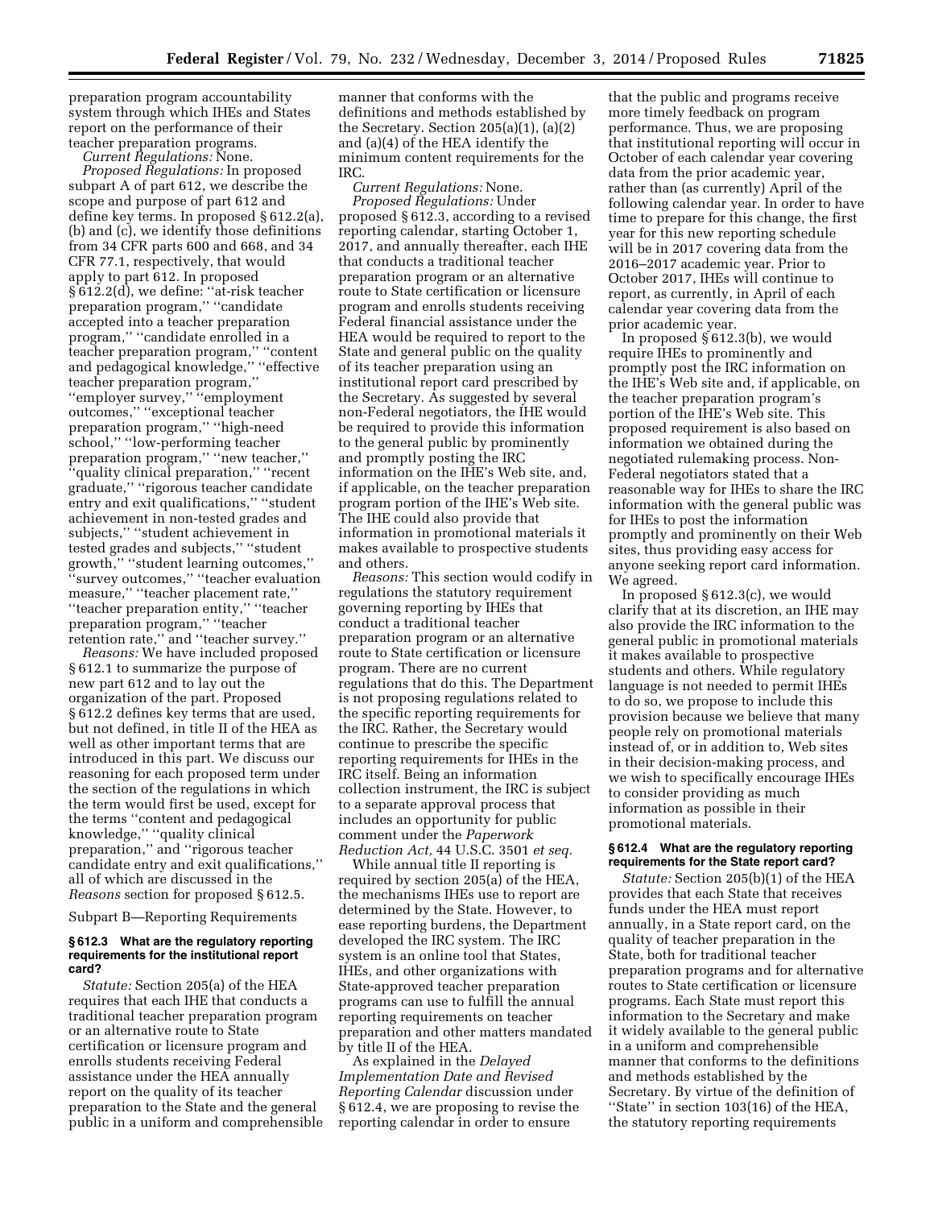preparation program accountability system through which IHEs and States report on the performance of their teacher preparation programs.

*Current Regulations:* None.

*Proposed Regulations:* In proposed subpart A of part 612, we describe the scope and purpose of part 612 and define key terms. In proposed § 612.2(a), (b) and (c), we identify those definitions from 34 CFR parts 600 and 668, and 34 CFR 77.1, respectively, that would apply to part 612. In proposed § 612.2(d), we define: ''at-risk teacher preparation program,'' ''candidate accepted into a teacher preparation program,'' ''candidate enrolled in a teacher preparation program,'' ''content and pedagogical knowledge,'' ''effective teacher preparation program,'' ''employer survey,'' ''employment outcomes,'' ''exceptional teacher preparation program,'' ''high-need school,'' ''low-performing teacher preparation program,'' ''new teacher,'' ''quality clinical preparation,'' ''recent graduate,'' ''rigorous teacher candidate entry and exit qualifications,'' ''student achievement in non-tested grades and subjects,'' ''student achievement in tested grades and subjects,'' ''student growth,'' ''student learning outcomes,'' ''survey outcomes,'' ''teacher evaluation measure,'' ''teacher placement rate,'' ''teacher preparation entity,'' ''teacher preparation program,'' ''teacher retention rate,'' and ''teacher survey.''

*Reasons:* We have included proposed § 612.1 to summarize the purpose of new part 612 and to lay out the organization of the part. Proposed § 612.2 defines key terms that are used, but not defined, in title II of the HEA as well as other important terms that are introduced in this part. We discuss our reasoning for each proposed term under the section of the regulations in which the term would first be used, except for the terms ''content and pedagogical knowledge,'' ''quality clinical preparation,'' and ''rigorous teacher candidate entry and exit qualifications,'' all of which are discussed in the *Reasons* section for proposed § 612.5.

Subpart B—Reporting Requirements

### § 612.3 What are the regulatory reporting requirements for the institutional report card?

*Statute:* Section 205(a) of the HEA requires that each IHE that conducts a traditional teacher preparation program or an alternative route to State certification or licensure program and enrolls students receiving Federal assistance under the HEA annually report on the quality of its teacher preparation to the State and the general public in a uniform and comprehensible manner that conforms with the definitions and methods established by the Secretary. Section 205(a)(1), (a)(2) and (a)(4) of the HEA identify the minimum content requirements for the IRC.

*Current Regulations:* None.

*Proposed Regulations:* Under proposed § 612.3, according to a revised reporting calendar, starting October 1, 2017, and annually thereafter, each IHE that conducts a traditional teacher preparation program or an alternative route to State certification or licensure program and enrolls students receiving Federal financial assistance under the HEA would be required to report to the State and general public on the quality of its teacher preparation using an institutional report card prescribed by the Secretary. As suggested by several non-Federal negotiators, the IHE would be required to provide this information to the general public by prominently and promptly posting the IRC information on the IHE's Web site, and, if applicable, on the teacher preparation program portion of the IHE's Web site. The IHE could also provide that information in promotional materials it makes available to prospective students and others.

*Reasons:* This section would codify in regulations the statutory requirement governing reporting by IHEs that conduct a traditional teacher preparation program or an alternative route to State certification or licensure program. There are no current regulations that do this. The Department is not proposing regulations related to the specific reporting requirements for the IRC. Rather, the Secretary would continue to prescribe the specific reporting requirements for IHEs in the IRC itself. Being an information collection instrument, the IRC is subject to a separate approval process that includes an opportunity for public comment under the *Paperwork Reduction Act,* 44 U.S.C. 3501 *et seq.*

While annual title II reporting is required by section 205(a) of the HEA, the mechanisms IHEs use to report are determined by the State. However, to ease reporting burdens, the Department developed the IRC system. The IRC system is an online tool that States, IHEs, and other organizations with State-approved teacher preparation programs can use to fulfill the annual reporting requirements on teacher preparation and other matters mandated by title II of the HEA.

As explained in the *Delayed Implementation Date and Revised Reporting Calendar* discussion under § 612.4, we are proposing to revise the reporting calendar in order to ensure that the public and programs receive more timely feedback on program performance. Thus, we are proposing that institutional reporting will occur in October of each calendar year covering data from the prior academic year, rather than (as currently) April of the following calendar year. In order to have time to prepare for this change, the first year for this new reporting schedule will be in 2017 covering data from the 2016–2017 academic year. Prior to October 2017, IHEs will continue to report, as currently, in April of each calendar year covering data from the prior academic year.

In proposed § 612.3(b), we would require IHEs to prominently and promptly post the IRC information on the IHE's Web site and, if applicable, on the teacher preparation program's portion of the IHE's Web site. This proposed requirement is also based on information we obtained during the negotiated rulemaking process. Non-Federal negotiators stated that a reasonable way for IHEs to share the IRC information with the general public was for IHEs to post the information promptly and prominently on their Web sites, thus providing easy access for anyone seeking report card information. We agreed.

In proposed § 612.3(c), we would clarify that at its discretion, an IHE may also provide the IRC information to the general public in promotional materials it makes available to prospective students and others. While regulatory language is not needed to permit IHEs to do so, we propose to include this provision because we believe that many people rely on promotional materials instead of, or in addition to, Web sites in their decision-making process, and we wish to specifically encourage IHEs to consider providing as much information as possible in their promotional materials.

### § 612.4 What are the regulatory reporting requirements for the State report card?

*Statute:* Section 205(b)(1) of the HEA provides that each State that receives funds under the HEA must report annually, in a State report card, on the quality of teacher preparation in the State, both for traditional teacher preparation programs and for alternative routes to State certification or licensure programs. Each State must report this information to the Secretary and make it widely available to the general public in a uniform and comprehensible manner that conforms to the definitions and methods established by the Secretary. By virtue of the definition of ''State'' in section 103(16) of the HEA, the statutory reporting requirements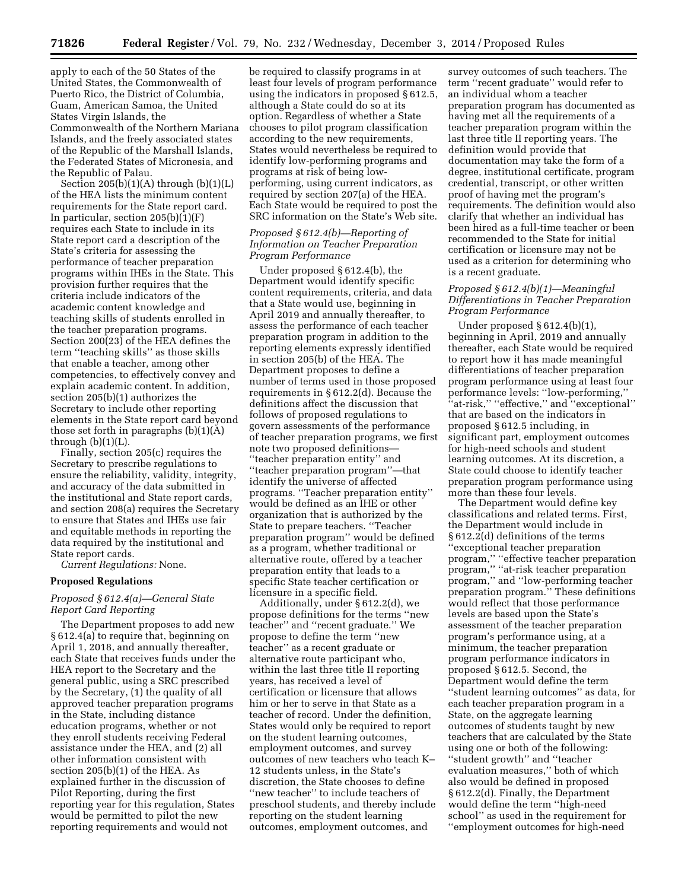apply to each of the 50 States of the United States, the Commonwealth of Puerto Rico, the District of Columbia, Guam, American Samoa, the United States Virgin Islands, the Commonwealth of the Northern Mariana Islands, and the freely associated states of the Republic of the Marshall Islands, the Federated States of Micronesia, and the Republic of Palau.

Section 205(b)(1)(A) through (b)(1)(L) of the HEA lists the minimum content requirements for the State report card. In particular, section 205(b)(1)(F) requires each State to include in its State report card a description of the State's criteria for assessing the performance of teacher preparation programs within IHEs in the State. This provision further requires that the criteria include indicators of the academic content knowledge and teaching skills of students enrolled in the teacher preparation programs. Section 200(23) of the HEA defines the term "teaching skills" as those skills that enable a teacher, among other competencies, to effectively convey and explain academic content. In addition, section 205(b)(1) authorizes the Secretary to include other reporting elements in the State report card beyond those set forth in paragraphs (b)(1)(A) through (b)(1)(L).

Finally, section 205(c) requires the Secretary to prescribe regulations to ensure the reliability, validity, integrity, and accuracy of the data submitted in the institutional and State report cards, and section 208(a) requires the Secretary to ensure that States and IHEs use fair and equitable methods in reporting the data required by the institutional and State report cards.

*Current Regulations:* None.

**Proposed Regulations**

*Proposed § 612.4(a)—General State Report Card Reporting*

The Department proposes to add new § 612.4(a) to require that, beginning on April 1, 2018, and annually thereafter, each State that receives funds under the HEA report to the Secretary and the general public, using a SRC prescribed by the Secretary, (1) the quality of all approved teacher preparation programs in the State, including distance education programs, whether or not they enroll students receiving Federal assistance under the HEA, and (2) all other information consistent with section 205(b)(1) of the HEA. As explained further in the discussion of Pilot Reporting, during the first reporting year for this regulation, States would be permitted to pilot the new reporting requirements and would not be required to classify programs in at least four levels of program performance using the indicators in proposed § 612.5, although a State could do so at its option. Regardless of whether a State chooses to pilot program classification according to the new requirements, States would nevertheless be required to identify low-performing programs and programs at risk of being low-performing, using current indicators, as required by section 207(a) of the HEA. Each State would be required to post the SRC information on the State's Web site.

*Proposed § 612.4(b)—Reporting of Information on Teacher Preparation Program Performance*

Under proposed § 612.4(b), the Department would identify specific content requirements, criteria, and data that a State would use, beginning in April 2019 and annually thereafter, to assess the performance of each teacher preparation program in addition to the reporting elements expressly identified in section 205(b) of the HEA. The Department proposes to define a number of terms used in those proposed requirements in § 612.2(d). Because the definitions affect the discussion that follows of proposed regulations to govern assessments of the performance of teacher preparation programs, we first note two proposed definitions—"teacher preparation entity" and "teacher preparation program"—that identify the universe of affected programs. "Teacher preparation entity" would be defined as an IHE or other organization that is authorized by the State to prepare teachers. "Teacher preparation program" would be defined as a program, whether traditional or alternative route, offered by a teacher preparation entity that leads to a specific State teacher certification or licensure in a specific field.

Additionally, under § 612.2(d), we propose definitions for the terms "new teacher" and "recent graduate." We propose to define the term "new teacher" as a recent graduate or alternative route participant who, within the last three title II reporting years, has received a level of certification or licensure that allows him or her to serve in that State as a teacher of record. Under the definition, States would only be required to report on the student learning outcomes, employment outcomes, and survey outcomes of new teachers who teach K–12 students unless, in the State's discretion, the State chooses to define "new teacher" to include teachers of preschool students, and thereby include reporting on the student learning outcomes, employment outcomes, and survey outcomes of such teachers. The term "recent graduate" would refer to an individual whom a teacher preparation program has documented as having met all the requirements of a teacher preparation program within the last three title II reporting years. The definition would provide that documentation may take the form of a degree, institutional certificate, program credential, transcript, or other written proof of having met the program's requirements. The definition would also clarify that whether an individual has been hired as a full-time teacher or been recommended to the State for initial certification or licensure may not be used as a criterion for determining who is a recent graduate.

*Proposed § 612.4(b)(1)—Meaningful Differentiations in Teacher Preparation Program Performance*

Under proposed § 612.4(b)(1), beginning in April, 2019 and annually thereafter, each State would be required to report how it has made meaningful differentiations of teacher preparation program performance using at least four performance levels: "low-performing," "at-risk," "effective," and "exceptional" that are based on the indicators in proposed § 612.5 including, in significant part, employment outcomes for high-need schools and student learning outcomes. At its discretion, a State could choose to identify teacher preparation program performance using more than these four levels.

The Department would define key classifications and related terms. First, the Department would include in § 612.2(d) definitions of the terms "exceptional teacher preparation program," "effective teacher preparation program," "at-risk teacher preparation program," and "low-performing teacher preparation program." These definitions would reflect that those performance levels are based upon the State's assessment of the teacher preparation program's performance using, at a minimum, the teacher preparation program performance indicators in proposed § 612.5. Second, the Department would define the term "student learning outcomes" as data, for each teacher preparation program in a State, on the aggregate learning outcomes of students taught by new teachers that are calculated by the State using one or both of the following: "student growth" and "teacher evaluation measures," both of which also would be defined in proposed § 612.2(d). Finally, the Department would define the term "high-need school" as used in the requirement for "employment outcomes for high-need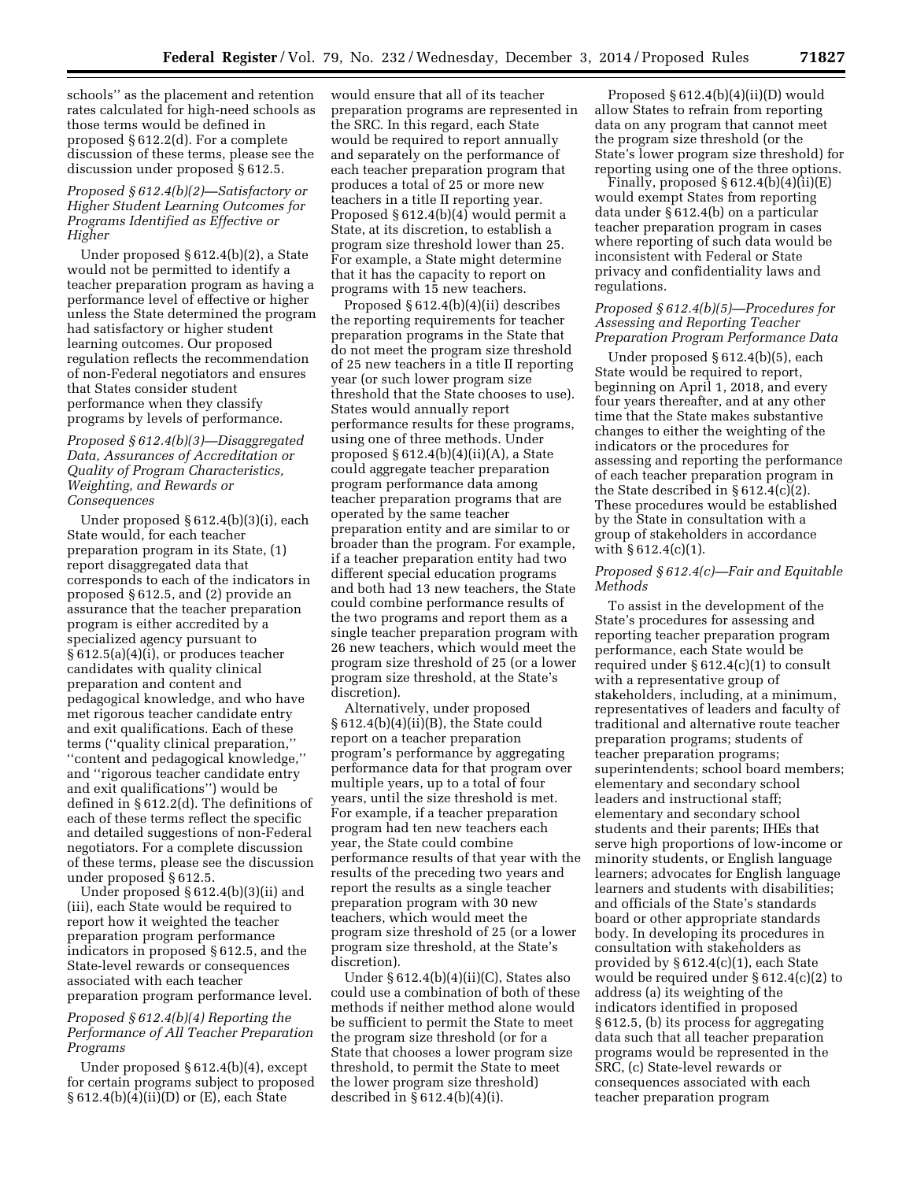schools'' as the placement and retention rates calculated for high-need schools as those terms would be defined in proposed § 612.2(d). For a complete discussion of these terms, please see the discussion under proposed § 612.5.

*Proposed § 612.4(b)(2)—Satisfactory or Higher Student Learning Outcomes for Programs Identified as Effective or Higher*

Under proposed § 612.4(b)(2), a State would not be permitted to identify a teacher preparation program as having a performance level of effective or higher unless the State determined the program had satisfactory or higher student learning outcomes. Our proposed regulation reflects the recommendation of non-Federal negotiators and ensures that States consider student performance when they classify programs by levels of performance.

*Proposed § 612.4(b)(3)—Disaggregated Data, Assurances of Accreditation or Quality of Program Characteristics, Weighting, and Rewards or Consequences*

Under proposed § 612.4(b)(3)(i), each State would, for each teacher preparation program in its State, (1) report disaggregated data that corresponds to each of the indicators in proposed § 612.5, and (2) provide an assurance that the teacher preparation program is either accredited by a specialized agency pursuant to § 612.5(a)(4)(i), or produces teacher candidates with quality clinical preparation and content and pedagogical knowledge, and who have met rigorous teacher candidate entry and exit qualifications. Each of these terms (''quality clinical preparation,'' ''content and pedagogical knowledge,'' and ''rigorous teacher candidate entry and exit qualifications'') would be defined in § 612.2(d). The definitions of each of these terms reflect the specific and detailed suggestions of non-Federal negotiators. For a complete discussion of these terms, please see the discussion under proposed § 612.5.

Under proposed § 612.4(b)(3)(ii) and (iii), each State would be required to report how it weighted the teacher preparation program performance indicators in proposed § 612.5, and the State-level rewards or consequences associated with each teacher preparation program performance level.

*Proposed § 612.4(b)(4) Reporting the Performance of All Teacher Preparation Programs*

Under proposed § 612.4(b)(4), except for certain programs subject to proposed § 612.4(b)(4)(ii)(D) or (E), each State would ensure that all of its teacher preparation programs are represented in the SRC. In this regard, each State would be required to report annually and separately on the performance of each teacher preparation program that produces a total of 25 or more new teachers in a title II reporting year. Proposed § 612.4(b)(4) would permit a State, at its discretion, to establish a program size threshold lower than 25. For example, a State might determine that it has the capacity to report on programs with 15 new teachers.

Proposed § 612.4(b)(4)(ii) describes the reporting requirements for teacher preparation programs in the State that do not meet the program size threshold of 25 new teachers in a title II reporting year (or such lower program size threshold that the State chooses to use). States would annually report performance results for these programs, using one of three methods. Under proposed § 612.4(b)(4)(ii)(A), a State could aggregate teacher preparation program performance data among teacher preparation programs that are operated by the same teacher preparation entity and are similar to or broader than the program. For example, if a teacher preparation entity had two different special education programs and both had 13 new teachers, the State could combine performance results of the two programs and report them as a single teacher preparation program with 26 new teachers, which would meet the program size threshold of 25 (or a lower program size threshold, at the State's discretion).

Alternatively, under proposed § 612.4(b)(4)(ii)(B), the State could report on a teacher preparation program's performance by aggregating performance data for that program over multiple years, up to a total of four years, until the size threshold is met. For example, if a teacher preparation program had ten new teachers each year, the State could combine performance results of that year with the results of the preceding two years and report the results as a single teacher preparation program with 30 new teachers, which would meet the program size threshold of 25 (or a lower program size threshold, at the State's discretion).

Under § 612.4(b)(4)(ii)(C), States also could use a combination of both of these methods if neither method alone would be sufficient to permit the State to meet the program size threshold (or for a State that chooses a lower program size threshold, to permit the State to meet the lower program size threshold) described in § 612.4(b)(4)(i).

Proposed § 612.4(b)(4)(ii)(D) would allow States to refrain from reporting data on any program that cannot meet the program size threshold (or the State's lower program size threshold) for reporting using one of the three options.

Finally, proposed § 612.4(b)(4)(ii)(E) would exempt States from reporting data under § 612.4(b) on a particular teacher preparation program in cases where reporting of such data would be inconsistent with Federal or State privacy and confidentiality laws and regulations.

*Proposed § 612.4(b)(5)—Procedures for Assessing and Reporting Teacher Preparation Program Performance Data*

Under proposed § 612.4(b)(5), each State would be required to report, beginning on April 1, 2018, and every four years thereafter, and at any other time that the State makes substantive changes to either the weighting of the indicators or the procedures for assessing and reporting the performance of each teacher preparation program in the State described in § 612.4(c)(2). These procedures would be established by the State in consultation with a group of stakeholders in accordance with § 612.4(c)(1).

*Proposed § 612.4(c)—Fair and Equitable Methods*

To assist in the development of the State's procedures for assessing and reporting teacher preparation program performance, each State would be required under § 612.4(c)(1) to consult with a representative group of stakeholders, including, at a minimum, representatives of leaders and faculty of traditional and alternative route teacher preparation programs; students of teacher preparation programs; superintendents; school board members; elementary and secondary school leaders and instructional staff; elementary and secondary school students and their parents; IHEs that serve high proportions of low-income or minority students, or English language learners; advocates for English language learners and students with disabilities; and officials of the State's standards board or other appropriate standards body. In developing its procedures in consultation with stakeholders as provided by § 612.4(c)(1), each State would be required under § 612.4(c)(2) to address (a) its weighting of the indicators identified in proposed § 612.5, (b) its process for aggregating data such that all teacher preparation programs would be represented in the SRC, (c) State-level rewards or consequences associated with each teacher preparation program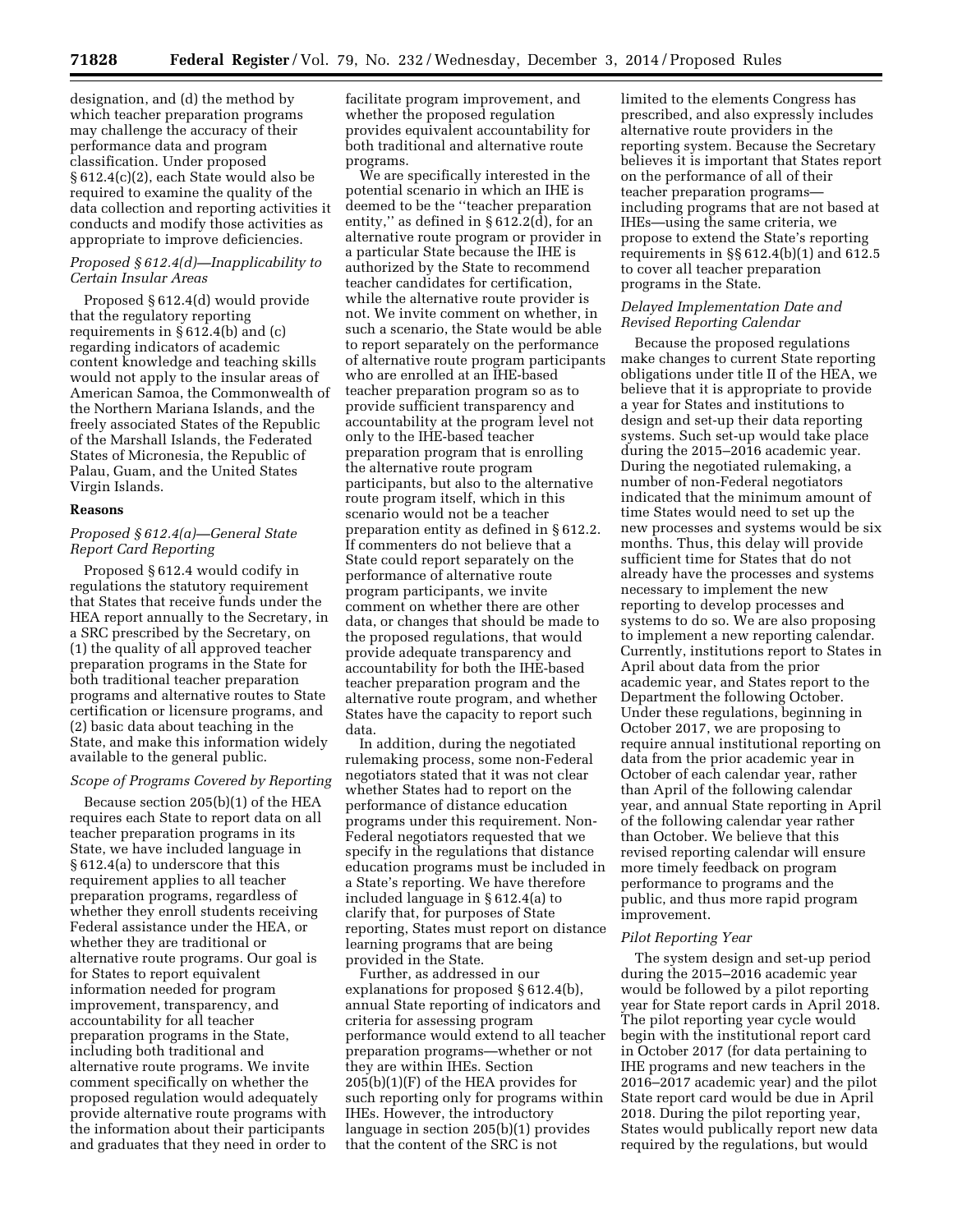designation, and (d) the method by which teacher preparation programs may challenge the accuracy of their performance data and program classification. Under proposed § 612.4(c)(2), each State would also be required to examine the quality of the data collection and reporting activities it conducts and modify those activities as appropriate to improve deficiencies.

*Proposed § 612.4(d)—Inapplicability to Certain Insular Areas*

Proposed § 612.4(d) would provide that the regulatory reporting requirements in § 612.4(b) and (c) regarding indicators of academic content knowledge and teaching skills would not apply to the insular areas of American Samoa, the Commonwealth of the Northern Mariana Islands, and the freely associated States of the Republic of the Marshall Islands, the Federated States of Micronesia, the Republic of Palau, Guam, and the United States Virgin Islands.

**Reasons**

*Proposed § 612.4(a)—General State Report Card Reporting*

Proposed § 612.4 would codify in regulations the statutory requirement that States that receive funds under the HEA report annually to the Secretary, in a SRC prescribed by the Secretary, on (1) the quality of all approved teacher preparation programs in the State for both traditional teacher preparation programs and alternative routes to State certification or licensure programs, and (2) basic data about teaching in the State, and make this information widely available to the general public.

*Scope of Programs Covered by Reporting*

Because section 205(b)(1) of the HEA requires each State to report data on all teacher preparation programs in its State, we have included language in § 612.4(a) to underscore that this requirement applies to all teacher preparation programs, regardless of whether they enroll students receiving Federal assistance under the HEA, or whether they are traditional or alternative route programs. Our goal is for States to report equivalent information needed for program improvement, transparency, and accountability for all teacher preparation programs in the State, including both traditional and alternative route programs. We invite comment specifically on whether the proposed regulation would adequately provide alternative route programs with the information about their participants and graduates that they need in order to facilitate program improvement, and whether the proposed regulation provides equivalent accountability for both traditional and alternative route programs.

We are specifically interested in the potential scenario in which an IHE is deemed to be the ''teacher preparation entity,'' as defined in § 612.2(d), for an alternative route program or provider in a particular State because the IHE is authorized by the State to recommend teacher candidates for certification, while the alternative route provider is not. We invite comment on whether, in such a scenario, the State would be able to report separately on the performance of alternative route program participants who are enrolled at an IHE-based teacher preparation program so as to provide sufficient transparency and accountability at the program level not only to the IHE-based teacher preparation program that is enrolling the alternative route program participants, but also to the alternative route program itself, which in this scenario would not be a teacher preparation entity as defined in § 612.2. If commenters do not believe that a State could report separately on the performance of alternative route program participants, we invite comment on whether there are other data, or changes that should be made to the proposed regulations, that would provide adequate transparency and accountability for both the IHE-based teacher preparation program and the alternative route program, and whether States have the capacity to report such data.

In addition, during the negotiated rulemaking process, some non-Federal negotiators stated that it was not clear whether States had to report on the performance of distance education programs under this requirement. Non-Federal negotiators requested that we specify in the regulations that distance education programs must be included in a State's reporting. We have therefore included language in § 612.4(a) to clarify that, for purposes of State reporting, States must report on distance learning programs that are being provided in the State.

Further, as addressed in our explanations for proposed § 612.4(b), annual State reporting of indicators and criteria for assessing program performance would extend to all teacher preparation programs—whether or not they are within IHEs. Section 205(b)(1)(F) of the HEA provides for such reporting only for programs within IHEs. However, the introductory language in section 205(b)(1) provides that the content of the SRC is not limited to the elements Congress has prescribed, and also expressly includes alternative route providers in the reporting system. Because the Secretary believes it is important that States report on the performance of all of their teacher preparation programs—including programs that are not based at IHEs—using the same criteria, we propose to extend the State's reporting requirements in §§ 612.4(b)(1) and 612.5 to cover all teacher preparation programs in the State.

*Delayed Implementation Date and Revised Reporting Calendar*

Because the proposed regulations make changes to current State reporting obligations under title II of the HEA, we believe that it is appropriate to provide a year for States and institutions to design and set-up their data reporting systems. Such set-up would take place during the 2015–2016 academic year. During the negotiated rulemaking, a number of non-Federal negotiators indicated that the minimum amount of time States would need to set up the new processes and systems would be six months. Thus, this delay will provide sufficient time for States that do not already have the processes and systems necessary to implement the new reporting to develop processes and systems to do so. We are also proposing to implement a new reporting calendar. Currently, institutions report to States in April about data from the prior academic year, and States report to the Department the following October. Under these regulations, beginning in October 2017, we are proposing to require annual institutional reporting on data from the prior academic year in October of each calendar year, rather than April of the following calendar year, and annual State reporting in April of the following calendar year rather than October. We believe that this revised reporting calendar will ensure more timely feedback on program performance to programs and the public, and thus more rapid program improvement.

*Pilot Reporting Year*

The system design and set-up period during the 2015–2016 academic year would be followed by a pilot reporting year for State report cards in April 2018. The pilot reporting year cycle would begin with the institutional report card in October 2017 (for data pertaining to IHE programs and new teachers in the 2016–2017 academic year) and the pilot State report card would be due in April 2018. During the pilot reporting year, States would publically report new data required by the regulations, but would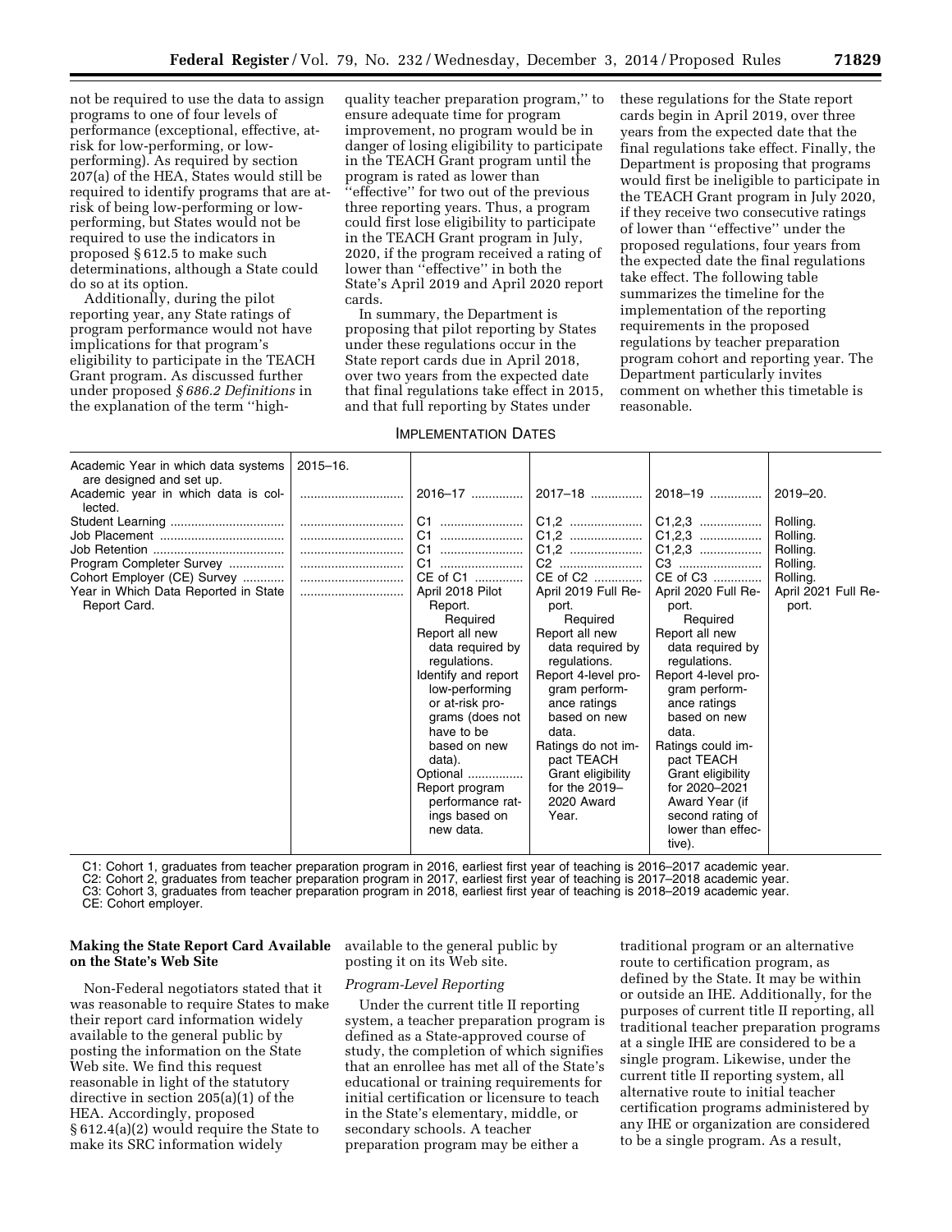not be required to use the data to assign programs to one of four levels of performance (exceptional, effective, at-risk for low-performing, or low-performing). As required by section 207(a) of the HEA, States would still be required to identify programs that are at-risk of being low-performing or low-performing, but States would not be required to use the indicators in proposed § 612.5 to make such determinations, although a State could do so at its option.

Additionally, during the pilot reporting year, any State ratings of program performance would not have implications for that program's eligibility to participate in the TEACH Grant program. As discussed further under proposed *§ 686.2 Definitions* in the explanation of the term ''high-quality teacher preparation program,'' to ensure adequate time for program improvement, no program would be in danger of losing eligibility to participate in the TEACH Grant program until the program is rated as lower than ''effective'' for two out of the previous three reporting years. Thus, a program could first lose eligibility to participate in the TEACH Grant program in July, 2020, if the program received a rating of lower than ''effective'' in both the State's April 2019 and April 2020 report cards.

In summary, the Department is proposing that pilot reporting by States under these regulations occur in the State report cards due in April 2018, over two years from the expected date that final regulations take effect in 2015, and that full reporting by States under these regulations for the State report cards begin in April 2019, over three years from the expected date that the final regulations take effect. Finally, the Department is proposing that programs would first be ineligible to participate in the TEACH Grant program in July 2020, if they receive two consecutive ratings of lower than ''effective'' under the proposed regulations, four years from the expected date the final regulations take effect. The following table summarizes the timeline for the implementation of the reporting requirements in the proposed regulations by teacher preparation program cohort and reporting year. The Department particularly invites comment on whether this timetable is reasonable.

IMPLEMENTATION DATES

| | | | | | |
|---|---|---|---|---|---|
| Academic Year in which data systems are designed and set up. | 2015–16. | | | | |
| Academic year in which data is collected. | | 2016–17 | 2017–18 | 2018–19 | 2019–20. |
| Student Learning | | C1 | C1,2 | C1,2,3 | Rolling. |
| Job Placement | | C1 | C1,2 | C1,2,3 | Rolling. |
| Job Retention | | C1 | C1,2 | C1,2,3 | Rolling. |
| Program Completer Survey | | C1 | C2 | C3 | Rolling. |
| Cohort Employer (CE) Survey | | CE of C1 | CE of C2 | CE of C3 | Rolling. |
| Year in Which Data Reported in State Report Card. | | April 2018 Pilot Report. Required Report all new data required by regulations. Identify and report low-performing or at-risk programs (does not have to be based on new data). Optional Report program performance ratings based on new data. | April 2019 Full Report. Required Report all new data required by regulations. Report 4-level program performance ratings based on new data. Ratings do not impact TEACH Grant eligibility for the 2019–2020 Award Year. | April 2020 Full Report. Required Report all new data required by regulations. Report 4-level program performance ratings based on new data. Ratings could impact TEACH Grant eligibility for 2020–2021 Award Year (if second rating of lower than effective). | April 2021 Full Report. |

C1: Cohort 1, graduates from teacher preparation program in 2016, earliest first year of teaching is 2016–2017 academic year.
C2: Cohort 2, graduates from teacher preparation program in 2017, earliest first year of teaching is 2017–2018 academic year.
C3: Cohort 3, graduates from teacher preparation program in 2018, earliest first year of teaching is 2018–2019 academic year.
CE: Cohort employer.

## Making the State Report Card Available on the State's Web Site

Non-Federal negotiators stated that it was reasonable to require States to make their report card information widely available to the general public by posting the information on the State Web site. We find this request reasonable in light of the statutory directive in section 205(a)(1) of the HEA. Accordingly, proposed § 612.4(a)(2) would require the State to make its SRC information widely available to the general public by posting it on its Web site.

### *Program-Level Reporting*

Under the current title II reporting system, a teacher preparation program is defined as a State-approved course of study, the completion of which signifies that an enrollee has met all of the State's educational or training requirements for initial certification or licensure to teach in the State's elementary, middle, or secondary schools. A teacher preparation program may be either a traditional program or an alternative route to certification program, as defined by the State. It may be within or outside an IHE. Additionally, for the purposes of current title II reporting, all traditional teacher preparation programs at a single IHE are considered to be a single program. Likewise, under the current title II reporting system, all alternative route to initial teacher certification programs administered by any IHE or organization are considered to be a single program. As a result,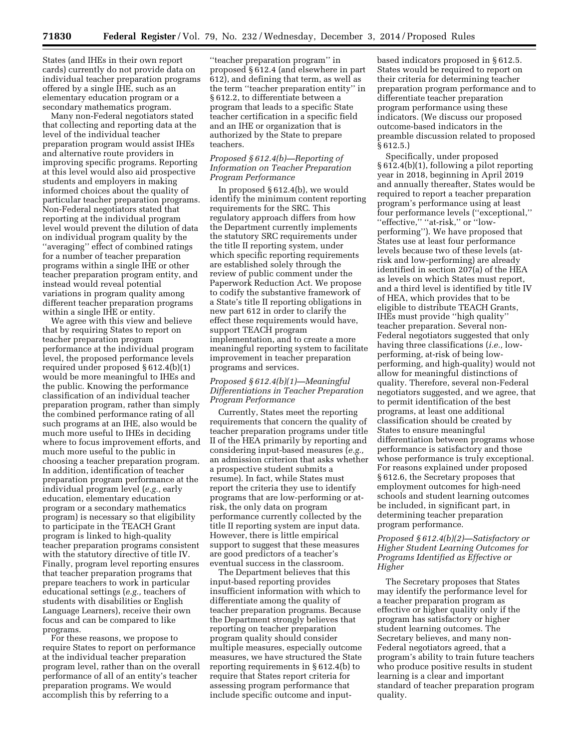States (and IHEs in their own report cards) currently do not provide data on individual teacher preparation programs offered by a single IHE, such as an elementary education program or a secondary mathematics program.

Many non-Federal negotiators stated that collecting and reporting data at the level of the individual teacher preparation program would assist IHEs and alternative route providers in improving specific programs. Reporting at this level would also aid prospective students and employers in making informed choices about the quality of particular teacher preparation programs. Non-Federal negotiators stated that reporting at the individual program level would prevent the dilution of data on individual program quality by the ''averaging'' effect of combined ratings for a number of teacher preparation programs within a single IHE or other teacher preparation program entity, and instead would reveal potential variations in program quality among different teacher preparation programs within a single IHE or entity.

We agree with this view and believe that by requiring States to report on teacher preparation program performance at the individual program level, the proposed performance levels required under proposed § 612.4(b)(1) would be more meaningful to IHEs and the public. Knowing the performance classification of an individual teacher preparation program, rather than simply the combined performance rating of all such programs at an IHE, also would be much more useful to IHEs in deciding where to focus improvement efforts, and much more useful to the public in choosing a teacher preparation program. In addition, identification of teacher preparation program performance at the individual program level (*e.g.,* early education, elementary education program or a secondary mathematics program) is necessary so that eligibility to participate in the TEACH Grant program is linked to high-quality teacher preparation programs consistent with the statutory directive of title IV. Finally, program level reporting ensures that teacher preparation programs that prepare teachers to work in particular educational settings (*e.g.,* teachers of students with disabilities or English Language Learners), receive their own focus and can be compared to like programs.

For these reasons, we propose to require States to report on performance at the individual teacher preparation program level, rather than on the overall performance of all of an entity's teacher preparation programs. We would accomplish this by referring to a ''teacher preparation program'' in proposed § 612.4 (and elsewhere in part 612), and defining that term, as well as the term ''teacher preparation entity'' in § 612.2, to differentiate between a program that leads to a specific State teacher certification in a specific field and an IHE or organization that is authorized by the State to prepare teachers.

*Proposed § 612.4(b)—Reporting of Information on Teacher Preparation Program Performance*

In proposed § 612.4(b), we would identify the minimum content reporting requirements for the SRC. This regulatory approach differs from how the Department currently implements the statutory SRC requirements under the title II reporting system, under which specific reporting requirements are established solely through the review of public comment under the Paperwork Reduction Act. We propose to codify the substantive framework of a State's title II reporting obligations in new part 612 in order to clarify the effect these requirements would have, support TEACH program implementation, and to create a more meaningful reporting system to facilitate improvement in teacher preparation programs and services.

*Proposed § 612.4(b)(1)—Meaningful Differentiations in Teacher Preparation Program Performance*

Currently, States meet the reporting requirements that concern the quality of teacher preparation programs under title II of the HEA primarily by reporting and considering input-based measures (*e.g.,* an admission criterion that asks whether a prospective student submits a resume). In fact, while States must report the criteria they use to identify programs that are low-performing or at-risk, the only data on program performance currently collected by the title II reporting system are input data. However, there is little empirical support to suggest that these measures are good predictors of a teacher's eventual success in the classroom.

The Department believes that this input-based reporting provides insufficient information with which to differentiate among the quality of teacher preparation programs. Because the Department strongly believes that reporting on teacher preparation program quality should consider multiple measures, especially outcome measures, we have structured the State reporting requirements in § 612.4(b) to require that States report criteria for assessing program performance that include specific outcome and input-based indicators proposed in § 612.5. States would be required to report on their criteria for determining teacher preparation program performance and to differentiate teacher preparation program performance using these indicators. (We discuss our proposed outcome-based indicators in the preamble discussion related to proposed § 612.5.)

Specifically, under proposed § 612.4(b)(1), following a pilot reporting year in 2018, beginning in April 2019 and annually thereafter, States would be required to report a teacher preparation program's performance using at least four performance levels (''exceptional,'' ''effective,'' ''at-risk,'' or ''low-performing''). We have proposed that States use at least four performance levels because two of these levels (at-risk and low-performing) are already identified in section 207(a) of the HEA as levels on which States must report, and a third level is identified by title IV of HEA, which provides that to be eligible to distribute TEACH Grants, IHEs must provide ''high quality'' teacher preparation. Several non-Federal negotiators suggested that only having three classifications (*i.e.,* low-performing, at-risk of being low-performing, and high-quality) would not allow for meaningful distinctions of quality. Therefore, several non-Federal negotiators suggested, and we agree, that to permit identification of the best programs, at least one additional classification should be created by States to ensure meaningful differentiation between programs whose performance is satisfactory and those whose performance is truly exceptional. For reasons explained under proposed § 612.6, the Secretary proposes that employment outcomes for high-need schools and student learning outcomes be included, in significant part, in determining teacher preparation program performance.

*Proposed § 612.4(b)(2)—Satisfactory or Higher Student Learning Outcomes for Programs Identified as Effective or Higher*

The Secretary proposes that States may identify the performance level for a teacher preparation program as effective or higher quality only if the program has satisfactory or higher student learning outcomes. The Secretary believes, and many non-Federal negotiators agreed, that a program's ability to train future teachers who produce positive results in student learning is a clear and important standard of teacher preparation program quality.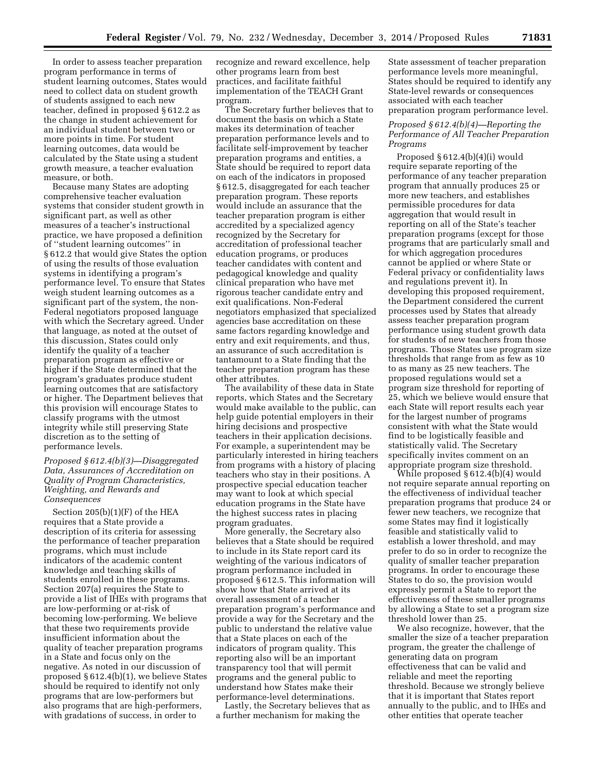In order to assess teacher preparation program performance in terms of student learning outcomes, States would need to collect data on student growth of students assigned to each new teacher, defined in proposed § 612.2 as the change in student achievement for an individual student between two or more points in time. For student learning outcomes, data would be calculated by the State using a student growth measure, a teacher evaluation measure, or both.

Because many States are adopting comprehensive teacher evaluation systems that consider student growth in significant part, as well as other measures of a teacher's instructional practice, we have proposed a definition of ''student learning outcomes'' in § 612.2 that would give States the option of using the results of those evaluation systems in identifying a program's performance level. To ensure that States weigh student learning outcomes as a significant part of the system, the non-Federal negotiators proposed language with which the Secretary agreed. Under that language, as noted at the outset of this discussion, States could only identify the quality of a teacher preparation program as effective or higher if the State determined that the program's graduates produce student learning outcomes that are satisfactory or higher. The Department believes that this provision will encourage States to classify programs with the utmost integrity while still preserving State discretion as to the setting of performance levels.

### *Proposed § 612.4(b)(3)—Disaggregated Data, Assurances of Accreditation on Quality of Program Characteristics, Weighting, and Rewards and Consequences*

Section 205(b)(1)(F) of the HEA requires that a State provide a description of its criteria for assessing the performance of teacher preparation programs, which must include indicators of the academic content knowledge and teaching skills of students enrolled in these programs. Section 207(a) requires the State to provide a list of IHEs with programs that are low-performing or at-risk of becoming low-performing. We believe that these two requirements provide insufficient information about the quality of teacher preparation programs in a State and focus only on the negative. As noted in our discussion of proposed § 612.4(b)(1), we believe States should be required to identify not only programs that are low-performers but also programs that are high-performers, with gradations of success, in order to recognize and reward excellence, help other programs learn from best practices, and facilitate faithful implementation of the TEACH Grant program.

The Secretary further believes that to document the basis on which a State makes its determination of teacher preparation performance levels and to facilitate self-improvement by teacher preparation programs and entities, a State should be required to report data on each of the indicators in proposed § 612.5, disaggregated for each teacher preparation program. These reports would include an assurance that the teacher preparation program is either accredited by a specialized agency recognized by the Secretary for accreditation of professional teacher education programs, or produces teacher candidates with content and pedagogical knowledge and quality clinical preparation who have met rigorous teacher candidate entry and exit qualifications. Non-Federal negotiators emphasized that specialized agencies base accreditation on these same factors regarding knowledge and entry and exit requirements, and thus, an assurance of such accreditation is tantamount to a State finding that the teacher preparation program has these other attributes.

The availability of these data in State reports, which States and the Secretary would make available to the public, can help guide potential employers in their hiring decisions and prospective teachers in their application decisions. For example, a superintendent may be particularly interested in hiring teachers from programs with a history of placing teachers who stay in their positions. A prospective special education teacher may want to look at which special education programs in the State have the highest success rates in placing program graduates.

More generally, the Secretary also believes that a State should be required to include in its State report card its weighting of the various indicators of program performance included in proposed § 612.5. This information will show how that State arrived at its overall assessment of a teacher preparation program's performance and provide a way for the Secretary and the public to understand the relative value that a State places on each of the indicators of program quality. This reporting also will be an important transparency tool that will permit programs and the general public to understand how States make their performance-level determinations.

Lastly, the Secretary believes that as a further mechanism for making the State assessment of teacher preparation performance levels more meaningful, States should be required to identify any State-level rewards or consequences associated with each teacher preparation program performance level.

### *Proposed § 612.4(b)(4)—Reporting the Performance of All Teacher Preparation Programs*

Proposed § 612.4(b)(4)(i) would require separate reporting of the performance of any teacher preparation program that annually produces 25 or more new teachers, and establishes permissible procedures for data aggregation that would result in reporting on all of the State's teacher preparation programs (except for those programs that are particularly small and for which aggregation procedures cannot be applied or where State or Federal privacy or confidentiality laws and regulations prevent it). In developing this proposed requirement, the Department considered the current processes used by States that already assess teacher preparation program performance using student growth data for students of new teachers from those programs. Those States use program size thresholds that range from as few as 10 to as many as 25 new teachers. The proposed regulations would set a program size threshold for reporting of 25, which we believe would ensure that each State will report results each year for the largest number of programs consistent with what the State would find to be logistically feasible and statistically valid. The Secretary specifically invites comment on an appropriate program size threshold.

While proposed § 612.4(b)(4) would not require separate annual reporting on the effectiveness of individual teacher preparation programs that produce 24 or fewer new teachers, we recognize that some States may find it logistically feasible and statistically valid to establish a lower threshold, and may prefer to do so in order to recognize the quality of smaller teacher preparation programs. In order to encourage these States to do so, the provision would expressly permit a State to report the effectiveness of these smaller programs by allowing a State to set a program size threshold lower than 25.

We also recognize, however, that the smaller the size of a teacher preparation program, the greater the challenge of generating data on program effectiveness that can be valid and reliable and meet the reporting threshold. Because we strongly believe that it is important that States report annually to the public, and to IHEs and other entities that operate teacher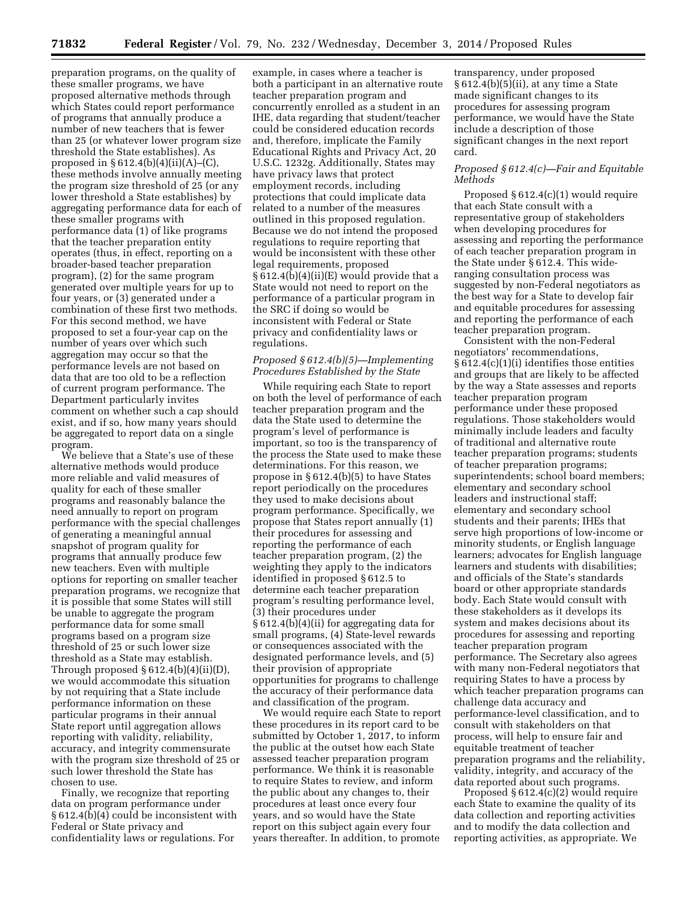preparation programs, on the quality of these smaller programs, we have proposed alternative methods through which States could report performance of programs that annually produce a number of new teachers that is fewer than 25 (or whatever lower program size threshold the State establishes). As proposed in § 612.4(b)(4)(ii)(A)–(C), these methods involve annually meeting the program size threshold of 25 (or any lower threshold a State establishes) by aggregating performance data for each of these smaller programs with performance data (1) of like programs that the teacher preparation entity operates (thus, in effect, reporting on a broader-based teacher preparation program), (2) for the same program generated over multiple years for up to four years, or (3) generated under a combination of these first two methods. For this second method, we have proposed to set a four-year cap on the number of years over which such aggregation may occur so that the performance levels are not based on data that are too old to be a reflection of current program performance. The Department particularly invites comment on whether such a cap should exist, and if so, how many years should be aggregated to report data on a single program.

We believe that a State's use of these alternative methods would produce more reliable and valid measures of quality for each of these smaller programs and reasonably balance the need annually to report on program performance with the special challenges of generating a meaningful annual snapshot of program quality for programs that annually produce few new teachers. Even with multiple options for reporting on smaller teacher preparation programs, we recognize that it is possible that some States will still be unable to aggregate the program performance data for some small programs based on a program size threshold of 25 or such lower size threshold as a State may establish. Through proposed § 612.4(b)(4)(ii)(D), we would accommodate this situation by not requiring that a State include performance information on these particular programs in their annual State report until aggregation allows reporting with validity, reliability, accuracy, and integrity commensurate with the program size threshold of 25 or such lower threshold the State has chosen to use.

Finally, we recognize that reporting data on program performance under § 612.4(b)(4) could be inconsistent with Federal or State privacy and confidentiality laws or regulations. For example, in cases where a teacher is both a participant in an alternative route teacher preparation program and concurrently enrolled as a student in an IHE, data regarding that student/teacher could be considered education records and, therefore, implicate the Family Educational Rights and Privacy Act, 20 U.S.C. 1232g. Additionally, States may have privacy laws that protect employment records, including protections that could implicate data related to a number of the measures outlined in this proposed regulation. Because we do not intend the proposed regulations to require reporting that would be inconsistent with these other legal requirements, proposed § 612.4(b)(4)(ii)(E) would provide that a State would not need to report on the performance of a particular program in the SRC if doing so would be inconsistent with Federal or State privacy and confidentiality laws or regulations.

*Proposed § 612.4(b)(5)—Implementing Procedures Established by the State*

While requiring each State to report on both the level of performance of each teacher preparation program and the data the State used to determine the program's level of performance is important, so too is the transparency of the process the State used to make these determinations. For this reason, we propose in § 612.4(b)(5) to have States report periodically on the procedures they used to make decisions about program performance. Specifically, we propose that States report annually (1) their procedures for assessing and reporting the performance of each teacher preparation program, (2) the weighting they apply to the indicators identified in proposed § 612.5 to determine each teacher preparation program's resulting performance level, (3) their procedures under § 612.4(b)(4)(ii) for aggregating data for small programs, (4) State-level rewards or consequences associated with the designated performance levels, and (5) their provision of appropriate opportunities for programs to challenge the accuracy of their performance data and classification of the program.

We would require each State to report these procedures in its report card to be submitted by October 1, 2017, to inform the public at the outset how each State assessed teacher preparation program performance. We think it is reasonable to require States to review, and inform the public about any changes to, their procedures at least once every four years, and so would have the State report on this subject again every four years thereafter. In addition, to promote transparency, under proposed § 612.4(b)(5)(ii), at any time a State made significant changes to its procedures for assessing program performance, we would have the State include a description of those significant changes in the next report card.

*Proposed § 612.4(c)—Fair and Equitable Methods*

Proposed § 612.4(c)(1) would require that each State consult with a representative group of stakeholders when developing procedures for assessing and reporting the performance of each teacher preparation program in the State under § 612.4. This wide-ranging consultation process was suggested by non-Federal negotiators as the best way for a State to develop fair and equitable procedures for assessing and reporting the performance of each teacher preparation program.

Consistent with the non-Federal negotiators' recommendations, § 612.4(c)(1)(i) identifies those entities and groups that are likely to be affected by the way a State assesses and reports teacher preparation program performance under these proposed regulations. Those stakeholders would minimally include leaders and faculty of traditional and alternative route teacher preparation programs; students of teacher preparation programs; superintendents; school board members; elementary and secondary school leaders and instructional staff; elementary and secondary school students and their parents; IHEs that serve high proportions of low-income or minority students, or English language learners; advocates for English language learners and students with disabilities; and officials of the State's standards board or other appropriate standards body. Each State would consult with these stakeholders as it develops its system and makes decisions about its procedures for assessing and reporting teacher preparation program performance. The Secretary also agrees with many non-Federal negotiators that requiring States to have a process by which teacher preparation programs can challenge data accuracy and performance-level classification, and to consult with stakeholders on that process, will help to ensure fair and equitable treatment of teacher preparation programs and the reliability, validity, integrity, and accuracy of the data reported about such programs.

Proposed § 612.4(c)(2) would require each State to examine the quality of its data collection and reporting activities and to modify the data collection and reporting activities, as appropriate. We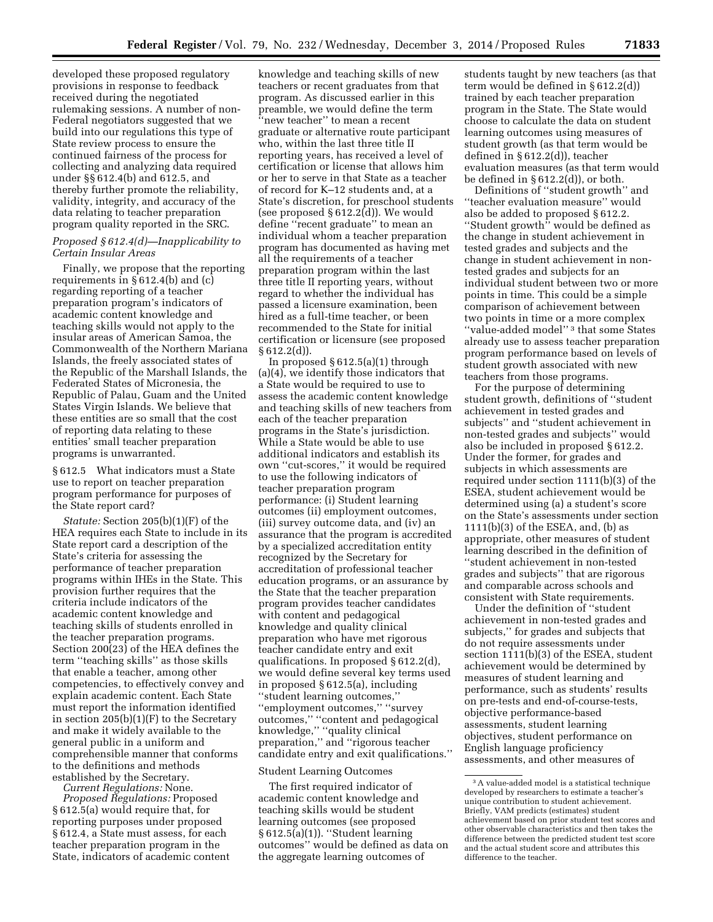developed these proposed regulatory provisions in response to feedback received during the negotiated rulemaking sessions. A number of non-Federal negotiators suggested that we build into our regulations this type of State review process to ensure the continued fairness of the process for collecting and analyzing data required under §§ 612.4(b) and 612.5, and thereby further promote the reliability, validity, integrity, and accuracy of the data relating to teacher preparation program quality reported in the SRC.

*Proposed § 612.4(d)—Inapplicability to Certain Insular Areas*

Finally, we propose that the reporting requirements in § 612.4(b) and (c) regarding reporting of a teacher preparation program's indicators of academic content knowledge and teaching skills would not apply to the insular areas of American Samoa, the Commonwealth of the Northern Mariana Islands, the freely associated states of the Republic of the Marshall Islands, the Federated States of Micronesia, the Republic of Palau, Guam and the United States Virgin Islands. We believe that these entities are so small that the cost of reporting data relating to these entities' small teacher preparation programs is unwarranted.

§ 612.5 What indicators must a State use to report on teacher preparation program performance for purposes of the State report card?

*Statute:* Section 205(b)(1)(F) of the HEA requires each State to include in its State report card a description of the State's criteria for assessing the performance of teacher preparation programs within IHEs in the State. This provision further requires that the criteria include indicators of the academic content knowledge and teaching skills of students enrolled in the teacher preparation programs. Section 200(23) of the HEA defines the term "teaching skills" as those skills that enable a teacher, among other competencies, to effectively convey and explain academic content. Each State must report the information identified in section 205(b)(1)(F) to the Secretary and make it widely available to the general public in a uniform and comprehensible manner that conforms to the definitions and methods established by the Secretary.

*Current Regulations:* None.

*Proposed Regulations:* Proposed § 612.5(a) would require that, for reporting purposes under proposed § 612.4, a State must assess, for each teacher preparation program in the State, indicators of academic content knowledge and teaching skills of new teachers or recent graduates from that program. As discussed earlier in this preamble, we would define the term "new teacher" to mean a recent graduate or alternative route participant who, within the last three title II reporting years, has received a level of certification or license that allows him or her to serve in that State as a teacher of record for K–12 students and, at a State's discretion, for preschool students (see proposed § 612.2(d)). We would define "recent graduate" to mean an individual whom a teacher preparation program has documented as having met all the requirements of a teacher preparation program within the last three title II reporting years, without regard to whether the individual has passed a licensure examination, been hired as a full-time teacher, or been recommended to the State for initial certification or licensure (see proposed § 612.2(d)).

In proposed § 612.5(a)(1) through (a)(4), we identify those indicators that a State would be required to use to assess the academic content knowledge and teaching skills of new teachers from each of the teacher preparation programs in the State's jurisdiction. While a State would be able to use additional indicators and establish its own "cut-scores," it would be required to use the following indicators of teacher preparation program performance: (i) Student learning outcomes (ii) employment outcomes, (iii) survey outcome data, and (iv) an assurance that the program is accredited by a specialized accreditation entity recognized by the Secretary for accreditation of professional teacher education programs, or an assurance by the State that the teacher preparation program provides teacher candidates with content and pedagogical knowledge and quality clinical preparation who have met rigorous teacher candidate entry and exit qualifications. In proposed § 612.2(d), we would define several key terms used in proposed § 612.5(a), including "student learning outcomes," "employment outcomes," "survey outcomes," "content and pedagogical knowledge," "quality clinical preparation," and "rigorous teacher candidate entry and exit qualifications."

Student Learning Outcomes

The first required indicator of academic content knowledge and teaching skills would be student learning outcomes (see proposed § 612.5(a)(1)). "Student learning outcomes" would be defined as data on the aggregate learning outcomes of students taught by new teachers (as that term would be defined in § 612.2(d)) trained by each teacher preparation program in the State. The State could choose to calculate the data on student learning outcomes using measures of student growth (as that term would be defined in § 612.2(d)), teacher evaluation measures (as that term would be defined in § 612.2(d)), or both.

Definitions of "student growth" and "teacher evaluation measure" would also be added to proposed § 612.2. "Student growth" would be defined as the change in student achievement in tested grades and subjects and the change in student achievement in non-tested grades and subjects for an individual student between two or more points in time. This could be a simple comparison of achievement between two points in time or a more complex "value-added model" [3] that some States already use to assess teacher preparation program performance based on levels of student growth associated with new teachers from those programs.

For the purpose of determining student growth, definitions of "student achievement in tested grades and subjects" and "student achievement in non-tested grades and subjects" would also be included in proposed § 612.2. Under the former, for grades and subjects in which assessments are required under section 1111(b)(3) of the ESEA, student achievement would be determined using (a) a student's score on the State's assessments under section 1111(b)(3) of the ESEA, and, (b) as appropriate, other measures of student learning described in the definition of "student achievement in non-tested grades and subjects" that are rigorous and comparable across schools and consistent with State requirements.

Under the definition of "student achievement in non-tested grades and subjects," for grades and subjects that do not require assessments under section 1111(b)(3) of the ESEA, student achievement would be determined by measures of student learning and performance, such as students' results on pre-tests and end-of-course-tests, objective performance-based assessments, student learning objectives, student performance on English language proficiency assessments, and other measures of

---

[3] A value-added model is a statistical technique developed by researchers to estimate a teacher's unique contribution to student achievement. Briefly, VAM predicts (estimates) student achievement based on prior student test scores and other observable characteristics and then takes the difference between the predicted student test score and the actual student score and attributes this difference to the teacher.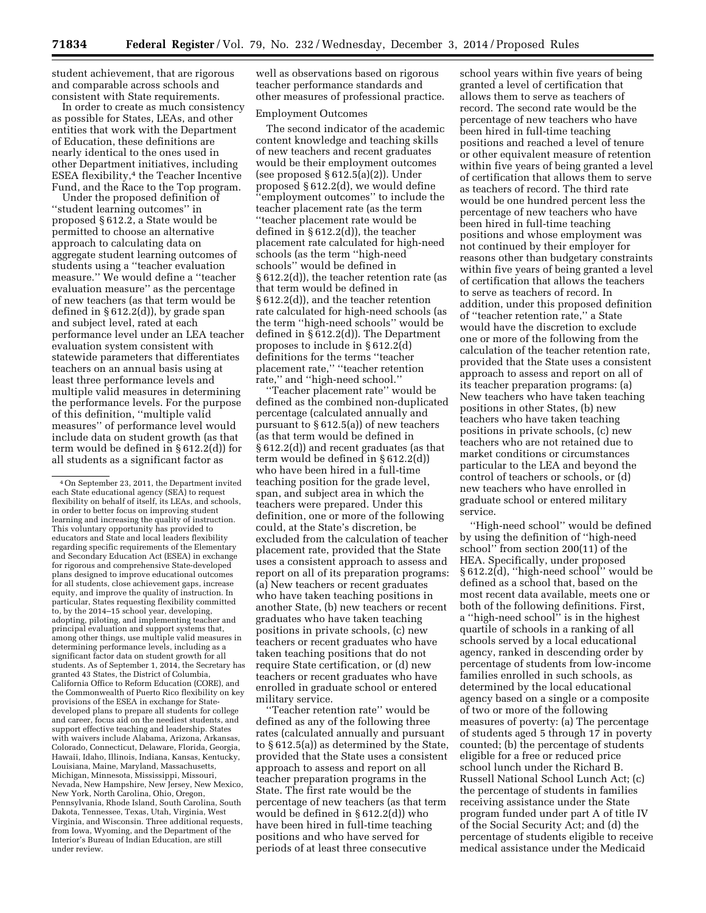student achievement, that are rigorous and comparable across schools and consistent with State requirements.

In order to create as much consistency as possible for States, LEAs, and other entities that work with the Department of Education, these definitions are nearly identical to the ones used in other Department initiatives, including ESEA flexibility,[4] the Teacher Incentive Fund, and the Race to the Top program.

Under the proposed definition of ''student learning outcomes'' in proposed § 612.2, a State would be permitted to choose an alternative approach to calculating data on aggregate student learning outcomes of students using a ''teacher evaluation measure.'' We would define a ''teacher evaluation measure'' as the percentage of new teachers (as that term would be defined in § 612.2(d)), by grade span and subject level, rated at each performance level under an LEA teacher evaluation system consistent with statewide parameters that differentiates teachers on an annual basis using at least three performance levels and multiple valid measures in determining the performance levels. For the purpose of this definition, ''multiple valid measures'' of performance level would include data on student growth (as that term would be defined in § 612.2(d)) for all students as a significant factor as well as observations based on rigorous teacher performance standards and other measures of professional practice.

### Employment Outcomes

The second indicator of the academic content knowledge and teaching skills of new teachers and recent graduates would be their employment outcomes (see proposed § 612.5(a)(2)). Under proposed § 612.2(d), we would define ''employment outcomes'' to include the teacher placement rate (as the term ''teacher placement rate would be defined in § 612.2(d)), the teacher placement rate calculated for high-need schools (as the term ''high-need schools'' would be defined in § 612.2(d)), the teacher retention rate (as that term would be defined in § 612.2(d)), and the teacher retention rate calculated for high-need schools (as the term ''high-need schools'' would be defined in § 612.2(d)). The Department proposes to include in § 612.2(d) definitions for the terms ''teacher placement rate,'' ''teacher retention rate,'' and ''high-need school.''

''Teacher placement rate'' would be defined as the combined non-duplicated percentage (calculated annually and pursuant to § 612.5(a)) of new teachers (as that term would be defined in § 612.2(d)) and recent graduates (as that term would be defined in § 612.2(d)) who have been hired in a full-time teaching position for the grade level, span, and subject area in which the teachers were prepared. Under this definition, one or more of the following could, at the State's discretion, be excluded from the calculation of teacher placement rate, provided that the State uses a consistent approach to assess and report on all of its preparation programs: (a) New teachers or recent graduates who have taken teaching positions in another State, (b) new teachers or recent graduates who have taken teaching positions in private schools, (c) new teachers or recent graduates who have taken teaching positions that do not require State certification, or (d) new teachers or recent graduates who have enrolled in graduate school or entered military service.

''Teacher retention rate'' would be defined as any of the following three rates (calculated annually and pursuant to § 612.5(a)) as determined by the State, provided that the State uses a consistent approach to assess and report on all teacher preparation programs in the State. The first rate would be the percentage of new teachers (as that term would be defined in § 612.2(d)) who have been hired in full-time teaching positions and who have served for periods of at least three consecutive school years within five years of being granted a level of certification that allows them to serve as teachers of record. The second rate would be the percentage of new teachers who have been hired in full-time teaching positions and reached a level of tenure or other equivalent measure of retention within five years of being granted a level of certification that allows them to serve as teachers of record. The third rate would be one hundred percent less the percentage of new teachers who have been hired in full-time teaching positions and whose employment was not continued by their employer for reasons other than budgetary constraints within five years of being granted a level of certification that allows the teachers to serve as teachers of record. In addition, under this proposed definition of ''teacher retention rate,'' a State would have the discretion to exclude one or more of the following from the calculation of the teacher retention rate, provided that the State uses a consistent approach to assess and report on all of its teacher preparation programs: (a) New teachers who have taken teaching positions in other States, (b) new teachers who have taken teaching positions in private schools, (c) new teachers who are not retained due to market conditions or circumstances particular to the LEA and beyond the control of teachers or schools, or (d) new teachers who have enrolled in graduate school or entered military service.

''High-need school'' would be defined by using the definition of ''high-need school'' from section 200(11) of the HEA. Specifically, under proposed § 612.2(d), ''high-need school'' would be defined as a school that, based on the most recent data available, meets one or both of the following definitions. First, a ''high-need school'' is in the highest quartile of schools in a ranking of all schools served by a local educational agency, ranked in descending order by percentage of students from low-income families enrolled in such schools, as determined by the local educational agency based on a single or a composite of two or more of the following measures of poverty: (a) The percentage of students aged 5 through 17 in poverty counted; (b) the percentage of students eligible for a free or reduced price school lunch under the Richard B. Russell National School Lunch Act; (c) the percentage of students in families receiving assistance under the State program funded under part A of title IV of the Social Security Act; and (d) the percentage of students eligible to receive medical assistance under the Medicaid

---

[4] On September 23, 2011, the Department invited each State educational agency (SEA) to request flexibility on behalf of itself, its LEAs, and schools, in order to better focus on improving student learning and increasing the quality of instruction. This voluntary opportunity has provided to educators and State and local leaders flexibility regarding specific requirements of the Elementary and Secondary Education Act (ESEA) in exchange for rigorous and comprehensive State-developed plans designed to improve educational outcomes for all students, close achievement gaps, increase equity, and improve the quality of instruction. In particular, States requesting flexibility committed to, by the 2014–15 school year, developing, adopting, piloting, and implementing teacher and principal evaluation and support systems that, among other things, use multiple valid measures in determining performance levels, including as a significant factor data on student growth for all students. As of September 1, 2014, the Secretary has granted 43 States, the District of Columbia, California Office to Reform Education (CORE), and the Commonwealth of Puerto Rico flexibility on key provisions of the ESEA in exchange for State-developed plans to prepare all students for college and career, focus aid on the neediest students, and support effective teaching and leadership. States with waivers include Alabama, Arizona, Arkansas, Colorado, Connecticut, Delaware, Florida, Georgia, Hawaii, Idaho, Illinois, Indiana, Kansas, Kentucky, Louisiana, Maine, Maryland, Massachusetts, Michigan, Minnesota, Mississippi, Missouri, Nevada, New Hampshire, New Jersey, New Mexico, New York, North Carolina, Ohio, Oregon, Pennsylvania, Rhode Island, South Carolina, South Dakota, Tennessee, Texas, Utah, Virginia, West Virginia, and Wisconsin. Three additional requests, from Iowa, Wyoming, and the Department of the Interior's Bureau of Indian Education, are still under review.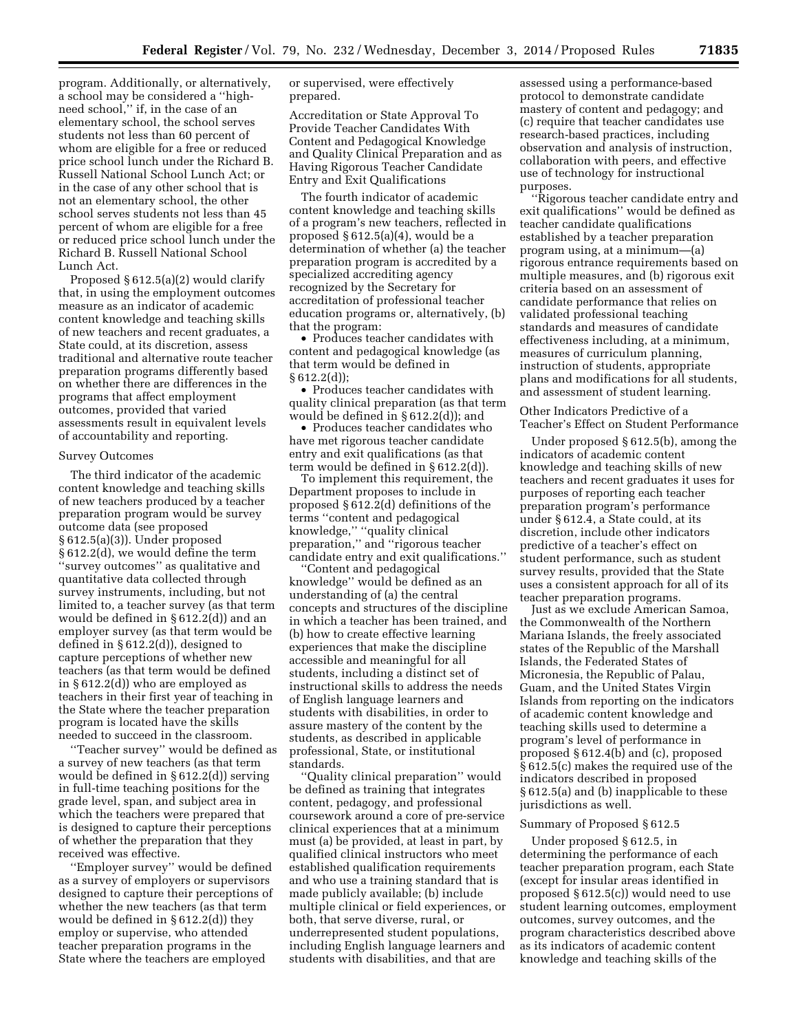program. Additionally, or alternatively, a school may be considered a ''high-need school,'' if, in the case of an elementary school, the school serves students not less than 60 percent of whom are eligible for a free or reduced price school lunch under the Richard B. Russell National School Lunch Act; or in the case of any other school that is not an elementary school, the other school serves students not less than 45 percent of whom are eligible for a free or reduced price school lunch under the Richard B. Russell National School Lunch Act.

Proposed § 612.5(a)(2) would clarify that, in using the employment outcomes measure as an indicator of academic content knowledge and teaching skills of new teachers and recent graduates, a State could, at its discretion, assess traditional and alternative route teacher preparation programs differently based on whether there are differences in the programs that affect employment outcomes, provided that varied assessments result in equivalent levels of accountability and reporting.

### Survey Outcomes

The third indicator of the academic content knowledge and teaching skills of new teachers produced by a teacher preparation program would be survey outcome data (see proposed § 612.5(a)(3)). Under proposed § 612.2(d), we would define the term ''survey outcomes'' as qualitative and quantitative data collected through survey instruments, including, but not limited to, a teacher survey (as that term would be defined in § 612.2(d)) and an employer survey (as that term would be defined in § 612.2(d)), designed to capture perceptions of whether new teachers (as that term would be defined in § 612.2(d)) who are employed as teachers in their first year of teaching in the State where the teacher preparation program is located have the skills needed to succeed in the classroom.

''Teacher survey'' would be defined as a survey of new teachers (as that term would be defined in § 612.2(d)) serving in full-time teaching positions for the grade level, span, and subject area in which the teachers were prepared that is designed to capture their perceptions of whether the preparation that they received was effective.

''Employer survey'' would be defined as a survey of employers or supervisors designed to capture their perceptions of whether the new teachers (as that term would be defined in § 612.2(d)) they employ or supervise, who attended teacher preparation programs in the State where the teachers are employed or supervised, were effectively prepared.

### Accreditation or State Approval To Provide Teacher Candidates With Content and Pedagogical Knowledge and Quality Clinical Preparation and as Having Rigorous Teacher Candidate Entry and Exit Qualifications

The fourth indicator of academic content knowledge and teaching skills of a program's new teachers, reflected in proposed § 612.5(a)(4), would be a determination of whether (a) the teacher preparation program is accredited by a specialized accrediting agency recognized by the Secretary for accreditation of professional teacher education programs or, alternatively, (b) that the program:

- Produces teacher candidates with content and pedagogical knowledge (as that term would be defined in § 612.2(d));
- Produces teacher candidates with quality clinical preparation (as that term would be defined in § 612.2(d)); and
- Produces teacher candidates who have met rigorous teacher candidate entry and exit qualifications (as that term would be defined in § 612.2(d)).

To implement this requirement, the Department proposes to include in proposed § 612.2(d) definitions of the terms ''content and pedagogical knowledge,'' ''quality clinical preparation,'' and ''rigorous teacher candidate entry and exit qualifications.''

''Content and pedagogical knowledge'' would be defined as an understanding of (a) the central concepts and structures of the discipline in which a teacher has been trained, and (b) how to create effective learning experiences that make the discipline accessible and meaningful for all students, including a distinct set of instructional skills to address the needs of English language learners and students with disabilities, in order to assure mastery of the content by the students, as described in applicable professional, State, or institutional standards.

''Quality clinical preparation'' would be defined as training that integrates content, pedagogy, and professional coursework around a core of pre-service clinical experiences that at a minimum must (a) be provided, at least in part, by qualified clinical instructors who meet established qualification requirements and who use a training standard that is made publicly available; (b) include multiple clinical or field experiences, or both, that serve diverse, rural, or underrepresented student populations, including English language learners and students with disabilities, and that are assessed using a performance-based protocol to demonstrate candidate mastery of content and pedagogy; and (c) require that teacher candidates use research-based practices, including observation and analysis of instruction, collaboration with peers, and effective use of technology for instructional purposes.

''Rigorous teacher candidate entry and exit qualifications'' would be defined as teacher candidate qualifications established by a teacher preparation program using, at a minimum—(a) rigorous entrance requirements based on multiple measures, and (b) rigorous exit criteria based on an assessment of candidate performance that relies on validated professional teaching standards and measures of candidate effectiveness including, at a minimum, measures of curriculum planning, instruction of students, appropriate plans and modifications for all students, and assessment of student learning.

### Other Indicators Predictive of a Teacher's Effect on Student Performance

Under proposed § 612.5(b), among the indicators of academic content knowledge and teaching skills of new teachers and recent graduates it uses for purposes of reporting each teacher preparation program's performance under § 612.4, a State could, at its discretion, include other indicators predictive of a teacher's effect on student performance, such as student survey results, provided that the State uses a consistent approach for all of its teacher preparation programs.

Just as we exclude American Samoa, the Commonwealth of the Northern Mariana Islands, the freely associated states of the Republic of the Marshall Islands, the Federated States of Micronesia, the Republic of Palau, Guam, and the United States Virgin Islands from reporting on the indicators of academic content knowledge and teaching skills used to determine a program's level of performance in proposed § 612.4(b) and (c), proposed § 612.5(c) makes the required use of the indicators described in proposed § 612.5(a) and (b) inapplicable to these jurisdictions as well.

### Summary of Proposed § 612.5

Under proposed § 612.5, in determining the performance of each teacher preparation program, each State (except for insular areas identified in proposed § 612.5(c)) would need to use student learning outcomes, employment outcomes, survey outcomes, and the program characteristics described above as its indicators of academic content knowledge and teaching skills of the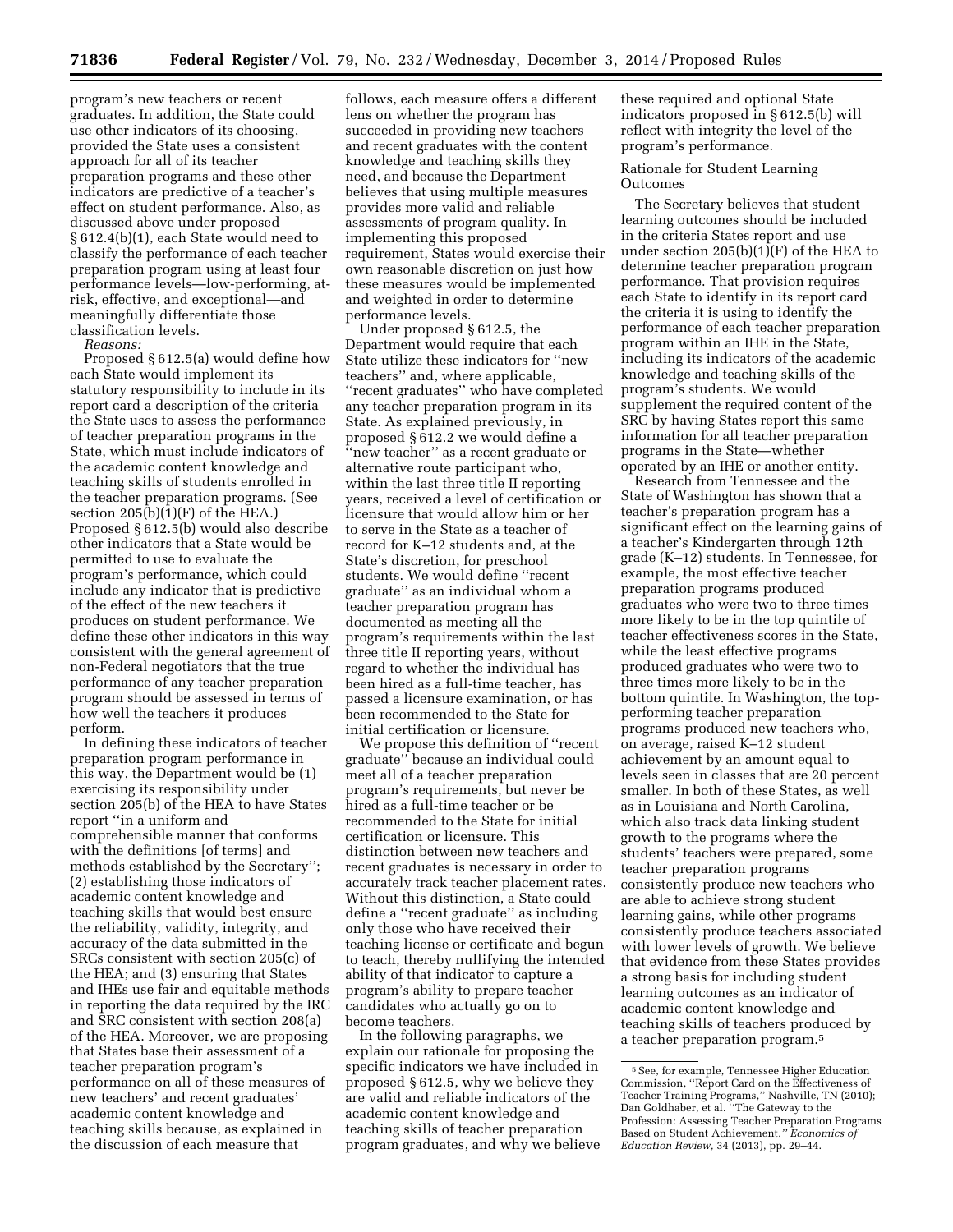program's new teachers or recent graduates. In addition, the State could use other indicators of its choosing, provided the State uses a consistent approach for all of its teacher preparation programs and these other indicators are predictive of a teacher's effect on student performance. Also, as discussed above under proposed § 612.4(b)(1), each State would need to classify the performance of each teacher preparation program using at least four performance levels—low-performing, at-risk, effective, and exceptional—and meaningfully differentiate those classification levels.

*Reasons:*

Proposed § 612.5(a) would define how each State would implement its statutory responsibility to include in its report card a description of the criteria the State uses to assess the performance of teacher preparation programs in the State, which must include indicators of the academic content knowledge and teaching skills of students enrolled in the teacher preparation programs. (See section 205(b)(1)(F) of the HEA.) Proposed § 612.5(b) would also describe other indicators that a State would be permitted to use to evaluate the program's performance, which could include any indicator that is predictive of the effect of the new teachers it produces on student performance. We define these other indicators in this way consistent with the general agreement of non-Federal negotiators that the true performance of any teacher preparation program should be assessed in terms of how well the teachers it produces perform.

In defining these indicators of teacher preparation program performance in this way, the Department would be (1) exercising its responsibility under section 205(b) of the HEA to have States report "in a uniform and comprehensible manner that conforms with the definitions [of terms] and methods established by the Secretary"; (2) establishing those indicators of academic content knowledge and teaching skills that would best ensure the reliability, validity, integrity, and accuracy of the data submitted in the SRCs consistent with section 205(c) of the HEA; and (3) ensuring that States and IHEs use fair and equitable methods in reporting the data required by the IRC and SRC consistent with section 208(a) of the HEA. Moreover, we are proposing that States base their assessment of a teacher preparation program's performance on all of these measures of new teachers' and recent graduates' academic content knowledge and teaching skills because, as explained in the discussion of each measure that follows, each measure offers a different lens on whether the program has succeeded in providing new teachers and recent graduates with the content knowledge and teaching skills they need, and because the Department believes that using multiple measures provides more valid and reliable assessments of program quality. In implementing this proposed requirement, States would exercise their own reasonable discretion on just how these measures would be implemented and weighted in order to determine performance levels.

Under proposed § 612.5, the Department would require that each State utilize these indicators for "new teachers" and, where applicable, "recent graduates" who have completed any teacher preparation program in its State. As explained previously, in proposed § 612.2 we would define a "new teacher" as a recent graduate or alternative route participant who, within the last three title II reporting years, received a level of certification or licensure that would allow him or her to serve in the State as a teacher of record for K–12 students and, at the State's discretion, for preschool students. We would define "recent graduate" as an individual whom a teacher preparation program has documented as meeting all the program's requirements within the last three title II reporting years, without regard to whether the individual has been hired as a full-time teacher, has passed a licensure examination, or has been recommended to the State for initial certification or licensure.

We propose this definition of "recent graduate" because an individual could meet all of a teacher preparation program's requirements, but never be hired as a full-time teacher or be recommended to the State for initial certification or licensure. This distinction between new teachers and recent graduates is necessary in order to accurately track teacher placement rates. Without this distinction, a State could define a "recent graduate" as including only those who have received their teaching license or certificate and begun to teach, thereby nullifying the intended ability of that indicator to capture a program's ability to prepare teacher candidates who actually go on to become teachers.

In the following paragraphs, we explain our rationale for proposing the specific indicators we have included in proposed § 612.5, why we believe they are valid and reliable indicators of the academic content knowledge and teaching skills of teacher preparation program graduates, and why we believe these required and optional State indicators proposed in § 612.5(b) will reflect with integrity the level of the program's performance.

Rationale for Student Learning Outcomes

The Secretary believes that student learning outcomes should be included in the criteria States report and use under section 205(b)(1)(F) of the HEA to determine teacher preparation program performance. That provision requires each State to identify in its report card the criteria it is using to identify the performance of each teacher preparation program within an IHE in the State, including its indicators of the academic knowledge and teaching skills of the program's students. We would supplement the required content of the SRC by having States report this same information for all teacher preparation programs in the State—whether operated by an IHE or another entity.

Research from Tennessee and the State of Washington has shown that a teacher's preparation program has a significant effect on the learning gains of a teacher's Kindergarten through 12th grade (K–12) students. In Tennessee, for example, the most effective teacher preparation programs produced graduates who were two to three times more likely to be in the top quintile of teacher effectiveness scores in the State, while the least effective programs produced graduates who were two to three times more likely to be in the bottom quintile. In Washington, the top-performing teacher preparation programs produced new teachers who, on average, raised K–12 student achievement by an amount equal to levels seen in classes that are 20 percent smaller. In both of these States, as well as in Louisiana and North Carolina, which also track data linking student growth to the programs where the students' teachers were prepared, some teacher preparation programs consistently produce new teachers who are able to achieve strong student learning gains, while other programs consistently produce teachers associated with lower levels of growth. We believe that evidence from these States provides a strong basis for including student learning outcomes as an indicator of academic content knowledge and teaching skills of teachers produced by a teacher preparation program.[5]

[5] See, for example, Tennessee Higher Education Commission, "Report Card on the Effectiveness of Teacher Training Programs," Nashville, TN (2010); Dan Goldhaber, et al. "The Gateway to the Profession: Assessing Teacher Preparation Programs Based on Student Achievement." *Economics of Education Review,* 34 (2013), pp. 29–44.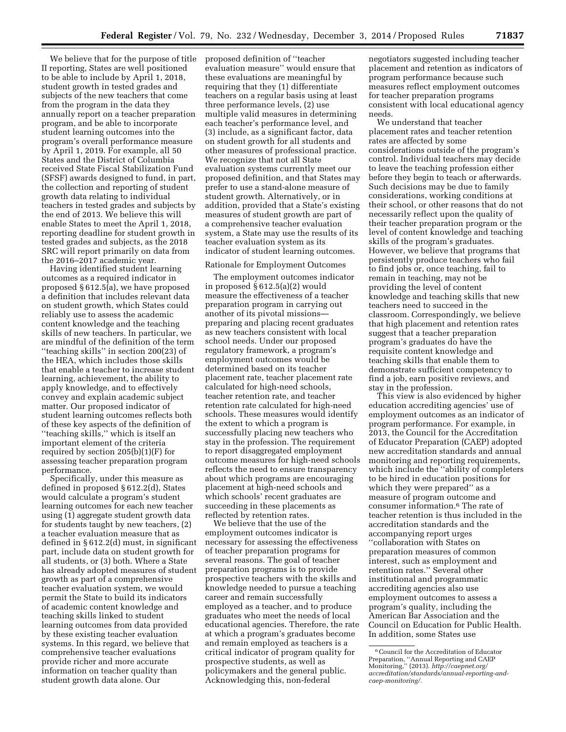We believe that for the purpose of title II reporting, States are well positioned to be able to include by April 1, 2018, student growth in tested grades and subjects of the new teachers that come from the program in the data they annually report on a teacher preparation program, and be able to incorporate student learning outcomes into the program's overall performance measure by April 1, 2019. For example, all 50 States and the District of Columbia received State Fiscal Stabilization Fund (SFSF) awards designed to fund, in part, the collection and reporting of student growth data relating to individual teachers in tested grades and subjects by the end of 2013. We believe this will enable States to meet the April 1, 2018, reporting deadline for student growth in tested grades and subjects, as the 2018 SRC will report primarily on data from the 2016–2017 academic year.

Having identified student learning outcomes as a required indicator in proposed § 612.5(a), we have proposed a definition that includes relevant data on student growth, which States could reliably use to assess the academic content knowledge and the teaching skills of new teachers. In particular, we are mindful of the definition of the term ''teaching skills'' in section 200(23) of the HEA, which includes those skills that enable a teacher to increase student learning, achievement, the ability to apply knowledge, and to effectively convey and explain academic subject matter. Our proposed indicator of student learning outcomes reflects both of these key aspects of the definition of ''teaching skills,'' which is itself an important element of the criteria required by section 205(b)(1)(F) for assessing teacher preparation program performance.

Specifically, under this measure as defined in proposed § 612.2(d), States would calculate a program's student learning outcomes for each new teacher using (1) aggregate student growth data for students taught by new teachers, (2) a teacher evaluation measure that as defined in § 612.2(d) must, in significant part, include data on student growth for all students, or (3) both. Where a State has already adopted measures of student growth as part of a comprehensive teacher evaluation system, we would permit the State to build its indicators of academic content knowledge and teaching skills linked to student learning outcomes from data provided by these existing teacher evaluation systems. In this regard, we believe that comprehensive teacher evaluations provide richer and more accurate information on teacher quality than student growth data alone. Our proposed definition of ''teacher evaluation measure'' would ensure that these evaluations are meaningful by requiring that they (1) differentiate teachers on a regular basis using at least three performance levels, (2) use multiple valid measures in determining each teacher's performance level, and (3) include, as a significant factor, data on student growth for all students and other measures of professional practice. We recognize that not all State evaluation systems currently meet our proposed definition, and that States may prefer to use a stand-alone measure of student growth. Alternatively, or in addition, provided that a State's existing measures of student growth are part of a comprehensive teacher evaluation system, a State may use the results of its teacher evaluation system as its indicator of student learning outcomes.

Rationale for Employment Outcomes

The employment outcomes indicator in proposed § 612.5(a)(2) would measure the effectiveness of a teacher preparation program in carrying out another of its pivotal missions—preparing and placing recent graduates as new teachers consistent with local school needs. Under our proposed regulatory framework, a program's employment outcomes would be determined based on its teacher placement rate, teacher placement rate calculated for high-need schools, teacher retention rate, and teacher retention rate calculated for high-need schools. These measures would identify the extent to which a program is successfully placing new teachers who stay in the profession. The requirement to report disaggregated employment outcome measures for high-need schools reflects the need to ensure transparency about which programs are encouraging placement at high-need schools and which schools' recent graduates are succeeding in these placements as reflected by retention rates.

We believe that the use of the employment outcomes indicator is necessary for assessing the effectiveness of teacher preparation programs for several reasons. The goal of teacher preparation programs is to provide prospective teachers with the skills and knowledge needed to pursue a teaching career and remain successfully employed as a teacher, and to produce graduates who meet the needs of local educational agencies. Therefore, the rate at which a program's graduates become and remain employed as teachers is a critical indicator of program quality for prospective students, as well as policymakers and the general public. Acknowledging this, non-federal negotiators suggested including teacher placement and retention as indicators of program performance because such measures reflect employment outcomes for teacher preparation programs consistent with local educational agency needs.

We understand that teacher placement rates and teacher retention rates are affected by some considerations outside of the program's control. Individual teachers may decide to leave the teaching profession either before they begin to teach or afterwards. Such decisions may be due to family considerations, working conditions at their school, or other reasons that do not necessarily reflect upon the quality of their teacher preparation program or the level of content knowledge and teaching skills of the program's graduates. However, we believe that programs that persistently produce teachers who fail to find jobs or, once teaching, fail to remain in teaching, may not be providing the level of content knowledge and teaching skills that new teachers need to succeed in the classroom. Correspondingly, we believe that high placement and retention rates suggest that a teacher preparation program's graduates do have the requisite content knowledge and teaching skills that enable them to demonstrate sufficient competency to find a job, earn positive reviews, and stay in the profession.

This view is also evidenced by higher education accrediting agencies' use of employment outcomes as an indicator of program performance. For example, in 2013, the Council for the Accreditation of Educator Preparation (CAEP) adopted new accreditation standards and annual monitoring and reporting requirements, which include the ''ability of completers to be hired in education positions for which they were prepared'' as a measure of program outcome and consumer information.[6] The rate of teacher retention is thus included in the accreditation standards and the accompanying report urges ''collaboration with States on preparation measures of common interest, such as employment and retention rates.'' Several other institutional and programmatic accrediting agencies also use employment outcomes to assess a program's quality, including the American Bar Association and the Council on Education for Public Health. In addition, some States use

[6] Council for the Accreditation of Educator Preparation, ''Annual Reporting and CAEP Monitoring,'' (2013). *http://caepnet.org/accreditation/standards/annual-reporting-and-caep-monitoring/.*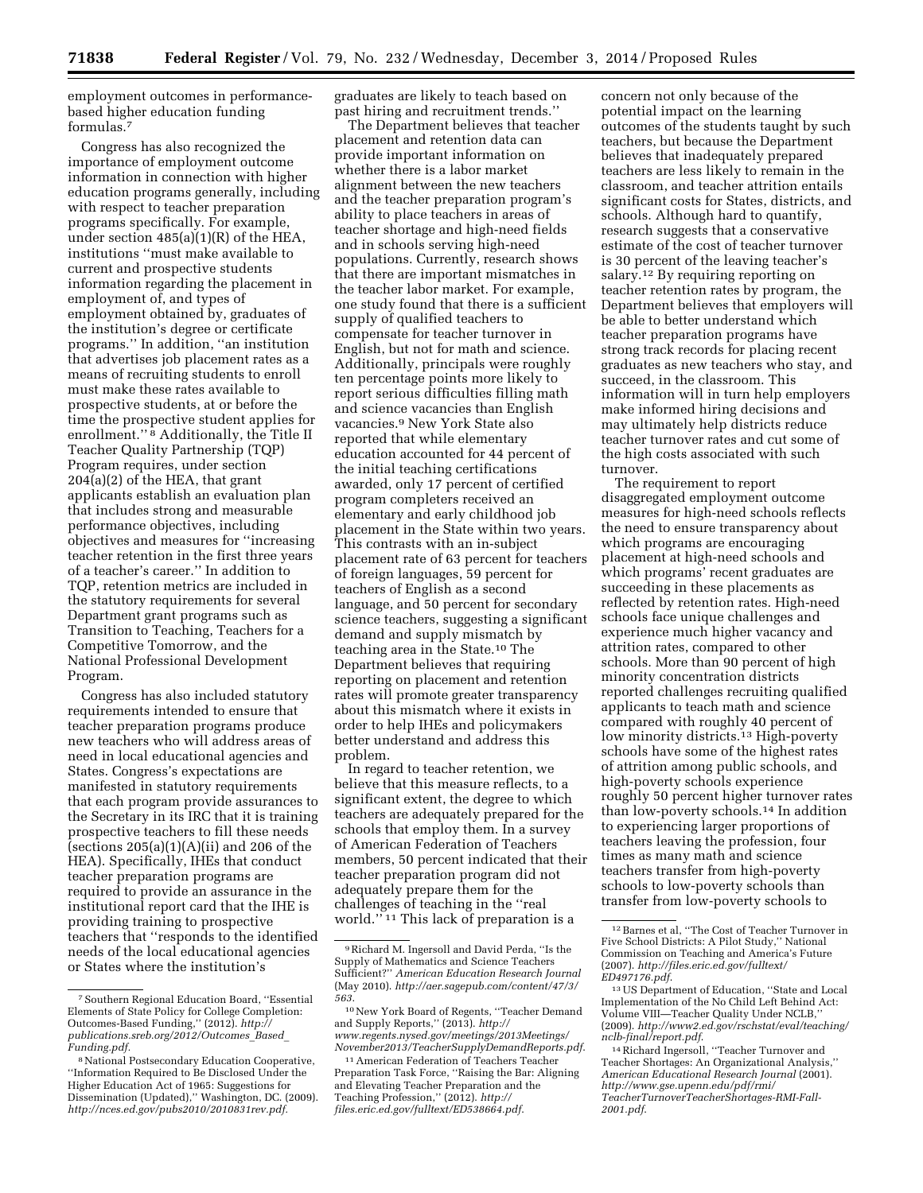employment outcomes in performance-based higher education funding formulas.[7]

Congress has also recognized the importance of employment outcome information in connection with higher education programs generally, including with respect to teacher preparation programs specifically. For example, under section 485(a)(1)(R) of the HEA, institutions "must make available to current and prospective students information regarding the placement in employment of, and types of employment obtained by, graduates of the institution's degree or certificate programs." In addition, "an institution that advertises job placement rates as a means of recruiting students to enroll must make these rates available to prospective students, at or before the time the prospective student applies for enrollment."[8] Additionally, the Title II Teacher Quality Partnership (TQP) Program requires, under section 204(a)(2) of the HEA, that grant applicants establish an evaluation plan that includes strong and measurable performance objectives, including objectives and measures for "increasing teacher retention in the first three years of a teacher's career." In addition to TQP, retention metrics are included in the statutory requirements for several Department grant programs such as Transition to Teaching, Teachers for a Competitive Tomorrow, and the National Professional Development Program.

Congress has also included statutory requirements intended to ensure that teacher preparation programs produce new teachers who will address areas of need in local educational agencies and States. Congress's expectations are manifested in statutory requirements that each program provide assurances to the Secretary in its IRC that it is training prospective teachers to fill these needs (sections 205(a)(1)(A)(ii) and 206 of the HEA). Specifically, IHEs that conduct teacher preparation programs are required to provide an assurance in the institutional report card that the IHE is providing training to prospective teachers that "responds to the identified needs of the local educational agencies or States where the institution's graduates are likely to teach based on past hiring and recruitment trends."

The Department believes that teacher placement and retention data can provide important information on whether there is a labor market alignment between the new teachers and the teacher preparation program's ability to place teachers in areas of teacher shortage and high-need fields and in schools serving high-need populations. Currently, research shows that there are important mismatches in the teacher labor market. For example, one study found that there is a sufficient supply of qualified teachers to compensate for teacher turnover in English, but not for math and science. Additionally, principals were roughly ten percentage points more likely to report serious difficulties filling math and science vacancies than English vacancies.[9] New York State also reported that while elementary education accounted for 44 percent of the initial teaching certifications awarded, only 17 percent of certified program completers received an elementary and early childhood job placement in the State within two years. This contrasts with an in-subject placement rate of 63 percent for teachers of foreign languages, 59 percent for teachers of English as a second language, and 50 percent for secondary science teachers, suggesting a significant demand and supply mismatch by teaching area in the State.[10] The Department believes that requiring reporting on placement and retention rates will promote greater transparency about this mismatch where it exists in order to help IHEs and policymakers better understand and address this problem.

In regard to teacher retention, we believe that this measure reflects, to a significant extent, the degree to which teachers are adequately prepared for the schools that employ them. In a survey of American Federation of Teachers members, 50 percent indicated that their teacher preparation program did not adequately prepare them for the challenges of teaching in the "real world."[11] This lack of preparation is a concern not only because of the potential impact on the learning outcomes of the students taught by such teachers, but because the Department believes that inadequately prepared teachers are less likely to remain in the classroom, and teacher attrition entails significant costs for States, districts, and schools. Although hard to quantify, research suggests that a conservative estimate of the cost of teacher turnover is 30 percent of the leaving teacher's salary.[12] By requiring reporting on teacher retention rates by program, the Department believes that employers will be able to better understand which teacher preparation programs have strong track records for placing recent graduates as new teachers who stay, and succeed, in the classroom. This information will in turn help employers make informed hiring decisions and may ultimately help districts reduce teacher turnover rates and cut some of the high costs associated with such turnover.

The requirement to report disaggregated employment outcome measures for high-need schools reflects the need to ensure transparency about which programs are encouraging placement at high-need schools and which programs' recent graduates are succeeding in these placements as reflected by retention rates. High-need schools face unique challenges and experience much higher vacancy and attrition rates, compared to other schools. More than 90 percent of high minority concentration districts reported challenges recruiting qualified applicants to teach math and science compared with roughly 40 percent of low minority districts.[13] High-poverty schools have some of the highest rates of attrition among public schools, and high-poverty schools experience roughly 50 percent higher turnover rates than low-poverty schools.[14] In addition to experiencing larger proportions of teachers leaving the profession, four times as many math and science teachers transfer from high-poverty schools to low-poverty schools than transfer from low-poverty schools to

---

[7] Southern Regional Education Board, "Essential Elements of State Policy for College Completion: Outcomes-Based Funding," (2012). *http://publications.sreb.org/2012/Outcomes_Based_Funding.pdf*.

[8] National Postsecondary Education Cooperative, "Information Required to Be Disclosed Under the Higher Education Act of 1965: Suggestions for Dissemination (Updated)," Washington, DC. (2009). *http://nces.ed.gov/pubs2010/2010831rev.pdf*.

[9] Richard M. Ingersoll and David Perda, "Is the Supply of Mathematics and Science Teachers Sufficient?" *American Education Research Journal* (May 2010). *http://aer.sagepub.com/content/47/3/563*.

[10] New York Board of Regents, "Teacher Demand and Supply Reports," (2013). *http://www.regents.nysed.gov/meetings/2013Meetings/November2013/TeacherSupplyDemandReports.pdf*.

[11] American Federation of Teachers Teacher Preparation Task Force, "Raising the Bar: Aligning and Elevating Teacher Preparation and the Teaching Profession," (2012). *http://files.eric.ed.gov/fulltext/ED538664.pdf*.

[12] Barnes et al, "The Cost of Teacher Turnover in Five School Districts: A Pilot Study," National Commission on Teaching and America's Future (2007). *http://files.eric.ed.gov/fulltext/ED497176.pdf*.

[13] US Department of Education, "State and Local Implementation of the No Child Left Behind Act: Volume VIII—Teacher Quality Under NCLB," (2009). *http://www2.ed.gov/rschstat/eval/teaching/nclb-final/report.pdf*.

[14] Richard Ingersoll, "Teacher Turnover and Teacher Shortages: An Organizational Analysis," *American Educational Research Journal* (2001). *http://www.gse.upenn.edu/pdf/rmi/TeacherTurnoverTeacherShortages-RMI-Fall-2001.pdf*.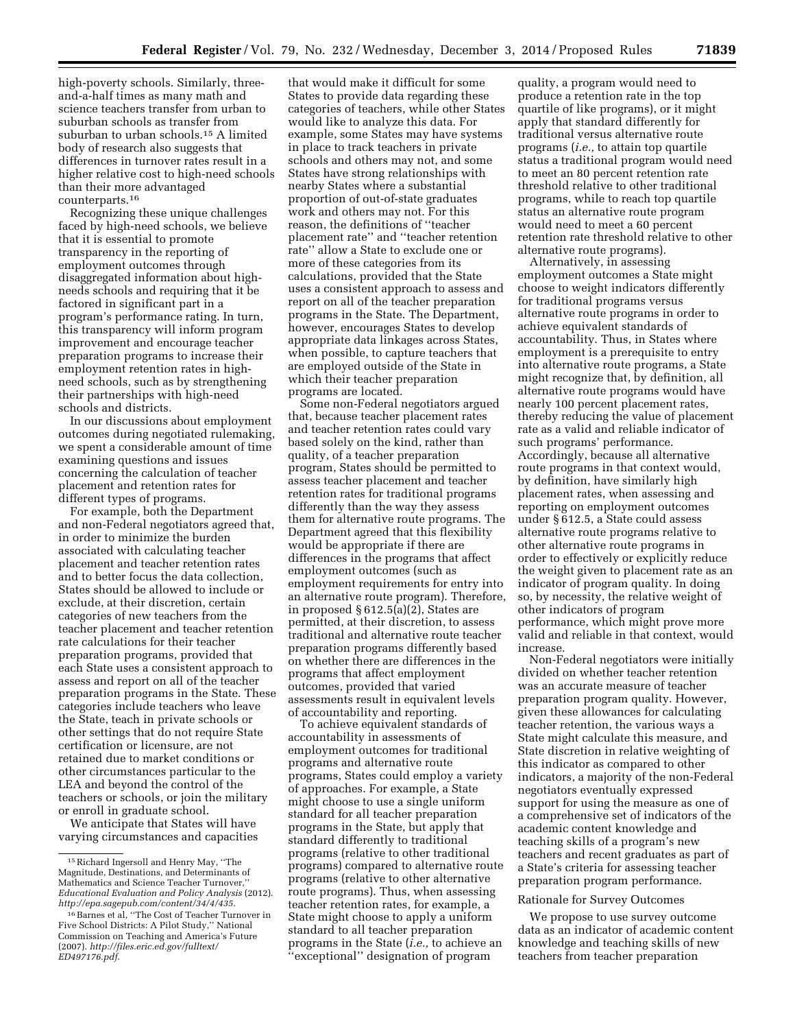high-poverty schools. Similarly, three-and-a-half times as many math and science teachers transfer from urban to suburban schools as transfer from suburban to urban schools.[15] A limited body of research also suggests that differences in turnover rates result in a higher relative cost to high-need schools than their more advantaged counterparts.[16]

Recognizing these unique challenges faced by high-need schools, we believe that it is essential to promote transparency in the reporting of employment outcomes through disaggregated information about high-needs schools and requiring that it be factored in significant part in a program's performance rating. In turn, this transparency will inform program improvement and encourage teacher preparation programs to increase their employment retention rates in high-need schools, such as by strengthening their partnerships with high-need schools and districts.

In our discussions about employment outcomes during negotiated rulemaking, we spent a considerable amount of time examining questions and issues concerning the calculation of teacher placement and retention rates for different types of programs.

For example, both the Department and non-Federal negotiators agreed that, in order to minimize the burden associated with calculating teacher placement and teacher retention rates and to better focus the data collection, States should be allowed to include or exclude, at their discretion, certain categories of new teachers from the teacher placement and teacher retention rate calculations for their teacher preparation programs, provided that each State uses a consistent approach to assess and report on all of the teacher preparation programs in the State. These categories include teachers who leave the State, teach in private schools or other settings that do not require State certification or licensure, are not retained due to market conditions or other circumstances particular to the LEA and beyond the control of the teachers or schools, or join the military or enroll in graduate school.

We anticipate that States will have varying circumstances and capacities that would make it difficult for some States to provide data regarding these categories of teachers, while other States would like to analyze this data. For example, some States may have systems in place to track teachers in private schools and others may not, and some States have strong relationships with nearby States where a substantial proportion of out-of-state graduates work and others may not. For this reason, the definitions of "teacher placement rate" and "teacher retention rate" allow a State to exclude one or more of these categories from its calculations, provided that the State uses a consistent approach to assess and report on all of the teacher preparation programs in the State. The Department, however, encourages States to develop appropriate data linkages across States, when possible, to capture teachers that are employed outside of the State in which their teacher preparation programs are located.

Some non-Federal negotiators argued that, because teacher placement rates and teacher retention rates could vary based solely on the kind, rather than quality, of a teacher preparation program, States should be permitted to assess teacher placement and teacher retention rates for traditional programs differently than the way they assess them for alternative route programs. The Department agreed that this flexibility would be appropriate if there are differences in the programs that affect employment outcomes (such as employment requirements for entry into an alternative route program). Therefore, in proposed § 612.5(a)(2), States are permitted, at their discretion, to assess traditional and alternative route teacher preparation programs differently based on whether there are differences in the programs that affect employment outcomes, provided that varied assessments result in equivalent levels of accountability and reporting.

To achieve equivalent standards of accountability in assessments of employment outcomes for traditional programs and alternative route programs, States could employ a variety of approaches. For example, a State might choose to use a single uniform standard for all teacher preparation programs in the State, but apply that standard differently to traditional programs (relative to other traditional programs) compared to alternative route programs (relative to other alternative route programs). Thus, when assessing teacher retention rates, for example, a State might choose to apply a uniform standard to all teacher preparation programs in the State (*i.e.,* to achieve an "exceptional" designation of program quality, a program would need to produce a retention rate in the top quartile of like programs), or it might apply that standard differently for traditional versus alternative route programs (*i.e.,* to attain top quartile status a traditional program would need to meet an 80 percent retention rate threshold relative to other traditional programs, while to reach top quartile status an alternative route program would need to meet a 60 percent retention rate threshold relative to other alternative route programs).

Alternatively, in assessing employment outcomes a State might choose to weight indicators differently for traditional programs versus alternative route programs in order to achieve equivalent standards of accountability. Thus, in States where employment is a prerequisite to entry into alternative route programs, a State might recognize that, by definition, all alternative route programs would have nearly 100 percent placement rates, thereby reducing the value of placement rate as a valid and reliable indicator of such programs' performance. Accordingly, because all alternative route programs in that context would, by definition, have similarly high placement rates, when assessing and reporting on employment outcomes under § 612.5, a State could assess alternative route programs relative to other alternative route programs in order to effectively or explicitly reduce the weight given to placement rate as an indicator of program quality. In doing so, by necessity, the relative weight of other indicators of program performance, which might prove more valid and reliable in that context, would increase.

Non-Federal negotiators were initially divided on whether teacher retention was an accurate measure of teacher preparation program quality. However, given these allowances for calculating teacher retention, the various ways a State might calculate this measure, and State discretion in relative weighting of this indicator as compared to other indicators, a majority of the non-Federal negotiators eventually expressed support for using the measure as one of a comprehensive set of indicators of the academic content knowledge and teaching skills of a program's new teachers and recent graduates as part of a State's criteria for assessing teacher preparation program performance.

Rationale for Survey Outcomes

We propose to use survey outcome data as an indicator of academic content knowledge and teaching skills of new teachers from teacher preparation

---

[15] Richard Ingersoll and Henry May, "The Magnitude, Destinations, and Determinants of Mathematics and Science Teacher Turnover," *Educational Evaluation and Policy Analysis* (2012). *http://epa.sagepub.com/content/34/4/435.*

[16] Barnes et al, "The Cost of Teacher Turnover in Five School Districts: A Pilot Study," National Commission on Teaching and America's Future (2007). *http://files.eric.ed.gov/fulltext/ED497176.pdf.*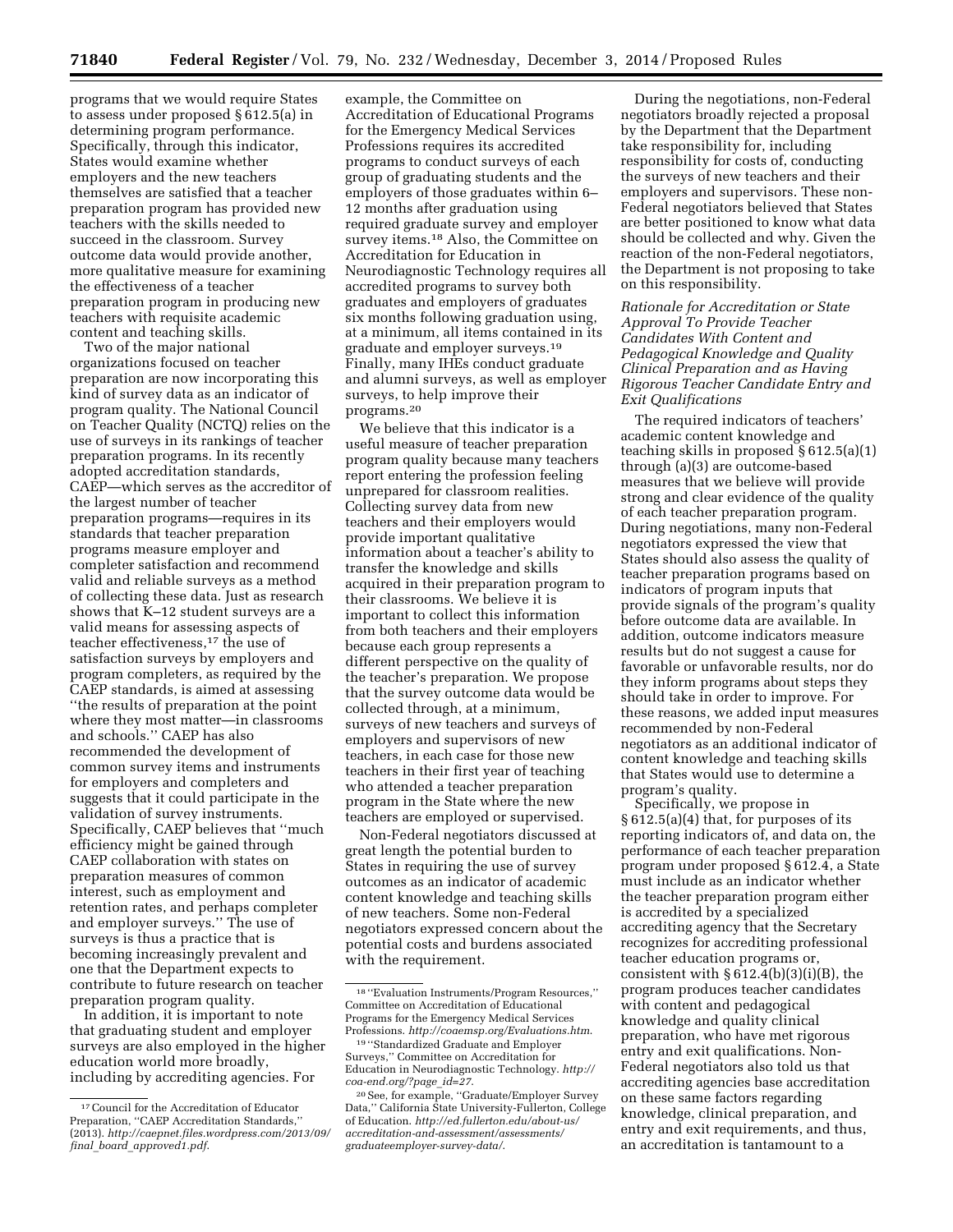programs that we would require States to assess under proposed § 612.5(a) in determining program performance. Specifically, through this indicator, States would examine whether employers and the new teachers themselves are satisfied that a teacher preparation program has provided new teachers with the skills needed to succeed in the classroom. Survey outcome data would provide another, more qualitative measure for examining the effectiveness of a teacher preparation program in producing new teachers with requisite academic content and teaching skills.

Two of the major national organizations focused on teacher preparation are now incorporating this kind of survey data as an indicator of program quality. The National Council on Teacher Quality (NCTQ) relies on the use of surveys in its rankings of teacher preparation programs. In its recently adopted accreditation standards, CAEP—which serves as the accreditor of the largest number of teacher preparation programs—requires in its standards that teacher preparation programs measure employer and completer satisfaction and recommend valid and reliable surveys as a method of collecting these data. Just as research shows that K–12 student surveys are a valid means for assessing aspects of teacher effectiveness,[17] the use of satisfaction surveys by employers and program completers, as required by the CAEP standards, is aimed at assessing ''the results of preparation at the point where they most matter—in classrooms and schools.'' CAEP has also recommended the development of common survey items and instruments for employers and completers and suggests that it could participate in the validation of survey instruments. Specifically, CAEP believes that ''much efficiency might be gained through CAEP collaboration with states on preparation measures of common interest, such as employment and retention rates, and perhaps completer and employer surveys.'' The use of surveys is thus a practice that is becoming increasingly prevalent and one that the Department expects to contribute to future research on teacher preparation program quality.

In addition, it is important to note that graduating student and employer surveys are also employed in the higher education world more broadly, including by accrediting agencies. For example, the Committee on Accreditation of Educational Programs for the Emergency Medical Services Professions requires its accredited programs to conduct surveys of each group of graduating students and the employers of those graduates within 6–12 months after graduation using required graduate survey and employer survey items.[18] Also, the Committee on Accreditation for Education in Neurodiagnostic Technology requires all accredited programs to survey both graduates and employers of graduates six months following graduation using, at a minimum, all items contained in its graduate and employer surveys.[19] Finally, many IHEs conduct graduate and alumni surveys, as well as employer surveys, to help improve their programs.[20]

We believe that this indicator is a useful measure of teacher preparation program quality because many teachers report entering the profession feeling unprepared for classroom realities. Collecting survey data from new teachers and their employers would provide important qualitative information about a teacher's ability to transfer the knowledge and skills acquired in their preparation program to their classrooms. We believe it is important to collect this information from both teachers and their employers because each group represents a different perspective on the quality of the teacher's preparation. We propose that the survey outcome data would be collected through, at a minimum, surveys of new teachers and surveys of employers and supervisors of new teachers, in each case for those new teachers in their first year of teaching who attended a teacher preparation program in the State where the new teachers are employed or supervised.

Non-Federal negotiators discussed at great length the potential burden to States in requiring the use of survey outcomes as an indicator of academic content knowledge and teaching skills of new teachers. Some non-Federal negotiators expressed concern about the potential costs and burdens associated with the requirement.

During the negotiations, non-Federal negotiators broadly rejected a proposal by the Department that the Department take responsibility for, including responsibility for costs of, conducting the surveys of new teachers and their employers and supervisors. These non-Federal negotiators believed that States are better positioned to know what data should be collected and why. Given the reaction of the non-Federal negotiators, the Department is not proposing to take on this responsibility.

*Rationale for Accreditation or State Approval To Provide Teacher Candidates With Content and Pedagogical Knowledge and Quality Clinical Preparation and as Having Rigorous Teacher Candidate Entry and Exit Qualifications*

The required indicators of teachers' academic content knowledge and teaching skills in proposed § 612.5(a)(1) through (a)(3) are outcome-based measures that we believe will provide strong and clear evidence of the quality of each teacher preparation program. During negotiations, many non-Federal negotiators expressed the view that States should also assess the quality of teacher preparation programs based on indicators of program inputs that provide signals of the program's quality before outcome data are available. In addition, outcome indicators measure results but do not suggest a cause for favorable or unfavorable results, nor do they inform programs about steps they should take in order to improve. For these reasons, we added input measures recommended by non-Federal negotiators as an additional indicator of content knowledge and teaching skills that States would use to determine a program's quality.

Specifically, we propose in § 612.5(a)(4) that, for purposes of its reporting indicators of, and data on, the performance of each teacher preparation program under proposed § 612.4, a State must include as an indicator whether the teacher preparation program either is accredited by a specialized accrediting agency that the Secretary recognizes for accrediting professional teacher education programs or, consistent with § 612.4(b)(3)(i)(B), the program produces teacher candidates with content and pedagogical knowledge and quality clinical preparation, who have met rigorous entry and exit qualifications. Non-Federal negotiators also told us that accrediting agencies base accreditation on these same factors regarding knowledge, clinical preparation, and entry and exit requirements, and thus, an accreditation is tantamount to a

---

[17] Council for the Accreditation of Educator Preparation, ''CAEP Accreditation Standards,'' (2013). *http://caepnet.files.wordpress.com/2013/09/final_board_approved1.pdf*.

[18] ''Evaluation Instruments/Program Resources,'' Committee on Accreditation of Educational Programs for the Emergency Medical Services Professions. *http://coaemsp.org/Evaluations.htm*.

[19] ''Standardized Graduate and Employer Surveys,'' Committee on Accreditation for Education in Neurodiagnostic Technology. *http://coa-end.org/?page_id=27*.

[20] See, for example, ''Graduate/Employer Survey Data,'' California State University-Fullerton, College of Education. *http://ed.fullerton.edu/about-us/accreditation-and-assessment/assessments/graduateemployer-survey-data/*.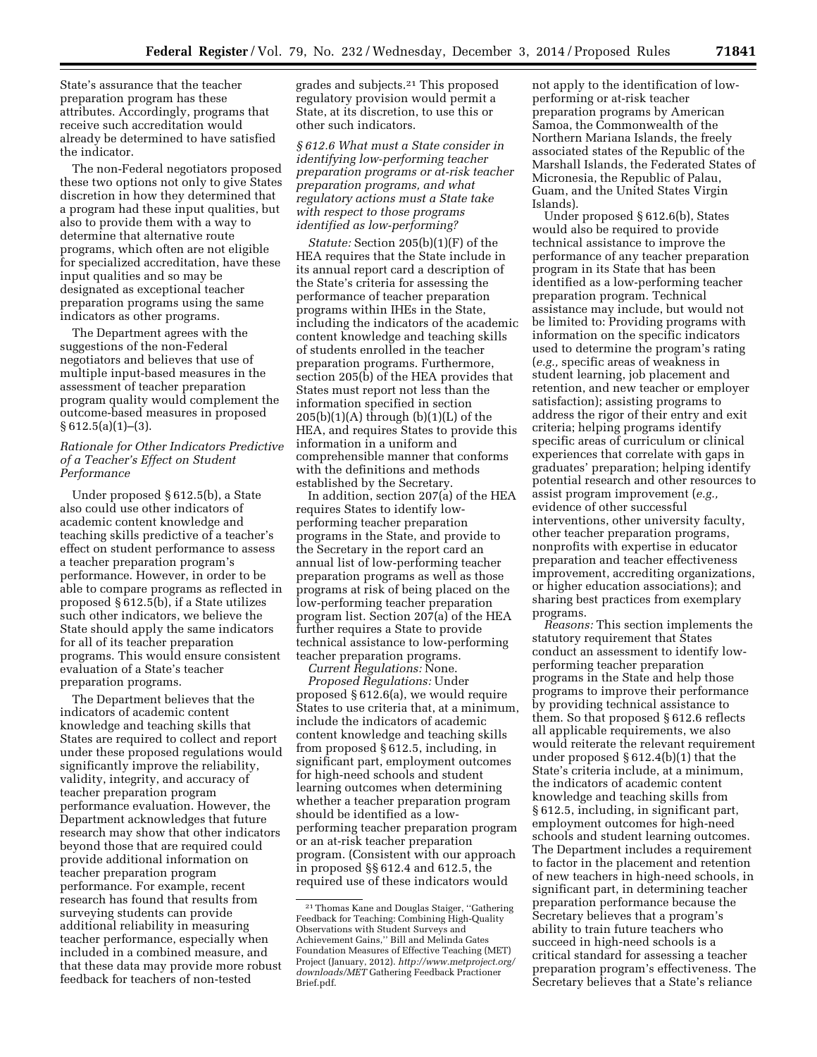State's assurance that the teacher preparation program has these attributes. Accordingly, programs that receive such accreditation would already be determined to have satisfied the indicator.

The non-Federal negotiators proposed these two options not only to give States discretion in how they determined that a program had these input qualities, but also to provide them with a way to determine that alternative route programs, which often are not eligible for specialized accreditation, have these input qualities and so may be designated as exceptional teacher preparation programs using the same indicators as other programs.

The Department agrees with the suggestions of the non-Federal negotiators and believes that use of multiple input-based measures in the assessment of teacher preparation program quality would complement the outcome-based measures in proposed § 612.5(a)(1)–(3).

*Rationale for Other Indicators Predictive of a Teacher's Effect on Student Performance*

Under proposed § 612.5(b), a State also could use other indicators of academic content knowledge and teaching skills predictive of a teacher's effect on student performance to assess a teacher preparation program's performance. However, in order to be able to compare programs as reflected in proposed § 612.5(b), if a State utilizes such other indicators, we believe the State should apply the same indicators for all of its teacher preparation programs. This would ensure consistent evaluation of a State's teacher preparation programs.

The Department believes that the indicators of academic content knowledge and teaching skills that States are required to collect and report under these proposed regulations would significantly improve the reliability, validity, integrity, and accuracy of teacher preparation program performance evaluation. However, the Department acknowledges that future research may show that other indicators beyond those that are required could provide additional information on teacher preparation program performance. For example, recent research has found that results from surveying students can provide additional reliability in measuring teacher performance, especially when included in a combined measure, and that these data may provide more robust feedback for teachers of non-tested grades and subjects.[21] This proposed regulatory provision would permit a State, at its discretion, to use this or other such indicators.

*§ 612.6 What must a State consider in identifying low-performing teacher preparation programs or at-risk teacher preparation programs, and what regulatory actions must a State take with respect to those programs identified as low-performing?*

*Statute:* Section 205(b)(1)(F) of the HEA requires that the State include in its annual report card a description of the State's criteria for assessing the performance of teacher preparation programs within IHEs in the State, including the indicators of the academic content knowledge and teaching skills of students enrolled in the teacher preparation programs. Furthermore, section 205(b) of the HEA provides that States must report not less than the information specified in section 205(b)(1)(A) through (b)(1)(L) of the HEA, and requires States to provide this information in a uniform and comprehensible manner that conforms with the definitions and methods established by the Secretary.

In addition, section 207(a) of the HEA requires States to identify low-performing teacher preparation programs in the State, and provide to the Secretary in the report card an annual list of low-performing teacher preparation programs as well as those programs at risk of being placed on the low-performing teacher preparation program list. Section 207(a) of the HEA further requires a State to provide technical assistance to low-performing teacher preparation programs.

*Current Regulations:* None.

*Proposed Regulations:* Under proposed § 612.6(a), we would require States to use criteria that, at a minimum, include the indicators of academic content knowledge and teaching skills from proposed § 612.5, including, in significant part, employment outcomes for high-need schools and student learning outcomes when determining whether a teacher preparation program should be identified as a low-performing teacher preparation program or an at-risk teacher preparation program. (Consistent with our approach in proposed §§ 612.4 and 612.5, the required use of these indicators would not apply to the identification of low-performing or at-risk teacher preparation programs by American Samoa, the Commonwealth of the Northern Mariana Islands, the freely associated states of the Republic of the Marshall Islands, the Federated States of Micronesia, the Republic of Palau, Guam, and the United States Virgin Islands).

Under proposed § 612.6(b), States would also be required to provide technical assistance to improve the performance of any teacher preparation program in its State that has been identified as a low-performing teacher preparation program. Technical assistance may include, but would not be limited to: Providing programs with information on the specific indicators used to determine the program's rating (*e.g.,* specific areas of weakness in student learning, job placement and retention, and new teacher or employer satisfaction); assisting programs to address the rigor of their entry and exit criteria; helping programs identify specific areas of curriculum or clinical experiences that correlate with gaps in graduates' preparation; helping identify potential research and other resources to assist program improvement (*e.g.,* evidence of other successful interventions, other university faculty, other teacher preparation programs, nonprofits with expertise in educator preparation and teacher effectiveness improvement, accrediting organizations, or higher education associations); and sharing best practices from exemplary programs.

*Reasons:* This section implements the statutory requirement that States conduct an assessment to identify low-performing teacher preparation programs in the State and help those programs to improve their performance by providing technical assistance to them. So that proposed § 612.6 reflects all applicable requirements, we also would reiterate the relevant requirement under proposed § 612.4(b)(1) that the State's criteria include, at a minimum, the indicators of academic content knowledge and teaching skills from § 612.5, including, in significant part, employment outcomes for high-need schools and student learning outcomes. The Department includes a requirement to factor in the placement and retention of new teachers in high-need schools, in significant part, in determining teacher preparation performance because the Secretary believes that a program's ability to train future teachers who succeed in high-need schools is a critical standard for assessing a teacher preparation program's effectiveness. The Secretary believes that a State's reliance

[21] Thomas Kane and Douglas Staiger, ''Gathering Feedback for Teaching: Combining High-Quality Observations with Student Surveys and Achievement Gains,'' Bill and Melinda Gates Foundation Measures of Effective Teaching (MET) Project (January, 2012). *http://www.metproject.org/downloads/MET* Gathering Feedback Practioner Brief.pdf.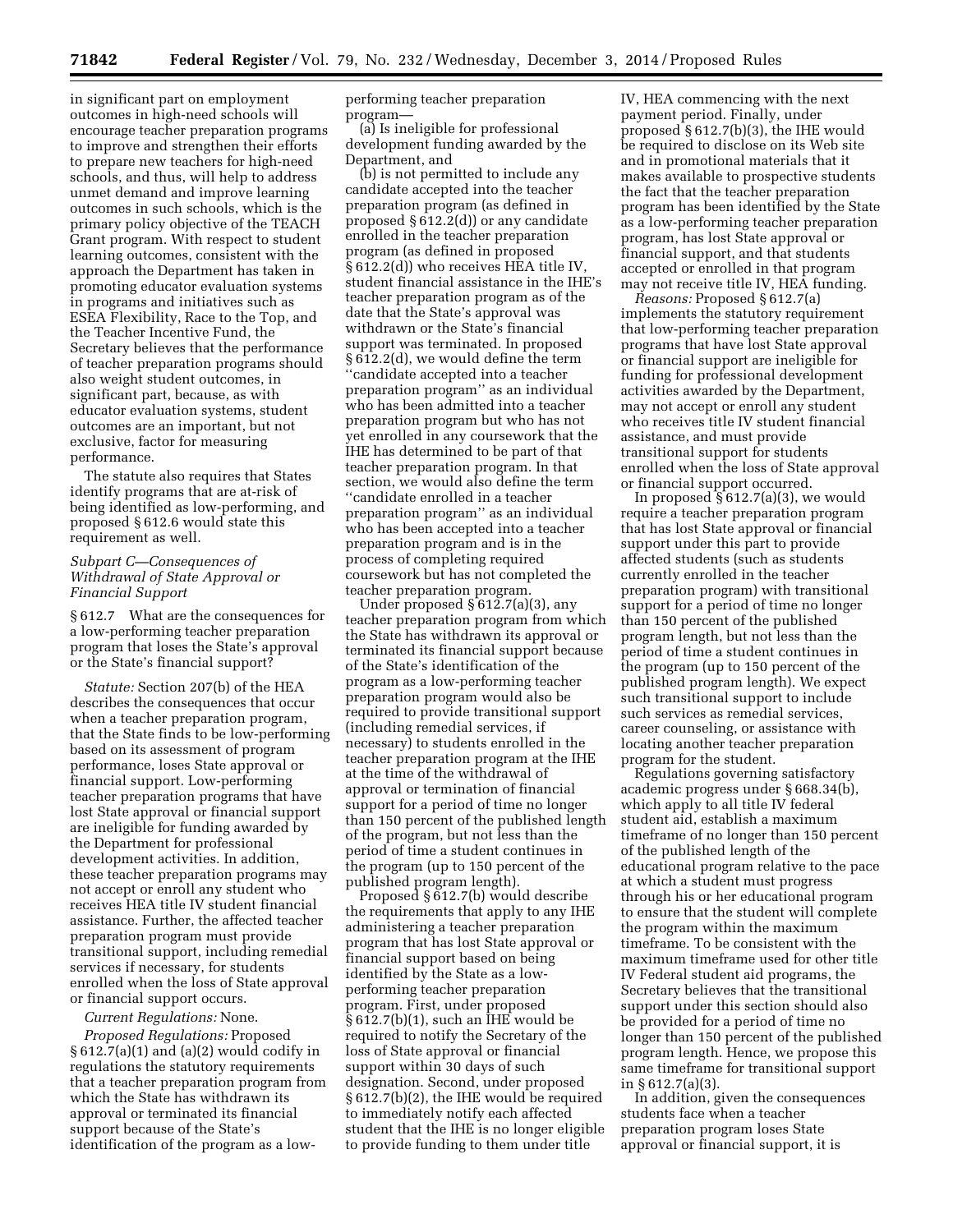in significant part on employment outcomes in high-need schools will encourage teacher preparation programs to improve and strengthen their efforts to prepare new teachers for high-need schools, and thus, will help to address unmet demand and improve learning outcomes in such schools, which is the primary policy objective of the TEACH Grant program. With respect to student learning outcomes, consistent with the approach the Department has taken in promoting educator evaluation systems in programs and initiatives such as ESEA Flexibility, Race to the Top, and the Teacher Incentive Fund, the Secretary believes that the performance of teacher preparation programs should also weight student outcomes, in significant part, because, as with educator evaluation systems, student outcomes are an important, but not exclusive, factor for measuring performance.

The statute also requires that States identify programs that are at-risk of being identified as low-performing, and proposed § 612.6 would state this requirement as well.

### *Subpart C—Consequences of Withdrawal of State Approval or Financial Support*

§ 612.7 What are the consequences for a low-performing teacher preparation program that loses the State's approval or the State's financial support?

*Statute:* Section 207(b) of the HEA describes the consequences that occur when a teacher preparation program, that the State finds to be low-performing based on its assessment of program performance, loses State approval or financial support. Low-performing teacher preparation programs that have lost State approval or financial support are ineligible for funding awarded by the Department for professional development activities. In addition, these teacher preparation programs may not accept or enroll any student who receives HEA title IV student financial assistance. Further, the affected teacher preparation program must provide transitional support, including remedial services if necessary, for students enrolled when the loss of State approval or financial support occurs.

*Current Regulations:* None.

*Proposed Regulations:* Proposed § 612.7(a)(1) and (a)(2) would codify in regulations the statutory requirements that a teacher preparation program from which the State has withdrawn its approval or terminated its financial support because of the State's identification of the program as a low-performing teacher preparation program—

(a) Is ineligible for professional development funding awarded by the Department, and

(b) is not permitted to include any candidate accepted into the teacher preparation program (as defined in proposed § 612.2(d)) or any candidate enrolled in the teacher preparation program (as defined in proposed § 612.2(d)) who receives HEA title IV, student financial assistance in the IHE's teacher preparation program as of the date that the State's approval was withdrawn or the State's financial support was terminated. In proposed § 612.2(d), we would define the term ''candidate accepted into a teacher preparation program'' as an individual who has been admitted into a teacher preparation program but who has not yet enrolled in any coursework that the IHE has determined to be part of that teacher preparation program. In that section, we would also define the term ''candidate enrolled in a teacher preparation program'' as an individual who has been accepted into a teacher preparation program and is in the process of completing required coursework but has not completed the teacher preparation program.

Under proposed § 612.7(a)(3), any teacher preparation program from which the State has withdrawn its approval or terminated its financial support because of the State's identification of the program as a low-performing teacher preparation program would also be required to provide transitional support (including remedial services, if necessary) to students enrolled in the teacher preparation program at the IHE at the time of the withdrawal of approval or termination of financial support for a period of time no longer than 150 percent of the published length of the program, but not less than the period of time a student continues in the program (up to 150 percent of the published program length).

Proposed § 612.7(b) would describe the requirements that apply to any IHE administering a teacher preparation program that has lost State approval or financial support based on being identified by the State as a low-performing teacher preparation program. First, under proposed § 612.7(b)(1), such an IHE would be required to notify the Secretary of the loss of State approval or financial support within 30 days of such designation. Second, under proposed § 612.7(b)(2), the IHE would be required to immediately notify each affected student that the IHE is no longer eligible to provide funding to them under title IV, HEA commencing with the next payment period. Finally, under proposed § 612.7(b)(3), the IHE would be required to disclose on its Web site and in promotional materials that it makes available to prospective students the fact that the teacher preparation program has been identified by the State as a low-performing teacher preparation program, has lost State approval or financial support, and that students accepted or enrolled in that program may not receive title IV, HEA funding.

*Reasons:* Proposed § 612.7(a) implements the statutory requirement that low-performing teacher preparation programs that have lost State approval or financial support are ineligible for funding for professional development activities awarded by the Department, may not accept or enroll any student who receives title IV student financial assistance, and must provide transitional support for students enrolled when the loss of State approval or financial support occurred.

In proposed § 612.7(a)(3), we would require a teacher preparation program that has lost State approval or financial support under this part to provide affected students (such as students currently enrolled in the teacher preparation program) with transitional support for a period of time no longer than 150 percent of the published program length, but not less than the period of time a student continues in the program (up to 150 percent of the published program length). We expect such transitional support to include such services as remedial services, career counseling, or assistance with locating another teacher preparation program for the student.

Regulations governing satisfactory academic progress under § 668.34(b), which apply to all title IV federal student aid, establish a maximum timeframe of no longer than 150 percent of the published length of the educational program relative to the pace at which a student must progress through his or her educational program to ensure that the student will complete the program within the maximum timeframe. To be consistent with the maximum timeframe used for other title IV Federal student aid programs, the Secretary believes that the transitional support under this section should also be provided for a period of time no longer than 150 percent of the published program length. Hence, we propose this same timeframe for transitional support in § 612.7(a)(3).

In addition, given the consequences students face when a teacher preparation program loses State approval or financial support, it is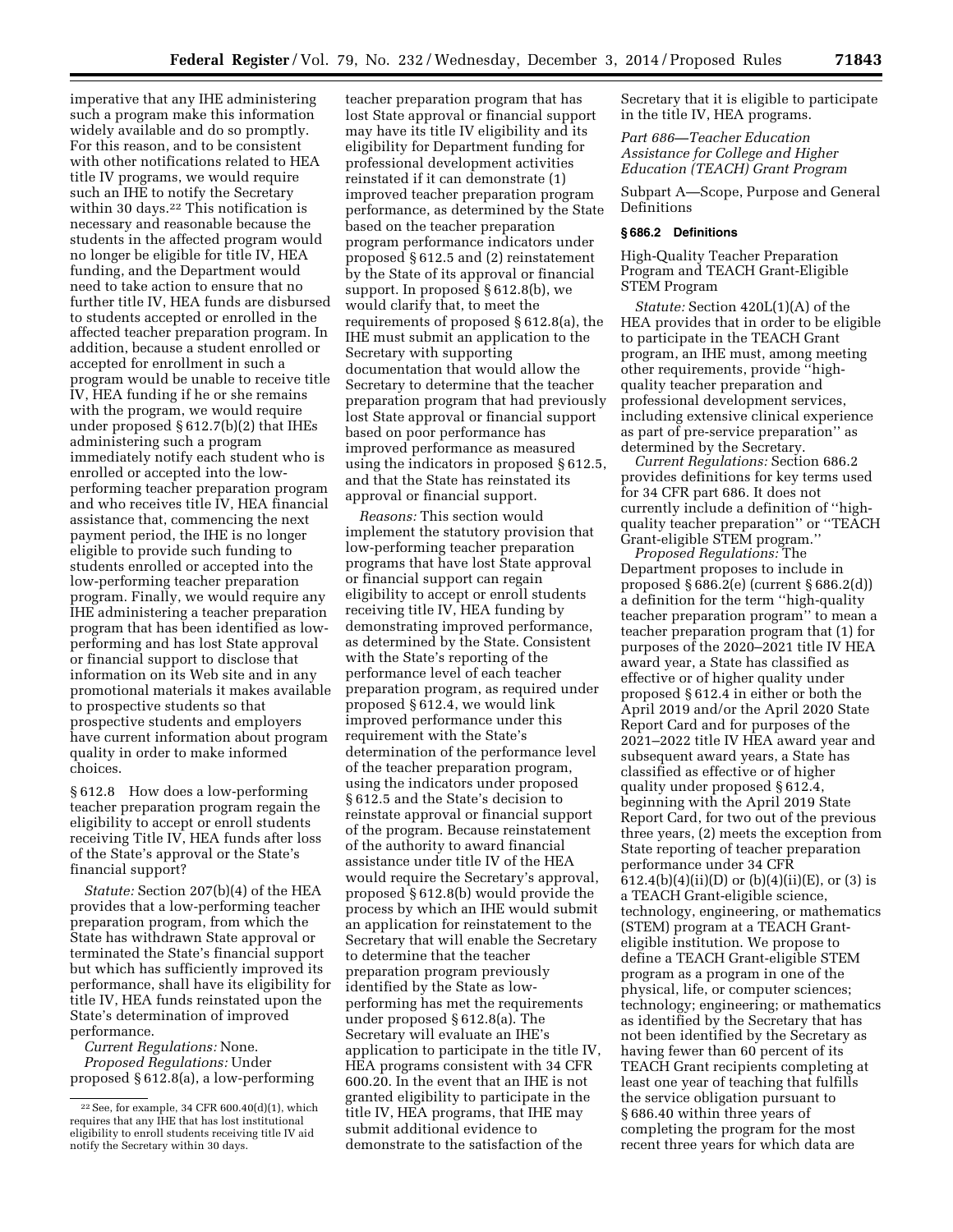imperative that any IHE administering such a program make this information widely available and do so promptly. For this reason, and to be consistent with other notifications related to HEA title IV programs, we would require such an IHE to notify the Secretary within 30 days.[22] This notification is necessary and reasonable because the students in the affected program would no longer be eligible for title IV, HEA funding, and the Department would need to take action to ensure that no further title IV, HEA funds are disbursed to students accepted or enrolled in the affected teacher preparation program. In addition, because a student enrolled or accepted for enrollment in such a program would be unable to receive title IV, HEA funding if he or she remains with the program, we would require under proposed § 612.7(b)(2) that IHEs administering such a program immediately notify each student who is enrolled or accepted into the low-performing teacher preparation program and who receives title IV, HEA financial assistance that, commencing the next payment period, the IHE is no longer eligible to provide such funding to students enrolled or accepted into the low-performing teacher preparation program. Finally, we would require any IHE administering a teacher preparation program that has been identified as low-performing and has lost State approval or financial support to disclose that information on its Web site and in any promotional materials it makes available to prospective students so that prospective students and employers have current information about program quality in order to make informed choices.

### § 612.8 How does a low-performing teacher preparation program regain the eligibility to accept or enroll students receiving Title IV, HEA funds after loss of the State's approval or the State's financial support?

*Statute:* Section 207(b)(4) of the HEA provides that a low-performing teacher preparation program, from which the State has withdrawn State approval or terminated the State's financial support but which has sufficiently improved its performance, shall have its eligibility for title IV, HEA funds reinstated upon the State's determination of improved performance.

*Current Regulations:* None.

*Proposed Regulations:* Under proposed § 612.8(a), a low-performing teacher preparation program that has lost State approval or financial support may have its title IV eligibility and its eligibility for Department funding for professional development activities reinstated if it can demonstrate (1) improved teacher preparation program performance, as determined by the State based on the teacher preparation program performance indicators under proposed § 612.5 and (2) reinstatement by the State of its approval or financial support. In proposed § 612.8(b), we would clarify that, to meet the requirements of proposed § 612.8(a), the IHE must submit an application to the Secretary with supporting documentation that would allow the Secretary to determine that the teacher preparation program that had previously lost State approval or financial support based on poor performance has improved performance as measured using the indicators in proposed § 612.5, and that the State has reinstated its approval or financial support.

*Reasons:* This section would implement the statutory provision that low-performing teacher preparation programs that have lost State approval or financial support can regain eligibility to accept or enroll students receiving title IV, HEA funding by demonstrating improved performance, as determined by the State. Consistent with the State's reporting of the performance level of each teacher preparation program, as required under proposed § 612.4, we would link improved performance under this requirement with the State's determination of the performance level of the teacher preparation program, using the indicators under proposed § 612.5 and the State's decision to reinstate approval or financial support of the program. Because reinstatement of the authority to award financial assistance under title IV of the HEA would require the Secretary's approval, proposed § 612.8(b) would provide the process by which an IHE would submit an application for reinstatement to the Secretary that will enable the Secretary to determine that the teacher preparation program previously identified by the State as low-performing has met the requirements under proposed § 612.8(a). The Secretary will evaluate an IHE's application to participate in the title IV, HEA programs consistent with 34 CFR 600.20. In the event that an IHE is not granted eligibility to participate in the title IV, HEA programs, that IHE may submit additional evidence to demonstrate to the satisfaction of the Secretary that it is eligible to participate in the title IV, HEA programs.

## *Part 686—Teacher Education Assistance for College and Higher Education (TEACH) Grant Program*

Subpart A—Scope, Purpose and General Definitions

### § 686.2 Definitions

High-Quality Teacher Preparation Program and TEACH Grant-Eligible STEM Program

*Statute:* Section 420L(1)(A) of the HEA provides that in order to be eligible to participate in the TEACH Grant program, an IHE must, among meeting other requirements, provide "high-quality teacher preparation and professional development services, including extensive clinical experience as part of pre-service preparation" as determined by the Secretary.

*Current Regulations:* Section 686.2 provides definitions for key terms used for 34 CFR part 686. It does not currently include a definition of "high-quality teacher preparation" or "TEACH Grant-eligible STEM program."

*Proposed Regulations:* The Department proposes to include in proposed § 686.2(e) (current § 686.2(d)) a definition for the term "high-quality teacher preparation program" to mean a teacher preparation program that (1) for purposes of the 2020–2021 title IV HEA award year, a State has classified as effective or of higher quality under proposed § 612.4 in either or both the April 2019 and/or the April 2020 State Report Card and for purposes of the 2021–2022 title IV HEA award year and subsequent award years, a State has classified as effective or of higher quality under proposed § 612.4, beginning with the April 2019 State Report Card, for two out of the previous three years, (2) meets the exception from State reporting of teacher preparation performance under 34 CFR 612.4(b)(4)(ii)(D) or (b)(4)(ii)(E), or (3) is a TEACH Grant-eligible science, technology, engineering, or mathematics (STEM) program at a TEACH Grant-eligible institution. We propose to define a TEACH Grant-eligible STEM program as a program in one of the physical, life, or computer sciences; technology; engineering; or mathematics as identified by the Secretary that has not been identified by the Secretary as having fewer than 60 percent of its TEACH Grant recipients completing at least one year of teaching that fulfills the service obligation pursuant to § 686.40 within three years of completing the program for the most recent three years for which data are

---

[22] See, for example, 34 CFR 600.40(d)(1), which requires that any IHE that has lost institutional eligibility to enroll students receiving title IV aid notify the Secretary within 30 days.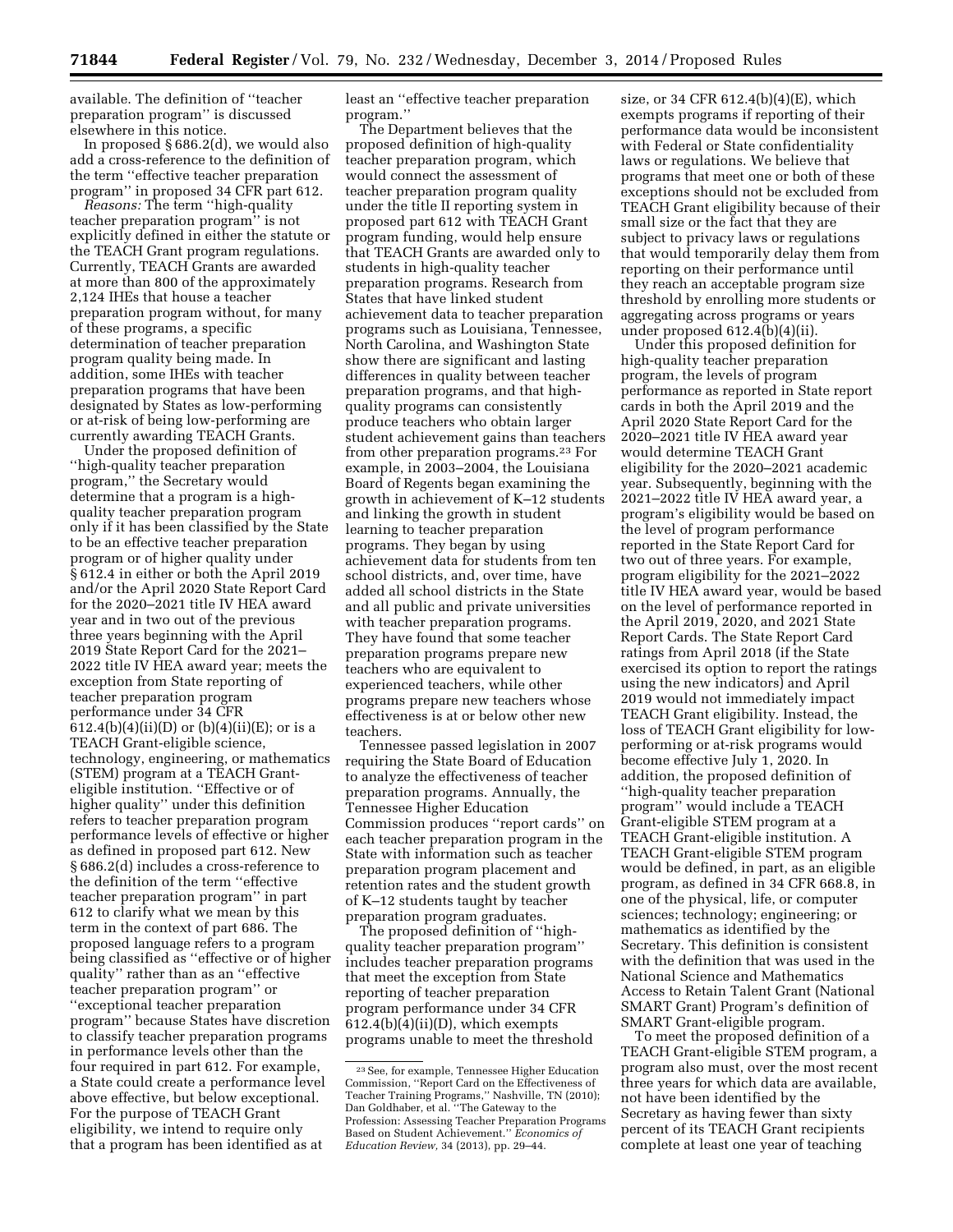available. The definition of ''teacher preparation program'' is discussed elsewhere in this notice.

In proposed § 686.2(d), we would also add a cross-reference to the definition of the term ''effective teacher preparation program'' in proposed 34 CFR part 612.

*Reasons:* The term ''high-quality teacher preparation program'' is not explicitly defined in either the statute or the TEACH Grant program regulations. Currently, TEACH Grants are awarded at more than 800 of the approximately 2,124 IHEs that house a teacher preparation program without, for many of these programs, a specific determination of teacher preparation program quality being made. In addition, some IHEs with teacher preparation programs that have been designated by States as low-performing or at-risk of being low-performing are currently awarding TEACH Grants.

Under the proposed definition of ''high-quality teacher preparation program,'' the Secretary would determine that a program is a high-quality teacher preparation program only if it has been classified by the State to be an effective teacher preparation program or of higher quality under § 612.4 in either or both the April 2019 and/or the April 2020 State Report Card for the 2020–2021 title IV HEA award year and in two out of the previous three years beginning with the April 2019 State Report Card for the 2021–2022 title IV HEA award year; meets the exception from State reporting of teacher preparation program performance under 34 CFR 612.4(b)(4)(ii)(D) or (b)(4)(ii)(E); or is a TEACH Grant-eligible science, technology, engineering, or mathematics (STEM) program at a TEACH Grant-eligible institution. ''Effective or of higher quality'' under this definition refers to teacher preparation program performance levels of effective or higher as defined in proposed part 612. New § 686.2(d) includes a cross-reference to the definition of the term ''effective teacher preparation program'' in part 612 to clarify what we mean by this term in the context of part 686. The proposed language refers to a program being classified as ''effective or of higher quality'' rather than as an ''effective teacher preparation program'' or ''exceptional teacher preparation program'' because States have discretion to classify teacher preparation programs in performance levels other than the four required in part 612. For example, a State could create a performance level above effective, but below exceptional. For the purpose of TEACH Grant eligibility, we intend to require only that a program has been identified as at least an ''effective teacher preparation program.''

The Department believes that the proposed definition of high-quality teacher preparation program, which would connect the assessment of teacher preparation program quality under the title II reporting system in proposed part 612 with TEACH Grant program funding, would help ensure that TEACH Grants are awarded only to students in high-quality teacher preparation programs. Research from States that have linked student achievement data to teacher preparation programs such as Louisiana, Tennessee, North Carolina, and Washington State show there are significant and lasting differences in quality between teacher preparation programs, and that high-quality programs can consistently produce teachers who obtain larger student achievement gains than teachers from other preparation programs.[23] For example, in 2003–2004, the Louisiana Board of Regents began examining the growth in achievement of K–12 students and linking the growth in student learning to teacher preparation programs. They began by using achievement data for students from ten school districts, and, over time, have added all school districts in the State and all public and private universities with teacher preparation programs. They have found that some teacher preparation programs prepare new teachers who are equivalent to experienced teachers, while other programs prepare new teachers whose effectiveness is at or below other new teachers.

Tennessee passed legislation in 2007 requiring the State Board of Education to analyze the effectiveness of teacher preparation programs. Annually, the Tennessee Higher Education Commission produces ''report cards'' on each teacher preparation program in the State with information such as teacher preparation program placement and retention rates and the student growth of K–12 students taught by teacher preparation program graduates.

The proposed definition of ''high-quality teacher preparation program'' includes teacher preparation programs that meet the exception from State reporting of teacher preparation program performance under 34 CFR 612.4(b)(4)(ii)(D), which exempts programs unable to meet the threshold size, or 34 CFR 612.4(b)(4)(E), which exempts programs if reporting of their performance data would be inconsistent with Federal or State confidentiality laws or regulations. We believe that programs that meet one or both of these exceptions should not be excluded from TEACH Grant eligibility because of their small size or the fact that they are subject to privacy laws or regulations that would temporarily delay them from reporting on their performance until they reach an acceptable program size threshold by enrolling more students or aggregating across programs or years under proposed 612.4(b)(4)(ii).

Under this proposed definition for high-quality teacher preparation program, the levels of program performance as reported in State report cards in both the April 2019 and the April 2020 State Report Card for the 2020–2021 title IV HEA award year would determine TEACH Grant eligibility for the 2020–2021 academic year. Subsequently, beginning with the 2021–2022 title IV HEA award year, a program's eligibility would be based on the level of program performance reported in the State Report Card for two out of three years. For example, program eligibility for the 2021–2022 title IV HEA award year, would be based on the level of performance reported in the April 2019, 2020, and 2021 State Report Cards. The State Report Card ratings from April 2018 (if the State exercised its option to report the ratings using the new indicators) and April 2019 would not immediately impact TEACH Grant eligibility. Instead, the loss of TEACH Grant eligibility for low-performing or at-risk programs would become effective July 1, 2020. In addition, the proposed definition of ''high-quality teacher preparation program'' would include a TEACH Grant-eligible STEM program at a TEACH Grant-eligible institution. A TEACH Grant-eligible STEM program would be defined, in part, as an eligible program, as defined in 34 CFR 668.8, in one of the physical, life, or computer sciences; technology; engineering; or mathematics as identified by the Secretary. This definition is consistent with the definition that was used in the National Science and Mathematics Access to Retain Talent Grant (National SMART Grant) Program's definition of SMART Grant-eligible program.

To meet the proposed definition of a TEACH Grant-eligible STEM program, a program also must, over the most recent three years for which data are available, not have been identified by the Secretary as having fewer than sixty percent of its TEACH Grant recipients complete at least one year of teaching

---

[23] See, for example, Tennessee Higher Education Commission, ''Report Card on the Effectiveness of Teacher Training Programs,'' Nashville, TN (2010); Dan Goldhaber, et al. ''The Gateway to the Profession: Assessing Teacher Preparation Programs Based on Student Achievement.'' *Economics of Education Review,* 34 (2013), pp. 29–44.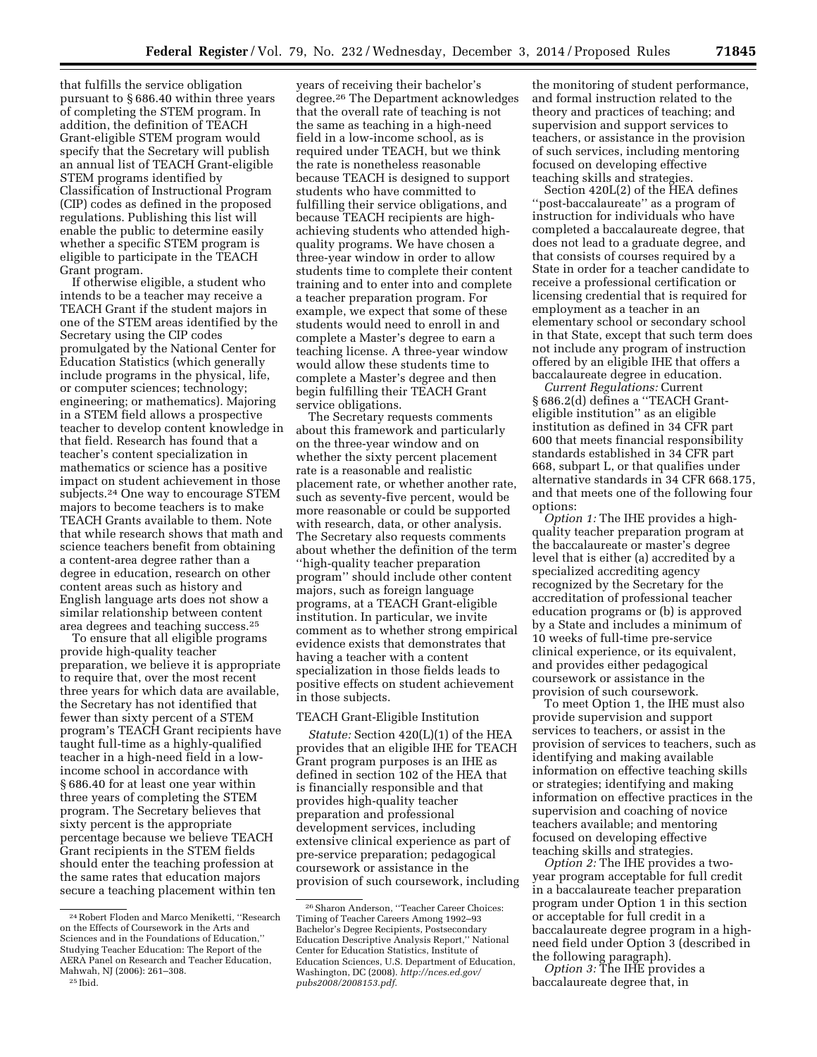that fulfills the service obligation pursuant to § 686.40 within three years of completing the STEM program. In addition, the definition of TEACH Grant-eligible STEM program would specify that the Secretary will publish an annual list of TEACH Grant-eligible STEM programs identified by Classification of Instructional Program (CIP) codes as defined in the proposed regulations. Publishing this list will enable the public to determine easily whether a specific STEM program is eligible to participate in the TEACH Grant program.

If otherwise eligible, a student who intends to be a teacher may receive a TEACH Grant if the student majors in one of the STEM areas identified by the Secretary using the CIP codes promulgated by the National Center for Education Statistics (which generally include programs in the physical, life, or computer sciences; technology; engineering; or mathematics). Majoring in a STEM field allows a prospective teacher to develop content knowledge in that field. Research has found that a teacher's content specialization in mathematics or science has a positive impact on student achievement in those subjects.[24] One way to encourage STEM majors to become teachers is to make TEACH Grants available to them. Note that while research shows that math and science teachers benefit from obtaining a content-area degree rather than a degree in education, research on other content areas such as history and English language arts does not show a similar relationship between content area degrees and teaching success.[25]

To ensure that all eligible programs provide high-quality teacher preparation, we believe it is appropriate to require that, over the most recent three years for which data are available, the Secretary has not identified that fewer than sixty percent of a STEM program's TEACH Grant recipients have taught full-time as a highly-qualified teacher in a high-need field in a low-income school in accordance with § 686.40 for at least one year within three years of completing the STEM program. The Secretary believes that sixty percent is the appropriate percentage because we believe TEACH Grant recipients in the STEM fields should enter the teaching profession at the same rates that education majors secure a teaching placement within ten years of receiving their bachelor's degree.[26] The Department acknowledges that the overall rate of teaching is not the same as teaching in a high-need field in a low-income school, as is required under TEACH, but we think the rate is nonetheless reasonable because TEACH is designed to support students who have committed to fulfilling their service obligations, and because TEACH recipients are high-achieving students who attended high-quality programs. We have chosen a three-year window in order to allow students time to complete their content training and to enter into and complete a teacher preparation program. For example, we expect that some of these students would need to enroll in and complete a Master's degree to earn a teaching license. A three-year window would allow these students time to complete a Master's degree and then begin fulfilling their TEACH Grant service obligations.

The Secretary requests comments about this framework and particularly on the three-year window and on whether the sixty percent placement rate is a reasonable and realistic placement rate, or whether another rate, such as seventy-five percent, would be more reasonable or could be supported with research, data, or other analysis. The Secretary also requests comments about whether the definition of the term ''high-quality teacher preparation program'' should include other content majors, such as foreign language programs, at a TEACH Grant-eligible institution. In particular, we invite comment as to whether strong empirical evidence exists that demonstrates that having a teacher with a content specialization in those fields leads to positive effects on student achievement in those subjects.

TEACH Grant-Eligible Institution

*Statute:* Section 420(L)(1) of the HEA provides that an eligible IHE for TEACH Grant program purposes is an IHE as defined in section 102 of the HEA that is financially responsible and that provides high-quality teacher preparation and professional development services, including extensive clinical experience as part of pre-service preparation; pedagogical coursework or assistance in the provision of such coursework, including the monitoring of student performance, and formal instruction related to the theory and practices of teaching; and supervision and support services to teachers, or assistance in the provision of such services, including mentoring focused on developing effective teaching skills and strategies.

Section 420L(2) of the HEA defines ''post-baccalaureate'' as a program of instruction for individuals who have completed a baccalaureate degree, that does not lead to a graduate degree, and that consists of courses required by a State in order for a teacher candidate to receive a professional certification or licensing credential that is required for employment as a teacher in an elementary school or secondary school in that State, except that such term does not include any program of instruction offered by an eligible IHE that offers a baccalaureate degree in education.

*Current Regulations:* Current § 686.2(d) defines a ''TEACH Grant-eligible institution'' as an eligible institution as defined in 34 CFR part 600 that meets financial responsibility standards established in 34 CFR part 668, subpart L, or that qualifies under alternative standards in 34 CFR 668.175, and that meets one of the following four options:

*Option 1:* The IHE provides a high-quality teacher preparation program at the baccalaureate or master's degree level that is either (a) accredited by a specialized accrediting agency recognized by the Secretary for the accreditation of professional teacher education programs or (b) is approved by a State and includes a minimum of 10 weeks of full-time pre-service clinical experience, or its equivalent, and provides either pedagogical coursework or assistance in the provision of such coursework.

To meet Option 1, the IHE must also provide supervision and support services to teachers, or assist in the provision of services to teachers, such as identifying and making available information on effective teaching skills or strategies; identifying and making information on effective practices in the supervision and coaching of novice teachers available; and mentoring focused on developing effective teaching skills and strategies.

*Option 2:* The IHE provides a two-year program acceptable for full credit in a baccalaureate teacher preparation program under Option 1 in this section or acceptable for full credit in a baccalaureate degree program in a high-need field under Option 3 (described in the following paragraph).

*Option 3:* The IHE provides a baccalaureate degree that, in

---

[24] Robert Floden and Marco Meniketti, ''Research on the Effects of Coursework in the Arts and Sciences and in the Foundations of Education,'' Studying Teacher Education: The Report of the AERA Panel on Research and Teacher Education, Mahwah, NJ (2006): 261–308.

[25] Ibid.

[26] Sharon Anderson, ''Teacher Career Choices: Timing of Teacher Careers Among 1992–93 Bachelor's Degree Recipients, Postsecondary Education Descriptive Analysis Report,'' National Center for Education Statistics, Institute of Education Sciences, U.S. Department of Education, Washington, DC (2008). *http://nces.ed.gov/pubs2008/2008153.pdf.*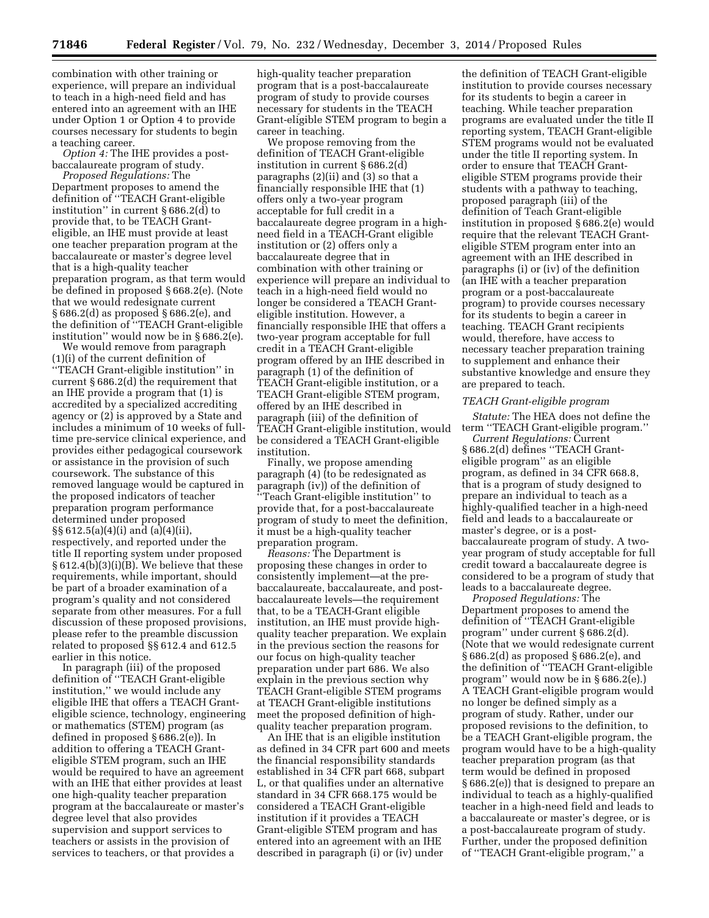combination with other training or experience, will prepare an individual to teach in a high-need field and has entered into an agreement with an IHE under Option 1 or Option 4 to provide courses necessary for students to begin a teaching career.

*Option 4:* The IHE provides a post-baccalaureate program of study.

*Proposed Regulations:* The Department proposes to amend the definition of ''TEACH Grant-eligible institution'' in current § 686.2(d) to provide that, to be TEACH Grant-eligible, an IHE must provide at least one teacher preparation program at the baccalaureate or master's degree level that is a high-quality teacher preparation program, as that term would be defined in proposed § 668.2(e). (Note that we would redesignate current § 686.2(d) as proposed § 686.2(e), and the definition of ''TEACH Grant-eligible institution'' would now be in § 686.2(e).

We would remove from paragraph (1)(i) of the current definition of ''TEACH Grant-eligible institution'' in current § 686.2(d) the requirement that an IHE provide a program that (1) is accredited by a specialized accrediting agency or (2) is approved by a State and includes a minimum of 10 weeks of full-time pre-service clinical experience, and provides either pedagogical coursework or assistance in the provision of such coursework. The substance of this removed language would be captured in the proposed indicators of teacher preparation program performance determined under proposed §§ 612.5(a)(4)(i) and (a)(4)(ii), respectively, and reported under the title II reporting system under proposed § 612.4(b)(3)(i)(B). We believe that these requirements, while important, should be part of a broader examination of a program's quality and not considered separate from other measures. For a full discussion of these proposed provisions, please refer to the preamble discussion related to proposed §§ 612.4 and 612.5 earlier in this notice.

In paragraph (iii) of the proposed definition of ''TEACH Grant-eligible institution,'' we would include any eligible IHE that offers a TEACH Grant-eligible science, technology, engineering or mathematics (STEM) program (as defined in proposed § 686.2(e)). In addition to offering a TEACH Grant-eligible STEM program, such an IHE would be required to have an agreement with an IHE that either provides at least one high-quality teacher preparation program at the baccalaureate or master's degree level that also provides supervision and support services to teachers or assists in the provision of services to teachers, or that provides a high-quality teacher preparation program that is a post-baccalaureate program of study to provide courses necessary for students in the TEACH Grant-eligible STEM program to begin a career in teaching.

We propose removing from the definition of TEACH Grant-eligible institution in current § 686.2(d) paragraphs (2)(ii) and (3) so that a financially responsible IHE that (1) offers only a two-year program acceptable for full credit in a baccalaureate degree program in a high-need field in a TEACH-Grant eligible institution or (2) offers only a baccalaureate degree that in combination with other training or experience will prepare an individual to teach in a high-need field would no longer be considered a TEACH Grant-eligible institution. However, a financially responsible IHE that offers a two-year program acceptable for full credit in a TEACH Grant-eligible program offered by an IHE described in paragraph (1) of the definition of TEACH Grant-eligible institution, or a TEACH Grant-eligible STEM program, offered by an IHE described in paragraph (iii) of the definition of TEACH Grant-eligible institution, would be considered a TEACH Grant-eligible institution.

Finally, we propose amending paragraph (4) (to be redesignated as paragraph (iv)) of the definition of ''Teach Grant-eligible institution'' to provide that, for a post-baccalaureate program of study to meet the definition, it must be a high-quality teacher preparation program.

*Reasons:* The Department is proposing these changes in order to consistently implement—at the pre-baccalaureate, baccalaureate, and post-baccalaureate levels—the requirement that, to be a TEACH-Grant eligible institution, an IHE must provide high-quality teacher preparation. We explain in the previous section the reasons for our focus on high-quality teacher preparation under part 686. We also explain in the previous section why TEACH Grant-eligible STEM programs at TEACH Grant-eligible institutions meet the proposed definition of high-quality teacher preparation program.

An IHE that is an eligible institution as defined in 34 CFR part 600 and meets the financial responsibility standards established in 34 CFR part 668, subpart L, or that qualifies under an alternative standard in 34 CFR 668.175 would be considered a TEACH Grant-eligible institution if it provides a TEACH Grant-eligible STEM program and has entered into an agreement with an IHE described in paragraph (i) or (iv) under the definition of TEACH Grant-eligible institution to provide courses necessary for its students to begin a career in teaching. While teacher preparation programs are evaluated under the title II reporting system, TEACH Grant-eligible STEM programs would not be evaluated under the title II reporting system. In order to ensure that TEACH Grant-eligible STEM programs provide their students with a pathway to teaching, proposed paragraph (iii) of the definition of Teach Grant-eligible institution in proposed § 686.2(e) would require that the relevant TEACH Grant-eligible STEM program enter into an agreement with an IHE described in paragraphs (i) or (iv) of the definition (an IHE with a teacher preparation program or a post-baccalaureate program) to provide courses necessary for its students to begin a career in teaching. TEACH Grant recipients would, therefore, have access to necessary teacher preparation training to supplement and enhance their substantive knowledge and ensure they are prepared to teach.

*TEACH Grant-eligible program*

*Statute:* The HEA does not define the term ''TEACH Grant-eligible program.''

*Current Regulations:* Current § 686.2(d) defines ''TEACH Grant-eligible program'' as an eligible program, as defined in 34 CFR 668.8, that is a program of study designed to prepare an individual to teach as a highly-qualified teacher in a high-need field and leads to a baccalaureate or master's degree, or is a post-baccalaureate program of study. A two-year program of study acceptable for full credit toward a baccalaureate degree is considered to be a program of study that leads to a baccalaureate degree.

*Proposed Regulations:* The Department proposes to amend the definition of ''TEACH Grant-eligible program'' under current § 686.2(d). (Note that we would redesignate current § 686.2(d) as proposed § 686.2(e), and the definition of ''TEACH Grant-eligible program'' would now be in § 686.2(e).) A TEACH Grant-eligible program would no longer be defined simply as a program of study. Rather, under our proposed revisions to the definition, to be a TEACH Grant-eligible program, the program would have to be a high-quality teacher preparation program (as that term would be defined in proposed § 686.2(e)) that is designed to prepare an individual to teach as a highly-qualified teacher in a high-need field and leads to a baccalaureate or master's degree, or is a post-baccalaureate program of study. Further, under the proposed definition of ''TEACH Grant-eligible program,'' a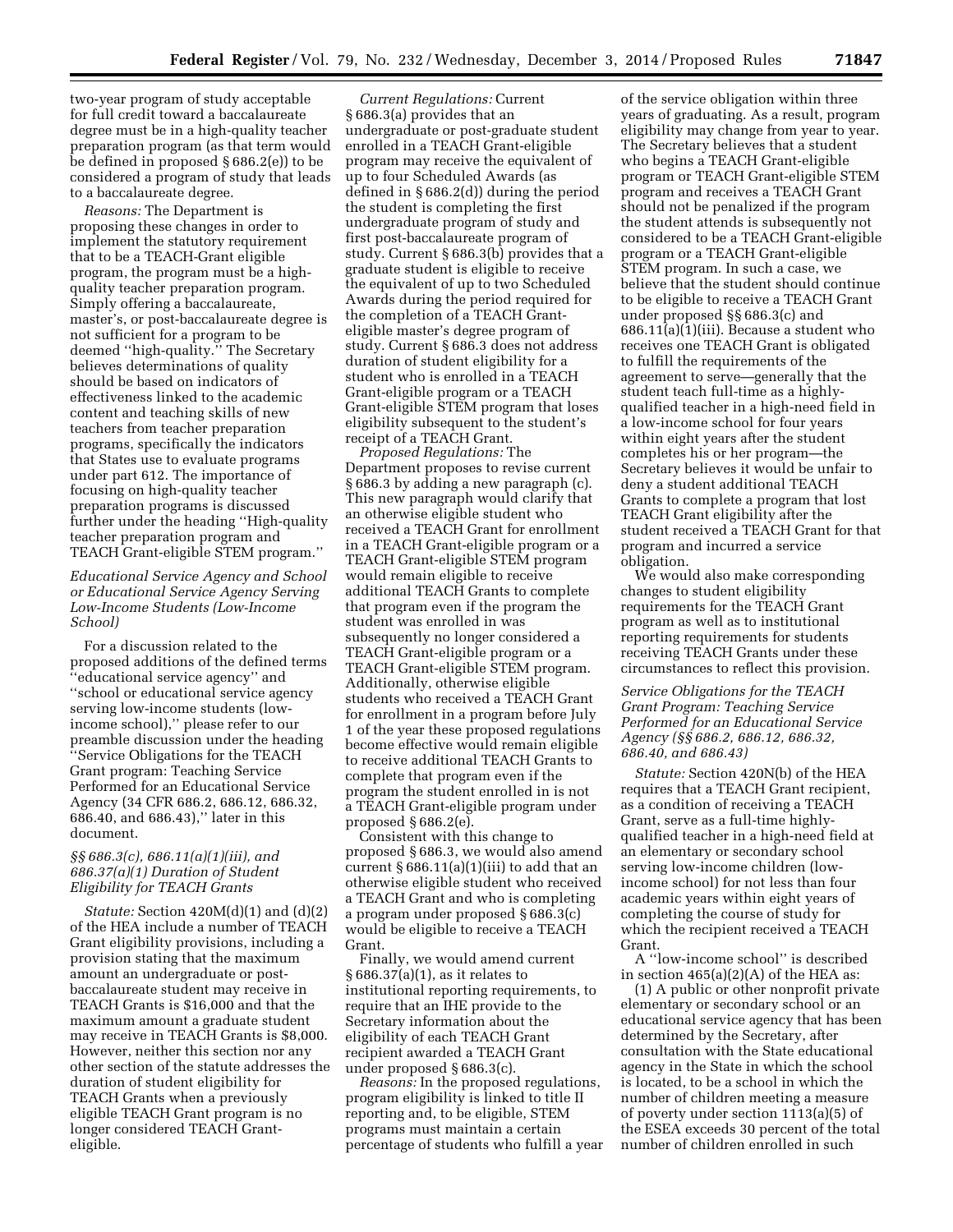two-year program of study acceptable for full credit toward a baccalaureate degree must be in a high-quality teacher preparation program (as that term would be defined in proposed § 686.2(e)) to be considered a program of study that leads to a baccalaureate degree.

*Reasons:* The Department is proposing these changes in order to implement the statutory requirement that to be a TEACH-Grant eligible program, the program must be a high-quality teacher preparation program. Simply offering a baccalaureate, master's, or post-baccalaureate degree is not sufficient for a program to be deemed "high-quality." The Secretary believes determinations of quality should be based on indicators of effectiveness linked to the academic content and teaching skills of new teachers from teacher preparation programs, specifically the indicators that States use to evaluate programs under part 612. The importance of focusing on high-quality teacher preparation programs is discussed further under the heading "High-quality teacher preparation program and TEACH Grant-eligible STEM program."

*Educational Service Agency and School or Educational Service Agency Serving Low-Income Students (Low-Income School)*

For a discussion related to the proposed additions of the defined terms "educational service agency" and "school or educational service agency serving low-income students (low-income school)," please refer to our preamble discussion under the heading "Service Obligations for the TEACH Grant program: Teaching Service Performed for an Educational Service Agency (34 CFR 686.2, 686.12, 686.32, 686.40, and 686.43)," later in this document.

*§§ 686.3(c), 686.11(a)(1)(iii), and 686.37(a)(1) Duration of Student Eligibility for TEACH Grants*

*Statute:* Section 420M(d)(1) and (d)(2) of the HEA include a number of TEACH Grant eligibility provisions, including a provision stating that the maximum amount an undergraduate or post-baccalaureate student may receive in TEACH Grants is $16,000 and that the maximum amount a graduate student may receive in TEACH Grants is $8,000. However, neither this section nor any other section of the statute addresses the duration of student eligibility for TEACH Grants when a previously eligible TEACH Grant program is no longer considered TEACH Grant-eligible.

*Current Regulations:* Current § 686.3(a) provides that an undergraduate or post-graduate student enrolled in a TEACH Grant-eligible program may receive the equivalent of up to four Scheduled Awards (as defined in § 686.2(d)) during the period the student is completing the first undergraduate program of study and first post-baccalaureate program of study. Current § 686.3(b) provides that a graduate student is eligible to receive the equivalent of up to two Scheduled Awards during the period required for the completion of a TEACH Grant-eligible master's degree program of study. Current § 686.3 does not address duration of student eligibility for a student who is enrolled in a TEACH Grant-eligible program or a TEACH Grant-eligible STEM program that loses eligibility subsequent to the student's receipt of a TEACH Grant.

*Proposed Regulations:* The Department proposes to revise current § 686.3 by adding a new paragraph (c). This new paragraph would clarify that an otherwise eligible student who received a TEACH Grant for enrollment in a TEACH Grant-eligible program or a TEACH Grant-eligible STEM program would remain eligible to receive additional TEACH Grants to complete that program even if the program the student was enrolled in was subsequently no longer considered a TEACH Grant-eligible program or a TEACH Grant-eligible STEM program. Additionally, otherwise eligible students who received a TEACH Grant for enrollment in a program before July 1 of the year these proposed regulations become effective would remain eligible to receive additional TEACH Grants to complete that program even if the program the student enrolled in is not a TEACH Grant-eligible program under proposed § 686.2(e).

Consistent with this change to proposed § 686.3, we would also amend current § 686.11(a)(1)(iii) to add that an otherwise eligible student who received a TEACH Grant and who is completing a program under proposed § 686.3(c) would be eligible to receive a TEACH Grant.

Finally, we would amend current § 686.37(a)(1), as it relates to institutional reporting requirements, to require that an IHE provide to the Secretary information about the eligibility of each TEACH Grant recipient awarded a TEACH Grant under proposed § 686.3(c).

*Reasons:* In the proposed regulations, program eligibility is linked to title II reporting and, to be eligible, STEM programs must maintain a certain percentage of students who fulfill a year of the service obligation within three years of graduating. As a result, program eligibility may change from year to year. The Secretary believes that a student who begins a TEACH Grant-eligible program or TEACH Grant-eligible STEM program and receives a TEACH Grant should not be penalized if the program the student attends is subsequently not considered to be a TEACH Grant-eligible program or a TEACH Grant-eligible STEM program. In such a case, we believe that the student should continue to be eligible to receive a TEACH Grant under proposed §§ 686.3(c) and 686.11(a)(1)(iii). Because a student who receives one TEACH Grant is obligated to fulfill the requirements of the agreement to serve—generally that the student teach full-time as a highly-qualified teacher in a high-need field in a low-income school for four years within eight years after the student completes his or her program—the Secretary believes it would be unfair to deny a student additional TEACH Grants to complete a program that lost TEACH Grant eligibility after the student received a TEACH Grant for that program and incurred a service obligation.

We would also make corresponding changes to student eligibility requirements for the TEACH Grant program as well as to institutional reporting requirements for students receiving TEACH Grants under these circumstances to reflect this provision.

*Service Obligations for the TEACH Grant Program: Teaching Service Performed for an Educational Service Agency (§§ 686.2, 686.12, 686.32, 686.40, and 686.43)*

*Statute:* Section 420N(b) of the HEA requires that a TEACH Grant recipient, as a condition of receiving a TEACH Grant, serve as a full-time highly-qualified teacher in a high-need field at an elementary or secondary school serving low-income children (low-income school) for not less than four academic years within eight years of completing the course of study for which the recipient received a TEACH Grant.

A "low-income school" is described in section 465(a)(2)(A) of the HEA as:

(1) A public or other nonprofit private elementary or secondary school or an educational service agency that has been determined by the Secretary, after consultation with the State educational agency in the State in which the school is located, to be a school in which the number of children meeting a measure of poverty under section 1113(a)(5) of the ESEA exceeds 30 percent of the total number of children enrolled in such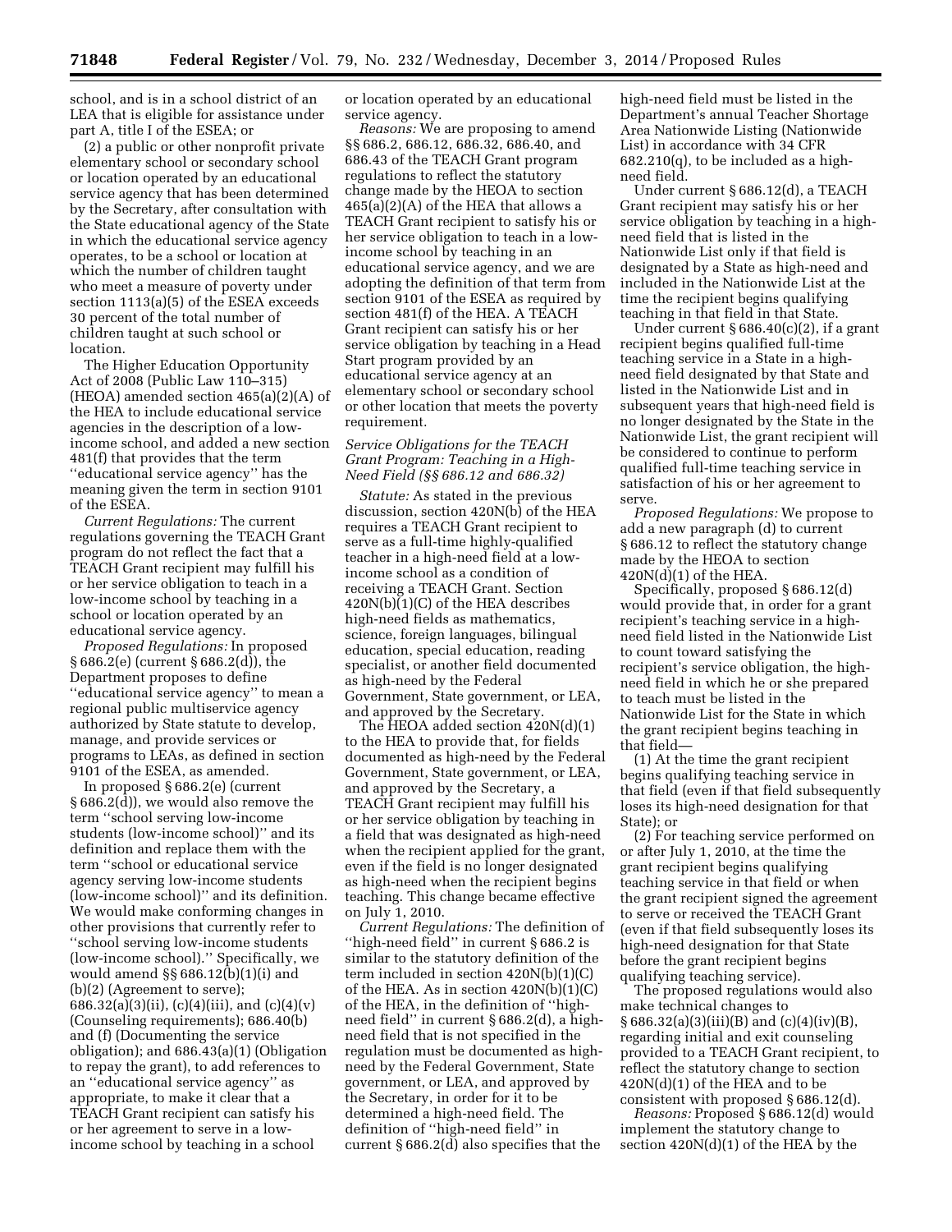school, and is in a school district of an LEA that is eligible for assistance under part A, title I of the ESEA; or

(2) a public or other nonprofit private elementary school or secondary school or location operated by an educational service agency that has been determined by the Secretary, after consultation with the State educational agency of the State in which the educational service agency operates, to be a school or location at which the number of children taught who meet a measure of poverty under section 1113(a)(5) of the ESEA exceeds 30 percent of the total number of children taught at such school or location.

The Higher Education Opportunity Act of 2008 (Public Law 110–315) (HEOA) amended section 465(a)(2)(A) of the HEA to include educational service agencies in the description of a low-income school, and added a new section 481(f) that provides that the term ''educational service agency'' has the meaning given the term in section 9101 of the ESEA.

*Current Regulations:* The current regulations governing the TEACH Grant program do not reflect the fact that a TEACH Grant recipient may fulfill his or her service obligation to teach in a low-income school by teaching in a school or location operated by an educational service agency.

*Proposed Regulations:* In proposed § 686.2(e) (current § 686.2(d)), the Department proposes to define ''educational service agency'' to mean a regional public multiservice agency authorized by State statute to develop, manage, and provide services or programs to LEAs, as defined in section 9101 of the ESEA, as amended.

In proposed § 686.2(e) (current § 686.2(d)), we would also remove the term ''school serving low-income students (low-income school)'' and its definition and replace them with the term ''school or educational service agency serving low-income students (low-income school)'' and its definition. We would make conforming changes in other provisions that currently refer to ''school serving low-income students (low-income school).'' Specifically, we would amend §§ 686.12(b)(1)(i) and (b)(2) (Agreement to serve); 686.32(a)(3)(ii), (c)(4)(iii), and (c)(4)(v) (Counseling requirements); 686.40(b) and (f) (Documenting the service obligation); and 686.43(a)(1) (Obligation to repay the grant), to add references to an ''educational service agency'' as appropriate, to make it clear that a TEACH Grant recipient can satisfy his or her agreement to serve in a low-income school by teaching in a school or location operated by an educational service agency.

*Reasons:* We are proposing to amend §§ 686.2, 686.12, 686.32, 686.40, and 686.43 of the TEACH Grant program regulations to reflect the statutory change made by the HEOA to section 465(a)(2)(A) of the HEA that allows a TEACH Grant recipient to satisfy his or her service obligation to teach in a low-income school by teaching in an educational service agency, and we are adopting the definition of that term from section 9101 of the ESEA as required by section 481(f) of the HEA. A TEACH Grant recipient can satisfy his or her service obligation by teaching in a Head Start program provided by an educational service agency at an elementary school or secondary school or other location that meets the poverty requirement.

### *Service Obligations for the TEACH Grant Program: Teaching in a High-Need Field (§§ 686.12 and 686.32)*

*Statute:* As stated in the previous discussion, section 420N(b) of the HEA requires a TEACH Grant recipient to serve as a full-time highly-qualified teacher in a high-need field at a low-income school as a condition of receiving a TEACH Grant. Section 420N(b)(1)(C) of the HEA describes high-need fields as mathematics, science, foreign languages, bilingual education, special education, reading specialist, or another field documented as high-need by the Federal Government, State government, or LEA, and approved by the Secretary.

The HEOA added section 420N(d)(1) to the HEA to provide that, for fields documented as high-need by the Federal Government, State government, or LEA, and approved by the Secretary, a TEACH Grant recipient may fulfill his or her service obligation by teaching in a field that was designated as high-need when the recipient applied for the grant, even if the field is no longer designated as high-need when the recipient begins teaching. This change became effective on July 1, 2010.

*Current Regulations:* The definition of ''high-need field'' in current § 686.2 is similar to the statutory definition of the term included in section 420N(b)(1)(C) of the HEA. As in section 420N(b)(1)(C) of the HEA, in the definition of ''high-need field'' in current § 686.2(d), a high-need field that is not specified in the regulation must be documented as high-need by the Federal Government, State government, or LEA, and approved by the Secretary, in order for it to be determined a high-need field. The definition of ''high-need field'' in current § 686.2(d) also specifies that the high-need field must be listed in the Department's annual Teacher Shortage Area Nationwide Listing (Nationwide List) in accordance with 34 CFR 682.210(q), to be included as a high-need field.

Under current § 686.12(d), a TEACH Grant recipient may satisfy his or her service obligation by teaching in a high-need field that is listed in the Nationwide List only if that field is designated by a State as high-need and included in the Nationwide List at the time the recipient begins qualifying teaching in that field in that State.

Under current § 686.40(c)(2), if a grant recipient begins qualified full-time teaching service in a State in a high-need field designated by that State and listed in the Nationwide List and in subsequent years that high-need field is no longer designated by the State in the Nationwide List, the grant recipient will be considered to continue to perform qualified full-time teaching service in satisfaction of his or her agreement to serve.

*Proposed Regulations:* We propose to add a new paragraph (d) to current § 686.12 to reflect the statutory change made by the HEOA to section 420N(d)(1) of the HEA.

Specifically, proposed § 686.12(d) would provide that, in order for a grant recipient's teaching service in a high-need field listed in the Nationwide List to count toward satisfying the recipient's service obligation, the high-need field in which he or she prepared to teach must be listed in the Nationwide List for the State in which the grant recipient begins teaching in that field—

(1) At the time the grant recipient begins qualifying teaching service in that field (even if that field subsequently loses its high-need designation for that State); or

(2) For teaching service performed on or after July 1, 2010, at the time the grant recipient begins qualifying teaching service in that field or when the grant recipient signed the agreement to serve or received the TEACH Grant (even if that field subsequently loses its high-need designation for that State before the grant recipient begins qualifying teaching service).

The proposed regulations would also make technical changes to § 686.32(a)(3)(iii)(B) and (c)(4)(iv)(B), regarding initial and exit counseling provided to a TEACH Grant recipient, to reflect the statutory change to section 420N(d)(1) of the HEA and to be consistent with proposed § 686.12(d).

*Reasons:* Proposed § 686.12(d) would implement the statutory change to section 420N(d)(1) of the HEA by the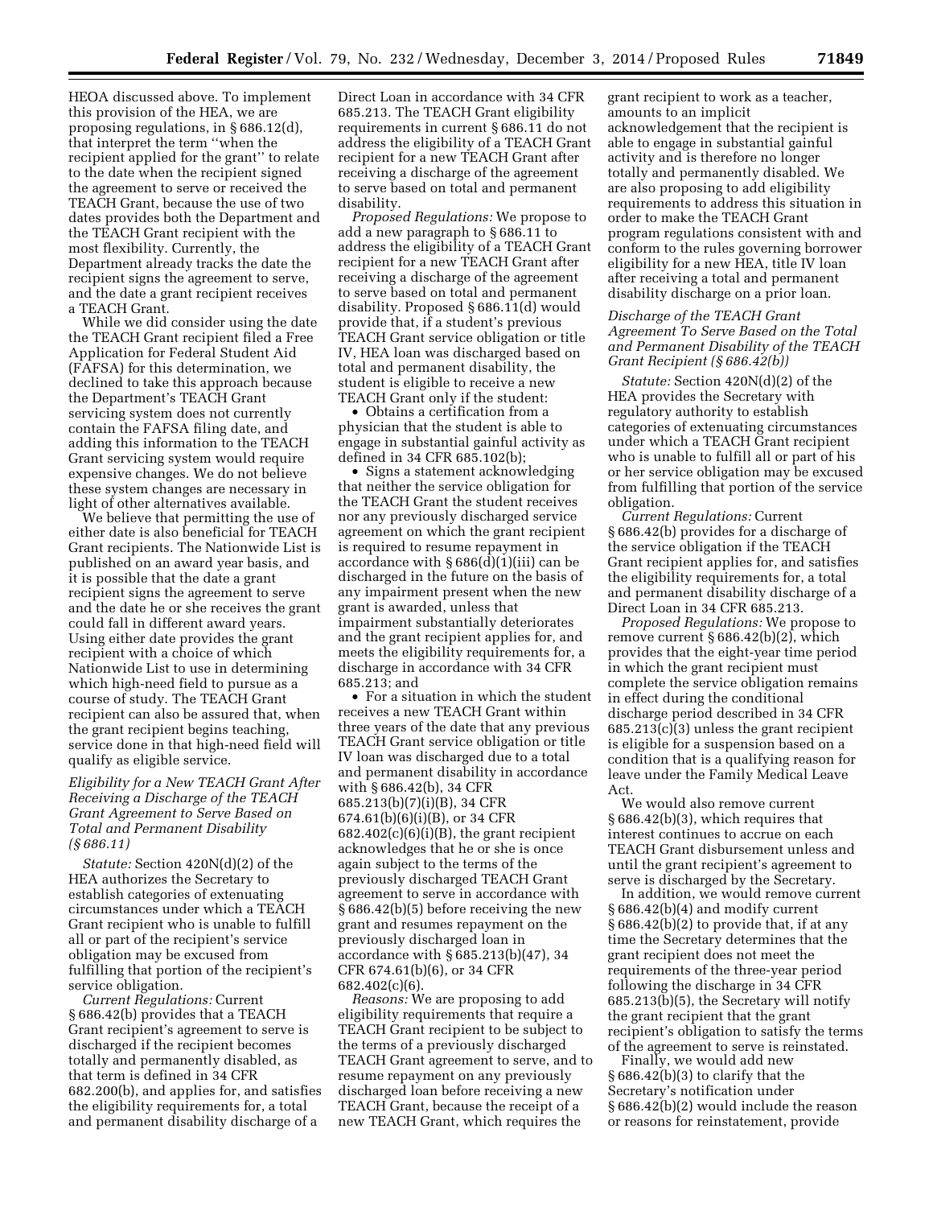HEOA discussed above. To implement this provision of the HEA, we are proposing regulations, in § 686.12(d), that interpret the term ''when the recipient applied for the grant'' to relate to the date when the recipient signed the agreement to serve or received the TEACH Grant, because the use of two dates provides both the Department and the TEACH Grant recipient with the most flexibility. Currently, the Department already tracks the date the recipient signs the agreement to serve, and the date a grant recipient receives a TEACH Grant.

While we did consider using the date the TEACH Grant recipient filed a Free Application for Federal Student Aid (FAFSA) for this determination, we declined to take this approach because the Department's TEACH Grant servicing system does not currently contain the FAFSA filing date, and adding this information to the TEACH Grant servicing system would require expensive changes. We do not believe these system changes are necessary in light of other alternatives available.

We believe that permitting the use of either date is also beneficial for TEACH Grant recipients. The Nationwide List is published on an award year basis, and it is possible that the date a grant recipient signs the agreement to serve and the date he or she receives the grant could fall in different award years. Using either date provides the grant recipient with a choice of which Nationwide List to use in determining which high-need field to pursue as a course of study. The TEACH Grant recipient can also be assured that, when the grant recipient begins teaching, service done in that high-need field will qualify as eligible service.

*Eligibility for a New TEACH Grant After Receiving a Discharge of the TEACH Grant Agreement to Serve Based on Total and Permanent Disability (§ 686.11)*

*Statute:* Section 420N(d)(2) of the HEA authorizes the Secretary to establish categories of extenuating circumstances under which a TEACH Grant recipient who is unable to fulfill all or part of the recipient's service obligation may be excused from fulfilling that portion of the recipient's service obligation.

*Current Regulations:* Current § 686.42(b) provides that a TEACH Grant recipient's agreement to serve is discharged if the recipient becomes totally and permanently disabled, as that term is defined in 34 CFR 682.200(b), and applies for, and satisfies the eligibility requirements for, a total and permanent disability discharge of a Direct Loan in accordance with 34 CFR 685.213. The TEACH Grant eligibility requirements in current § 686.11 do not address the eligibility of a TEACH Grant recipient for a new TEACH Grant after receiving a discharge of the agreement to serve based on total and permanent disability.

*Proposed Regulations:* We propose to add a new paragraph to § 686.11 to address the eligibility of a TEACH Grant recipient for a new TEACH Grant after receiving a discharge of the agreement to serve based on total and permanent disability. Proposed § 686.11(d) would provide that, if a student's previous TEACH Grant service obligation or title IV, HEA loan was discharged based on total and permanent disability, the student is eligible to receive a new TEACH Grant only if the student:

- Obtains a certification from a physician that the student is able to engage in substantial gainful activity as defined in 34 CFR 685.102(b);
- Signs a statement acknowledging that neither the service obligation for the TEACH Grant the student receives nor any previously discharged service agreement on which the grant recipient is required to resume repayment in accordance with § 686(d)(1)(iii) can be discharged in the future on the basis of any impairment present when the new grant is awarded, unless that impairment substantially deteriorates and the grant recipient applies for, and meets the eligibility requirements for, a discharge in accordance with 34 CFR 685.213; and
- For a situation in which the student receives a new TEACH Grant within three years of the date that any previous TEACH Grant service obligation or title IV loan was discharged due to a total and permanent disability in accordance with § 686.42(b), 34 CFR 685.213(b)(7)(i)(B), 34 CFR 674.61(b)(6)(i)(B), or 34 CFR 682.402(c)(6)(i)(B), the grant recipient acknowledges that he or she is once again subject to the terms of the previously discharged TEACH Grant agreement to serve in accordance with § 686.42(b)(5) before receiving the new grant and resumes repayment on the previously discharged loan in accordance with § 685.213(b)(47), 34 CFR 674.61(b)(6), or 34 CFR 682.402(c)(6).

*Reasons:* We are proposing to add eligibility requirements that require a TEACH Grant recipient to be subject to the terms of a previously discharged TEACH Grant agreement to serve, and to resume repayment on any previously discharged loan before receiving a new TEACH Grant, because the receipt of a new TEACH Grant, which requires the grant recipient to work as a teacher, amounts to an implicit acknowledgement that the recipient is able to engage in substantial gainful activity and is therefore no longer totally and permanently disabled. We are also proposing to add eligibility requirements to address this situation in order to make the TEACH Grant program regulations consistent with and conform to the rules governing borrower eligibility for a new HEA, title IV loan after receiving a total and permanent disability discharge on a prior loan.

*Discharge of the TEACH Grant Agreement To Serve Based on the Total and Permanent Disability of the TEACH Grant Recipient (§ 686.42(b))*

*Statute:* Section 420N(d)(2) of the HEA provides the Secretary with regulatory authority to establish categories of extenuating circumstances under which a TEACH Grant recipient who is unable to fulfill all or part of his or her service obligation may be excused from fulfilling that portion of the service obligation.

*Current Regulations:* Current § 686.42(b) provides for a discharge of the service obligation if the TEACH Grant recipient applies for, and satisfies the eligibility requirements for, a total and permanent disability discharge of a Direct Loan in 34 CFR 685.213.

*Proposed Regulations:* We propose to remove current § 686.42(b)(2), which provides that the eight-year time period in which the grant recipient must complete the service obligation remains in effect during the conditional discharge period described in 34 CFR 685.213(c)(3) unless the grant recipient is eligible for a suspension based on a condition that is a qualifying reason for leave under the Family Medical Leave Act.

We would also remove current § 686.42(b)(3), which requires that interest continues to accrue on each TEACH Grant disbursement unless and until the grant recipient's agreement to serve is discharged by the Secretary.

In addition, we would remove current § 686.42(b)(4) and modify current § 686.42(b)(2) to provide that, if at any time the Secretary determines that the grant recipient does not meet the requirements of the three-year period following the discharge in 34 CFR 685.213(b)(5), the Secretary will notify the grant recipient that the grant recipient's obligation to satisfy the terms of the agreement to serve is reinstated.

Finally, we would add new § 686.42(b)(3) to clarify that the Secretary's notification under § 686.42(b)(2) would include the reason or reasons for reinstatement, provide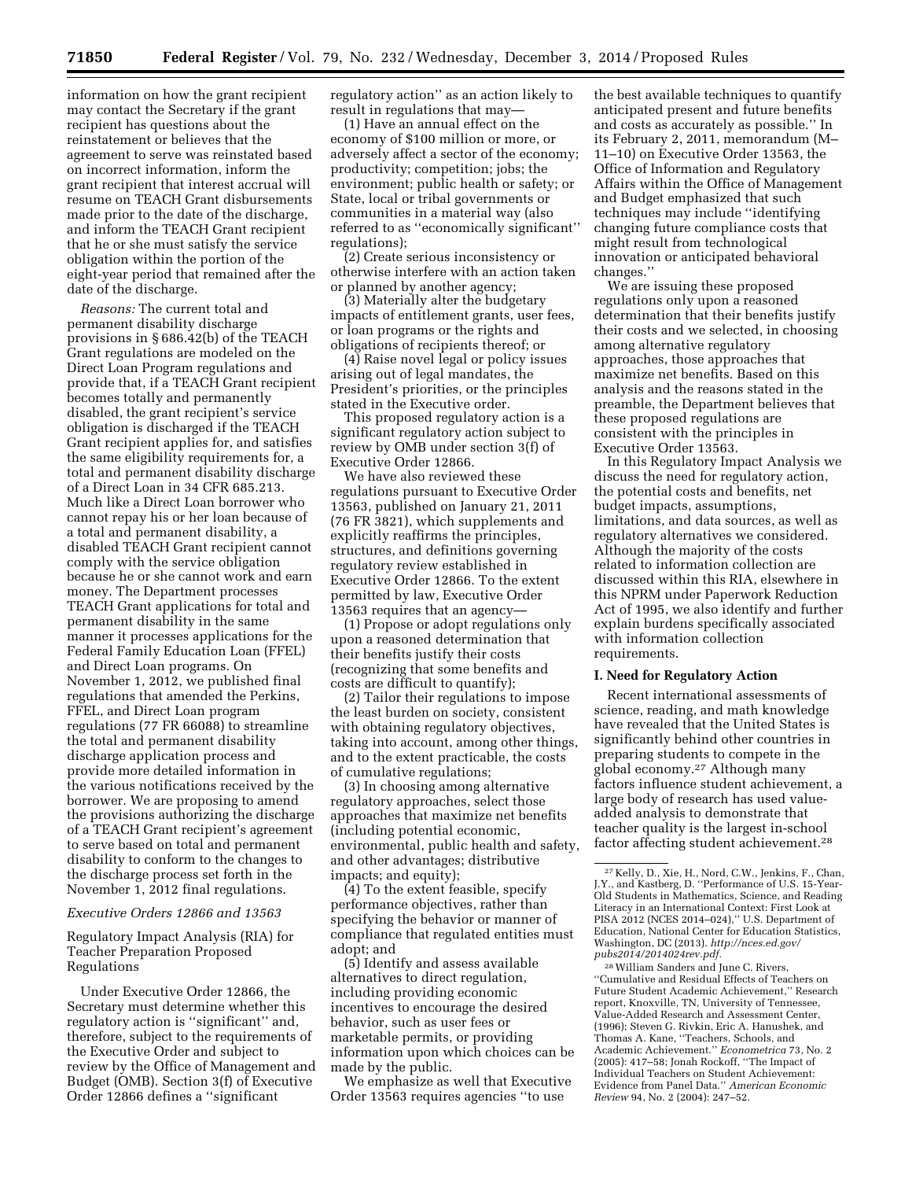information on how the grant recipient may contact the Secretary if the grant recipient has questions about the reinstatement or believes that the agreement to serve was reinstated based on incorrect information, inform the grant recipient that interest accrual will resume on TEACH Grant disbursements made prior to the date of the discharge, and inform the TEACH Grant recipient that he or she must satisfy the service obligation within the portion of the eight-year period that remained after the date of the discharge.

*Reasons:* The current total and permanent disability discharge provisions in § 686.42(b) of the TEACH Grant regulations are modeled on the Direct Loan Program regulations and provide that, if a TEACH Grant recipient becomes totally and permanently disabled, the grant recipient's service obligation is discharged if the TEACH Grant recipient applies for, and satisfies the same eligibility requirements for, a total and permanent disability discharge of a Direct Loan in 34 CFR 685.213. Much like a Direct Loan borrower who cannot repay his or her loan because of a total and permanent disability, a disabled TEACH Grant recipient cannot comply with the service obligation because he or she cannot work and earn money. The Department processes TEACH Grant applications for total and permanent disability in the same manner it processes applications for the Federal Family Education Loan (FFEL) and Direct Loan programs. On November 1, 2012, we published final regulations that amended the Perkins, FFEL, and Direct Loan program regulations (77 FR 66088) to streamline the total and permanent disability discharge application process and provide more detailed information in the various notifications received by the borrower. We are proposing to amend the provisions authorizing the discharge of a TEACH Grant recipient's agreement to serve based on total and permanent disability to conform to the changes to the discharge process set forth in the November 1, 2012 final regulations.

*Executive Orders 12866 and 13563*

Regulatory Impact Analysis (RIA) for Teacher Preparation Proposed Regulations

Under Executive Order 12866, the Secretary must determine whether this regulatory action is "significant" and, therefore, subject to the requirements of the Executive Order and subject to review by the Office of Management and Budget (OMB). Section 3(f) of Executive Order 12866 defines a "significant regulatory action" as an action likely to result in regulations that may—

(1) Have an annual effect on the economy of $100 million or more, or adversely affect a sector of the economy; productivity; competition; jobs; the environment; public health or safety; or State, local or tribal governments or communities in a material way (also referred to as "economically significant" regulations);

(2) Create serious inconsistency or otherwise interfere with an action taken or planned by another agency;

(3) Materially alter the budgetary impacts of entitlement grants, user fees, or loan programs or the rights and obligations of recipients thereof; or

(4) Raise novel legal or policy issues arising out of legal mandates, the President's priorities, or the principles stated in the Executive order.

This proposed regulatory action is a significant regulatory action subject to review by OMB under section 3(f) of Executive Order 12866.

We have also reviewed these regulations pursuant to Executive Order 13563, published on January 21, 2011 (76 FR 3821), which supplements and explicitly reaffirms the principles, structures, and definitions governing regulatory review established in Executive Order 12866. To the extent permitted by law, Executive Order 13563 requires that an agency—

(1) Propose or adopt regulations only upon a reasoned determination that their benefits justify their costs (recognizing that some benefits and costs are difficult to quantify);

(2) Tailor their regulations to impose the least burden on society, consistent with obtaining regulatory objectives, taking into account, among other things, and to the extent practicable, the costs of cumulative regulations;

(3) In choosing among alternative regulatory approaches, select those approaches that maximize net benefits (including potential economic, environmental, public health and safety, and other advantages; distributive impacts; and equity);

(4) To the extent feasible, specify performance objectives, rather than specifying the behavior or manner of compliance that regulated entities must adopt; and

(5) Identify and assess available alternatives to direct regulation, including providing economic incentives to encourage the desired behavior, such as user fees or marketable permits, or providing information upon which choices can be made by the public.

We emphasize as well that Executive Order 13563 requires agencies "to use the best available techniques to quantify anticipated present and future benefits and costs as accurately as possible." In its February 2, 2011, memorandum (M–11–10) on Executive Order 13563, the Office of Information and Regulatory Affairs within the Office of Management and Budget emphasized that such techniques may include "identifying changing future compliance costs that might result from technological innovation or anticipated behavioral changes."

We are issuing these proposed regulations only upon a reasoned determination that their benefits justify their costs and we selected, in choosing among alternative regulatory approaches, those approaches that maximize net benefits. Based on this analysis and the reasons stated in the preamble, the Department believes that these proposed regulations are consistent with the principles in Executive Order 13563.

In this Regulatory Impact Analysis we discuss the need for regulatory action, the potential costs and benefits, net budget impacts, assumptions, limitations, and data sources, as well as regulatory alternatives we considered. Although the majority of the costs related to information collection are discussed within this RIA, elsewhere in this NPRM under Paperwork Reduction Act of 1995, we also identify and further explain burdens specifically associated with information collection requirements.

**I. Need for Regulatory Action**

Recent international assessments of science, reading, and math knowledge have revealed that the United States is significantly behind other countries in preparing students to compete in the global economy.[27] Although many factors influence student achievement, a large body of research has used value-added analysis to demonstrate that teacher quality is the largest in-school factor affecting student achievement.[28]

[27] Kelly, D., Xie, H., Nord, C.W., Jenkins, F., Chan, J.Y., and Kastberg, D. "Performance of U.S. 15-Year-Old Students in Mathematics, Science, and Reading Literacy in an International Context: First Look at PISA 2012 (NCES 2014–024)," U.S. Department of Education, National Center for Education Statistics, Washington, DC (2013). *http://nces.ed.gov/pubs2014/2014024rev.pdf*.

[28] William Sanders and June C. Rivers, "Cumulative and Residual Effects of Teachers on Future Student Academic Achievement," Research report, Knoxville, TN, University of Tennessee, Value-Added Research and Assessment Center, (1996); Steven G. Rivkin, Eric A. Hanushek, and Thomas A. Kane, "Teachers, Schools, and Academic Achievement." *Econometrica* 73, No. 2 (2005): 417–58; Jonah Rockoff, "The Impact of Individual Teachers on Student Achievement: Evidence from Panel Data." *American Economic Review* 94, No. 2 (2004): 247–52.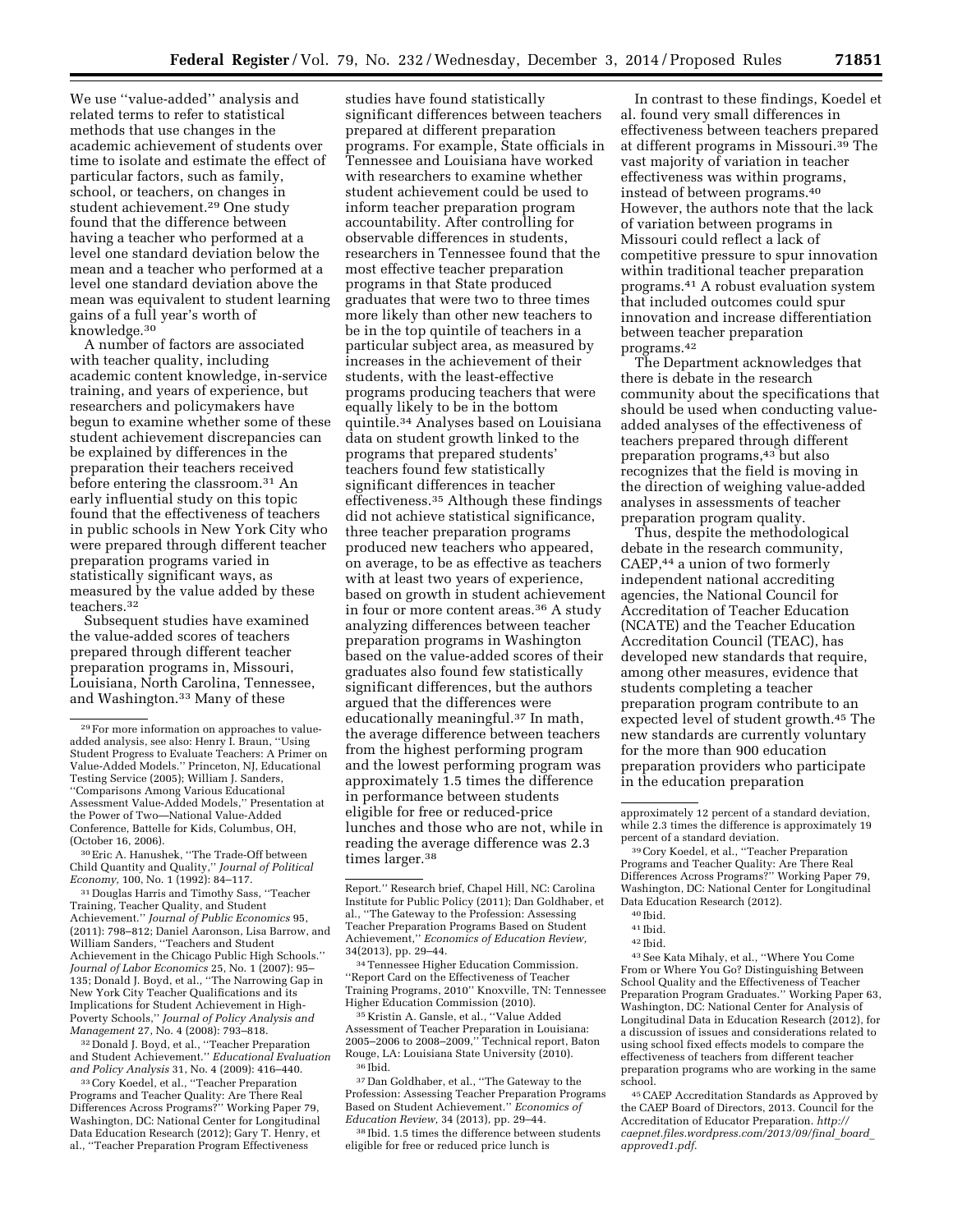We use ''value-added'' analysis and related terms to refer to statistical methods that use changes in the academic achievement of students over time to isolate and estimate the effect of particular factors, such as family, school, or teachers, on changes in student achievement.[29] One study found that the difference between having a teacher who performed at a level one standard deviation below the mean and a teacher who performed at a level one standard deviation above the mean was equivalent to student learning gains of a full year's worth of knowledge.[30]

A number of factors are associated with teacher quality, including academic content knowledge, in-service training, and years of experience, but researchers and policymakers have begun to examine whether some of these student achievement discrepancies can be explained by differences in the preparation their teachers received before entering the classroom.[31] An early influential study on this topic found that the effectiveness of teachers in public schools in New York City who were prepared through different teacher preparation programs varied in statistically significant ways, as measured by the value added by these teachers.[32]

Subsequent studies have examined the value-added scores of teachers prepared through different teacher preparation programs in, Missouri, Louisiana, North Carolina, Tennessee, and Washington.[33] Many of these studies have found statistically significant differences between teachers prepared at different preparation programs. For example, State officials in Tennessee and Louisiana have worked with researchers to examine whether student achievement could be used to inform teacher preparation program accountability. After controlling for observable differences in students, researchers in Tennessee found that the most effective teacher preparation programs in that State produced graduates that were two to three times more likely than other new teachers to be in the top quintile of teachers in a particular subject area, as measured by increases in the achievement of their students, with the least-effective programs producing teachers that were equally likely to be in the bottom quintile.[34] Analyses based on Louisiana data on student growth linked to the programs that prepared students' teachers found few statistically significant differences in teacher effectiveness.[35] Although these findings did not achieve statistical significance, three teacher preparation programs produced new teachers who appeared, on average, to be as effective as teachers with at least two years of experience, based on growth in student achievement in four or more content areas.[36] A study analyzing differences between teacher preparation programs in Washington based on the value-added scores of their graduates also found few statistically significant differences, but the authors argued that the differences were educationally meaningful.[37] In math, the average difference between teachers from the highest performing program and the lowest performing program was approximately 1.5 times the difference in performance between students eligible for free or reduced-price lunches and those who are not, while in reading the average difference was 2.3 times larger.[38]

In contrast to these findings, Koedel et al. found very small differences in effectiveness between teachers prepared at different programs in Missouri.[39] The vast majority of variation in teacher effectiveness was within programs, instead of between programs.[40] However, the authors note that the lack of variation between programs in Missouri could reflect a lack of competitive pressure to spur innovation within traditional teacher preparation programs.[41] A robust evaluation system that included outcomes could spur innovation and increase differentiation between teacher preparation programs.[42]

The Department acknowledges that there is debate in the research community about the specifications that should be used when conducting value-added analyses of the effectiveness of teachers prepared through different preparation programs,[43] but also recognizes that the field is moving in the direction of weighing value-added analyses in assessments of teacher preparation program quality.

Thus, despite the methodological debate in the research community, CAEP,[44] a union of two formerly independent national accrediting agencies, the National Council for Accreditation of Teacher Education (NCATE) and the Teacher Education Accreditation Council (TEAC), has developed new standards that require, among other measures, evidence that students completing a teacher preparation program contribute to an expected level of student growth.[45] The new standards are currently voluntary for the more than 900 education preparation providers who participate in the education preparation

---

[29] For more information on approaches to value-added analysis, see also: Henry I. Braun, ''Using Student Progress to Evaluate Teachers: A Primer on Value-Added Models.'' Princeton, NJ, Educational Testing Service (2005); William J. Sanders, ''Comparisons Among Various Educational Assessment Value-Added Models,'' Presentation at the Power of Two—National Value-Added Conference, Battelle for Kids, Columbus, OH, (October 16, 2006).

[30] Eric A. Hanushek, ''The Trade-Off between Child Quantity and Quality,'' *Journal of Political Economy,* 100, No. 1 (1992): 84–117.

[31] Douglas Harris and Timothy Sass, ''Teacher Training, Teacher Quality, and Student Achievement.'' *Journal of Public Economics* 95, (2011): 798–812; Daniel Aaronson, Lisa Barrow, and William Sanders, ''Teachers and Student Achievement in the Chicago Public High Schools.'' *Journal of Labor Economics* 25, No. 1 (2007): 95–135; Donald J. Boyd, et al., ''The Narrowing Gap in New York City Teacher Qualifications and its Implications for Student Achievement in High-Poverty Schools,'' *Journal of Policy Analysis and Management* 27, No. 4 (2008): 793–818.

[32] Donald J. Boyd, et al., ''Teacher Preparation and Student Achievement.'' *Educational Evaluation and Policy Analysis* 31, No. 4 (2009): 416–440.

[33] Cory Koedel, et al., ''Teacher Preparation Programs and Teacher Quality: Are There Real Differences Across Programs?'' Working Paper 79, Washington, DC: National Center for Longitudinal Data Education Research (2012); Gary T. Henry, et al., ''Teacher Preparation Program Effectiveness Report.'' Research brief, Chapel Hill, NC: Carolina Institute for Public Policy (2011); Dan Goldhaber, et al., ''The Gateway to the Profession: Assessing Teacher Preparation Programs Based on Student Achievement,'' *Economics of Education Review,* 34(2013), pp. 29–44.

[34] Tennessee Higher Education Commission. ''Report Card on the Effectiveness of Teacher Training Programs, 2010'' Knoxville, TN: Tennessee Higher Education Commission (2010).

[35] Kristin A. Gansle, et al., ''Value Added Assessment of Teacher Preparation in Louisiana: 2005–2006 to 2008–2009,'' Technical report, Baton Rouge, LA: Louisiana State University (2010).

[36] Ibid.

[37] Dan Goldhaber, et al., ''The Gateway to the Profession: Assessing Teacher Preparation Programs Based on Student Achievement.'' *Economics of Education Review,* 34 (2013), pp. 29–44.

[38] Ibid. 1.5 times the difference between students eligible for free or reduced price lunch is approximately 12 percent of a standard deviation, while 2.3 times the difference is approximately 19 percent of a standard deviation.

[39] Cory Koedel, et al., ''Teacher Preparation Programs and Teacher Quality: Are There Real Differences Across Programs?'' Working Paper 79, Washington, DC: National Center for Longitudinal Data Education Research (2012).

[40] Ibid.

[41] Ibid.

[42] Ibid.

[43] See Kata Mihaly, et al., ''Where You Come From or Where You Go? Distinguishing Between School Quality and the Effectiveness of Teacher Preparation Program Graduates.'' Working Paper 63, Washington, DC: National Center for Analysis of Longitudinal Data in Education Research (2012), for a discussion of issues and considerations related to using school fixed effects models to compare the effectiveness of teachers from different teacher preparation programs who are working in the same school.

[45] CAEP Accreditation Standards as Approved by the CAEP Board of Directors, 2013. Council for the Accreditation of Educator Preparation. *http://caepnet.files.wordpress.com/2013/09/final_board_approved1.pdf.*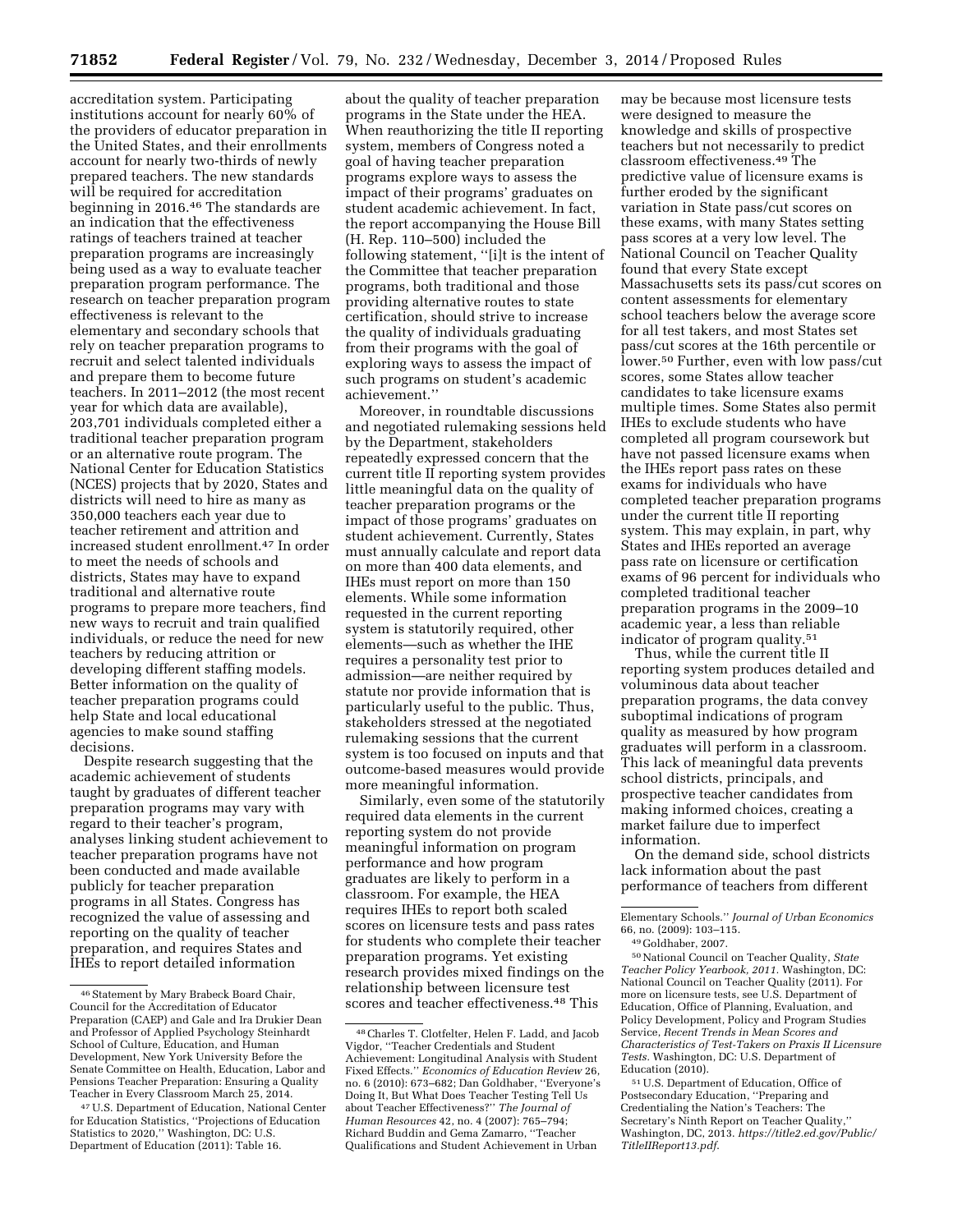accreditation system. Participating institutions account for nearly 60% of the providers of educator preparation in the United States, and their enrollments account for nearly two-thirds of newly prepared teachers. The new standards will be required for accreditation beginning in 2016.[46] The standards are an indication that the effectiveness ratings of teachers trained at teacher preparation programs are increasingly being used as a way to evaluate teacher preparation program performance. The research on teacher preparation program effectiveness is relevant to the elementary and secondary schools that rely on teacher preparation programs to recruit and select talented individuals and prepare them to become future teachers. In 2011–2012 (the most recent year for which data are available), 203,701 individuals completed either a traditional teacher preparation program or an alternative route program. The National Center for Education Statistics (NCES) projects that by 2020, States and districts will need to hire as many as 350,000 teachers each year due to teacher retirement and attrition and increased student enrollment.[47] In order to meet the needs of schools and districts, States may have to expand traditional and alternative route programs to prepare more teachers, find new ways to recruit and train qualified individuals, or reduce the need for new teachers by reducing attrition or developing different staffing models. Better information on the quality of teacher preparation programs could help State and local educational agencies to make sound staffing decisions.

Despite research suggesting that the academic achievement of students taught by graduates of different teacher preparation programs may vary with regard to their teacher's program, analyses linking student achievement to teacher preparation programs have not been conducted and made available publicly for teacher preparation programs in all States. Congress has recognized the value of assessing and reporting on the quality of teacher preparation, and requires States and IHEs to report detailed information about the quality of teacher preparation programs in the State under the HEA. When reauthorizing the title II reporting system, members of Congress noted a goal of having teacher preparation programs explore ways to assess the impact of their programs' graduates on student academic achievement. In fact, the report accompanying the House Bill (H. Rep. 110–500) included the following statement, ''[i]t is the intent of the Committee that teacher preparation programs, both traditional and those providing alternative routes to state certification, should strive to increase the quality of individuals graduating from their programs with the goal of exploring ways to assess the impact of such programs on student's academic achievement.''

Moreover, in roundtable discussions and negotiated rulemaking sessions held by the Department, stakeholders repeatedly expressed concern that the current title II reporting system provides little meaningful data on the quality of teacher preparation programs or the impact of those programs' graduates on student achievement. Currently, States must annually calculate and report data on more than 400 data elements, and IHEs must report on more than 150 elements. While some information requested in the current reporting system is statutorily required, other elements—such as whether the IHE requires a personality test prior to admission—are neither required by statute nor provide information that is particularly useful to the public. Thus, stakeholders stressed at the negotiated rulemaking sessions that the current system is too focused on inputs and that outcome-based measures would provide more meaningful information.

Similarly, even some of the statutorily required data elements in the current reporting system do not provide meaningful information on program performance and how program graduates are likely to perform in a classroom. For example, the HEA requires IHEs to report both scaled scores on licensure tests and pass rates for students who complete their teacher preparation programs. Yet existing research provides mixed findings on the relationship between licensure test scores and teacher effectiveness.[48] This may be because most licensure tests were designed to measure the knowledge and skills of prospective teachers but not necessarily to predict classroom effectiveness.[49] The predictive value of licensure exams is further eroded by the significant variation in State pass/cut scores on these exams, with many States setting pass scores at a very low level. The National Council on Teacher Quality found that every State except Massachusetts sets its pass/cut scores on content assessments for elementary school teachers below the average score for all test takers, and most States set pass/cut scores at the 16th percentile or lower.[50] Further, even with low pass/cut scores, some States allow teacher candidates to take licensure exams multiple times. Some States also permit IHEs to exclude students who have completed all program coursework but have not passed licensure exams when the IHEs report pass rates on these exams for individuals who have completed teacher preparation programs under the current title II reporting system. This may explain, in part, why States and IHEs reported an average pass rate on licensure or certification exams of 96 percent for individuals who completed traditional teacher preparation programs in the 2009–10 academic year, a less than reliable indicator of program quality.[51]

Thus, while the current title II reporting system produces detailed and voluminous data about teacher preparation programs, the data convey suboptimal indications of program quality as measured by how program graduates will perform in a classroom. This lack of meaningful data prevents school districts, principals, and prospective teacher candidates from making informed choices, creating a market failure due to imperfect information.

On the demand side, school districts lack information about the past performance of teachers from different

---

[46] Statement by Mary Brabeck Board Chair, Council for the Accreditation of Educator Preparation (CAEP) and Gale and Ira Drukier Dean and Professor of Applied Psychology Steinhardt School of Culture, Education, and Human Development, New York University Before the Senate Committee on Health, Education, Labor and Pensions Teacher Preparation: Ensuring a Quality Teacher in Every Classroom March 25, 2014.

[47] U.S. Department of Education, National Center for Education Statistics, ''Projections of Education Statistics to 2020,'' Washington, DC: U.S. Department of Education (2011): Table 16.

[48] Charles T. Clotfelter, Helen F. Ladd, and Jacob Vigdor, ''Teacher Credentials and Student Achievement: Longitudinal Analysis with Student Fixed Effects.'' *Economics of Education Review* 26, no. 6 (2010): 673–682; Dan Goldhaber, ''Everyone's Doing It, But What Does Teacher Testing Tell Us about Teacher Effectiveness?'' *The Journal of Human Resources* 42, no. 4 (2007): 765–794; Richard Buddin and Gema Zamarro, ''Teacher Qualifications and Student Achievement in Urban Elementary Schools.'' *Journal of Urban Economics* 66, no. (2009): 103–115.

[49] Goldhaber, 2007.

[50] National Council on Teacher Quality, *State Teacher Policy Yearbook, 2011.* Washington, DC: National Council on Teacher Quality (2011). For more on licensure tests, see U.S. Department of Education, Office of Planning, Evaluation, and Policy Development, Policy and Program Studies Service, *Recent Trends in Mean Scores and Characteristics of Test-Takers on Praxis II Licensure Tests.* Washington, DC: U.S. Department of Education (2010).

[51] U.S. Department of Education, Office of Postsecondary Education, ''Preparing and Credentialing the Nation's Teachers: The Secretary's Ninth Report on Teacher Quality,'' Washington, DC, 2013. *https://title2.ed.gov/Public/TitleIIReport13.pdf.*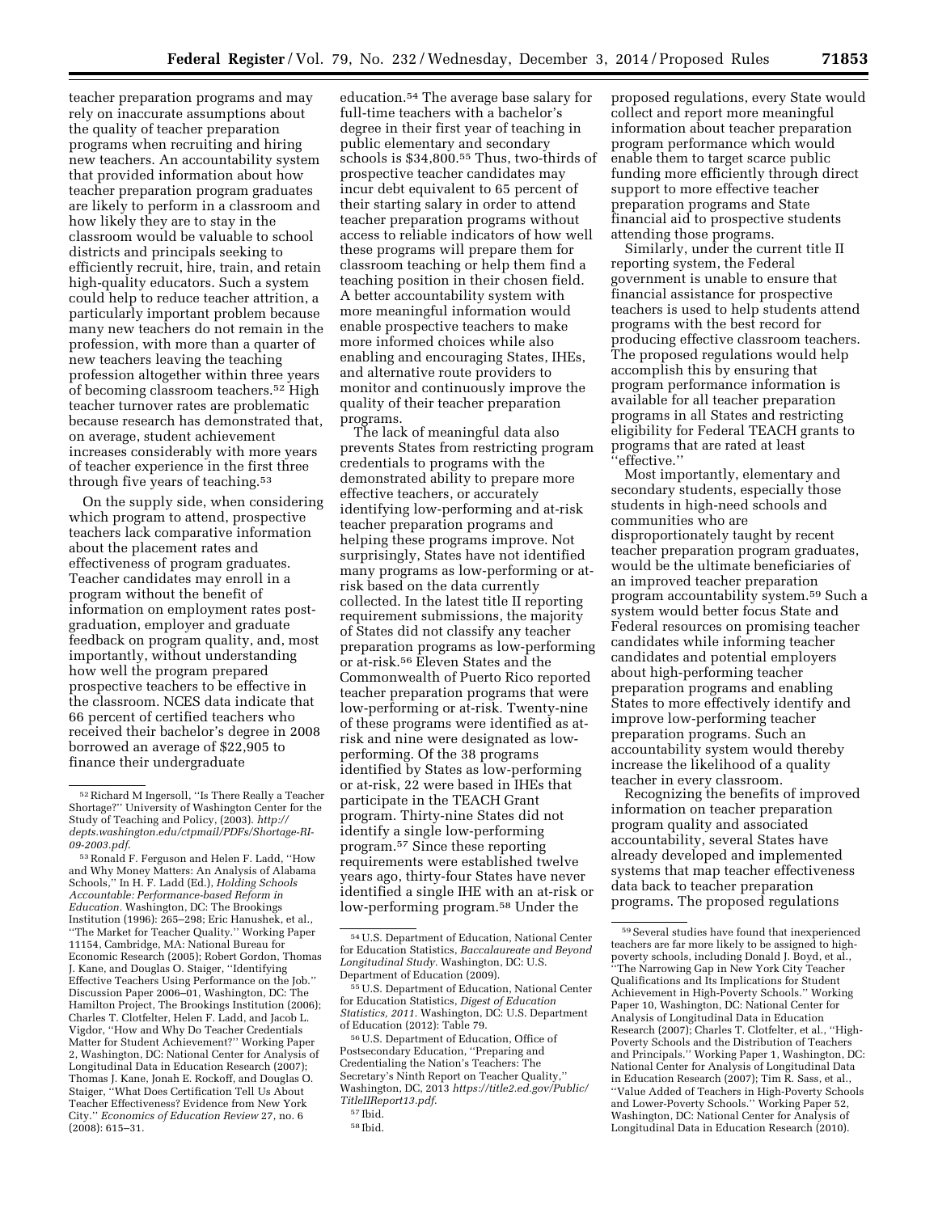teacher preparation programs and may rely on inaccurate assumptions about the quality of teacher preparation programs when recruiting and hiring new teachers. An accountability system that provided information about how teacher preparation program graduates are likely to perform in a classroom and how likely they are to stay in the classroom would be valuable to school districts and principals seeking to efficiently recruit, hire, train, and retain high-quality educators. Such a system could help to reduce teacher attrition, a particularly important problem because many new teachers do not remain in the profession, with more than a quarter of new teachers leaving the teaching profession altogether within three years of becoming classroom teachers.[52] High teacher turnover rates are problematic because research has demonstrated that, on average, student achievement increases considerably with more years of teacher experience in the first three through five years of teaching.[53]

On the supply side, when considering which program to attend, prospective teachers lack comparative information about the placement rates and effectiveness of program graduates. Teacher candidates may enroll in a program without the benefit of information on employment rates post-graduation, employer and graduate feedback on program quality, and, most importantly, without understanding how well the program prepared prospective teachers to be effective in the classroom. NCES data indicate that 66 percent of certified teachers who received their bachelor's degree in 2008 borrowed an average of $22,905 to finance their undergraduate education.[54] The average base salary for full-time teachers with a bachelor's degree in their first year of teaching in public elementary and secondary schools is $34,800.[55] Thus, two-thirds of prospective teacher candidates may incur debt equivalent to 65 percent of their starting salary in order to attend teacher preparation programs without access to reliable indicators of how well these programs will prepare them for classroom teaching or help them find a teaching position in their chosen field. A better accountability system with more meaningful information would enable prospective teachers to make more informed choices while also enabling and encouraging States, IHEs, and alternative route providers to monitor and continuously improve the quality of their teacher preparation programs.

The lack of meaningful data also prevents States from restricting program credentials to programs with the demonstrated ability to prepare more effective teachers, or accurately identifying low-performing and at-risk teacher preparation programs and helping these programs improve. Not surprisingly, States have not identified many programs as low-performing or at-risk based on the data currently collected. In the latest title II reporting requirement submissions, the majority of States did not classify any teacher preparation programs as low-performing or at-risk.[56] Eleven States and the Commonwealth of Puerto Rico reported teacher preparation programs that were low-performing or at-risk. Twenty-nine of these programs were identified as at-risk and nine were designated as low-performing. Of the 38 programs identified by States as low-performing or at-risk, 22 were based in IHEs that participate in the TEACH Grant program. Thirty-nine States did not identify a single low-performing program.[57] Since these reporting requirements were established twelve years ago, thirty-four States have never identified a single IHE with an at-risk or low-performing program.[58] Under the proposed regulations, every State would collect and report more meaningful information about teacher preparation program performance which would enable them to target scarce public funding more efficiently through direct support to more effective teacher preparation programs and State financial aid to prospective students attending those programs.

Similarly, under the current title II reporting system, the Federal government is unable to ensure that financial assistance for prospective teachers is used to help students attend programs with the best record for producing effective classroom teachers. The proposed regulations would help accomplish this by ensuring that program performance information is available for all teacher preparation programs in all States and restricting eligibility for Federal TEACH grants to programs that are rated at least "effective."

Most importantly, elementary and secondary students, especially those students in high-need schools and communities who are disproportionately taught by recent teacher preparation program graduates, would be the ultimate beneficiaries of an improved teacher preparation program accountability system.[59] Such a system would better focus State and Federal resources on promising teacher candidates while informing teacher candidates and potential employers about high-performing teacher preparation programs and enabling States to more effectively identify and improve low-performing teacher preparation programs. Such an accountability system would thereby increase the likelihood of a quality teacher in every classroom.

Recognizing the benefits of improved information on teacher preparation program quality and associated accountability, several States have already developed and implemented systems that map teacher effectiveness data back to teacher preparation programs. The proposed regulations

---

[52] Richard M Ingersoll, "Is There Really a Teacher Shortage?" University of Washington Center for the Study of Teaching and Policy, (2003). *http://depts.washington.edu/ctpmail/PDFs/Shortage-RI-09-2003.pdf*.

[53] Ronald F. Ferguson and Helen F. Ladd, "How and Why Money Matters: An Analysis of Alabama Schools," In H. F. Ladd (Ed.), *Holding Schools Accountable: Performance-based Reform in Education*. Washington, DC: The Brookings Institution (1996): 265–298; Eric Hanushek, et al., "The Market for Teacher Quality." Working Paper 11154, Cambridge, MA: National Bureau for Economic Research (2005); Robert Gordon, Thomas J. Kane, and Douglas O. Staiger, "Identifying Effective Teachers Using Performance on the Job." Discussion Paper 2006–01, Washington, DC: The Hamilton Project, The Brookings Institution (2006); Charles T. Clotfelter, Helen F. Ladd, and Jacob L. Vigdor, "How and Why Do Teacher Credentials Matter for Student Achievement?" Working Paper 2, Washington, DC: National Center for Analysis of Longitudinal Data in Education Research (2007); Thomas J. Kane, Jonah E. Rockoff, and Douglas O. Staiger, "What Does Certification Tell Us About Teacher Effectiveness? Evidence from New York City." *Economics of Education Review* 27, no. 6 (2008): 615–31.

[54] U.S. Department of Education, National Center for Education Statistics, *Baccalaureate and Beyond Longitudinal Study*. Washington, DC: U.S. Department of Education (2009).

[55] U.S. Department of Education, National Center for Education Statistics, *Digest of Education Statistics, 2011*. Washington, DC: U.S. Department of Education (2012): Table 79.

[56] U.S. Department of Education, Office of Postsecondary Education, "Preparing and Credentialing the Nation's Teachers: The Secretary's Ninth Report on Teacher Quality," Washington, DC, 2013 *https://title2.ed.gov/Public/TitleIIReport13.pdf*.

[57] Ibid.

[58] Ibid.

[59] Several studies have found that inexperienced teachers are far more likely to be assigned to high-poverty schools, including Donald J. Boyd, et al., "The Narrowing Gap in New York City Teacher Qualifications and Its Implications for Student Achievement in High-Poverty Schools." Working Paper 10, Washington, DC: National Center for Analysis of Longitudinal Data in Education Research (2007); Charles T. Clotfelter, et al., "High-Poverty Schools and the Distribution of Teachers and Principals." Working Paper 1, Washington, DC: National Center for Analysis of Longitudinal Data in Education Research (2007); Tim R. Sass, et al., "Value Added of Teachers in High-Poverty Schools and Lower-Poverty Schools." Working Paper 52, Washington, DC: National Center for Analysis of Longitudinal Data in Education Research (2010).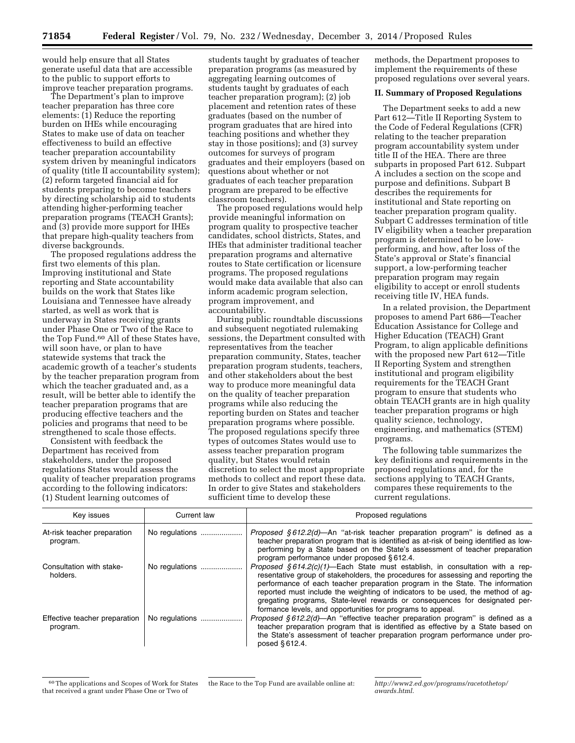would help ensure that all States generate useful data that are accessible to the public to support efforts to improve teacher preparation programs.

The Department's plan to improve teacher preparation has three core elements: (1) Reduce the reporting burden on IHEs while encouraging States to make use of data on teacher effectiveness to build an effective teacher preparation accountability system driven by meaningful indicators of quality (title II accountability system); (2) reform targeted financial aid for students preparing to become teachers by directing scholarship aid to students attending higher-performing teacher preparation programs (TEACH Grants); and (3) provide more support for IHEs that prepare high-quality teachers from diverse backgrounds.

The proposed regulations address the first two elements of this plan. Improving institutional and State reporting and State accountability builds on the work that States like Louisiana and Tennessee have already started, as well as work that is underway in States receiving grants under Phase One or Two of the Race to the Top Fund.[60] All of these States have, will soon have, or plan to have statewide systems that track the academic growth of a teacher's students by the teacher preparation program from which the teacher graduated and, as a result, will be better able to identify the teacher preparation programs that are producing effective teachers and the policies and programs that need to be strengthened to scale those effects.

Consistent with feedback the Department has received from stakeholders, under the proposed regulations States would assess the quality of teacher preparation programs according to the following indicators: (1) Student learning outcomes of students taught by graduates of teacher preparation programs (as measured by aggregating learning outcomes of students taught by graduates of each teacher preparation program); (2) job placement and retention rates of these graduates (based on the number of program graduates that are hired into teaching positions and whether they stay in those positions); and (3) survey outcomes for surveys of program graduates and their employers (based on questions about whether or not graduates of each teacher preparation program are prepared to be effective classroom teachers).

The proposed regulations would help provide meaningful information on program quality to prospective teacher candidates, school districts, States, and IHEs that administer traditional teacher preparation programs and alternative routes to State certification or licensure programs. The proposed regulations would make data available that also can inform academic program selection, program improvement, and accountability.

During public roundtable discussions and subsequent negotiated rulemaking sessions, the Department consulted with representatives from the teacher preparation community, States, teacher preparation program students, teachers, and other stakeholders about the best way to produce more meaningful data on the quality of teacher preparation programs while also reducing the reporting burden on States and teacher preparation programs where possible. The proposed regulations specify three types of outcomes States would use to assess teacher preparation program quality, but States would retain discretion to select the most appropriate methods to collect and report these data. In order to give States and stakeholders sufficient time to develop these methods, the Department proposes to implement the requirements of these proposed regulations over several years.

## II. Summary of Proposed Regulations

The Department seeks to add a new Part 612—Title II Reporting System to the Code of Federal Regulations (CFR) relating to the teacher preparation program accountability system under title II of the HEA. There are three subparts in proposed Part 612. Subpart A includes a section on the scope and purpose and definitions. Subpart B describes the requirements for institutional and State reporting on teacher preparation program quality. Subpart C addresses termination of title IV eligibility when a teacher preparation program is determined to be low-performing, and how, after loss of the State's approval or State's financial support, a low-performing teacher preparation program may regain eligibility to accept or enroll students receiving title IV, HEA funds.

In a related provision, the Department proposes to amend Part 686—Teacher Education Assistance for College and Higher Education (TEACH) Grant Program, to align applicable definitions with the proposed new Part 612—Title II Reporting System and strengthen institutional and program eligibility requirements for the TEACH Grant program to ensure that students who obtain TEACH grants are in high quality teacher preparation programs or high quality science, technology, engineering, and mathematics (STEM) programs.

The following table summarizes the key definitions and requirements in the proposed regulations and, for the sections applying to TEACH Grants, compares these requirements to the current regulations.

| Key issues | Current law | Proposed regulations |
| --- | --- | --- |
| At-risk teacher preparation program. | No regulations | *Proposed §612.2(d)*—An "at-risk teacher preparation program" is defined as a teacher preparation program that is identified as at-risk of being identified as low-performing by a State based on the State's assessment of teacher preparation program performance under proposed §612.4. |
| Consultation with stakeholders. | No regulations | *Proposed §614.2(c)(1)*—Each State must establish, in consultation with a representative group of stakeholders, the procedures for assessing and reporting the performance of each teacher preparation program in the State. The information reported must include the weighting of indicators to be used, the method of aggregating programs, State-level rewards or consequences for designated performance levels, and opportunities for programs to appeal. |
| Effective teacher preparation program. | No regulations | *Proposed §612.2(d)*—An "effective teacher preparation program" is defined as a teacher preparation program that is identified as effective by a State based on the State's assessment of teacher preparation program performance under proposed §612.4. |

[60] The applications and Scopes of Work for States that received a grant under Phase One or Two of the Race to the Top Fund are available online at: *http://www2.ed.gov/programs/racetothetop/awards.html.*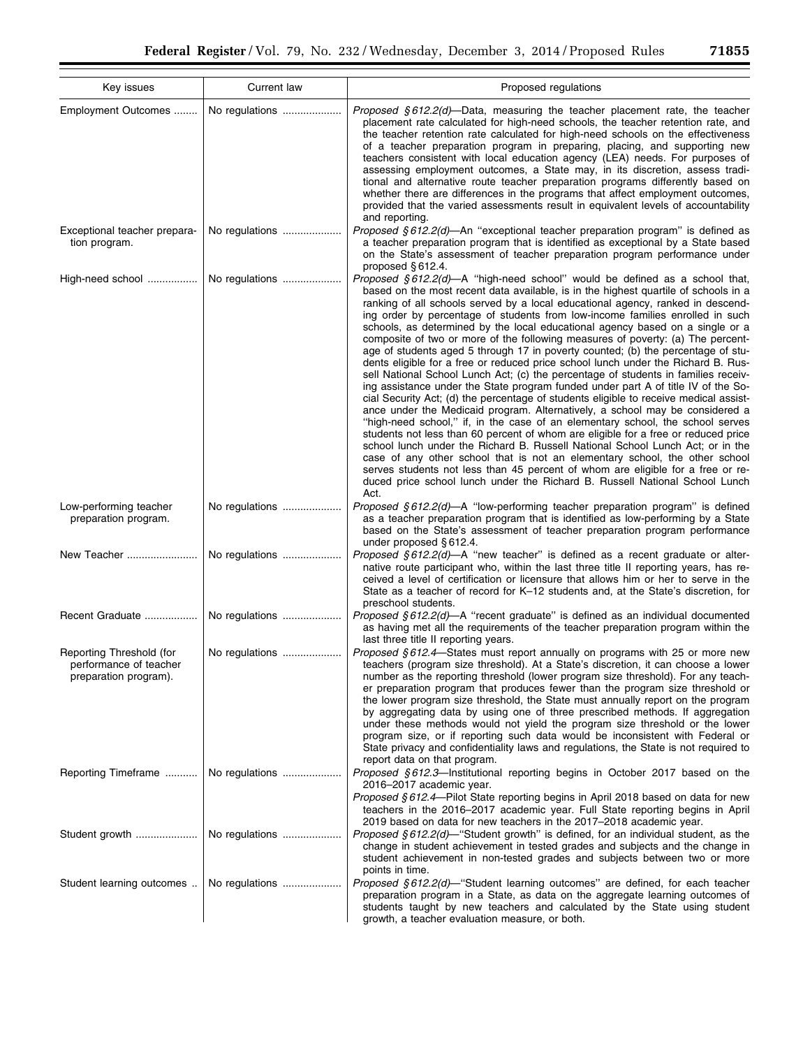| Key issues | Current law | Proposed regulations |
|---|---|---|
| Employment Outcomes | No regulations | *Proposed § 612.2(d)*—Data, measuring the teacher placement rate, the teacher placement rate calculated for high-need schools, the teacher retention rate, and the teacher retention rate calculated for high-need schools on the effectiveness of a teacher preparation program in preparing, placing, and supporting new teachers consistent with local education agency (LEA) needs. For purposes of assessing employment outcomes, a State may, in its discretion, assess traditional and alternative route teacher preparation programs differently based on whether there are differences in the programs that affect employment outcomes, provided that the varied assessments result in equivalent levels of accountability and reporting. |
| Exceptional teacher preparation program. | No regulations | *Proposed § 612.2(d)*—An ''exceptional teacher preparation program'' is defined as a teacher preparation program that is identified as exceptional by a State based on the State's assessment of teacher preparation program performance under proposed § 612.4. |
| High-need school | No regulations | *Proposed § 612.2(d)*—A ''high-need school'' would be defined as a school that, based on the most recent data available, is in the highest quartile of schools in a ranking of all schools served by a local educational agency, ranked in descending order by percentage of students from low-income families enrolled in such schools, as determined by the local educational agency based on a single or a composite of two or more of the following measures of poverty: (a) The percentage of students aged 5 through 17 in poverty counted; (b) the percentage of students eligible for a free or reduced price school lunch under the Richard B. Russell National School Lunch Act; (c) the percentage of students in families receiving assistance under the State program funded under part A of title IV of the Social Security Act; (d) the percentage of students eligible to receive medical assistance under the Medicaid program. Alternatively, a school may be considered a ''high-need school,'' if, in the case of an elementary school, the school serves students not less than 60 percent of whom are eligible for a free or reduced price school lunch under the Richard B. Russell National School Lunch Act; or in the case of any other school that is not an elementary school, the other school serves students not less than 45 percent of whom are eligible for a free or reduced price school lunch under the Richard B. Russell National School Lunch Act. |
| Low-performing teacher preparation program. | No regulations | *Proposed § 612.2(d)*—A ''low-performing teacher preparation program'' is defined as a teacher preparation program that is identified as low-performing by a State based on the State's assessment of teacher preparation program performance under proposed § 612.4. |
| New Teacher | No regulations | *Proposed § 612.2(d)*—A ''new teacher'' is defined as a recent graduate or alternative route participant who, within the last three title II reporting years, has received a level of certification or licensure that allows him or her to serve in the State as a teacher of record for K–12 students and, at the State's discretion, for preschool students. |
| Recent Graduate | No regulations | *Proposed § 612.2(d)*—A ''recent graduate'' is defined as an individual documented as having met all the requirements of the teacher preparation program within the last three title II reporting years. |
| Reporting Threshold (for performance of teacher preparation program). | No regulations | *Proposed § 612.4*—States must report annually on programs with 25 or more new teachers (program size threshold). At a State's discretion, it can choose a lower number as the reporting threshold (lower program size threshold). For any teacher preparation program that produces fewer than the program size threshold or the lower program size threshold, the State must annually report on the program by aggregating data by using one of three prescribed methods. If aggregation under these methods would not yield the program size threshold or the lower program size, or if reporting such data would be inconsistent with Federal or State privacy and confidentiality laws and regulations, the State is not required to report data on that program. |
| Reporting Timeframe | No regulations | *Proposed § 612.3*—Institutional reporting begins in October 2017 based on the 2016–2017 academic year. *Proposed § 612.4*—Pilot State reporting begins in April 2018 based on data for new teachers in the 2016–2017 academic year. Full State reporting begins in April 2019 based on data for new teachers in the 2017–2018 academic year. |
| Student growth | No regulations | *Proposed § 612.2(d)*—''Student growth'' is defined, for an individual student, as the change in student achievement in tested grades and subjects and the change in student achievement in non-tested grades and subjects between two or more points in time. |
| Student learning outcomes | No regulations | *Proposed § 612.2(d)*—''Student learning outcomes'' are defined, for each teacher preparation program in a State, as data on the aggregate learning outcomes of students taught by new teachers and calculated by the State using student growth, a teacher evaluation measure, or both. |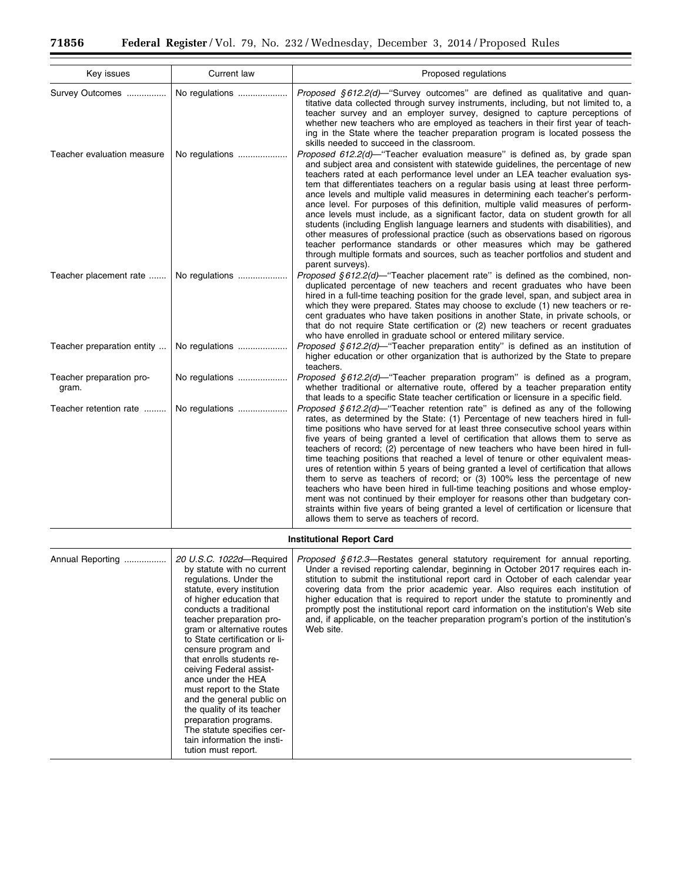| Key issues | Current law | Proposed regulations |
|---|---|---|
| Survey Outcomes | No regulations | *Proposed §612.2(d)*—"Survey outcomes" are defined as qualitative and quantitative data collected through survey instruments, including, but not limited to, a teacher survey and an employer survey, designed to capture perceptions of whether new teachers who are employed as teachers in their first year of teaching in the State where the teacher preparation program is located possess the skills needed to succeed in the classroom. |
| Teacher evaluation measure | No regulations | *Proposed 612.2(d)*—"Teacher evaluation measure" is defined as, by grade span and subject area and consistent with statewide guidelines, the percentage of new teachers rated at each performance level under an LEA teacher evaluation system that differentiates teachers on a regular basis using at least three performance levels and multiple valid measures in determining each teacher's performance level. For purposes of this definition, multiple valid measures of performance levels must include, as a significant factor, data on student growth for all students (including English language learners and students with disabilities), and other measures of professional practice (such as observations based on rigorous teacher performance standards or other measures which may be gathered through multiple formats and sources, such as teacher portfolios and student and parent surveys). |
| Teacher placement rate | No regulations | *Proposed §612.2(d)*—"Teacher placement rate" is defined as the combined, non-duplicated percentage of new teachers and recent graduates who have been hired in a full-time teaching position for the grade level, span, and subject area in which they were prepared. States may choose to exclude (1) new teachers or recent graduates who have taken positions in another State, in private schools, or that do not require State certification or (2) new teachers or recent graduates who have enrolled in graduate school or entered military service. |
| Teacher preparation entity | No regulations | *Proposed §612.2(d)*—"Teacher preparation entity" is defined as an institution of higher education or other organization that is authorized by the State to prepare teachers. |
| Teacher preparation program. | No regulations | *Proposed §612.2(d)*—"Teacher preparation program" is defined as a program, whether traditional or alternative route, offered by a teacher preparation entity that leads to a specific State teacher certification or licensure in a specific field. |
| Teacher retention rate | No regulations | *Proposed §612.2(d)*—"Teacher retention rate" is defined as any of the following rates, as determined by the State: (1) Percentage of new teachers hired in full-time positions who have served for at least three consecutive school years within five years of being granted a level of certification that allows them to serve as teachers of record; (2) percentage of new teachers who have been hired in full-time teaching positions that reached a level of tenure or other equivalent measures of retention within 5 years of being granted a level of certification that allows them to serve as teachers of record; or (3) 100% less the percentage of new teachers who have been hired in full-time teaching positions and whose employment was not continued by their employer for reasons other than budgetary constraints within five years of being granted a level of certification or licensure that allows them to serve as teachers of record. |
| **Institutional Report Card** | | |
| Annual Reporting | *20 U.S.C. 1022d*—Required by statute with no current regulations. Under the statute, every institution of higher education that conducts a traditional teacher preparation program or alternative routes to State certification or licensure program and that enrolls students receiving Federal assistance under the HEA must report to the State and the general public on the quality of its teacher preparation programs. The statute specifies certain information the institution must report. | *Proposed §612.3*—Restates general statutory requirement for annual reporting. Under a revised reporting calendar, beginning in October 2017 requires each institution to submit the institutional report card in October of each calendar year covering data from the prior academic year. Also requires each institution of higher education that is required to report under the statute to prominently and promptly post the institutional report card information on the institution's Web site and, if applicable, on the teacher preparation program's portion of the institution's Web site. |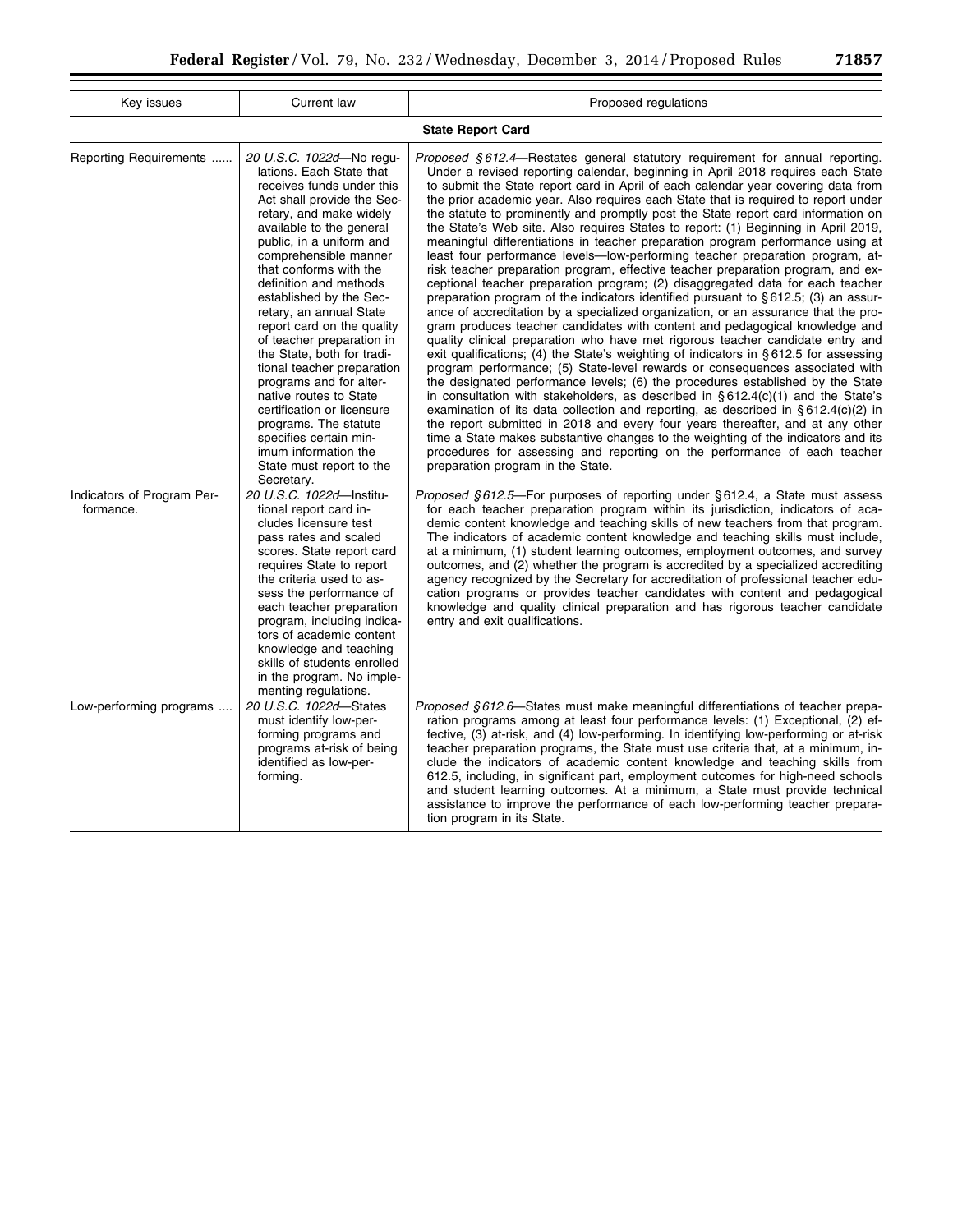| Key issues | Current law | Proposed regulations |
|---|---|---|
| **State Report Card** | | |
| Reporting Requirements | *20 U.S.C. 1022d*—No regulations. Each State that receives funds under this Act shall provide the Secretary, and make widely available to the general public, in a uniform and comprehensive manner that conforms with the definition and methods established by the Secretary, an annual State report card on the quality of teacher preparation in the State, both for traditional teacher preparation programs and for alternative routes to State certification or licensure programs. The statute specifies certain minimum information the State must report to the Secretary. | *Proposed § 612.4*—Restates general statutory requirement for annual reporting. Under a revised reporting calendar, beginning in April 2018 requires each State to submit the State report card in April of each calendar year covering data from the prior academic year. Also requires each State that is required to report under the statute to prominently and promptly post the State report card information on the State's Web site. Also requires States to report: (1) Beginning in April 2019, meaningful differentiations in teacher preparation program performance using at least four performance levels—low-performing teacher preparation program, at-risk teacher preparation program, effective teacher preparation program, and exceptional teacher preparation program; (2) disaggregated data for each teacher preparation program of the indicators identified pursuant to § 612.5; (3) an assurance of accreditation by a specialized organization, or an assurance that the program produces teacher candidates with content and pedagogical knowledge and quality clinical preparation who have met rigorous teacher candidate entry and exit qualifications; (4) the State's weighting of indicators in § 612.5 for assessing program performance; (5) State-level rewards or consequences associated with the designated performance levels; (6) the procedures established by the State in consultation with stakeholders, as described in § 612.4(c)(1) and the State's examination of its data collection and reporting, as described in § 612.4(c)(2) in the report submitted in 2018 and every four years thereafter, and at any other time a State makes substantive changes to the weighting of the indicators and its procedures for assessing and reporting on the performance of each teacher preparation program in the State. |
| Indicators of Program Performance. | *20 U.S.C. 1022d*—Institutional report card includes licensure test pass rates and scaled scores. State report card requires State to report the criteria used to assess the performance of each teacher preparation program, including indicators of academic content knowledge and teaching skills of students enrolled in the program. No implementing regulations. | *Proposed § 612.5*—For purposes of reporting under § 612.4, a State must assess for each teacher preparation program within its jurisdiction, indicators of academic content knowledge and teaching skills of new teachers from that program. The indicators of academic content knowledge and teaching skills must include, at a minimum, (1) student learning outcomes, employment outcomes, and survey outcomes, and (2) whether the program is accredited by a specialized accrediting agency recognized by the Secretary for accreditation of professional teacher education programs or provides teacher candidates with content and pedagogical knowledge and quality clinical preparation and has rigorous teacher candidate entry and exit qualifications. |
| Low-performing programs | *20 U.S.C. 1022d*—States must identify low-performing programs and programs at-risk of being identified as low-performing. | *Proposed § 612.6*—States must make meaningful differentiations of teacher preparation programs among at least four performance levels: (1) Exceptional, (2) effective, (3) at-risk, and (4) low-performing. In identifying low-performing or at-risk teacher preparation programs, the State must use criteria that, at a minimum, include the indicators of academic content knowledge and teaching skills from 612.5, including, in significant part, employment outcomes for high-need schools and student learning outcomes. At a minimum, a State must provide technical assistance to improve the performance of each low-performing teacher preparation program in its State. |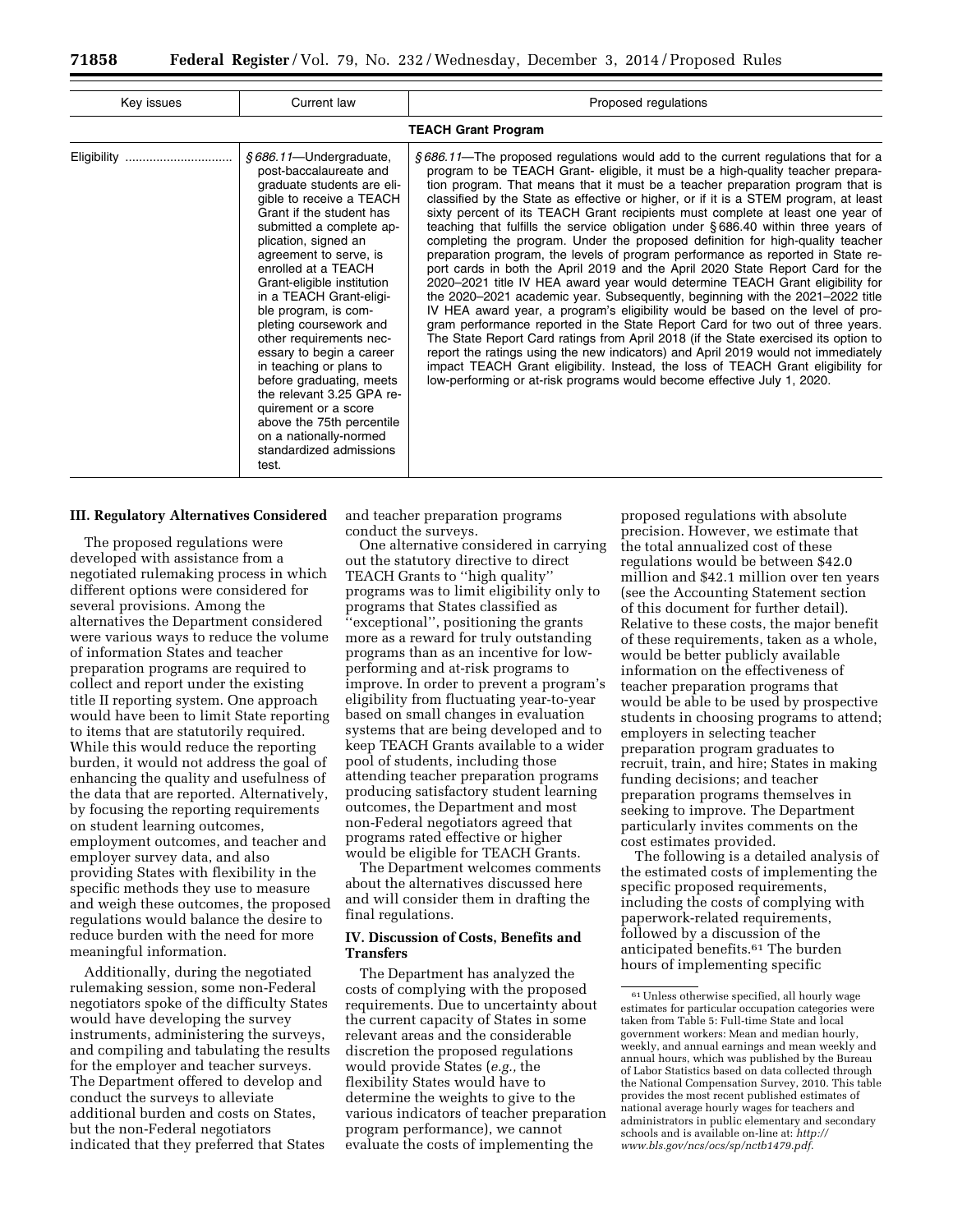| Key issues | Current law | Proposed regulations |
|---|---|---|
| **TEACH Grant Program** | | |
| Eligibility | *§ 686.11*—Undergraduate, post-baccalaureate and graduate students are eligible to receive a TEACH Grant if the student has submitted a complete application, signed an agreement to serve, is enrolled at a TEACH Grant-eligible institution in a TEACH Grant-eligible program, is completing coursework and other requirements necessary to begin a career in teaching or plans to before graduating, meets the relevant 3.25 GPA requirement or a score above the 75th percentile on a nationally-normed standardized admissions test. | *§ 686.11*—The proposed regulations would add to the current regulations that for a program to be TEACH Grant- eligible, it must be a high-quality teacher preparation program. That means that it must be a teacher preparation program that is classified by the State as effective or higher, or if it is a STEM program, at least sixty percent of its TEACH Grant recipients must complete at least one year of teaching that fulfills the service obligation under § 686.40 within three years of completing the program. Under the proposed definition for high-quality teacher preparation program, the levels of program performance as reported in State report cards in both the April 2019 and the April 2020 State Report Card for the 2020–2021 title IV HEA award year would determine TEACH Grant eligibility for the 2020–2021 academic year. Subsequently, beginning with the 2021–2022 title IV HEA award year, a program's eligibility would be based on the level of program performance reported in the State Report Card for two out of three years. The State Report Card ratings from April 2018 (if the State exercised its option to report the ratings using the new indicators) and April 2019 would not immediately impact TEACH Grant eligibility. Instead, the loss of TEACH Grant eligibility for low-performing or at-risk programs would become effective July 1, 2020. |

## III. Regulatory Alternatives Considered

The proposed regulations were developed with assistance from a negotiated rulemaking process in which different options were considered for several provisions. Among the alternatives the Department considered were various ways to reduce the volume of information States and teacher preparation programs are required to collect and report under the existing title II reporting system. One approach would have been to limit State reporting to items that are statutorily required. While this would reduce the reporting burden, it would not address the goal of enhancing the quality and usefulness of the data that are reported. Alternatively, by focusing the reporting requirements on student learning outcomes, employment outcomes, and teacher and employer survey data, and also providing States with flexibility in the specific methods they use to measure and weigh these outcomes, the proposed regulations would balance the desire to reduce burden with the need for more meaningful information.

Additionally, during the negotiated rulemaking session, some non-Federal negotiators spoke of the difficulty States would have developing the survey instruments, administering the surveys, and compiling and tabulating the results for the employer and teacher surveys. The Department offered to develop and conduct the surveys to alleviate additional burden and costs on States, but the non-Federal negotiators indicated that they preferred that States and teacher preparation programs conduct the surveys.

One alternative considered in carrying out the statutory directive to direct TEACH Grants to "high quality" programs was to limit eligibility only to programs that States classified as "exceptional", positioning the grants more as a reward for truly outstanding programs than as an incentive for low-performing and at-risk programs to improve. In order to prevent a program's eligibility from fluctuating year-to-year based on small changes in evaluation systems that are being developed and to keep TEACH Grants available to a wider pool of students, including those attending teacher preparation programs producing satisfactory student learning outcomes, the Department and most non-Federal negotiators agreed that programs rated effective or higher would be eligible for TEACH Grants.

The Department welcomes comments about the alternatives discussed here and will consider them in drafting the final regulations.

## IV. Discussion of Costs, Benefits and Transfers

The Department has analyzed the costs of complying with the proposed requirements. Due to uncertainty about the current capacity of States in some relevant areas and the considerable discretion the proposed regulations would provide States (*e.g.,* the flexibility States would have to determine the weights to give to the various indicators of teacher preparation program performance), we cannot evaluate the costs of implementing the proposed regulations with absolute precision. However, we estimate that the total annualized cost of these regulations would be between $42.0 million and $42.1 million over ten years (see the Accounting Statement section of this document for further detail). Relative to these costs, the major benefit of these requirements, taken as a whole, would be better publicly available information on the effectiveness of teacher preparation programs that would be able to be used by prospective students in choosing programs to attend; employers in selecting teacher preparation program graduates to recruit, train, and hire; States in making funding decisions; and teacher preparation programs themselves in seeking to improve. The Department particularly invites comments on the cost estimates provided.

The following is a detailed analysis of the estimated costs of implementing the specific proposed requirements, including the costs of complying with paperwork-related requirements, followed by a discussion of the anticipated benefits.[61] The burden hours of implementing specific

[61] Unless otherwise specified, all hourly wage estimates for particular occupation categories were taken from Table 5: Full-time State and local government workers: Mean and median hourly, weekly, and annual earnings and mean weekly and annual hours, which was published by the Bureau of Labor Statistics based on data collected through the National Compensation Survey, 2010. This table provides the most recent published estimates of national average hourly wages for teachers and administrators in public elementary and secondary schools and is available on-line at: *http://www.bls.gov/ncs/ocs/sp/nctb1479.pdf.*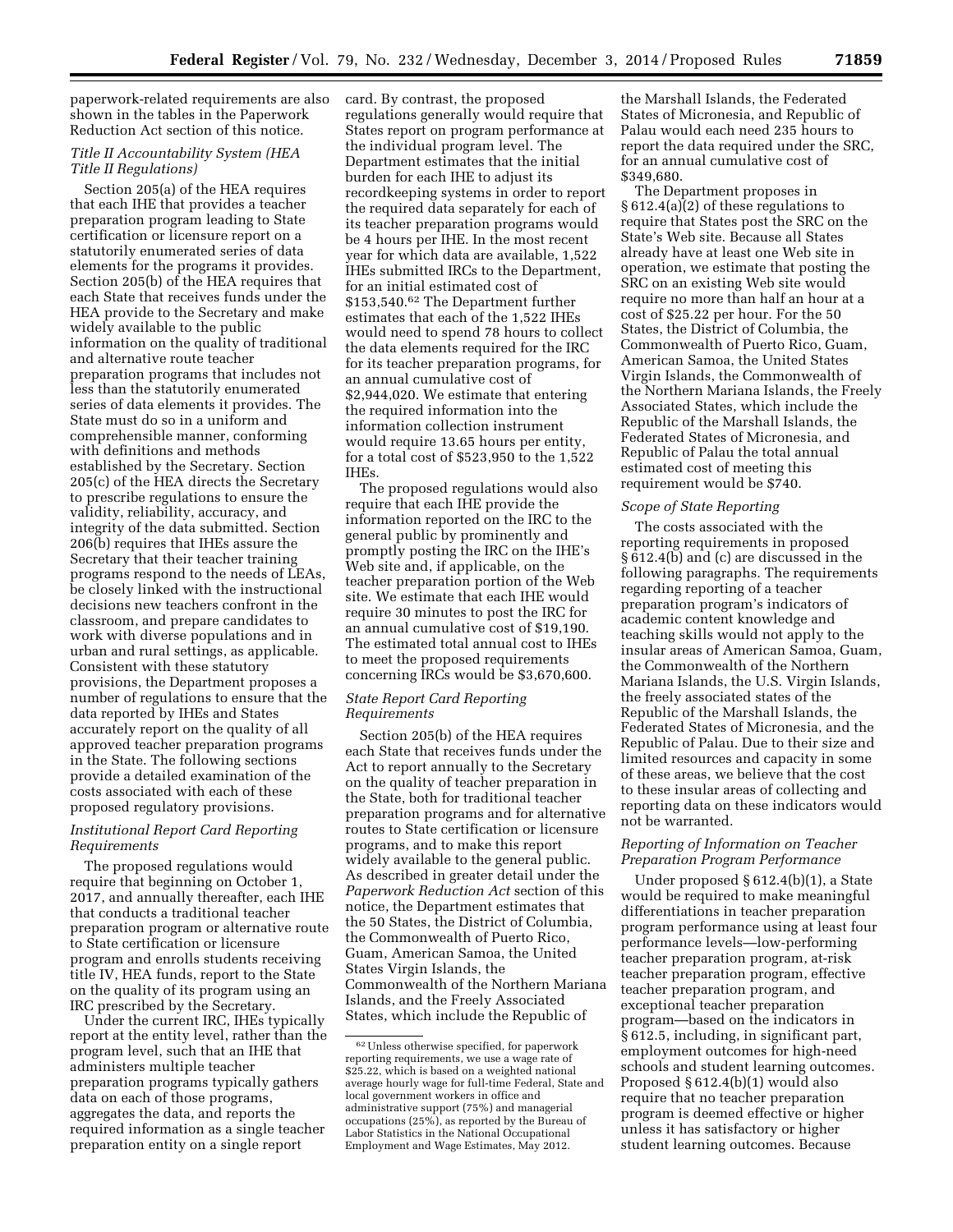paperwork-related requirements are also shown in the tables in the Paperwork Reduction Act section of this notice.

*Title II Accountability System (HEA Title II Regulations)*

Section 205(a) of the HEA requires that each IHE that provides a teacher preparation program leading to State certification or licensure report on a statutorily enumerated series of data elements for the programs it provides. Section 205(b) of the HEA requires that each State that receives funds under the HEA provide to the Secretary and make widely available to the public information on the quality of traditional and alternative route teacher preparation programs that includes not less than the statutorily enumerated series of data elements it provides. The State must do so in a uniform and comprehensible manner, conforming with definitions and methods established by the Secretary. Section 205(c) of the HEA directs the Secretary to prescribe regulations to ensure the validity, reliability, accuracy, and integrity of the data submitted. Section 206(b) requires that IHEs assure the Secretary that their teacher training programs respond to the needs of LEAs, be closely linked with the instructional decisions new teachers confront in the classroom, and prepare candidates to work with diverse populations and in urban and rural settings, as applicable. Consistent with these statutory provisions, the Department proposes a number of regulations to ensure that the data reported by IHEs and States accurately report on the quality of all approved teacher preparation programs in the State. The following sections provide a detailed examination of the costs associated with each of these proposed regulatory provisions.

*Institutional Report Card Reporting Requirements*

The proposed regulations would require that beginning on October 1, 2017, and annually thereafter, each IHE that conducts a traditional teacher preparation program or alternative route to State certification or licensure program and enrolls students receiving title IV, HEA funds, report to the State on the quality of its program using an IRC prescribed by the Secretary.

Under the current IRC, IHEs typically report at the entity level, rather than the program level, such that an IHE that administers multiple teacher preparation programs typically gathers data on each of those programs, aggregates the data, and reports the required information as a single teacher preparation entity on a single report card. By contrast, the proposed regulations generally would require that States report on program performance at the individual program level. The Department estimates that the initial burden for each IHE to adjust its recordkeeping systems in order to report the required data separately for each of its teacher preparation programs would be 4 hours per IHE. In the most recent year for which data are available, 1,522 IHEs submitted IRCs to the Department, for an initial estimated cost of $153,540.[62] The Department further estimates that each of the 1,522 IHEs would need to spend 78 hours to collect the data elements required for the IRC for its teacher preparation programs, for an annual cumulative cost of $2,944,020. We estimate that entering the required information into the information collection instrument would require 13.65 hours per entity, for a total cost of $523,950 to the 1,522 IHEs.

The proposed regulations would also require that each IHE provide the information reported on the IRC to the general public by prominently and promptly posting the IRC on the IHE's Web site and, if applicable, on the teacher preparation portion of the Web site. We estimate that each IHE would require 30 minutes to post the IRC for an annual cumulative cost of $19,190. The estimated total annual cost to IHEs to meet the proposed requirements concerning IRCs would be $3,670,600.

*State Report Card Reporting Requirements*

Section 205(b) of the HEA requires each State that receives funds under the Act to report annually to the Secretary on the quality of teacher preparation in the State, both for traditional teacher preparation programs and for alternative routes to State certification or licensure programs, and to make this report widely available to the general public. As described in greater detail under the *Paperwork Reduction Act* section of this notice, the Department estimates that the 50 States, the District of Columbia, the Commonwealth of Puerto Rico, Guam, American Samoa, the United States Virgin Islands, the Commonwealth of the Northern Mariana Islands, and the Freely Associated States, which include the Republic of the Marshall Islands, the Federated States of Micronesia, and Republic of Palau would each need 235 hours to report the data required under the SRC, for an annual cumulative cost of $349,680.

The Department proposes in § 612.4(a)(2) of these regulations to require that States post the SRC on the State's Web site. Because all States already have at least one Web site in operation, we estimate that posting the SRC on an existing Web site would require no more than half an hour at a cost of $25.22 per hour. For the 50 States, the District of Columbia, the Commonwealth of Puerto Rico, Guam, American Samoa, the United States Virgin Islands, the Commonwealth of the Northern Mariana Islands, the Freely Associated States, which include the Republic of the Marshall Islands, the Federated States of Micronesia, and Republic of Palau the total annual estimated cost of meeting this requirement would be $740.

*Scope of State Reporting*

The costs associated with the reporting requirements in proposed § 612.4(b) and (c) are discussed in the following paragraphs. The requirements regarding reporting of a teacher preparation program's indicators of academic content knowledge and teaching skills would not apply to the insular areas of American Samoa, Guam, the Commonwealth of the Northern Mariana Islands, the U.S. Virgin Islands, the freely associated states of the Republic of the Marshall Islands, the Federated States of Micronesia, and the Republic of Palau. Due to their size and limited resources and capacity in some of these areas, we believe that the cost to these insular areas of collecting and reporting data on these indicators would not be warranted.

*Reporting of Information on Teacher Preparation Program Performance*

Under proposed § 612.4(b)(1), a State would be required to make meaningful differentiations in teacher preparation program performance using at least four performance levels—low-performing teacher preparation program, at-risk teacher preparation program, effective teacher preparation program, and exceptional teacher preparation program—based on the indicators in § 612.5, including, in significant part, employment outcomes for high-need schools and student learning outcomes. Proposed § 612.4(b)(1) would also require that no teacher preparation program is deemed effective or higher unless it has satisfactory or higher student learning outcomes. Because

[62] Unless otherwise specified, for paperwork reporting requirements, we use a wage rate of $25.22, which is based on a weighted national average hourly wage for full-time Federal, State and local government workers in office and administrative support (75%) and managerial occupations (25%), as reported by the Bureau of Labor Statistics in the National Occupational Employment and Wage Estimates, May 2012.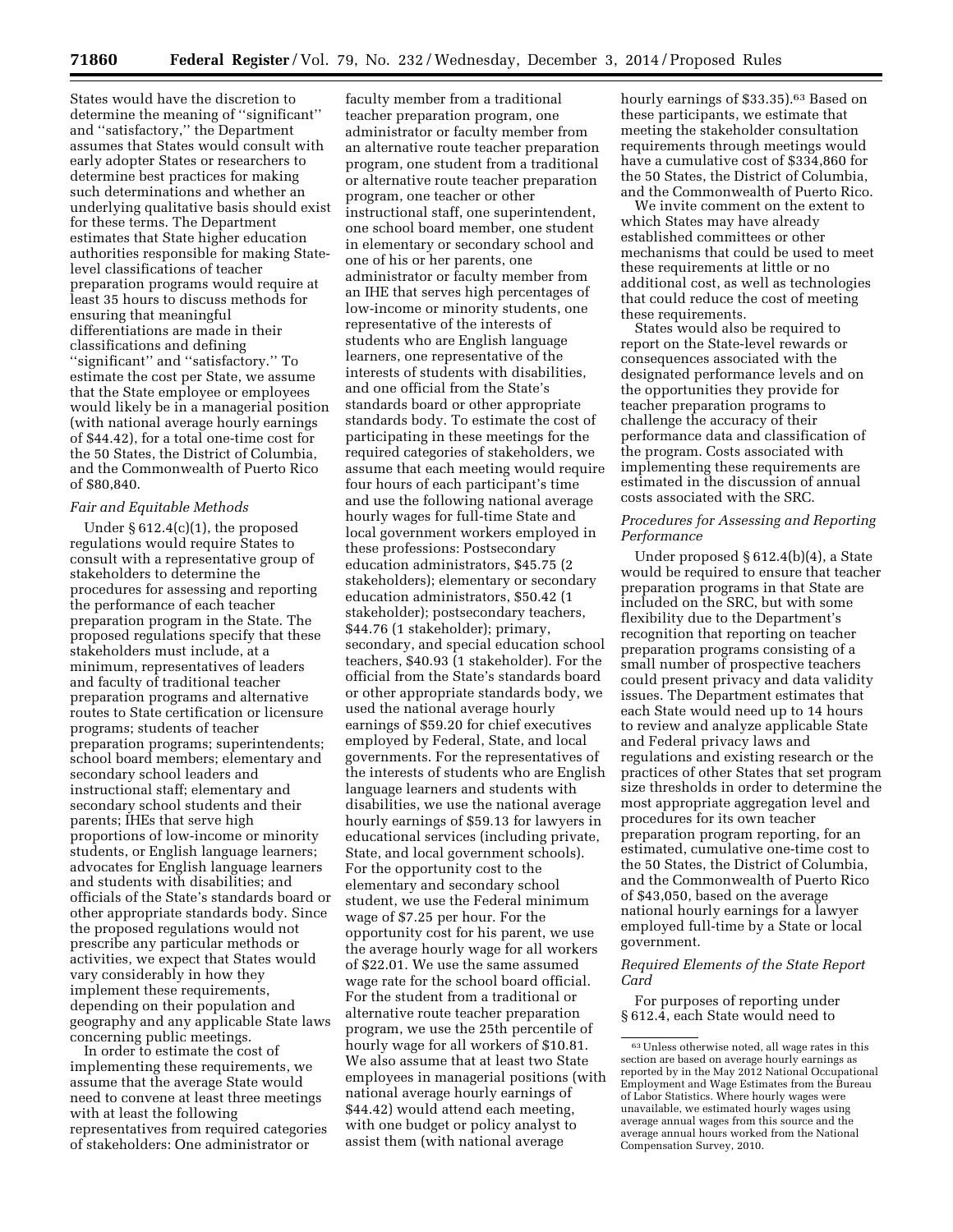States would have the discretion to determine the meaning of ''significant'' and ''satisfactory,'' the Department assumes that States would consult with early adopter States or researchers to determine best practices for making such determinations and whether an underlying qualitative basis should exist for these terms. The Department estimates that State higher education authorities responsible for making State-level classifications of teacher preparation programs would require at least 35 hours to discuss methods for ensuring that meaningful differentiations are made in their classifications and defining ''significant'' and ''satisfactory.'' To estimate the cost per State, we assume that the State employee or employees would likely be in a managerial position (with national average hourly earnings of $44.42), for a total one-time cost for the 50 States, the District of Columbia, and the Commonwealth of Puerto Rico of $80,840.

*Fair and Equitable Methods*

Under § 612.4(c)(1), the proposed regulations would require States to consult with a representative group of stakeholders to determine the procedures for assessing and reporting the performance of each teacher preparation program in the State. The proposed regulations specify that these stakeholders must include, at a minimum, representatives of leaders and faculty of traditional teacher preparation programs and alternative routes to State certification or licensure programs; students of teacher preparation programs; superintendents; school board members; elementary and secondary school leaders and instructional staff; elementary and secondary school students and their parents; IHEs that serve high proportions of low-income or minority students, or English language learners; advocates for English language learners and students with disabilities; and officials of the State's standards board or other appropriate standards body. Since the proposed regulations would not prescribe any particular methods or activities, we expect that States would vary considerably in how they implement these requirements, depending on their population and geography and any applicable State laws concerning public meetings.

In order to estimate the cost of implementing these requirements, we assume that the average State would need to convene at least three meetings with at least the following representatives from required categories of stakeholders: One administrator or faculty member from a traditional teacher preparation program, one administrator or faculty member from an alternative route teacher preparation program, one student from a traditional or alternative route teacher preparation program, one teacher or other instructional staff, one superintendent, one school board member, one student in elementary or secondary school and one of his or her parents, one administrator or faculty member from an IHE that serves high percentages of low-income or minority students, one representative of the interests of students who are English language learners, one representative of the interests of students with disabilities, and one official from the State's standards board or other appropriate standards body. To estimate the cost of participating in these meetings for the required categories of stakeholders, we assume that each meeting would require four hours of each participant's time and use the following national average hourly wages for full-time State and local government workers employed in these professions: Postsecondary education administrators, $45.75 (2 stakeholders); elementary or secondary education administrators, $50.42 (1 stakeholder); postsecondary teachers, $44.76 (1 stakeholder); primary, secondary, and special education school teachers, $40.93 (1 stakeholder). For the official from the State's standards board or other appropriate standards body, we used the national average hourly earnings of $59.20 for chief executives employed by Federal, State, and local governments. For the representatives of the interests of students who are English language learners and students with disabilities, we use the national average hourly earnings of $59.13 for lawyers in educational services (including private, State, and local government schools). For the opportunity cost to the elementary and secondary school student, we use the Federal minimum wage of $7.25 per hour. For the opportunity cost for his parent, we use the average hourly wage for all workers of $22.01. We use the same assumed wage rate for the school board official. For the student from a traditional or alternative route teacher preparation program, we use the 25th percentile of hourly wage for all workers of $10.81. We also assume that at least two State employees in managerial positions (with national average hourly earnings of $44.42) would attend each meeting, with one budget or policy analyst to assist them (with national average hourly earnings of $33.35).[63] Based on these participants, we estimate that meeting the stakeholder consultation requirements through meetings would have a cumulative cost of $334,860 for the 50 States, the District of Columbia, and the Commonwealth of Puerto Rico.

We invite comment on the extent to which States may have already established committees or other mechanisms that could be used to meet these requirements at little or no additional cost, as well as technologies that could reduce the cost of meeting these requirements.

States would also be required to report on the State-level rewards or consequences associated with the designated performance levels and on the opportunities they provide for teacher preparation programs to challenge the accuracy of their performance data and classification of the program. Costs associated with implementing these requirements are estimated in the discussion of annual costs associated with the SRC.

*Procedures for Assessing and Reporting Performance*

Under proposed § 612.4(b)(4), a State would be required to ensure that teacher preparation programs in that State are included on the SRC, but with some flexibility due to the Department's recognition that reporting on teacher preparation programs consisting of a small number of prospective teachers could present privacy and data validity issues. The Department estimates that each State would need up to 14 hours to review and analyze applicable State and Federal privacy laws and regulations and existing research or the practices of other States that set program size thresholds in order to determine the most appropriate aggregation level and procedures for its own teacher preparation program reporting, for an estimated, cumulative one-time cost to the 50 States, the District of Columbia, and the Commonwealth of Puerto Rico of $43,050, based on the average national hourly earnings for a lawyer employed full-time by a State or local government.

*Required Elements of the State Report Card*

For purposes of reporting under § 612.4, each State would need to

[63] Unless otherwise noted, all wage rates in this section are based on average hourly earnings as reported by in the May 2012 National Occupational Employment and Wage Estimates from the Bureau of Labor Statistics. Where hourly wages were unavailable, we estimated hourly wages using average annual wages from this source and the average annual hours worked from the National Compensation Survey, 2010.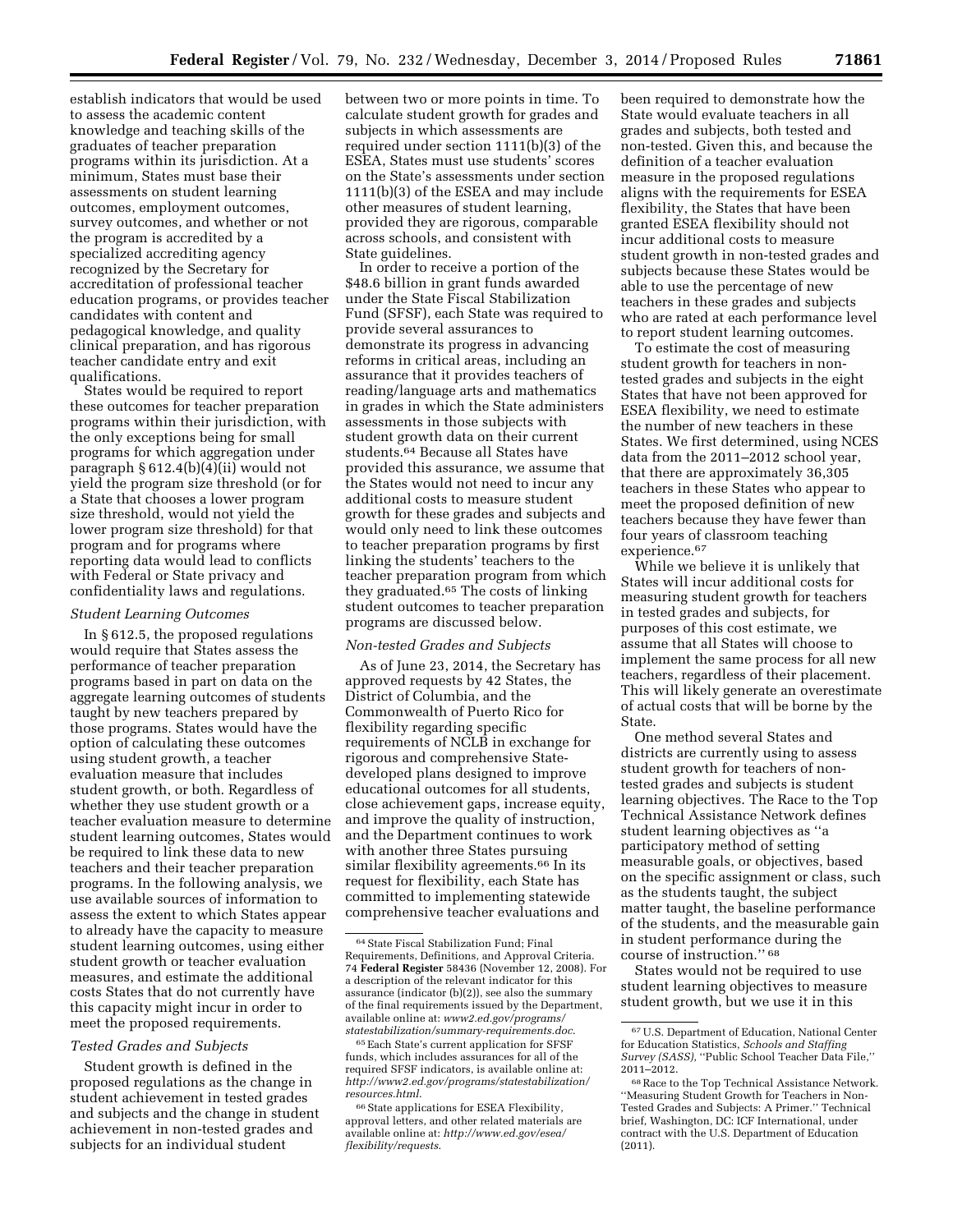establish indicators that would be used to assess the academic content knowledge and teaching skills of the graduates of teacher preparation programs within its jurisdiction. At a minimum, States must base their assessments on student learning outcomes, employment outcomes, survey outcomes, and whether or not the program is accredited by a specialized accrediting agency recognized by the Secretary for accreditation of professional teacher education programs, or provides teacher candidates with content and pedagogical knowledge, and quality clinical preparation, and has rigorous teacher candidate entry and exit qualifications.

States would be required to report these outcomes for teacher preparation programs within their jurisdiction, with the only exceptions being for small programs for which aggregation under paragraph § 612.4(b)(4)(ii) would not yield the program size threshold (or for a State that chooses a lower program size threshold, would not yield the lower program size threshold) for that program and for programs where reporting data would lead to conflicts with Federal or State privacy and confidentiality laws and regulations.

*Student Learning Outcomes*

In § 612.5, the proposed regulations would require that States assess the performance of teacher preparation programs based in part on data on the aggregate learning outcomes of students taught by new teachers prepared by those programs. States would have the option of calculating these outcomes using student growth, a teacher evaluation measure that includes student growth, or both. Regardless of whether they use student growth or a teacher evaluation measure to determine student learning outcomes, States would be required to link these data to new teachers and their teacher preparation programs. In the following analysis, we use available sources of information to assess the extent to which States appear to already have the capacity to measure student learning outcomes, using either student growth or teacher evaluation measures, and estimate the additional costs States that do not currently have this capacity might incur in order to meet the proposed requirements.

*Tested Grades and Subjects*

Student growth is defined in the proposed regulations as the change in student achievement in tested grades and subjects and the change in student achievement in non-tested grades and subjects for an individual student between two or more points in time. To calculate student growth for grades and subjects in which assessments are required under section 1111(b)(3) of the ESEA, States must use students' scores on the State's assessments under section 1111(b)(3) of the ESEA and may include other measures of student learning, provided they are rigorous, comparable across schools, and consistent with State guidelines.

In order to receive a portion of the $48.6 billion in grant funds awarded under the State Fiscal Stabilization Fund (SFSF), each State was required to provide several assurances to demonstrate its progress in advancing reforms in critical areas, including an assurance that it provides teachers of reading/language arts and mathematics in grades in which the State administers assessments in those subjects with student growth data on their current students.[64] Because all States have provided this assurance, we assume that the States would not need to incur any additional costs to measure student growth for these grades and subjects and would only need to link these outcomes to teacher preparation programs by first linking the students' teachers to the teacher preparation program from which they graduated.[65] The costs of linking student outcomes to teacher preparation programs are discussed below.

*Non-tested Grades and Subjects*

As of June 23, 2014, the Secretary has approved requests by 42 States, the District of Columbia, and the Commonwealth of Puerto Rico for flexibility regarding specific requirements of NCLB in exchange for rigorous and comprehensive State-developed plans designed to improve educational outcomes for all students, close achievement gaps, increase equity, and improve the quality of instruction, and the Department continues to work with another three States pursuing similar flexibility agreements.[66] In its request for flexibility, each State has committed to implementing statewide comprehensive teacher evaluations and been required to demonstrate how the State would evaluate teachers in all grades and subjects, both tested and non-tested. Given this, and because the definition of a teacher evaluation measure in the proposed regulations aligns with the requirements for ESEA flexibility, the States that have been granted ESEA flexibility should not incur additional costs to measure student growth in non-tested grades and subjects because these States would be able to use the percentage of new teachers in these grades and subjects who are rated at each performance level to report student learning outcomes.

To estimate the cost of measuring student growth for teachers in non-tested grades and subjects in the eight States that have not been approved for ESEA flexibility, we need to estimate the number of new teachers in these States. We first determined, using NCES data from the 2011–2012 school year, that there are approximately 36,305 teachers in these States who appear to meet the proposed definition of new teachers because they have fewer than four years of classroom teaching experience.[67]

While we believe it is unlikely that States will incur additional costs for measuring student growth for teachers in tested grades and subjects, for purposes of this cost estimate, we assume that all States will choose to implement the same process for all new teachers, regardless of their placement. This will likely generate an overestimate of actual costs that will be borne by the State.

One method several States and districts are currently using to assess student growth for teachers of non-tested grades and subjects is student learning objectives. The Race to the Top Technical Assistance Network defines student learning objectives as "a participatory method of setting measurable goals, or objectives, based on the specific assignment or class, such as the students taught, the subject matter taught, the baseline performance of the students, and the measurable gain in student performance during the course of instruction."[68]

States would not be required to use student learning objectives to measure student growth, but we use it in this

---

[64] State Fiscal Stabilization Fund; Final Requirements, Definitions, and Approval Criteria. 74 **Federal Register** 58436 (November 12, 2008). For a description of the relevant indicator for this assurance (indicator (b)(2)), see also the summary of the final requirements issued by the Department, available online at: *www2.ed.gov/programs/statestabilization/summary-requirements.doc*.

[65] Each State's current application for SFSF funds, which includes assurances for all of the required SFSF indicators, is available online at: *http://www2.ed.gov/programs/statestabilization/resources.html*.

[66] State applications for ESEA Flexibility, approval letters, and other related materials are available online at: *http://www.ed.gov/esea/flexibility/requests*.

[67] U.S. Department of Education, National Center for Education Statistics, *Schools and Staffing Survey (SASS)*, "Public School Teacher Data File," 2011–2012.

[68] Race to the Top Technical Assistance Network. "Measuring Student Growth for Teachers in Non-Tested Grades and Subjects: A Primer." Technical brief, Washington, DC: ICF International, under contract with the U.S. Department of Education (2011).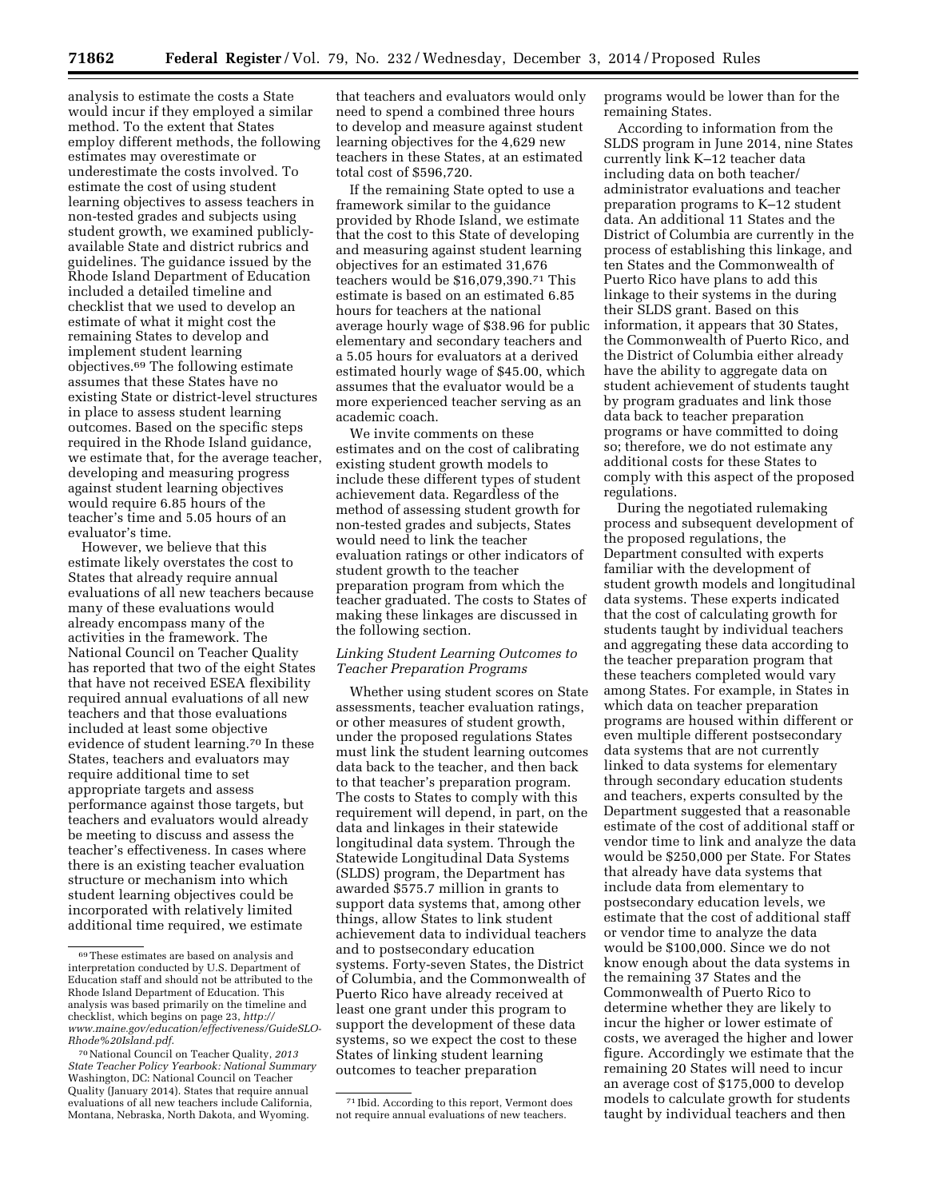analysis to estimate the costs a State would incur if they employed a similar method. To the extent that States employ different methods, the following estimates may overestimate or underestimate the costs involved. To estimate the cost of using student learning objectives to assess teachers in non-tested grades and subjects using student growth, we examined publicly-available State and district rubrics and guidelines. The guidance issued by the Rhode Island Department of Education included a detailed timeline and checklist that we used to develop an estimate of what it might cost the remaining States to develop and implement student learning objectives.[69] The following estimate assumes that these States have no existing State or district-level structures in place to assess student learning outcomes. Based on the specific steps required in the Rhode Island guidance, we estimate that, for the average teacher, developing and measuring progress against student learning objectives would require 6.85 hours of the teacher's time and 5.05 hours of an evaluator's time.

However, we believe that this estimate likely overstates the cost to States that already require annual evaluations of all new teachers because many of these evaluations would already encompass many of the activities in the framework. The National Council on Teacher Quality has reported that two of the eight States that have not received ESEA flexibility required annual evaluations of all new teachers and that those evaluations included at least some objective evidence of student learning.[70] In these States, teachers and evaluators may require additional time to set appropriate targets and assess performance against those targets, but teachers and evaluators would already be meeting to discuss and assess the teacher's effectiveness. In cases where there is an existing teacher evaluation structure or mechanism into which student learning objectives could be incorporated with relatively limited additional time required, we estimate that teachers and evaluators would only need to spend a combined three hours to develop and measure against student learning objectives for the 4,629 new teachers in these States, at an estimated total cost of $596,720.

If the remaining State opted to use a framework similar to the guidance provided by Rhode Island, we estimate that the cost to this State of developing and measuring against student learning objectives for an estimated 31,676 teachers would be $16,079,390.[71] This estimate is based on an estimated 6.85 hours for teachers at the national average hourly wage of $38.96 for public elementary and secondary teachers and a 5.05 hours for evaluators at a derived estimated hourly wage of $45.00, which assumes that the evaluator would be a more experienced teacher serving as an academic coach.

We invite comments on these estimates and on the cost of calibrating existing student growth models to include these different types of student achievement data. Regardless of the method of assessing student growth for non-tested grades and subjects, States would need to link the teacher evaluation ratings or other indicators of student growth to the teacher preparation program from which the teacher graduated. The costs to States of making these linkages are discussed in the following section.

*Linking Student Learning Outcomes to Teacher Preparation Programs*

Whether using student scores on State assessments, teacher evaluation ratings, or other measures of student growth, under the proposed regulations States must link the student learning outcomes data back to the teacher, and then back to that teacher's preparation program. The costs to States to comply with this requirement will depend, in part, on the data and linkages in their statewide longitudinal data system. Through the Statewide Longitudinal Data Systems (SLDS) program, the Department has awarded $575.7 million in grants to support data systems that, among other things, allow States to link student achievement data to individual teachers and to postsecondary education systems. Forty-seven States, the District of Columbia, and the Commonwealth of Puerto Rico have already received at least one grant under this program to support the development of these data systems, so we expect the cost to these States of linking student learning outcomes to teacher preparation programs would be lower than for the remaining States.

According to information from the SLDS program in June 2014, nine States currently link K–12 teacher data including data on both teacher/administrator evaluations and teacher preparation programs to K–12 student data. An additional 11 States and the District of Columbia are currently in the process of establishing this linkage, and ten States and the Commonwealth of Puerto Rico have plans to add this linkage to their systems in the during their SLDS grant. Based on this information, it appears that 30 States, the Commonwealth of Puerto Rico, and the District of Columbia either already have the ability to aggregate data on student achievement of students taught by program graduates and link those data back to teacher preparation programs or have committed to doing so; therefore, we do not estimate any additional costs for these States to comply with this aspect of the proposed regulations.

During the negotiated rulemaking process and subsequent development of the proposed regulations, the Department consulted with experts familiar with the development of student growth models and longitudinal data systems. These experts indicated that the cost of calculating growth for students taught by individual teachers and aggregating these data according to the teacher preparation program that these teachers completed would vary among States. For example, in States in which data on teacher preparation programs are housed within different or even multiple different postsecondary data systems that are not currently linked to data systems for elementary through secondary education students and teachers, experts consulted by the Department suggested that a reasonable estimate of the cost of additional staff or vendor time to link and analyze the data would be $250,000 per State. For States that already have data systems that include data from elementary to postsecondary education levels, we estimate that the cost of additional staff or vendor time to analyze the data would be $100,000. Since we do not know enough about the data systems in the remaining 37 States and the Commonwealth of Puerto Rico to determine whether they are likely to incur the higher or lower estimate of costs, we averaged the higher and lower figure. Accordingly we estimate that the remaining 20 States will need to incur an average cost of $175,000 to develop models to calculate growth for students taught by individual teachers and then

---

[69] These estimates are based on analysis and interpretation conducted by U.S. Department of Education staff and should not be attributed to the Rhode Island Department of Education. This analysis was based primarily on the timeline and checklist, which begins on page 23, *http://www.maine.gov/education/effectiveness/GuideSLO-Rhode%20Island.pdf*.

[70] National Council on Teacher Quality, *2013 State Teacher Policy Yearbook: National Summary* Washington, DC: National Council on Teacher Quality (January 2014). States that require annual evaluations of all new teachers include California, Montana, Nebraska, North Dakota, and Wyoming.

[71] Ibid. According to this report, Vermont does not require annual evaluations of new teachers.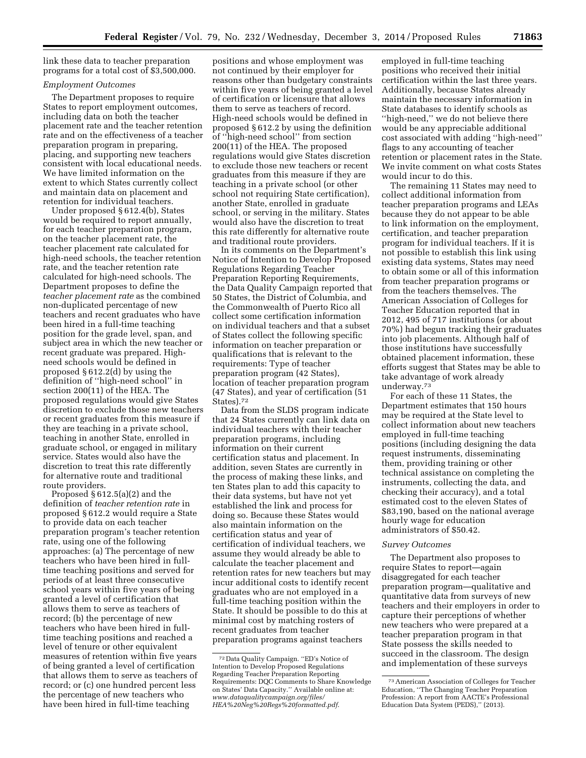link these data to teacher preparation programs for a total cost of $3,500,000.

*Employment Outcomes*

The Department proposes to require States to report employment outcomes, including data on both the teacher placement rate and the teacher retention rate and on the effectiveness of a teacher preparation program in preparing, placing, and supporting new teachers consistent with local educational needs. We have limited information on the extent to which States currently collect and maintain data on placement and retention for individual teachers.

Under proposed § 612.4(b), States would be required to report annually, for each teacher preparation program, on the teacher placement rate, the teacher placement rate calculated for high-need schools, the teacher retention rate, and the teacher retention rate calculated for high-need schools. The Department proposes to define the *teacher placement rate* as the combined non-duplicated percentage of new teachers and recent graduates who have been hired in a full-time teaching position for the grade level, span, and subject area in which the new teacher or recent graduate was prepared. High-need schools would be defined in proposed § 612.2(d) by using the definition of ''high-need school'' in section 200(11) of the HEA. The proposed regulations would give States discretion to exclude those new teachers or recent graduates from this measure if they are teaching in a private school, teaching in another State, enrolled in graduate school, or engaged in military service. States would also have the discretion to treat this rate differently for alternative route and traditional route providers.

Proposed § 612.5(a)(2) and the definition of *teacher retention rate* in proposed § 612.2 would require a State to provide data on each teacher preparation program's teacher retention rate, using one of the following approaches: (a) The percentage of new teachers who have been hired in full-time teaching positions and served for periods of at least three consecutive school years within five years of being granted a level of certification that allows them to serve as teachers of record; (b) the percentage of new teachers who have been hired in full-time teaching positions and reached a level of tenure or other equivalent measures of retention within five years of being granted a level of certification that allows them to serve as teachers of record; or (c) one hundred percent less the percentage of new teachers who have been hired in full-time teaching positions and whose employment was not continued by their employer for reasons other than budgetary constraints within five years of being granted a level of certification or licensure that allows them to serve as teachers of record. High-need schools would be defined in proposed § 612.2 by using the definition of ''high-need school'' from section 200(11) of the HEA. The proposed regulations would give States discretion to exclude those new teachers or recent graduates from this measure if they are teaching in a private school (or other school not requiring State certification), another State, enrolled in graduate school, or serving in the military. States would also have the discretion to treat this rate differently for alternative route and traditional route providers.

In its comments on the Department's Notice of Intention to Develop Proposed Regulations Regarding Teacher Preparation Reporting Requirements, the Data Quality Campaign reported that 50 States, the District of Columbia, and the Commonwealth of Puerto Rico all collect some certification information on individual teachers and that a subset of States collect the following specific information on teacher preparation or qualifications that is relevant to the requirements: Type of teacher preparation program (42 States), location of teacher preparation program (47 States), and year of certification (51 States).[72]

Data from the SLDS program indicate that 24 States currently can link data on individual teachers with their teacher preparation programs, including information on their current certification status and placement. In addition, seven States are currently in the process of making these links, and ten States plan to add this capacity to their data systems, but have not yet established the link and process for doing so. Because these States would also maintain information on the certification status and year of certification of individual teachers, we assume they would already be able to calculate the teacher placement and retention rates for new teachers but may incur additional costs to identify recent graduates who are not employed in a full-time teaching position within the State. It should be possible to do this at minimal cost by matching rosters of recent graduates from teacher preparation programs against teachers employed in full-time teaching positions who received their initial certification within the last three years. Additionally, because States already maintain the necessary information in State databases to identify schools as ''high-need,'' we do not believe there would be any appreciable additional cost associated with adding ''high-need'' flags to any accounting of teacher retention or placement rates in the State. We invite comment on what costs States would incur to do this.

The remaining 11 States may need to collect additional information from teacher preparation programs and LEAs because they do not appear to be able to link information on the employment, certification, and teacher preparation program for individual teachers. If it is not possible to establish this link using existing data systems, States may need to obtain some or all of this information from teacher preparation programs or from the teachers themselves. The American Association of Colleges for Teacher Education reported that in 2012, 495 of 717 institutions (or about 70%) had begun tracking their graduates into job placements. Although half of those institutions have successfully obtained placement information, these efforts suggest that States may be able to take advantage of work already underway.[73]

For each of these 11 States, the Department estimates that 150 hours may be required at the State level to collect information about new teachers employed in full-time teaching positions (including designing the data request instruments, disseminating them, providing training or other technical assistance on completing the instruments, collecting the data, and checking their accuracy), and a total estimated cost to the eleven States of $83,190, based on the national average hourly wage for education administrators of $50.42.

*Survey Outcomes*

The Department also proposes to require States to report—again disaggregated for each teacher preparation program—qualitative and quantitative data from surveys of new teachers and their employers in order to capture their perceptions of whether new teachers who were prepared at a teacher preparation program in that State possess the skills needed to succeed in the classroom. The design and implementation of these surveys

---

[72] Data Quality Campaign. ''ED's Notice of Intention to Develop Proposed Regulations Regarding Teacher Preparation Reporting Requirements: DQC Comments to Share Knowledge on States' Data Capacity.'' Available online at: *www.dataqualitycampaign.org/files/HEA%20Neg%20Regs%20formatted.pdf.*

[73] American Association of Colleges for Teacher Education, ''The Changing Teacher Preparation Profession: A report from AACTE's Professional Education Data System (PEDS),'' (2013).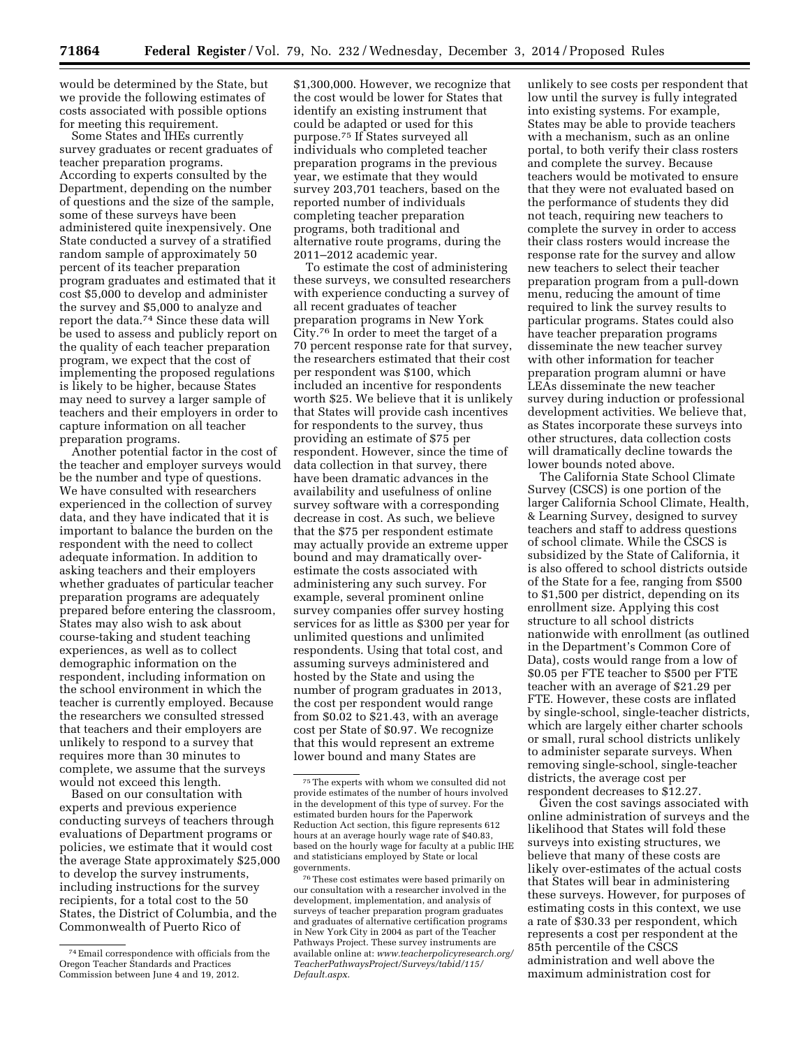would be determined by the State, but we provide the following estimates of costs associated with possible options for meeting this requirement.

Some States and IHEs currently survey graduates or recent graduates of teacher preparation programs. According to experts consulted by the Department, depending on the number of questions and the size of the sample, some of these surveys have been administered quite inexpensively. One State conducted a survey of a stratified random sample of approximately 50 percent of its teacher preparation program graduates and estimated that it cost $5,000 to develop and administer the survey and $5,000 to analyze and report the data.[74] Since these data will be used to assess and publicly report on the quality of each teacher preparation program, we expect that the cost of implementing the proposed regulations is likely to be higher, because States may need to survey a larger sample of teachers and their employers in order to capture information on all teacher preparation programs.

Another potential factor in the cost of the teacher and employer surveys would be the number and type of questions. We have consulted with researchers experienced in the collection of survey data, and they have indicated that it is important to balance the burden on the respondent with the need to collect adequate information. In addition to asking teachers and their employers whether graduates of particular teacher preparation programs are adequately prepared before entering the classroom, States may also wish to ask about course-taking and student teaching experiences, as well as to collect demographic information on the respondent, including information on the school environment in which the teacher is currently employed. Because the researchers we consulted stressed that teachers and their employers are unlikely to respond to a survey that requires more than 30 minutes to complete, we assume that the surveys would not exceed this length.

Based on our consultation with experts and previous experience conducting surveys of teachers through evaluations of Department programs or policies, we estimate that it would cost the average State approximately $25,000 to develop the survey instruments, including instructions for the survey recipients, for a total cost to the 50 States, the District of Columbia, and the Commonwealth of Puerto Rico of $1,300,000. However, we recognize that the cost would be lower for States that identify an existing instrument that could be adapted or used for this purpose.[75] If States surveyed all individuals who completed teacher preparation programs in the previous year, we estimate that they would survey 203,701 teachers, based on the reported number of individuals completing teacher preparation programs, both traditional and alternative route programs, during the 2011–2012 academic year.

To estimate the cost of administering these surveys, we consulted researchers with experience conducting a survey of all recent graduates of teacher preparation programs in New York City.[76] In order to meet the target of a 70 percent response rate for that survey, the researchers estimated that their cost per respondent was $100, which included an incentive for respondents worth $25. We believe that it is unlikely that States will provide cash incentives for respondents to the survey, thus providing an estimate of $75 per respondent. However, since the time of data collection in that survey, there have been dramatic advances in the availability and usefulness of online survey software with a corresponding decrease in cost. As such, we believe that the $75 per respondent estimate may actually provide an extreme upper bound and may dramatically over-estimate the costs associated with administering any such survey. For example, several prominent online survey companies offer survey hosting services for as little as $300 per year for unlimited questions and unlimited respondents. Using that total cost, and assuming surveys administered and hosted by the State and using the number of program graduates in 2013, the cost per respondent would range from $0.02 to $21.43, with an average cost per State of $0.97. We recognize that this would represent an extreme lower bound and many States are unlikely to see costs per respondent that low until the survey is fully integrated into existing systems. For example, States may be able to provide teachers with a mechanism, such as an online portal, to both verify their class rosters and complete the survey. Because teachers would be motivated to ensure that they were not evaluated based on the performance of students they did not teach, requiring new teachers to complete the survey in order to access their class rosters would increase the response rate for the survey and allow new teachers to select their teacher preparation program from a pull-down menu, reducing the amount of time required to link the survey results to particular programs. States could also have teacher preparation programs disseminate the new teacher survey with other information for teacher preparation program alumni or have LEAs disseminate the new teacher survey during induction or professional development activities. We believe that, as States incorporate these surveys into other structures, data collection costs will dramatically decline towards the lower bounds noted above.

The California State School Climate Survey (CSCS) is one portion of the larger California School Climate, Health, & Learning Survey, designed to survey teachers and staff to address questions of school climate. While the CSCS is subsidized by the State of California, it is also offered to school districts outside of the State for a fee, ranging from $500 to $1,500 per district, depending on its enrollment size. Applying this cost structure to all school districts nationwide with enrollment (as outlined in the Department's Common Core of Data), costs would range from a low of $0.05 per FTE teacher to $500 per FTE teacher with an average of $21.29 per FTE. However, these costs are inflated by single-school, single-teacher districts, which are largely either charter schools or small, rural school districts unlikely to administer separate surveys. When removing single-school, single-teacher districts, the average cost per respondent decreases to $12.27.

Given the cost savings associated with online administration of surveys and the likelihood that States will fold these surveys into existing structures, we believe that many of these costs are likely over-estimates of the actual costs that States will bear in administering these surveys. However, for purposes of estimating costs in this context, we use a rate of $30.33 per respondent, which represents a cost per respondent at the 85th percentile of the CSCS administration and well above the maximum administration cost for

---

[74] Email correspondence with officials from the Oregon Teacher Standards and Practices Commission between June 4 and 19, 2012.

[75] The experts with whom we consulted did not provide estimates of the number of hours involved in the development of this type of survey. For the estimated burden hours for the Paperwork Reduction Act section, this figure represents 612 hours at an average hourly wage rate of $40.83, based on the hourly wage for faculty at a public IHE and statisticians employed by State or local governments.

[76] These cost estimates were based primarily on our consultation with a researcher involved in the development, implementation, and analysis of surveys of teacher preparation program graduates and graduates of alternative certification programs in New York City in 2004 as part of the Teacher Pathways Project. These survey instruments are available online at: *www.teacherpolicyresearch.org/TeacherPathwaysProject/Surveys/tabid/115/Default.aspx.*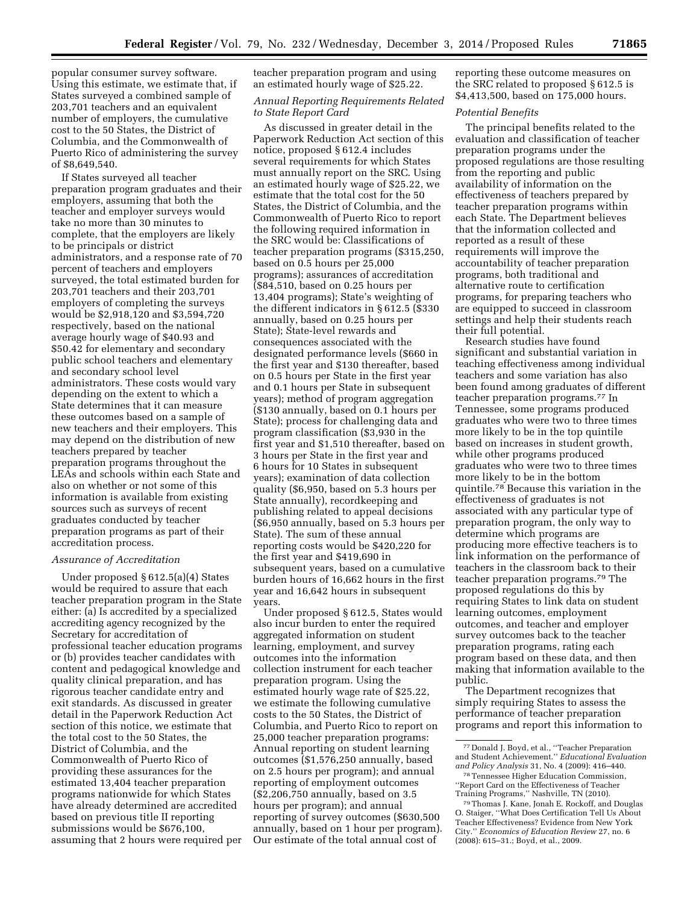popular consumer survey software. Using this estimate, we estimate that, if States surveyed a combined sample of 203,701 teachers and an equivalent number of employers, the cumulative cost to the 50 States, the District of Columbia, and the Commonwealth of Puerto Rico of administering the survey of $8,649,540.

If States surveyed all teacher preparation program graduates and their employers, assuming that both the teacher and employer surveys would take no more than 30 minutes to complete, that the employers are likely to be principals or district administrators, and a response rate of 70 percent of teachers and employers surveyed, the total estimated burden for 203,701 teachers and their 203,701 employers of completing the surveys would be $2,918,120 and $3,594,720 respectively, based on the national average hourly wage of $40.93 and $50.42 for elementary and secondary public school teachers and elementary and secondary school level administrators. These costs would vary depending on the extent to which a State determines that it can measure these outcomes based on a sample of new teachers and their employers. This may depend on the distribution of new teachers prepared by teacher preparation programs throughout the LEAs and schools within each State and also on whether or not some of this information is available from existing sources such as surveys of recent graduates conducted by teacher preparation programs as part of their accreditation process.

*Assurance of Accreditation*

Under proposed § 612.5(a)(4) States would be required to assure that each teacher preparation program in the State either: (a) Is accredited by a specialized accrediting agency recognized by the Secretary for accreditation of professional teacher education programs or (b) provides teacher candidates with content and pedagogical knowledge and quality clinical preparation, and has rigorous teacher candidate entry and exit standards. As discussed in greater detail in the Paperwork Reduction Act section of this notice, we estimate that the total cost to the 50 States, the District of Columbia, and the Commonwealth of Puerto Rico of providing these assurances for the estimated 13,404 teacher preparation programs nationwide for which States have already determined are accredited based on previous title II reporting submissions would be $676,100, assuming that 2 hours were required per teacher preparation program and using an estimated hourly wage of $25.22.

*Annual Reporting Requirements Related to State Report Card*

As discussed in greater detail in the Paperwork Reduction Act section of this notice, proposed § 612.4 includes several requirements for which States must annually report on the SRC. Using an estimated hourly wage of $25.22, we estimate that the total cost for the 50 States, the District of Columbia, and the Commonwealth of Puerto Rico to report the following required information in the SRC would be: Classifications of teacher preparation programs ($315,250, based on 0.5 hours per 25,000 programs); assurances of accreditation ($84,510, based on 0.25 hours per 13,404 programs); State's weighting of the different indicators in § 612.5 ($330 annually, based on 0.25 hours per State); State-level rewards and consequences associated with the designated performance levels ($660 in the first year and $130 thereafter, based on 0.5 hours per State in the first year and 0.1 hours per State in subsequent years); method of program aggregation ($130 annually, based on 0.1 hours per State); process for challenging data and program classification ($3,930 in the first year and $1,510 thereafter, based on 3 hours per State in the first year and 6 hours for 10 States in subsequent years); examination of data collection quality ($6,950, based on 5.3 hours per State annually), recordkeeping and publishing related to appeal decisions ($6,950 annually, based on 5.3 hours per State). The sum of these annual reporting costs would be $420,220 for the first year and $419,690 in subsequent years, based on a cumulative burden hours of 16,662 hours in the first year and 16,642 hours in subsequent years.

Under proposed § 612.5, States would also incur burden to enter the required aggregated information on student learning, employment, and survey outcomes into the information collection instrument for each teacher preparation program. Using the estimated hourly wage rate of $25.22, we estimate the following cumulative costs to the 50 States, the District of Columbia, and Puerto Rico to report on 25,000 teacher preparation programs: Annual reporting on student learning outcomes ($1,576,250 annually, based on 2.5 hours per program); and annual reporting of employment outcomes ($2,206,750 annually, based on 3.5 hours per program); and annual reporting of survey outcomes ($630,500 annually, based on 1 hour per program). Our estimate of the total annual cost of reporting these outcome measures on the SRC related to proposed § 612.5 is $4,413,500, based on 175,000 hours.

*Potential Benefits*

The principal benefits related to the evaluation and classification of teacher preparation programs under the proposed regulations are those resulting from the reporting and public availability of information on the effectiveness of teachers prepared by teacher preparation programs within each State. The Department believes that the information collected and reported as a result of these requirements will improve the accountability of teacher preparation programs, both traditional and alternative route to certification programs, for preparing teachers who are equipped to succeed in classroom settings and help their students reach their full potential.

Research studies have found significant and substantial variation in teaching effectiveness among individual teachers and some variation has also been found among graduates of different teacher preparation programs.[77] In Tennessee, some programs produced graduates who were two to three times more likely to be in the top quintile based on increases in student growth, while other programs produced graduates who were two to three times more likely to be in the bottom quintile.[78] Because this variation in the effectiveness of graduates is not associated with any particular type of preparation program, the only way to determine which programs are producing more effective teachers is to link information on the performance of teachers in the classroom back to their teacher preparation programs.[79] The proposed regulations do this by requiring States to link data on student learning outcomes, employment outcomes, and teacher and employer survey outcomes back to the teacher preparation programs, rating each program based on these data, and then making that information available to the public.

The Department recognizes that simply requiring States to assess the performance of teacher preparation programs and report this information to

[77] Donald J. Boyd, et al., ''Teacher Preparation and Student Achievement.'' *Educational Evaluation and Policy Analysis* 31, No. 4 (2009): 416–440.

[78] Tennessee Higher Education Commission, ''Report Card on the Effectiveness of Teacher Training Programs,'' Nashville, TN (2010).

[79] Thomas J. Kane, Jonah E. Rockoff, and Douglas O. Staiger, ''What Does Certification Tell Us About Teacher Effectiveness? Evidence from New York City.'' *Economics of Education Review* 27, no. 6 (2008): 615–31.; Boyd, et al., 2009.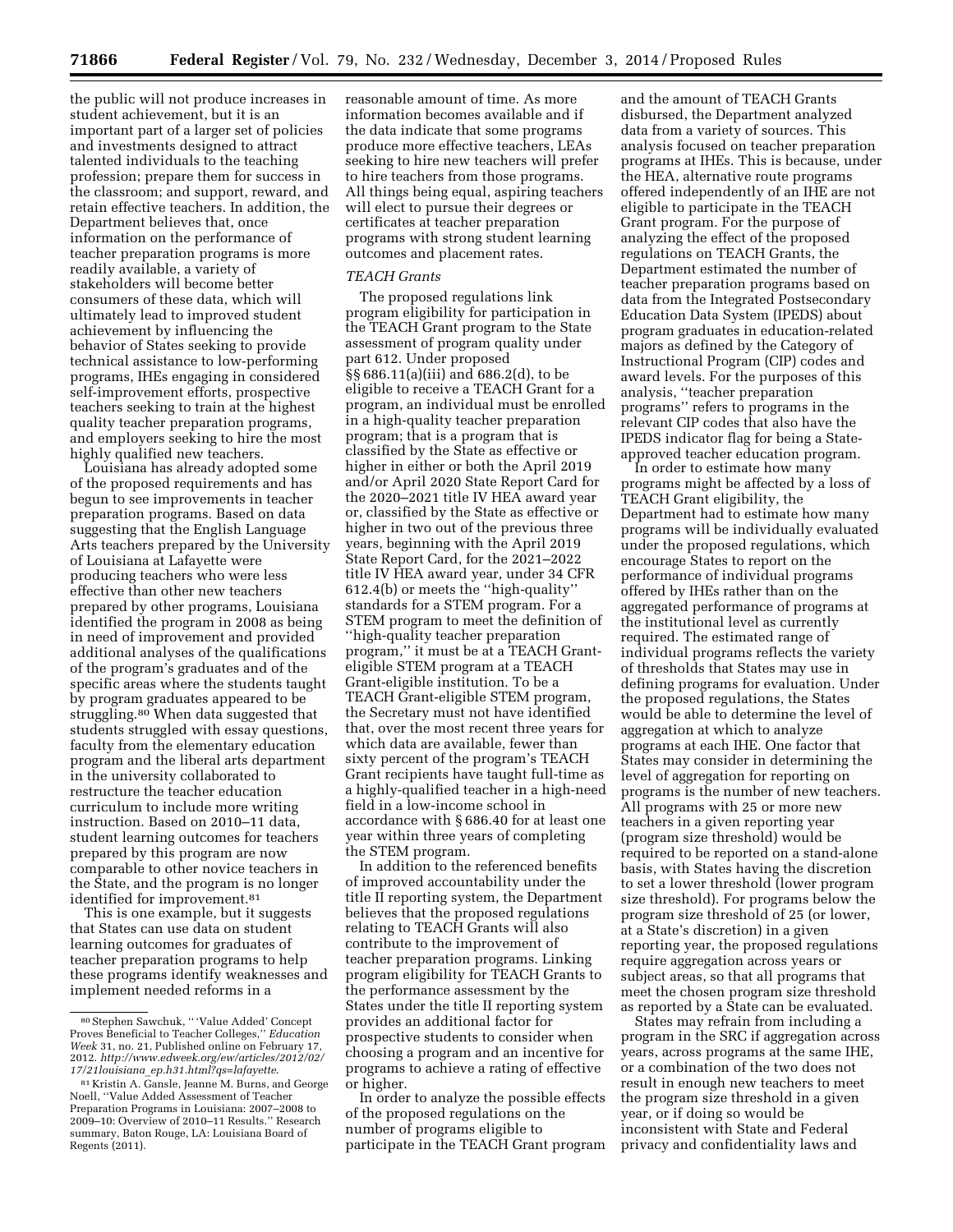the public will not produce increases in student achievement, but it is an important part of a larger set of policies and investments designed to attract talented individuals to the teaching profession; prepare them for success in the classroom; and support, reward, and retain effective teachers. In addition, the Department believes that, once information on the performance of teacher preparation programs is more readily available, a variety of stakeholders will become better consumers of these data, which will ultimately lead to improved student achievement by influencing the behavior of States seeking to provide technical assistance to low-performing programs, IHEs engaging in considered self-improvement efforts, prospective teachers seeking to train at the highest quality teacher preparation programs, and employers seeking to hire the most highly qualified new teachers.

Louisiana has already adopted some of the proposed requirements and has begun to see improvements in teacher preparation programs. Based on data suggesting that the English Language Arts teachers prepared by the University of Louisiana at Lafayette were producing teachers who were less effective than other new teachers prepared by other programs, Louisiana identified the program in 2008 as being in need of improvement and provided additional analyses of the qualifications of the program's graduates and of the specific areas where the students taught by program graduates appeared to be struggling.[80] When data suggested that students struggled with essay questions, faculty from the elementary education program and the liberal arts department in the university collaborated to restructure the teacher education curriculum to include more writing instruction. Based on 2010–11 data, student learning outcomes for teachers prepared by this program are now comparable to other novice teachers in the State, and the program is no longer identified for improvement.[81]

This is one example, but it suggests that States can use data on student learning outcomes for graduates of teacher preparation programs to help these programs identify weaknesses and implement needed reforms in a reasonable amount of time. As more information becomes available and if the data indicate that some programs produce more effective teachers, LEAs seeking to hire new teachers will prefer to hire teachers from those programs. All things being equal, aspiring teachers will elect to pursue their degrees or certificates at teacher preparation programs with strong student learning outcomes and placement rates.

### *TEACH Grants*

The proposed regulations link program eligibility for participation in the TEACH Grant program to the State assessment of program quality under part 612. Under proposed §§ 686.11(a)(iii) and 686.2(d), to be eligible to receive a TEACH Grant for a program, an individual must be enrolled in a high-quality teacher preparation program; that is a program that is classified by the State as effective or higher in either or both the April 2019 and/or April 2020 State Report Card for the 2020–2021 title IV HEA award year or, classified by the State as effective or higher in two out of the previous three years, beginning with the April 2019 State Report Card, for the 2021–2022 title IV HEA award year, under 34 CFR 612.4(b) or meets the ''high-quality'' standards for a STEM program. For a STEM program to meet the definition of ''high-quality teacher preparation program,'' it must be at a TEACH Grant-eligible STEM program at a TEACH Grant-eligible institution. To be a TEACH Grant-eligible STEM program, the Secretary must not have identified that, over the most recent three years for which data are available, fewer than sixty percent of the program's TEACH Grant recipients have taught full-time as a highly-qualified teacher in a high-need field in a low-income school in accordance with § 686.40 for at least one year within three years of completing the STEM program.

In addition to the referenced benefits of improved accountability under the title II reporting system, the Department believes that the proposed regulations relating to TEACH Grants will also contribute to the improvement of teacher preparation programs. Linking program eligibility for TEACH Grants to the performance assessment by the States under the title II reporting system provides an additional factor for prospective students to consider when choosing a program and an incentive for programs to achieve a rating of effective or higher.

In order to analyze the possible effects of the proposed regulations on the number of programs eligible to participate in the TEACH Grant program and the amount of TEACH Grants disbursed, the Department analyzed data from a variety of sources. This analysis focused on teacher preparation programs at IHEs. This is because, under the HEA, alternative route programs offered independently of an IHE are not eligible to participate in the TEACH Grant program. For the purpose of analyzing the effect of the proposed regulations on TEACH Grants, the Department estimated the number of teacher preparation programs based on data from the Integrated Postsecondary Education Data System (IPEDS) about program graduates in education-related majors as defined by the Category of Instructional Program (CIP) codes and award levels. For the purposes of this analysis, ''teacher preparation programs'' refers to programs in the relevant CIP codes that also have the IPEDS indicator flag for being a State-approved teacher education program.

In order to estimate how many programs might be affected by a loss of TEACH Grant eligibility, the Department had to estimate how many programs will be individually evaluated under the proposed regulations, which encourage States to report on the performance of individual programs offered by IHEs rather than on the aggregated performance of programs at the institutional level as currently required. The estimated range of individual programs reflects the variety of thresholds that States may use in defining programs for evaluation. Under the proposed regulations, the States would be able to determine the level of aggregation at which to analyze programs at each IHE. One factor that States may consider in determining the level of aggregation for reporting on programs is the number of new teachers. All programs with 25 or more new teachers in a given reporting year (program size threshold) would be required to be reported on a stand-alone basis, with States having the discretion to set a lower threshold (lower program size threshold). For programs below the program size threshold of 25 (or lower, at a State's discretion) in a given reporting year, the proposed regulations require aggregation across years or subject areas, so that all programs that meet the chosen program size threshold as reported by a State can be evaluated.

States may refrain from including a program in the SRC if aggregation across years, across programs at the same IHE, or a combination of the two does not result in enough new teachers to meet the program size threshold in a given year, or if doing so would be inconsistent with State and Federal privacy and confidentiality laws and

---

[80] Stephen Sawchuk, '' 'Value Added' Concept Proves Beneficial to Teacher Colleges,'' *Education Week* 31, no. 21, Published online on February 17, 2012. *http://www.edweek.org/ew/articles/2012/02/17/21louisiana_ep.h31.html?qs=lafayette*.

[81] Kristin A. Gansle, Jeanne M. Burns, and George Noell, ''Value Added Assessment of Teacher Preparation Programs in Louisiana: 2007–2008 to 2009–10: Overview of 2010–11 Results.'' Research summary, Baton Rouge, LA: Louisiana Board of Regents (2011).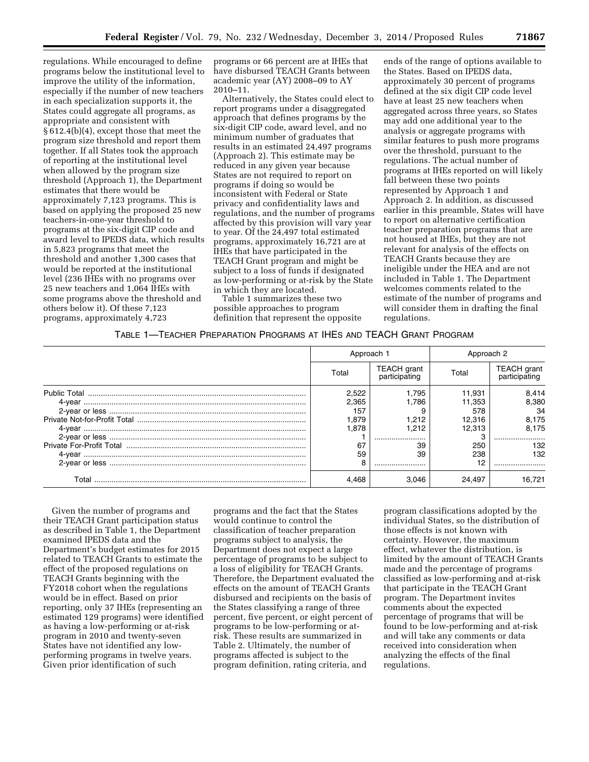regulations. While encouraged to define programs below the institutional level to improve the utility of the information, especially if the number of new teachers in each specialization supports it, the States could aggregate all programs, as appropriate and consistent with § 612.4(b)(4), except those that meet the program size threshold and report them together. If all States took the approach of reporting at the institutional level when allowed by the program size threshold (Approach 1), the Department estimates that there would be approximately 7,123 programs. This is based on applying the proposed 25 new teachers-in-one-year threshold to programs at the six-digit CIP code and award level to IPEDS data, which results in 5,823 programs that meet the threshold and another 1,300 cases that would be reported at the institutional level (236 IHEs with no programs over 25 new teachers and 1,064 IHEs with some programs above the threshold and others below it). Of these 7,123 programs, approximately 4,723 programs or 66 percent are at IHEs that have disbursed TEACH Grants between academic year (AY) 2008–09 to AY 2010–11.

Alternatively, the States could elect to report programs under a disaggregated approach that defines programs by the six-digit CIP code, award level, and no minimum number of graduates that results in an estimated 24,497 programs (Approach 2). This estimate may be reduced in any given year because States are not required to report on programs if doing so would be inconsistent with Federal or State privacy and confidentiality laws and regulations, and the number of programs affected by this provision will vary year to year. Of the 24,497 total estimated programs, approximately 16,721 are at IHEs that have participated in the TEACH Grant program and might be subject to a loss of funds if designated as low-performing or at-risk by the State in which they are located.

Table 1 summarizes these two possible approaches to program definition that represent the opposite ends of the range of options available to the States. Based on IPEDS data, approximately 30 percent of programs defined at the six digit CIP code level have at least 25 new teachers when aggregated across three years, so States may add one additional year to the analysis or aggregate programs with similar features to push more programs over the threshold, pursuant to the regulations. The actual number of programs at IHEs reported on will likely fall between these two points represented by Approach 1 and Approach 2. In addition, as discussed earlier in this preamble, States will have to report on alternative certification teacher preparation programs that are not housed at IHEs, but they are not relevant for analysis of the effects on TEACH Grants because they are ineligible under the HEA and are not included in Table 1. The Department welcomes comments related to the estimate of the number of programs and will consider them in drafting the final regulations.

TABLE 1—TEACHER PREPARATION PROGRAMS AT IHES AND TEACH GRANT PROGRAM

| | Approach 1 | | Approach 2 | |
|---|---|---|---|---|
| | Total | TEACH grant participating | Total | TEACH grant participating |
| Public Total | 2,522 | 1,795 | 11,931 | 8,414 |
| 4-year | 2,365 | 1,786 | 11,353 | 8,380 |
| 2-year or less | 157 | 9 | 578 | 34 |
| Private Not-for-Profit Total | 1,879 | 1,212 | 12,316 | 8,175 |
| 4-year | 1,878 | 1,212 | 12,313 | 8,175 |
| 2-year or less | 1 | | 3 | |
| Private For-Profit Total | 67 | 39 | 250 | 132 |
| 4-year | 59 | 39 | 238 | 132 |
| 2-year or less | 8 | | 12 | |
| Total | 4,468 | 3,046 | 24,497 | 16,721 |

Given the number of programs and their TEACH Grant participation status as described in Table 1, the Department examined IPEDS data and the Department's budget estimates for 2015 related to TEACH Grants to estimate the effect of the proposed regulations on TEACH Grants beginning with the FY2018 cohort when the regulations would be in effect. Based on prior reporting, only 37 IHEs (representing an estimated 129 programs) were identified as having a low-performing or at-risk program in 2010 and twenty-seven States have not identified any low-performing programs in twelve years. Given prior identification of such programs and the fact that the States would continue to control the classification of teacher preparation programs subject to analysis, the Department does not expect a large percentage of programs to be subject to a loss of eligibility for TEACH Grants. Therefore, the Department evaluated the effects on the amount of TEACH Grants disbursed and recipients on the basis of the States classifying a range of three percent, five percent, or eight percent of programs to be low-performing or at-risk. These results are summarized in Table 2. Ultimately, the number of programs affected is subject to the program definition, rating criteria, and program classifications adopted by the individual States, so the distribution of those effects is not known with certainty. However, the maximum effect, whatever the distribution, is limited by the amount of TEACH Grants made and the percentage of programs classified as low-performing and at-risk that participate in the TEACH Grant program. The Department invites comments about the expected percentage of programs that will be found to be low-performing and at-risk and will take any comments or data received into consideration when analyzing the effects of the final regulations.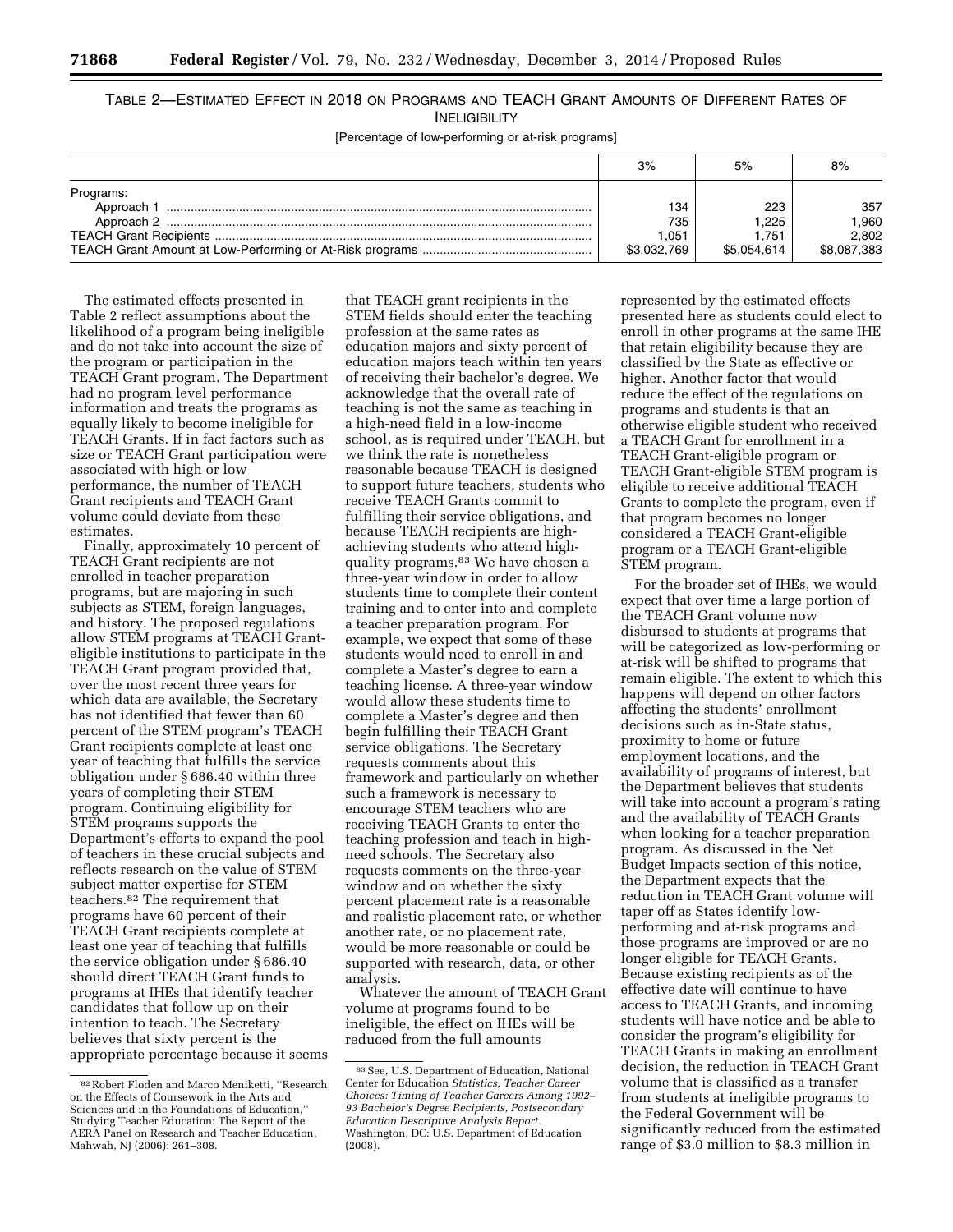TABLE 2—ESTIMATED EFFECT IN 2018 ON PROGRAMS AND TEACH GRANT AMOUNTS OF DIFFERENT RATES OF INELIGIBILITY

[Percentage of low-performing or at-risk programs]

| | 3% | 5% | 8% |
|---|---|---|---|
| Programs: | | | |
| Approach 1 | 134 | 223 | 357 |
| Approach 2 | 735 | 1,225 | 1,960 |
| TEACH Grant Recipients | 1,051 | 1,751 | 2,802 |
| TEACH Grant Amount at Low-Performing or At-Risk programs | $3,032,769 | $5,054,614 | $8,087,383 |

The estimated effects presented in Table 2 reflect assumptions about the likelihood of a program being ineligible and do not take into account the size of the program or participation in the TEACH Grant program. The Department had no program level performance information and treats the programs as equally likely to become ineligible for TEACH Grants. If in fact factors such as size or TEACH Grant participation were associated with high or low performance, the number of TEACH Grant recipients and TEACH Grant volume could deviate from these estimates.

Finally, approximately 10 percent of TEACH Grant recipients are not enrolled in teacher preparation programs, but are majoring in such subjects as STEM, foreign languages, and history. The proposed regulations allow STEM programs at TEACH Grant-eligible institutions to participate in the TEACH Grant program provided that, over the most recent three years for which data are available, the Secretary has not identified that fewer than 60 percent of the STEM program's TEACH Grant recipients complete at least one year of teaching that fulfills the service obligation under § 686.40 within three years of completing their STEM program. Continuing eligibility for STEM programs supports the Department's efforts to expand the pool of teachers in these crucial subjects and reflects research on the value of STEM subject matter expertise for STEM teachers.[82] The requirement that programs have 60 percent of their TEACH Grant recipients complete at least one year of teaching that fulfills the service obligation under § 686.40 should direct TEACH Grant funds to programs at IHEs that identify teacher candidates that follow up on their intention to teach. The Secretary believes that sixty percent is the appropriate percentage because it seems that TEACH grant recipients in the STEM fields should enter the teaching profession at the same rates as education majors and sixty percent of education majors teach within ten years of receiving their bachelor's degree. We acknowledge that the overall rate of teaching is not the same as teaching in a high-need field in a low-income school, as is required under TEACH, but we think the rate is nonetheless reasonable because TEACH is designed to support future teachers, students who receive TEACH Grants commit to fulfilling their service obligations, and because TEACH recipients are high-achieving students who attend high-quality programs.[83] We have chosen a three-year window in order to allow students time to complete their content training and to enter into and complete a teacher preparation program. For example, we expect that some of these students would need to enroll in and complete a Master's degree to earn a teaching license. A three-year window would allow these students time to complete a Master's degree and then begin fulfilling their TEACH Grant service obligations. The Secretary requests comments about this framework and particularly on whether such a framework is necessary to encourage STEM teachers who are receiving TEACH Grants to enter the teaching profession and teach in high-need schools. The Secretary also requests comments on the three-year window and on whether the sixty percent placement rate is a reasonable and realistic placement rate, or whether another rate, or no placement rate, would be more reasonable or could be supported with research, data, or other analysis.

Whatever the amount of TEACH Grant volume at programs found to be ineligible, the effect on IHEs will be reduced from the full amounts represented by the estimated effects presented here as students could elect to enroll in other programs at the same IHE that retain eligibility because they are classified by the State as effective or higher. Another factor that would reduce the effect of the regulations on programs and students is that an otherwise eligible student who received a TEACH Grant for enrollment in a TEACH Grant-eligible program or TEACH Grant-eligible STEM program is eligible to receive additional TEACH Grants to complete the program, even if that program becomes no longer considered a TEACH Grant-eligible program or a TEACH Grant-eligible STEM program.

For the broader set of IHEs, we would expect that over time a large portion of the TEACH Grant volume now disbursed to students at programs that will be categorized as low-performing or at-risk will be shifted to programs that remain eligible. The extent to which this happens will depend on other factors affecting the students' enrollment decisions such as in-State status, proximity to home or future employment locations, and the availability of programs of interest, but the Department believes that students will take into account a program's rating and the availability of TEACH Grants when looking for a teacher preparation program. As discussed in the Net Budget Impacts section of this notice, the Department expects that the reduction in TEACH Grant volume will taper off as States identify low-performing and at-risk programs and those programs are improved or are no longer eligible for TEACH Grants. Because existing recipients as of the effective date will continue to have access to TEACH Grants, and incoming students will have notice and be able to consider the program's eligibility for TEACH Grants in making an enrollment decision, the reduction in TEACH Grant volume that is classified as a transfer from students at ineligible programs to the Federal Government will be significantly reduced from the estimated range of $3.0 million to $8.3 million in

[82] Robert Floden and Marco Meniketti, "Research on the Effects of Coursework in the Arts and Sciences and in the Foundations of Education," Studying Teacher Education: The Report of the AERA Panel on Research and Teacher Education, Mahwah, NJ (2006): 261–308.

[83] See, U.S. Department of Education, National Center for Education *Statistics, Teacher Career Choices: Timing of Teacher Careers Among 1992–93 Bachelor's Degree Recipients, Postsecondary Education Descriptive Analysis Report.* Washington, DC: U.S. Department of Education (2008).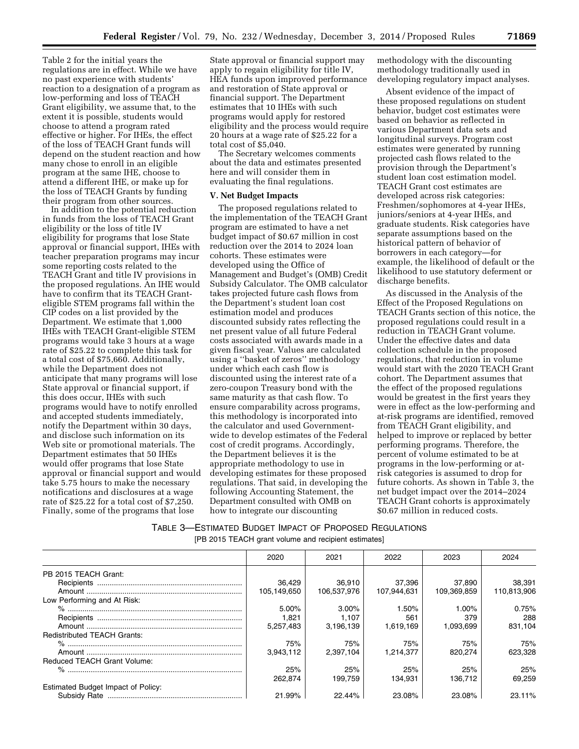Table 2 for the initial years the regulations are in effect. While we have no past experience with students' reaction to a designation of a program as low-performing and loss of TEACH Grant eligibility, we assume that, to the extent it is possible, students would choose to attend a program rated effective or higher. For IHEs, the effect of the loss of TEACH Grant funds will depend on the student reaction and how many chose to enroll in an eligible program at the same IHE, choose to attend a different IHE, or make up for the loss of TEACH Grants by funding their program from other sources.

In addition to the potential reduction in funds from the loss of TEACH Grant eligibility or the loss of title IV eligibility for programs that lose State approval or financial support, IHEs with teacher preparation programs may incur some reporting costs related to the TEACH Grant and title IV provisions in the proposed regulations. An IHE would have to confirm that its TEACH Grant-eligible STEM programs fall within the CIP codes on a list provided by the Department. We estimate that 1,000 IHEs with TEACH Grant-eligible STEM programs would take 3 hours at a wage rate of $25.22 to complete this task for a total cost of $75,660. Additionally, while the Department does not anticipate that many programs will lose State approval or financial support, if this does occur, IHEs with such programs would have to notify enrolled and accepted students immediately, notify the Department within 30 days, and disclose such information on its Web site or promotional materials. The Department estimates that 50 IHEs would offer programs that lose State approval or financial support and would take 5.75 hours to make the necessary notifications and disclosures at a wage rate of $25.22 for a total cost of $7,250. Finally, some of the programs that lose State approval or financial support may apply to regain eligibility for title IV, HEA funds upon improved performance and restoration of State approval or financial support. The Department estimates that 10 IHEs with such programs would apply for restored eligibility and the process would require 20 hours at a wage rate of $25.22 for a total cost of $5,040.

The Secretary welcomes comments about the data and estimates presented here and will consider them in evaluating the final regulations.

**V. Net Budget Impacts**

The proposed regulations related to the implementation of the TEACH Grant program are estimated to have a net budget impact of $0.67 million in cost reduction over the 2014 to 2024 loan cohorts. These estimates were developed using the Office of Management and Budget's (OMB) Credit Subsidy Calculator. The OMB calculator takes projected future cash flows from the Department's student loan cost estimation model and produces discounted subsidy rates reflecting the net present value of all future Federal costs associated with awards made in a given fiscal year. Values are calculated using a "basket of zeros" methodology under which each cash flow is discounted using the interest rate of a zero-coupon Treasury bond with the same maturity as that cash flow. To ensure comparability across programs, this methodology is incorporated into the calculator and used Government-wide to develop estimates of the Federal cost of credit programs. Accordingly, the Department believes it is the appropriate methodology to use in developing estimates for these proposed regulations. That said, in developing the following Accounting Statement, the Department consulted with OMB on how to integrate our discounting methodology with the discounting methodology traditionally used in developing regulatory impact analyses.

Absent evidence of the impact of these proposed regulations on student behavior, budget cost estimates were based on behavior as reflected in various Department data sets and longitudinal surveys. Program cost estimates were generated by running projected cash flows related to the provision through the Department's student loan cost estimation model. TEACH Grant cost estimates are developed across risk categories: Freshmen/sophomores at 4-year IHEs, juniors/seniors at 4-year IHEs, and graduate students. Risk categories have separate assumptions based on the historical pattern of behavior of borrowers in each category—for example, the likelihood of default or the likelihood to use statutory deferment or discharge benefits.

As discussed in the Analysis of the Effect of the Proposed Regulations on TEACH Grants section of this notice, the proposed regulations could result in a reduction in TEACH Grant volume. Under the effective dates and data collection schedule in the proposed regulations, that reduction in volume would start with the 2020 TEACH Grant cohort. The Department assumes that the effect of the proposed regulations would be greatest in the first years they were in effect as the low-performing and at-risk programs are identified, removed from TEACH Grant eligibility, and helped to improve or replaced by better performing programs. Therefore, the percent of volume estimated to be at programs in the low-performing or at-risk categories is assumed to drop for future cohorts. As shown in Table 3, the net budget impact over the 2014–2024 TEACH Grant cohorts is approximately $0.67 million in reduced costs.

TABLE 3—ESTIMATED BUDGET IMPACT OF PROPOSED REGULATIONS

[PB 2015 TEACH grant volume and recipient estimates]

| | 2020 | 2021 | 2022 | 2023 | 2024 |
|---|---|---|---|---|---|
| PB 2015 TEACH Grant: | | | | | |
| Recipients | 36,429 | 36,910 | 37,396 | 37,890 | 38,391 |
| Amount | 105,149,650 | 106,537,976 | 107,944,631 | 109,369,859 | 110,813,906 |
| Low Performing and At Risk: | | | | | |
| % | 5.00% | 3.00% | 1.50% | 1.00% | 0.75% |
| Recipients | 1,821 | 1,107 | 561 | 379 | 288 |
| Amount | 5,257,483 | 3,196,139 | 1,619,169 | 1,093,699 | 831,104 |
| Redistributed TEACH Grants: | | | | | |
| % | 75% | 75% | 75% | 75% | 75% |
| Amount | 3,943,112 | 2,397,104 | 1,214,377 | 820,274 | 623,328 |
| Reduced TEACH Grant Volume: | | | | | |
| % | 25% | 25% | 25% | 25% | 25% |
| | 262,874 | 199,759 | 134,931 | 136,712 | 69,259 |
| Estimated Budget Impact of Policy: | | | | | |
| Subsidy Rate | 21.99% | 22.44% | 23.08% | 23.08% | 23.11% |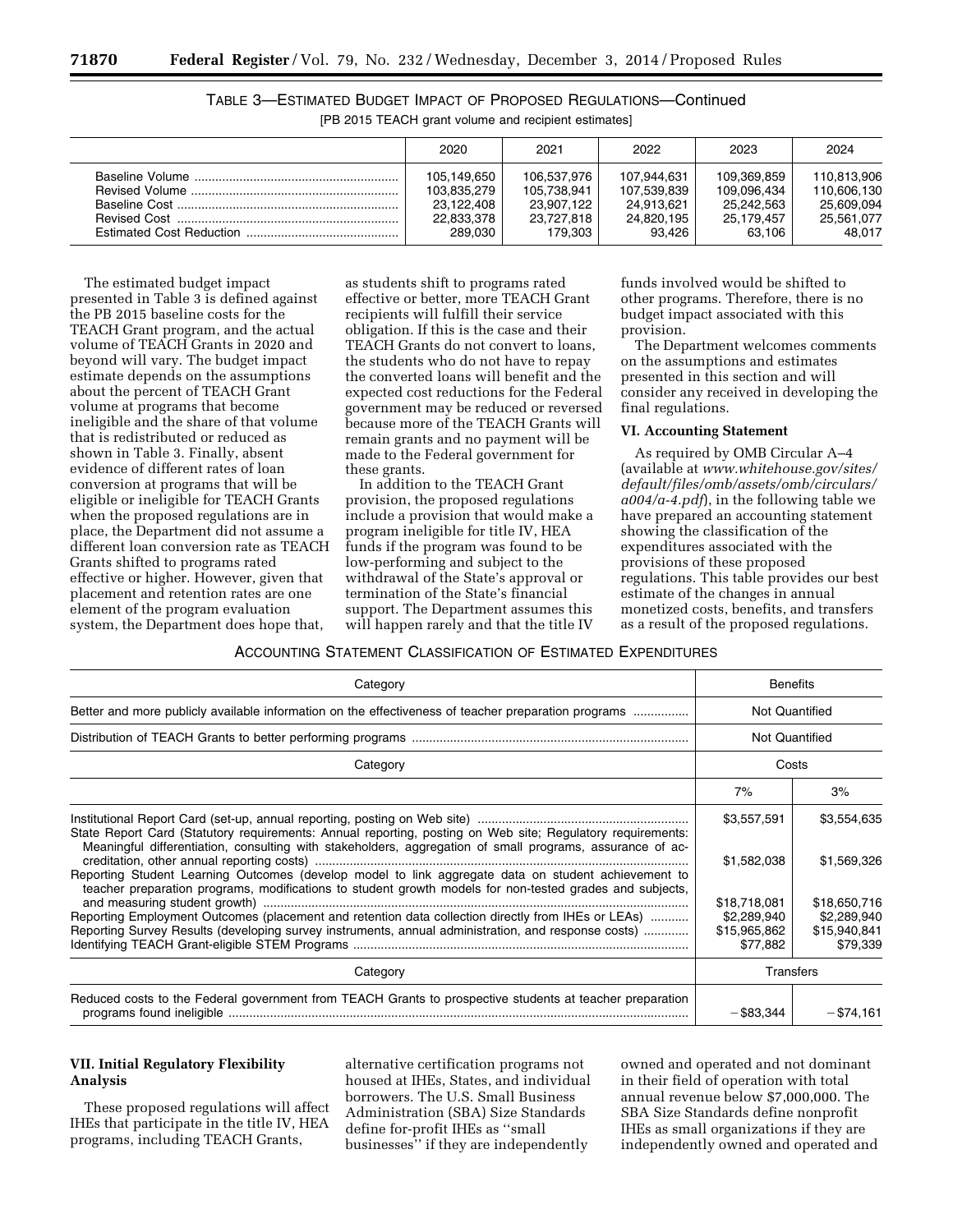TABLE 3—ESTIMATED BUDGET IMPACT OF PROPOSED REGULATIONS—Continued

[PB 2015 TEACH grant volume and recipient estimates]

| | 2020 | 2021 | 2022 | 2023 | 2024 |
|---|---|---|---|---|---|
| Baseline Volume | 105,149,650 | 106,537,976 | 107,944,631 | 109,369,859 | 110,813,906 |
| Revised Volume | 103,835,279 | 105,738,941 | 107,539,839 | 109,096,434 | 110,606,130 |
| Baseline Cost | 23,122,408 | 23,907,122 | 24,913,621 | 25,242,563 | 25,609,094 |
| Revised Cost | 22,833,378 | 23,727,818 | 24,820,195 | 25,179,457 | 25,561,077 |
| Estimated Cost Reduction | 289,030 | 179,303 | 93,426 | 63,106 | 48,017 |

The estimated budget impact presented in Table 3 is defined against the PB 2015 baseline costs for the TEACH Grant program, and the actual volume of TEACH Grants in 2020 and beyond will vary. The budget impact estimate depends on the assumptions about the percent of TEACH Grant volume at programs that become ineligible and the share of that volume that is redistributed or reduced as shown in Table 3. Finally, absent evidence of different rates of loan conversion at programs that will be eligible or ineligible for TEACH Grants when the proposed regulations are in place, the Department did not assume a different loan conversion rate as TEACH Grants shifted to programs rated effective or higher. However, given that placement and retention rates are one element of the program evaluation system, the Department does hope that, as students shift to programs rated effective or better, more TEACH Grant recipients will fulfill their service obligation. If this is the case and their TEACH Grants do not convert to loans, the students who do not have to repay the converted loans will benefit and the expected cost reductions for the Federal government may be reduced or reversed because more of the TEACH Grants will remain grants and no payment will be made to the Federal government for these grants.

In addition to the TEACH Grant provision, the proposed regulations include a provision that would make a program ineligible for title IV, HEA funds if the program was found to be low-performing and subject to the withdrawal of the State's approval or termination of the State's financial support. The Department assumes this will happen rarely and that the title IV funds involved would be shifted to other programs. Therefore, there is no budget impact associated with this provision.

The Department welcomes comments on the assumptions and estimates presented in this section and will consider any received in developing the final regulations.

**VI. Accounting Statement**

As required by OMB Circular A–4 (available at *www.whitehouse.gov/sites/default/files/omb/assets/omb/circulars/a004/a-4.pdf*), in the following table we have prepared an accounting statement showing the classification of the expenditures associated with the provisions of these proposed regulations. This table provides our best estimate of the changes in annual monetized costs, benefits, and transfers as a result of the proposed regulations.

ACCOUNTING STATEMENT CLASSIFICATION OF ESTIMATED EXPENDITURES

| Category | Benefits | |
|---|---|---|
| Better and more publicly available information on the effectiveness of teacher preparation programs | Not Quantified | |
| Distribution of TEACH Grants to better performing programs | Not Quantified | |
| **Category** | **Costs** | |
| | 7% | 3% |
| Institutional Report Card (set-up, annual reporting, posting on Web site) | $3,557,591 | $3,554,635 |
| State Report Card (Statutory requirements: Annual reporting, posting on Web site; Regulatory requirements: Meaningful differentiation, consulting with stakeholders, aggregation of small programs, assurance of accreditation, other annual reporting costs) | $1,582,038 | $1,569,326 |
| Reporting Student Learning Outcomes (develop model to link aggregate data on student achievement to teacher preparation programs, modifications to student growth models for non-tested grades and subjects, and measuring student growth) | $18,718,081 | $18,650,716 |
| Reporting Employment Outcomes (placement and retention data collection directly from IHEs or LEAs) | $2,289,940 | $2,289,940 |
| Reporting Survey Results (developing survey instruments, annual administration, and response costs) | $15,965,862 | $15,940,841 |
| Identifying TEACH Grant-eligible STEM Programs | $77,882 | $79,339 |
| **Category** | **Transfers** | |
| Reduced costs to the Federal government from TEACH Grants to prospective students at teacher preparation programs found ineligible | −$83,344 | −$74,161 |

**VII. Initial Regulatory Flexibility Analysis**

These proposed regulations will affect IHEs that participate in the title IV, HEA programs, including TEACH Grants, alternative certification programs not housed at IHEs, States, and individual borrowers. The U.S. Small Business Administration (SBA) Size Standards define for-profit IHEs as "small businesses" if they are independently owned and operated and not dominant in their field of operation with total annual revenue below $7,000,000. The SBA Size Standards define nonprofit IHEs as small organizations if they are independently owned and operated and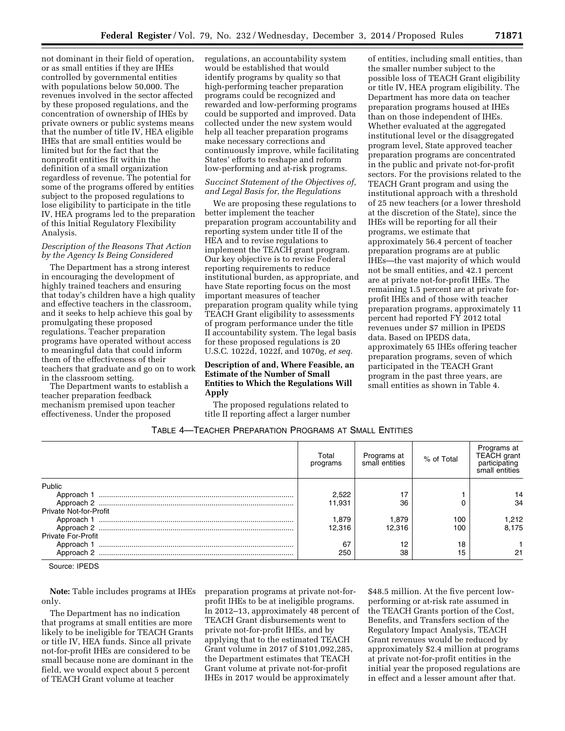not dominant in their field of operation, or as small entities if they are IHEs controlled by governmental entities with populations below 50,000. The revenues involved in the sector affected by these proposed regulations, and the concentration of ownership of IHEs by private owners or public systems means that the number of title IV, HEA eligible IHEs that are small entities would be limited but for the fact that the nonprofit entities fit within the definition of a small organization regardless of revenue. The potential for some of the programs offered by entities subject to the proposed regulations to lose eligibility to participate in the title IV, HEA programs led to the preparation of this Initial Regulatory Flexibility Analysis.

*Description of the Reasons That Action by the Agency Is Being Considered*

The Department has a strong interest in encouraging the development of highly trained teachers and ensuring that today's children have a high quality and effective teachers in the classroom, and it seeks to help achieve this goal by promulgating these proposed regulations. Teacher preparation programs have operated without access to meaningful data that could inform them of the effectiveness of their teachers that graduate and go on to work in the classroom setting.

The Department wants to establish a teacher preparation feedback mechanism premised upon teacher effectiveness. Under the proposed regulations, an accountability system would be established that would identify programs by quality so that high-performing teacher preparation programs could be recognized and rewarded and low-performing programs could be supported and improved. Data collected under the new system would help all teacher preparation programs make necessary corrections and continuously improve, while facilitating States' efforts to reshape and reform low-performing and at-risk programs.

*Succinct Statement of the Objectives of, and Legal Basis for, the Regulations*

We are proposing these regulations to better implement the teacher preparation program accountability and reporting system under title II of the HEA and to revise regulations to implement the TEACH grant program. Our key objective is to revise Federal reporting requirements to reduce institutional burden, as appropriate, and have State reporting focus on the most important measures of teacher preparation program quality while tying TEACH Grant eligibility to assessments of program performance under the title II accountability system. The legal basis for these proposed regulations is 20 U.S.C. 1022d, 1022f, and 1070g, *et seq.*

**Description of and, Where Feasible, an Estimate of the Number of Small Entities to Which the Regulations Will Apply**

The proposed regulations related to title II reporting affect a larger number of entities, including small entities, than the smaller number subject to the possible loss of TEACH Grant eligibility or title IV, HEA program eligibility. The Department has more data on teacher preparation programs housed at IHEs than on those independent of IHEs. Whether evaluated at the aggregated institutional level or the disaggregated program level, State approved teacher preparation programs are concentrated in the public and private not-for-profit sectors. For the provisions related to the TEACH Grant program and using the institutional approach with a threshold of 25 new teachers (or a lower threshold at the discretion of the State), since the IHEs will be reporting for all their programs, we estimate that approximately 56.4 percent of teacher preparation programs are at public IHEs—the vast majority of which would not be small entities, and 42.1 percent are at private not-for-profit IHEs. The remaining 1.5 percent are at private for-profit IHEs and of those with teacher preparation programs, approximately 11 percent had reported FY 2012 total revenues under $7 million in IPEDS data. Based on IPEDS data, approximately 65 IHEs offering teacher preparation programs, seven of which participated in the TEACH Grant program in the past three years, are small entities as shown in Table 4.

TABLE 4—TEACHER PREPARATION PROGRAMS AT SMALL ENTITIES

| | Total programs | Programs at small entities | % of Total | Programs at TEACH grant participating small entities |
|---|---|---|---|---|
| Public | | | | |
| Approach 1 | 2,522 | 17 | 1 | 14 |
| Approach 2 | 11,931 | 36 | 0 | 34 |
| Private Not-for-Profit | | | | |
| Approach 1 | 1,879 | 1,879 | 100 | 1,212 |
| Approach 2 | 12,316 | 12,316 | 100 | 8,175 |
| Private For-Profit | | | | |
| Approach 1 | 67 | 12 | 18 | 1 |
| Approach 2 | 250 | 38 | 15 | 21 |

Source: IPEDS

**Note:** Table includes programs at IHEs only.

The Department has no indication that programs at small entities are more likely to be ineligible for TEACH Grants or title IV, HEA funds. Since all private not-for-profit IHEs are considered to be small because none are dominant in the field, we would expect about 5 percent of TEACH Grant volume at teacher preparation programs at private not-for-profit IHEs to be at ineligible programs. In 2012–13, approximately 48 percent of TEACH Grant disbursements went to private not-for-profit IHEs, and by applying that to the estimated TEACH Grant volume in 2017 of $101,092,285, the Department estimates that TEACH Grant volume at private not-for-profit IHEs in 2017 would be approximately $48.5 million. At the five percent low-performing or at-risk rate assumed in the TEACH Grants portion of the Cost, Benefits, and Transfers section of the Regulatory Impact Analysis, TEACH Grant revenues would be reduced by approximately $2.4 million at programs at private not-for-profit entities in the initial year the proposed regulations are in effect and a lesser amount after that.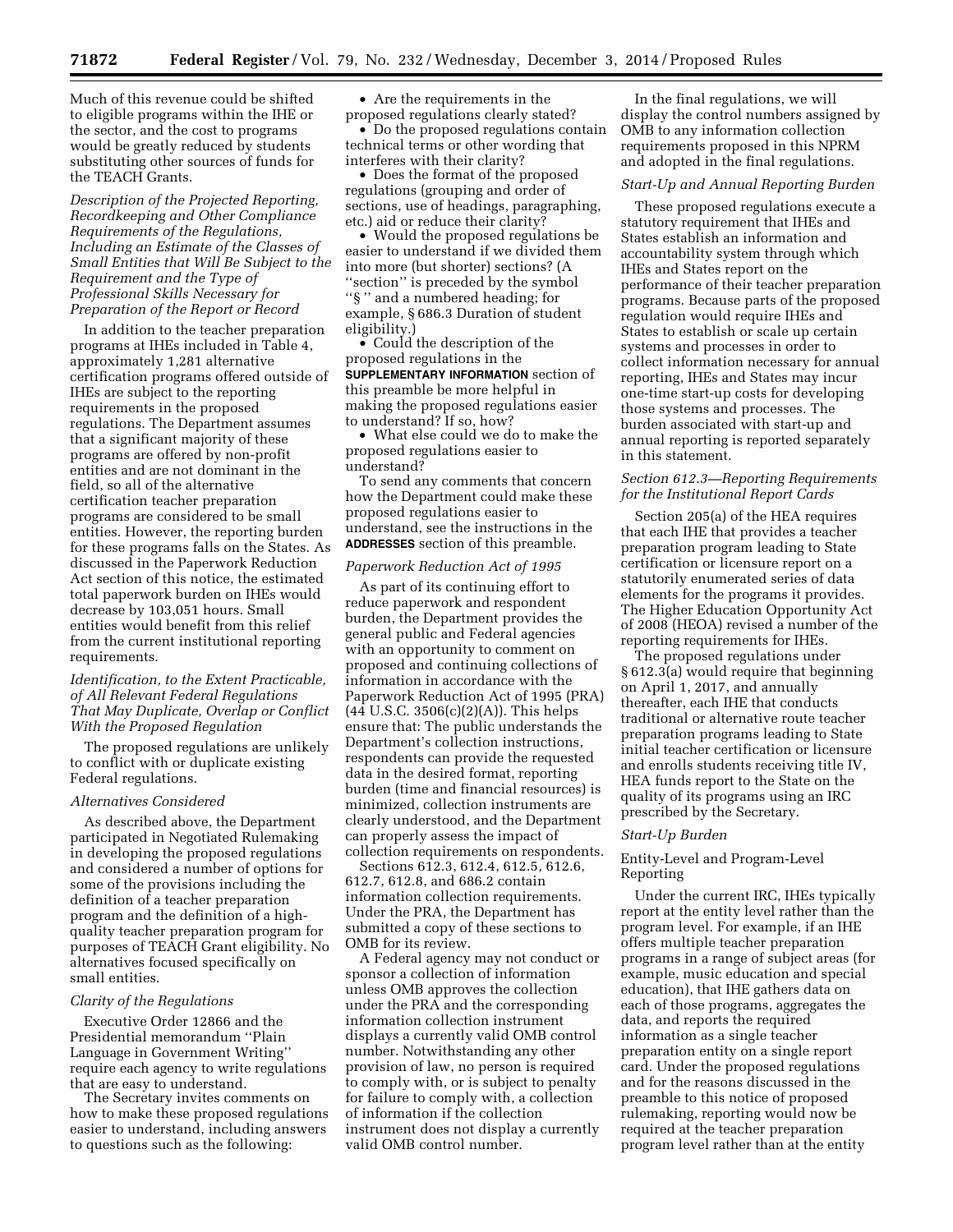Much of this revenue could be shifted to eligible programs within the IHE or the sector, and the cost to programs would be greatly reduced by students substituting other sources of funds for the TEACH Grants.

*Description of the Projected Reporting, Recordkeeping and Other Compliance Requirements of the Regulations, Including an Estimate of the Classes of Small Entities that Will Be Subject to the Requirement and the Type of Professional Skills Necessary for Preparation of the Report or Record*

In addition to the teacher preparation programs at IHEs included in Table 4, approximately 1,281 alternative certification programs offered outside of IHEs are subject to the reporting requirements in the proposed regulations. The Department assumes that a significant majority of these programs are offered by non-profit entities and are not dominant in the field, so all of the alternative certification teacher preparation programs are considered to be small entities. However, the reporting burden for these programs falls on the States. As discussed in the Paperwork Reduction Act section of this notice, the estimated total paperwork burden on IHEs would decrease by 103,051 hours. Small entities would benefit from this relief from the current institutional reporting requirements.

*Identification, to the Extent Practicable, of All Relevant Federal Regulations That May Duplicate, Overlap or Conflict With the Proposed Regulation*

The proposed regulations are unlikely to conflict with or duplicate existing Federal regulations.

*Alternatives Considered*

As described above, the Department participated in Negotiated Rulemaking in developing the proposed regulations and considered a number of options for some of the provisions including the definition of a teacher preparation program and the definition of a high-quality teacher preparation program for purposes of TEACH Grant eligibility. No alternatives focused specifically on small entities.

*Clarity of the Regulations*

Executive Order 12866 and the Presidential memorandum ''Plain Language in Government Writing'' require each agency to write regulations that are easy to understand.

The Secretary invites comments on how to make these proposed regulations easier to understand, including answers to questions such as the following:

- Are the requirements in the proposed regulations clearly stated?
- Do the proposed regulations contain technical terms or other wording that interferes with their clarity?
- Does the format of the proposed regulations (grouping and order of sections, use of headings, paragraphing, etc.) aid or reduce their clarity?
- Would the proposed regulations be easier to understand if we divided them into more (but shorter) sections? (A ''section'' is preceded by the symbol ''§ '' and a numbered heading; for example, § 686.3 Duration of student eligibility.)
- Could the description of the proposed regulations in the **SUPPLEMENTARY INFORMATION** section of this preamble be more helpful in making the proposed regulations easier to understand? If so, how?
- What else could we do to make the proposed regulations easier to understand?

To send any comments that concern how the Department could make these proposed regulations easier to understand, see the instructions in the **ADDRESSES** section of this preamble.

*Paperwork Reduction Act of 1995*

As part of its continuing effort to reduce paperwork and respondent burden, the Department provides the general public and Federal agencies with an opportunity to comment on proposed and continuing collections of information in accordance with the Paperwork Reduction Act of 1995 (PRA) (44 U.S.C. 3506(c)(2)(A)). This helps ensure that: The public understands the Department's collection instructions, respondents can provide the requested data in the desired format, reporting burden (time and financial resources) is minimized, collection instruments are clearly understood, and the Department can properly assess the impact of collection requirements on respondents.

Sections 612.3, 612.4, 612.5, 612.6, 612.7, 612.8, and 686.2 contain information collection requirements. Under the PRA, the Department has submitted a copy of these sections to OMB for its review.

A Federal agency may not conduct or sponsor a collection of information unless OMB approves the collection under the PRA and the corresponding information collection instrument displays a currently valid OMB control number. Notwithstanding any other provision of law, no person is required to comply with, or is subject to penalty for failure to comply with, a collection of information if the collection instrument does not display a currently valid OMB control number.

In the final regulations, we will display the control numbers assigned by OMB to any information collection requirements proposed in this NPRM and adopted in the final regulations.

*Start-Up and Annual Reporting Burden*

These proposed regulations execute a statutory requirement that IHEs and States establish an information and accountability system through which IHEs and States report on the performance of their teacher preparation programs. Because parts of the proposed regulation would require IHEs and States to establish or scale up certain systems and processes in order to collect information necessary for annual reporting, IHEs and States may incur one-time start-up costs for developing those systems and processes. The burden associated with start-up and annual reporting is reported separately in this statement.

*Section 612.3—Reporting Requirements for the Institutional Report Cards*

Section 205(a) of the HEA requires that each IHE that provides a teacher preparation program leading to State certification or licensure report on a statutorily enumerated series of data elements for the programs it provides. The Higher Education Opportunity Act of 2008 (HEOA) revised a number of the reporting requirements for IHEs.

The proposed regulations under § 612.3(a) would require that beginning on April 1, 2017, and annually thereafter, each IHE that conducts traditional or alternative route teacher preparation programs leading to State initial teacher certification or licensure and enrolls students receiving title IV, HEA funds report to the State on the quality of its programs using an IRC prescribed by the Secretary.

*Start-Up Burden*

Entity-Level and Program-Level Reporting

Under the current IRC, IHEs typically report at the entity level rather than the program level. For example, if an IHE offers multiple teacher preparation programs in a range of subject areas (for example, music education and special education), that IHE gathers data on each of those programs, aggregates the data, and reports the required information as a single teacher preparation entity on a single report card. Under the proposed regulations and for the reasons discussed in the preamble to this notice of proposed rulemaking, reporting would now be required at the teacher preparation program level rather than at the entity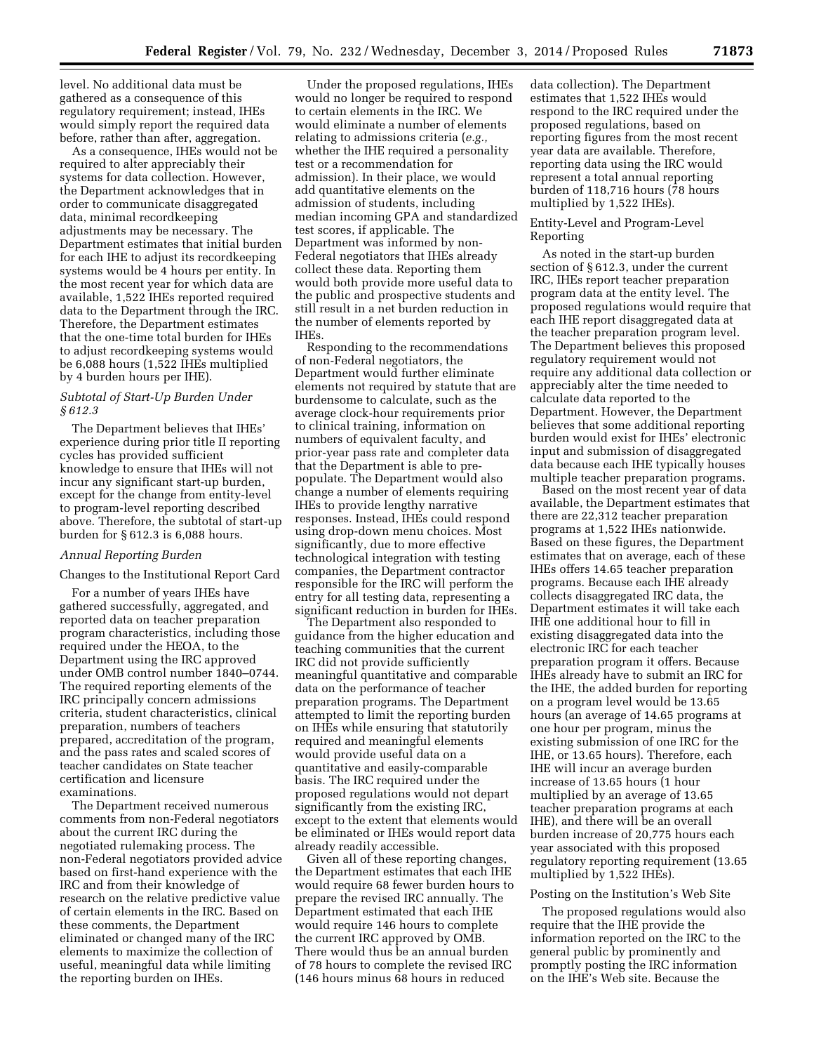level. No additional data must be gathered as a consequence of this regulatory requirement; instead, IHEs would simply report the required data before, rather than after, aggregation.

As a consequence, IHEs would not be required to alter appreciably their systems for data collection. However, the Department acknowledges that in order to communicate disaggregated data, minimal recordkeeping adjustments may be necessary. The Department estimates that initial burden for each IHE to adjust its recordkeeping systems would be 4 hours per entity. In the most recent year for which data are available, 1,522 IHEs reported required data to the Department through the IRC. Therefore, the Department estimates that the one-time total burden for IHEs to adjust recordkeeping systems would be 6,088 hours (1,522 IHEs multiplied by 4 burden hours per IHE).

*Subtotal of Start-Up Burden Under § 612.3*

The Department believes that IHEs' experience during prior title II reporting cycles has provided sufficient knowledge to ensure that IHEs will not incur any significant start-up burden, except for the change from entity-level to program-level reporting described above. Therefore, the subtotal of start-up burden for § 612.3 is 6,088 hours.

*Annual Reporting Burden*

Changes to the Institutional Report Card

For a number of years IHEs have gathered successfully, aggregated, and reported data on teacher preparation program characteristics, including those required under the HEOA, to the Department using the IRC approved under OMB control number 1840–0744. The required reporting elements of the IRC principally concern admissions criteria, student characteristics, clinical preparation, numbers of teachers prepared, accreditation of the program, and the pass rates and scaled scores of teacher candidates on State teacher certification and licensure examinations.

The Department received numerous comments from non-Federal negotiators about the current IRC during the negotiated rulemaking process. The non-Federal negotiators provided advice based on first-hand experience with the IRC and from their knowledge of research on the relative predictive value of certain elements in the IRC. Based on these comments, the Department eliminated or changed many of the IRC elements to maximize the collection of useful, meaningful data while limiting the reporting burden on IHEs.

Under the proposed regulations, IHEs would no longer be required to respond to certain elements in the IRC. We would eliminate a number of elements relating to admissions criteria (*e.g.,* whether the IHE required a personality test or a recommendation for admission). In their place, we would add quantitative elements on the admission of students, including median incoming GPA and standardized test scores, if applicable. The Department was informed by non-Federal negotiators that IHEs already collect these data. Reporting them would both provide more useful data to the public and prospective students and still result in a net burden reduction in the number of elements reported by IHEs.

Responding to the recommendations of non-Federal negotiators, the Department would further eliminate elements not required by statute that are burdensome to calculate, such as the average clock-hour requirements prior to clinical training, information on numbers of equivalent faculty, and prior-year pass rate and completer data that the Department is able to pre-populate. The Department would also change a number of elements requiring IHEs to provide lengthy narrative responses. Instead, IHEs could respond using drop-down menu choices. Most significantly, due to more effective technological integration with testing companies, the Department contractor responsible for the IRC will perform the entry for all testing data, representing a significant reduction in burden for IHEs.

The Department also responded to guidance from the higher education and teaching communities that the current IRC did not provide sufficiently meaningful quantitative and comparable data on the performance of teacher preparation programs. The Department attempted to limit the reporting burden on IHEs while ensuring that statutorily required and meaningful elements would provide useful data on a quantitative and easily-comparable basis. The IRC required under the proposed regulations would not depart significantly from the existing IRC, except to the extent that elements would be eliminated or IHEs would report data already readily accessible.

Given all of these reporting changes, the Department estimates that each IHE would require 68 fewer burden hours to prepare the revised IRC annually. The Department estimated that each IHE would require 146 hours to complete the current IRC approved by OMB. There would thus be an annual burden of 78 hours to complete the revised IRC (146 hours minus 68 hours in reduced data collection). The Department estimates that 1,522 IHEs would respond to the IRC required under the proposed regulations, based on reporting figures from the most recent year data are available. Therefore, reporting data using the IRC would represent a total annual reporting burden of 118,716 hours (78 hours multiplied by 1,522 IHEs).

Entity-Level and Program-Level Reporting

As noted in the start-up burden section of § 612.3, under the current IRC, IHEs report teacher preparation program data at the entity level. The proposed regulations would require that each IHE report disaggregated data at the teacher preparation program level. The Department believes this proposed regulatory requirement would not require any additional data collection or appreciably alter the time needed to calculate data reported to the Department. However, the Department believes that some additional reporting burden would exist for IHEs' electronic input and submission of disaggregated data because each IHE typically houses multiple teacher preparation programs.

Based on the most recent year of data available, the Department estimates that there are 22,312 teacher preparation programs at 1,522 IHEs nationwide. Based on these figures, the Department estimates that on average, each of these IHEs offers 14.65 teacher preparation programs. Because each IHE already collects disaggregated IRC data, the Department estimates it will take each IHE one additional hour to fill in existing disaggregated data into the electronic IRC for each teacher preparation program it offers. Because IHEs already have to submit an IRC for the IHE, the added burden for reporting on a program level would be 13.65 hours (an average of 14.65 programs at one hour per program, minus the existing submission of one IRC for the IHE, or 13.65 hours). Therefore, each IHE will incur an average burden increase of 13.65 hours (1 hour multiplied by an average of 13.65 teacher preparation programs at each IHE), and there will be an overall burden increase of 20,775 hours each year associated with this proposed regulatory reporting requirement (13.65 multiplied by 1,522 IHEs).

Posting on the Institution's Web Site

The proposed regulations would also require that the IHE provide the information reported on the IRC to the general public by prominently and promptly posting the IRC information on the IHE's Web site. Because the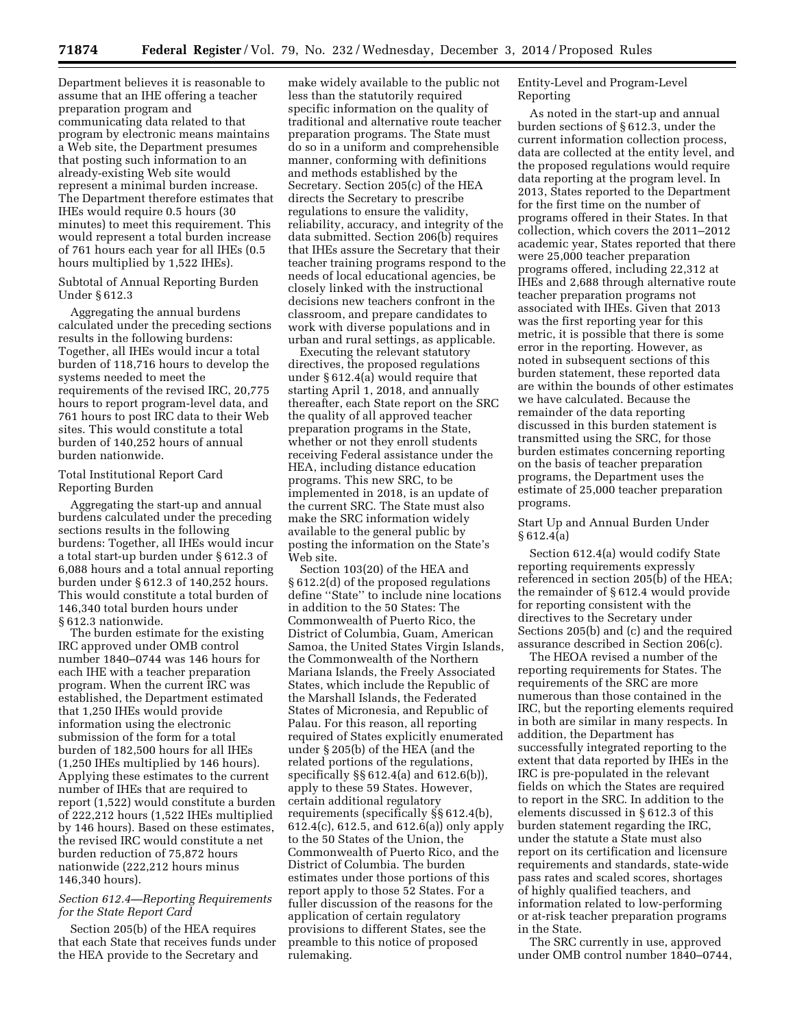Department believes it is reasonable to assume that an IHE offering a teacher preparation program and communicating data related to that program by electronic means maintains a Web site, the Department presumes that posting such information to an already-existing Web site would represent a minimal burden increase. The Department therefore estimates that IHEs would require 0.5 hours (30 minutes) to meet this requirement. This would represent a total burden increase of 761 hours each year for all IHEs (0.5 hours multiplied by 1,522 IHEs).

Subtotal of Annual Reporting Burden Under § 612.3

Aggregating the annual burdens calculated under the preceding sections results in the following burdens: Together, all IHEs would incur a total burden of 118,716 hours to develop the systems needed to meet the requirements of the revised IRC, 20,775 hours to report program-level data, and 761 hours to post IRC data to their Web sites. This would constitute a total burden of 140,252 hours of annual burden nationwide.

Total Institutional Report Card Reporting Burden

Aggregating the start-up and annual burdens calculated under the preceding sections results in the following burdens: Together, all IHEs would incur a total start-up burden under § 612.3 of 6,088 hours and a total annual reporting burden under § 612.3 of 140,252 hours. This would constitute a total burden of 146,340 total burden hours under § 612.3 nationwide.

The burden estimate for the existing IRC approved under OMB control number 1840–0744 was 146 hours for each IHE with a teacher preparation program. When the current IRC was established, the Department estimated that 1,250 IHEs would provide information using the electronic submission of the form for a total burden of 182,500 hours for all IHEs (1,250 IHEs multiplied by 146 hours). Applying these estimates to the current number of IHEs that are required to report (1,522) would constitute a burden of 222,212 hours (1,522 IHEs multiplied by 146 hours). Based on these estimates, the revised IRC would constitute a net burden reduction of 75,872 hours nationwide (222,212 hours minus 146,340 hours).

*Section 612.4—Reporting Requirements for the State Report Card*

Section 205(b) of the HEA requires that each State that receives funds under the HEA provide to the Secretary and make widely available to the public not less than the statutorily required specific information on the quality of traditional and alternative route teacher preparation programs. The State must do so in a uniform and comprehensible manner, conforming with definitions and methods established by the Secretary. Section 205(c) of the HEA directs the Secretary to prescribe regulations to ensure the validity, reliability, accuracy, and integrity of the data submitted. Section 206(b) requires that IHEs assure the Secretary that their teacher training programs respond to the needs of local educational agencies, be closely linked with the instructional decisions new teachers confront in the classroom, and prepare candidates to work with diverse populations and in urban and rural settings, as applicable.

Executing the relevant statutory directives, the proposed regulations under § 612.4(a) would require that starting April 1, 2018, and annually thereafter, each State report on the SRC the quality of all approved teacher preparation programs in the State, whether or not they enroll students receiving Federal assistance under the HEA, including distance education programs. This new SRC, to be implemented in 2018, is an update of the current SRC. The State must also make the SRC information widely available to the general public by posting the information on the State's Web site.

Section 103(20) of the HEA and § 612.2(d) of the proposed regulations define ''State'' to include nine locations in addition to the 50 States: The Commonwealth of Puerto Rico, the District of Columbia, Guam, American Samoa, the United States Virgin Islands, the Commonwealth of the Northern Mariana Islands, the Freely Associated States, which include the Republic of the Marshall Islands, the Federated States of Micronesia, and Republic of Palau. For this reason, all reporting required of States explicitly enumerated under § 205(b) of the HEA (and the related portions of the regulations, specifically §§ 612.4(a) and 612.6(b)), apply to these 59 States. However, certain additional regulatory requirements (specifically §§ 612.4(b), 612.4(c), 612.5, and 612.6(a)) only apply to the 50 States of the Union, the Commonwealth of Puerto Rico, and the District of Columbia. The burden estimates under those portions of this report apply to those 52 States. For a fuller discussion of the reasons for the application of certain regulatory provisions to different States, see the preamble to this notice of proposed rulemaking.

Entity-Level and Program-Level Reporting

As noted in the start-up and annual burden sections of § 612.3, under the current information collection process, data are collected at the entity level, and the proposed regulations would require data reporting at the program level. In 2013, States reported to the Department for the first time on the number of programs offered in their States. In that collection, which covers the 2011–2012 academic year, States reported that there were 25,000 teacher preparation programs offered, including 22,312 at IHEs and 2,688 through alternative route teacher preparation programs not associated with IHEs. Given that 2013 was the first reporting year for this metric, it is possible that there is some error in the reporting. However, as noted in subsequent sections of this burden statement, these reported data are within the bounds of other estimates we have calculated. Because the remainder of the data reporting discussed in this burden statement is transmitted using the SRC, for those burden estimates concerning reporting on the basis of teacher preparation programs, the Department uses the estimate of 25,000 teacher preparation programs.

Start Up and Annual Burden Under § 612.4(a)

Section 612.4(a) would codify State reporting requirements expressly referenced in section 205(b) of the HEA; the remainder of § 612.4 would provide for reporting consistent with the directives to the Secretary under Sections 205(b) and (c) and the required assurance described in Section 206(c).

The HEOA revised a number of the reporting requirements for States. The requirements of the SRC are more numerous than those contained in the IRC, but the reporting elements required in both are similar in many respects. In addition, the Department has successfully integrated reporting to the extent that data reported by IHEs in the IRC is pre-populated in the relevant fields on which the States are required to report in the SRC. In addition to the elements discussed in § 612.3 of this burden statement regarding the IRC, under the statute a State must also report on its certification and licensure requirements and standards, state-wide pass rates and scaled scores, shortages of highly qualified teachers, and information related to low-performing or at-risk teacher preparation programs in the State.

The SRC currently in use, approved under OMB control number 1840–0744,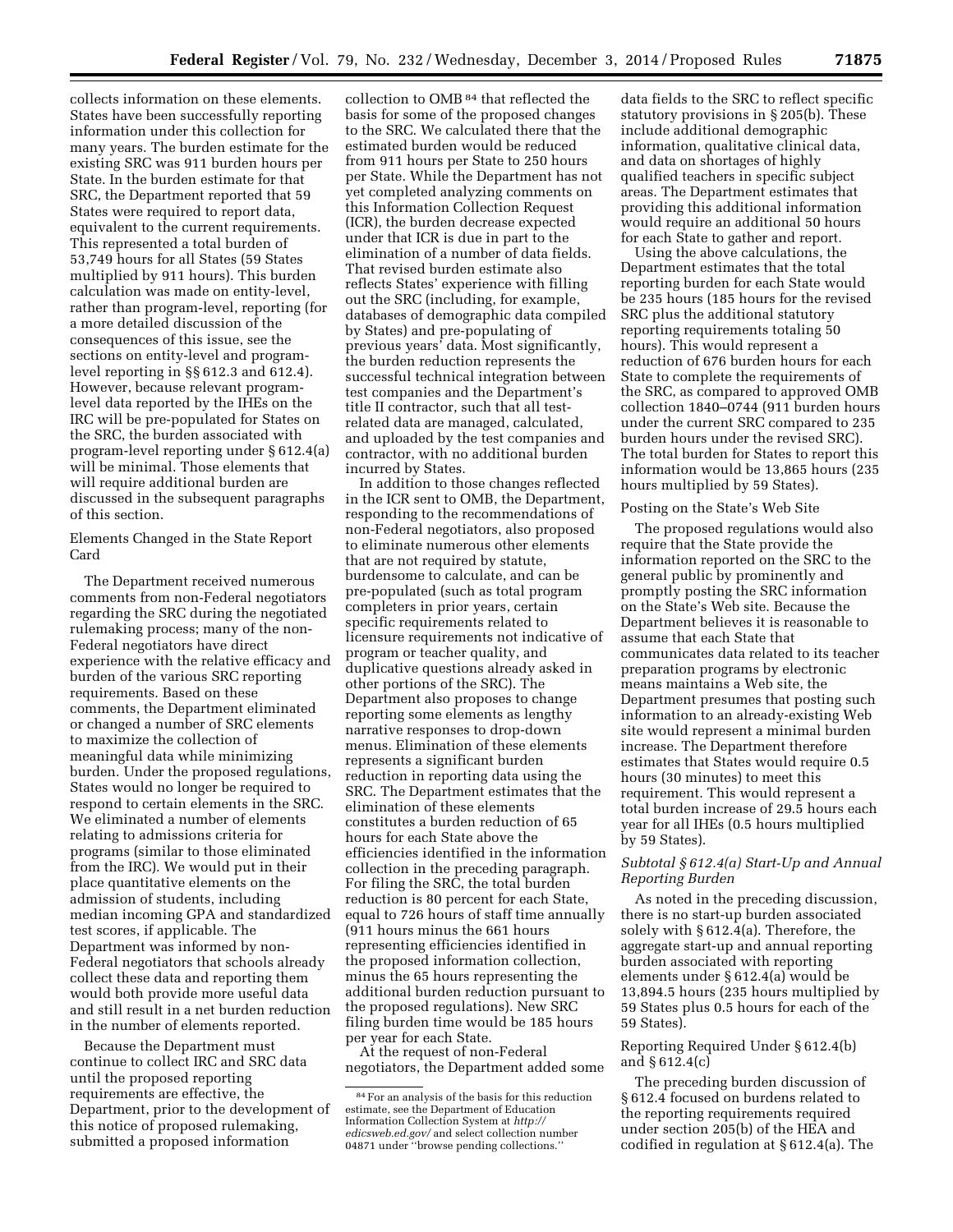collects information on these elements. States have been successfully reporting information under this collection for many years. The burden estimate for the existing SRC was 911 burden hours per State. In the burden estimate for that SRC, the Department reported that 59 States were required to report data, equivalent to the current requirements. This represented a total burden of 53,749 hours for all States (59 States multiplied by 911 hours). This burden calculation was made on entity-level, rather than program-level, reporting (for a more detailed discussion of the consequences of this issue, see the sections on entity-level and program-level reporting in §§ 612.3 and 612.4). However, because relevant program-level data reported by the IHEs on the IRC will be pre-populated for States on the SRC, the burden associated with program-level reporting under § 612.4(a) will be minimal. Those elements that will require additional burden are discussed in the subsequent paragraphs of this section.

Elements Changed in the State Report Card

The Department received numerous comments from non-Federal negotiators regarding the SRC during the negotiated rulemaking process; many of the non-Federal negotiators have direct experience with the relative efficacy and burden of the various SRC reporting requirements. Based on these comments, the Department eliminated or changed a number of SRC elements to maximize the collection of meaningful data while minimizing burden. Under the proposed regulations, States would no longer be required to respond to certain elements in the SRC. We eliminated a number of elements relating to admissions criteria for programs (similar to those eliminated from the IRC). We would put in their place quantitative elements on the admission of students, including median incoming GPA and standardized test scores, if applicable. The Department was informed by non-Federal negotiators that schools already collect these data and reporting them would both provide more useful data and still result in a net burden reduction in the number of elements reported.

Because the Department must continue to collect IRC and SRC data until the proposed reporting requirements are effective, the Department, prior to the development of this notice of proposed rulemaking, submitted a proposed information collection to OMB [84] that reflected the basis for some of the proposed changes to the SRC. We calculated there that the estimated burden would be reduced from 911 hours per State to 250 hours per State. While the Department has not yet completed analyzing comments on this Information Collection Request (ICR), the burden decrease expected under that ICR is due in part to the elimination of a number of data fields. That revised burden estimate also reflects States' experience with filling out the SRC (including, for example, databases of demographic data compiled by States) and pre-populating of previous years' data. Most significantly, the burden reduction represents the successful technical integration between test companies and the Department's title II contractor, such that all test-related data are managed, calculated, and uploaded by the test companies and contractor, with no additional burden incurred by States.

In addition to those changes reflected in the ICR sent to OMB, the Department, responding to the recommendations of non-Federal negotiators, also proposed to eliminate numerous other elements that are not required by statute, burdensome to calculate, and can be pre-populated (such as total program completers in prior years, certain specific requirements related to licensure requirements not indicative of program or teacher quality, and duplicative questions already asked in other portions of the SRC). The Department also proposes to change reporting some elements as lengthy narrative responses to drop-down menus. Elimination of these elements represents a significant burden reduction in reporting data using the SRC. The Department estimates that the elimination of these elements constitutes a burden reduction of 65 hours for each State above the efficiencies identified in the information collection in the preceding paragraph. For filing the SRC, the total burden reduction is 80 percent for each State, equal to 726 hours of staff time annually (911 hours minus the 661 hours representing efficiencies identified in the proposed information collection, minus the 65 hours representing the additional burden reduction pursuant to the proposed regulations). New SRC filing burden time would be 185 hours per year for each State.

At the request of non-Federal negotiators, the Department added some data fields to the SRC to reflect specific statutory provisions in § 205(b). These include additional demographic information, qualitative clinical data, and data on shortages of highly qualified teachers in specific subject areas. The Department estimates that providing this additional information would require an additional 50 hours for each State to gather and report.

Using the above calculations, the Department estimates that the total reporting burden for each State would be 235 hours (185 hours for the revised SRC plus the additional statutory reporting requirements totaling 50 hours). This would represent a reduction of 676 burden hours for each State to complete the requirements of the SRC, as compared to approved OMB collection 1840–0744 (911 burden hours under the current SRC compared to 235 burden hours under the revised SRC). The total burden for States to report this information would be 13,865 hours (235 hours multiplied by 59 States).

Posting on the State's Web Site

The proposed regulations would also require that the State provide the information reported on the SRC to the general public by prominently and promptly posting the SRC information on the State's Web site. Because the Department believes it is reasonable to assume that each State that communicates data related to its teacher preparation programs by electronic means maintains a Web site, the Department presumes that posting such information to an already-existing Web site would represent a minimal burden increase. The Department therefore estimates that States would require 0.5 hours (30 minutes) to meet this requirement. This would represent a total burden increase of 29.5 hours each year for all IHEs (0.5 hours multiplied by 59 States).

*Subtotal § 612.4(a) Start-Up and Annual Reporting Burden*

As noted in the preceding discussion, there is no start-up burden associated solely with § 612.4(a). Therefore, the aggregate start-up and annual reporting burden associated with reporting elements under § 612.4(a) would be 13,894.5 hours (235 hours multiplied by 59 States plus 0.5 hours for each of the 59 States).

Reporting Required Under § 612.4(b) and § 612.4(c)

The preceding burden discussion of § 612.4 focused on burdens related to the reporting requirements required under section 205(b) of the HEA and codified in regulation at § 612.4(a). The

[84] For an analysis of the basis for this reduction estimate, see the Department of Education Information Collection System at *http://edicsweb.ed.gov/* and select collection number 04871 under "browse pending collections."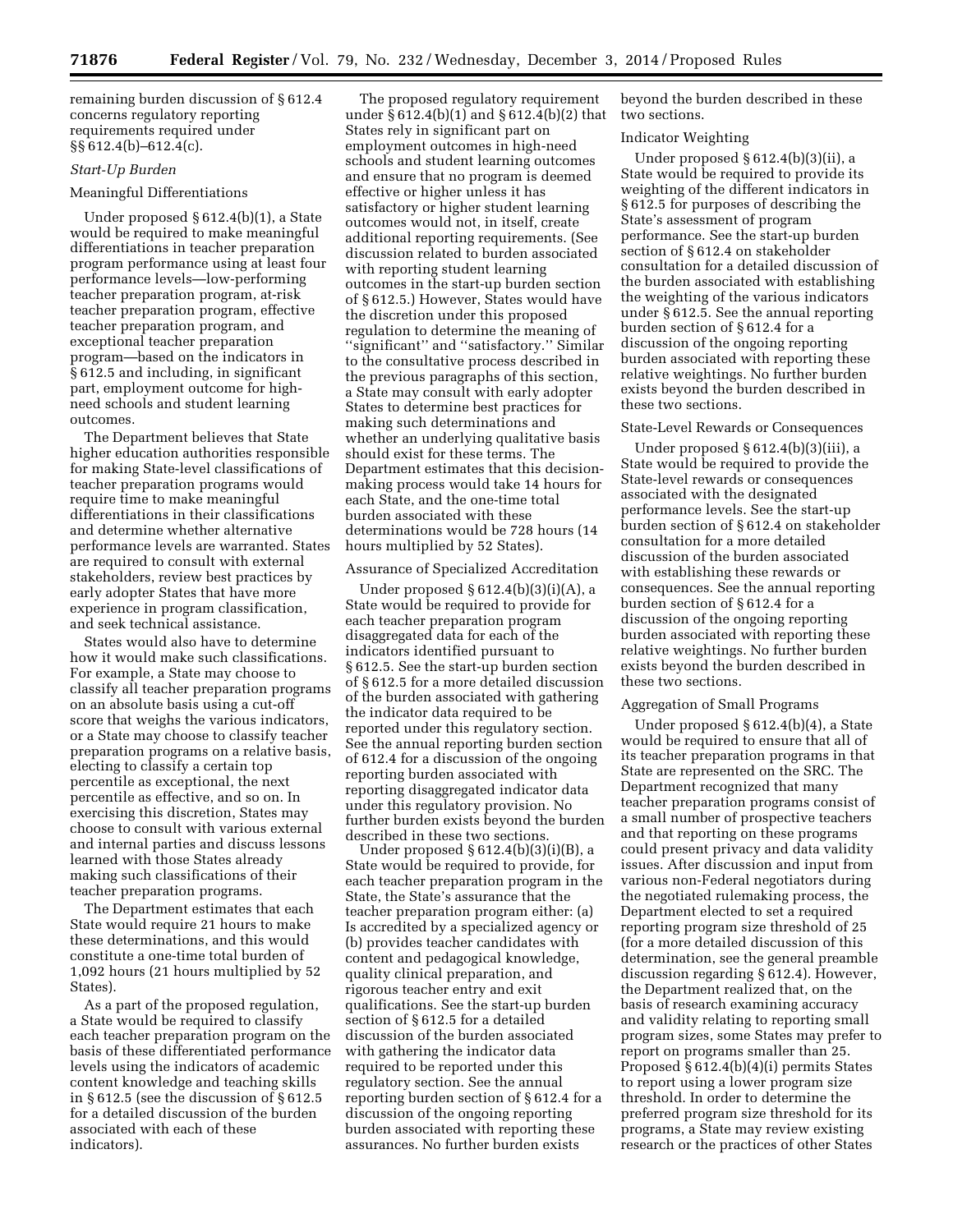remaining burden discussion of § 612.4 concerns regulatory reporting requirements required under §§ 612.4(b)–612.4(c).

*Start-Up Burden*

Meaningful Differentiations

Under proposed § 612.4(b)(1), a State would be required to make meaningful differentiations in teacher preparation program performance using at least four performance levels—low-performing teacher preparation program, at-risk teacher preparation program, effective teacher preparation program, and exceptional teacher preparation program—based on the indicators in § 612.5 and including, in significant part, employment outcome for high-need schools and student learning outcomes.

The Department believes that State higher education authorities responsible for making State-level classifications of teacher preparation programs would require time to make meaningful differentiations in their classifications and determine whether alternative performance levels are warranted. States are required to consult with external stakeholders, review best practices by early adopter States that have more experience in program classification, and seek technical assistance.

States would also have to determine how it would make such classifications. For example, a State may choose to classify all teacher preparation programs on an absolute basis using a cut-off score that weighs the various indicators, or a State may choose to classify teacher preparation programs on a relative basis, electing to classify a certain top percentile as exceptional, the next percentile as effective, and so on. In exercising this discretion, States may choose to consult with various external and internal parties and discuss lessons learned with those States already making such classifications of their teacher preparation programs.

The Department estimates that each State would require 21 hours to make these determinations, and this would constitute a one-time total burden of 1,092 hours (21 hours multiplied by 52 States).

As a part of the proposed regulation, a State would be required to classify each teacher preparation program on the basis of these differentiated performance levels using the indicators of academic content knowledge and teaching skills in § 612.5 (see the discussion of § 612.5 for a detailed discussion of the burden associated with each of these indicators).

The proposed regulatory requirement under § 612.4(b)(1) and § 612.4(b)(2) that States rely in significant part on employment outcomes in high-need schools and student learning outcomes and ensure that no program is deemed effective or higher unless it has satisfactory or higher student learning outcomes would not, in itself, create additional reporting requirements. (See discussion related to burden associated with reporting student learning outcomes in the start-up burden section of § 612.5.) However, States would have the discretion under this proposed regulation to determine the meaning of ''significant'' and ''satisfactory.'' Similar to the consultative process described in the previous paragraphs of this section, a State may consult with early adopter States to determine best practices for making such determinations and whether an underlying qualitative basis should exist for these terms. The Department estimates that this decision-making process would take 14 hours for each State, and the one-time total burden associated with these determinations would be 728 hours (14 hours multiplied by 52 States).

Assurance of Specialized Accreditation

Under proposed § 612.4(b)(3)(i)(A), a State would be required to provide for each teacher preparation program disaggregated data for each of the indicators identified pursuant to § 612.5. See the start-up burden section of § 612.5 for a more detailed discussion of the burden associated with gathering the indicator data required to be reported under this regulatory section. See the annual reporting burden section of 612.4 for a discussion of the ongoing reporting burden associated with reporting disaggregated indicator data under this regulatory provision. No further burden exists beyond the burden described in these two sections.

Under proposed § 612.4(b)(3)(i)(B), a State would be required to provide, for each teacher preparation program in the State, the State's assurance that the teacher preparation program either: (a) Is accredited by a specialized agency or (b) provides teacher candidates with content and pedagogical knowledge, quality clinical preparation, and rigorous teacher entry and exit qualifications. See the start-up burden section of § 612.5 for a detailed discussion of the burden associated with gathering the indicator data required to be reported under this regulatory section. See the annual reporting burden section of § 612.4 for a discussion of the ongoing reporting burden associated with reporting these assurances. No further burden exists beyond the burden described in these two sections.

Indicator Weighting

Under proposed § 612.4(b)(3)(ii), a State would be required to provide its weighting of the different indicators in § 612.5 for purposes of describing the State's assessment of program performance. See the start-up burden section of § 612.4 on stakeholder consultation for a detailed discussion of the burden associated with establishing the weighting of the various indicators under § 612.5. See the annual reporting burden section of § 612.4 for a discussion of the ongoing reporting burden associated with reporting these relative weightings. No further burden exists beyond the burden described in these two sections.

State-Level Rewards or Consequences

Under proposed § 612.4(b)(3)(iii), a State would be required to provide the State-level rewards or consequences associated with the designated performance levels. See the start-up burden section of § 612.4 on stakeholder consultation for a more detailed discussion of the burden associated with establishing these rewards or consequences. See the annual reporting burden section of § 612.4 for a discussion of the ongoing reporting burden associated with reporting these relative weightings. No further burden exists beyond the burden described in these two sections.

Aggregation of Small Programs

Under proposed § 612.4(b)(4), a State would be required to ensure that all of its teacher preparation programs in that State are represented on the SRC. The Department recognized that many teacher preparation programs consist of a small number of prospective teachers and that reporting on these programs could present privacy and data validity issues. After discussion and input from various non-Federal negotiators during the negotiated rulemaking process, the Department elected to set a required reporting program size threshold of 25 (for a more detailed discussion of this determination, see the general preamble discussion regarding § 612.4). However, the Department realized that, on the basis of research examining accuracy and validity relating to reporting small program sizes, some States may prefer to report on programs smaller than 25. Proposed § 612.4(b)(4)(i) permits States to report using a lower program size threshold. In order to determine the preferred program size threshold for its programs, a State may review existing research or the practices of other States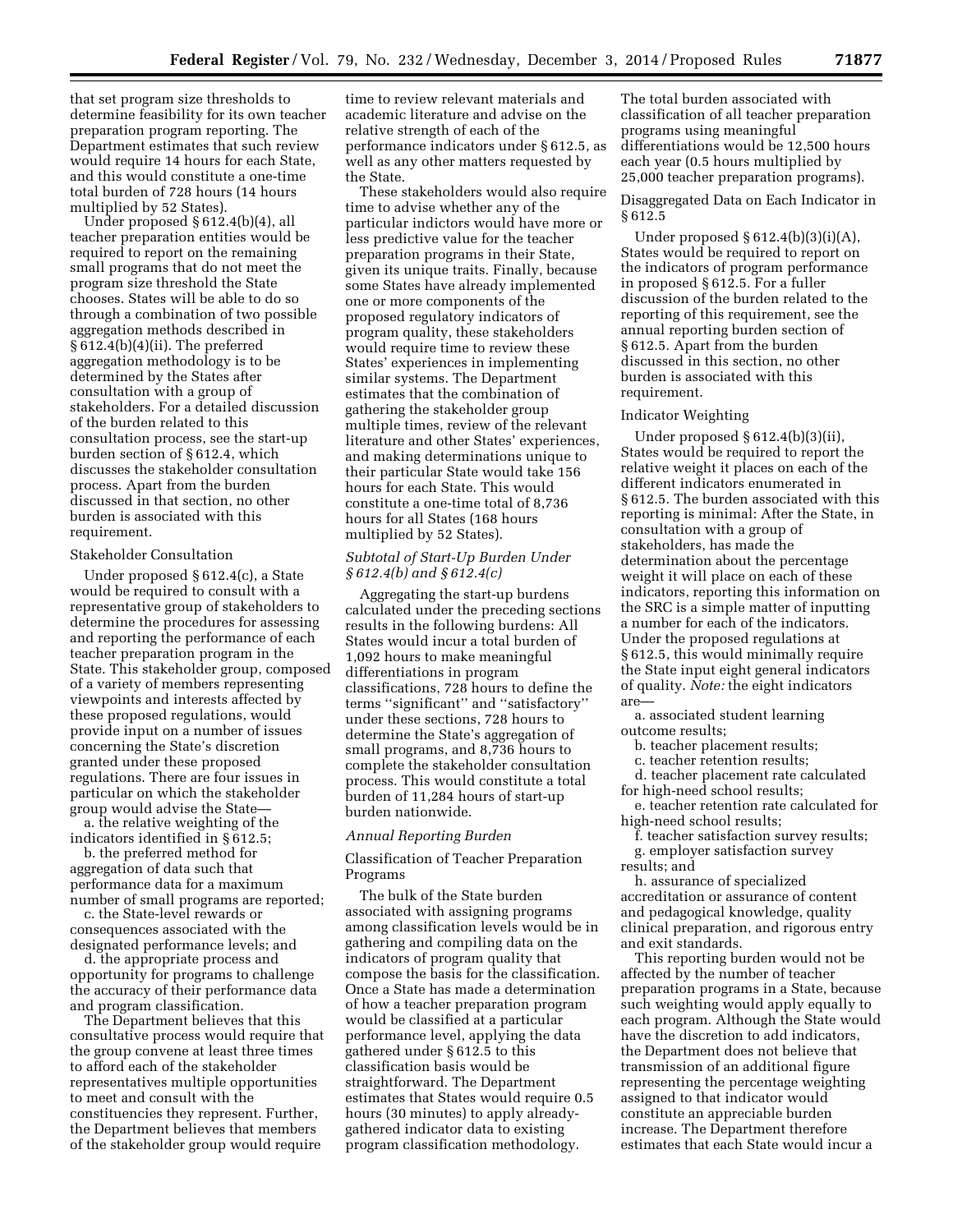that set program size thresholds to determine feasibility for its own teacher preparation program reporting. The Department estimates that such review would require 14 hours for each State, and this would constitute a one-time total burden of 728 hours (14 hours multiplied by 52 States).

Under proposed § 612.4(b)(4), all teacher preparation entities would be required to report on the remaining small programs that do not meet the program size threshold the State chooses. States will be able to do so through a combination of two possible aggregation methods described in § 612.4(b)(4)(ii). The preferred aggregation methodology is to be determined by the States after consultation with a group of stakeholders. For a detailed discussion of the burden related to this consultation process, see the start-up burden section of § 612.4, which discusses the stakeholder consultation process. Apart from the burden discussed in that section, no other burden is associated with this requirement.

Stakeholder Consultation

Under proposed § 612.4(c), a State would be required to consult with a representative group of stakeholders to determine the procedures for assessing and reporting the performance of each teacher preparation program in the State. This stakeholder group, composed of a variety of members representing viewpoints and interests affected by these proposed regulations, would provide input on a number of issues concerning the State's discretion granted under these proposed regulations. There are four issues in particular on which the stakeholder group would advise the State—

a. the relative weighting of the indicators identified in § 612.5;

b. the preferred method for aggregation of data such that performance data for a maximum number of small programs are reported;

c. the State-level rewards or consequences associated with the designated performance levels; and

d. the appropriate process and opportunity for programs to challenge the accuracy of their performance data and program classification.

The Department believes that this consultative process would require that the group convene at least three times to afford each of the stakeholder representatives multiple opportunities to meet and consult with the constituencies they represent. Further, the Department believes that members of the stakeholder group would require time to review relevant materials and academic literature and advise on the relative strength of each of the performance indicators under § 612.5, as well as any other matters requested by the State.

These stakeholders would also require time to advise whether any of the particular indictors would have more or less predictive value for the teacher preparation programs in their State, given its unique traits. Finally, because some States have already implemented one or more components of the proposed regulatory indicators of program quality, these stakeholders would require time to review these States' experiences in implementing similar systems. The Department estimates that the combination of gathering the stakeholder group multiple times, review of the relevant literature and other States' experiences, and making determinations unique to their particular State would take 156 hours for each State. This would constitute a one-time total of 8,736 hours for all States (168 hours multiplied by 52 States).

*Subtotal of Start-Up Burden Under § 612.4(b) and § 612.4(c)*

Aggregating the start-up burdens calculated under the preceding sections results in the following burdens: All States would incur a total burden of 1,092 hours to make meaningful differentiations in program classifications, 728 hours to define the terms ''significant'' and ''satisfactory'' under these sections, 728 hours to determine the State's aggregation of small programs, and 8,736 hours to complete the stakeholder consultation process. This would constitute a total burden of 11,284 hours of start-up burden nationwide.

*Annual Reporting Burden*

Classification of Teacher Preparation Programs

The bulk of the State burden associated with assigning programs among classification levels would be in gathering and compiling data on the indicators of program quality that compose the basis for the classification. Once a State has made a determination of how a teacher preparation program would be classified at a particular performance level, applying the data gathered under § 612.5 to this classification basis would be straightforward. The Department estimates that States would require 0.5 hours (30 minutes) to apply already-gathered indicator data to existing program classification methodology. The total burden associated with classification of all teacher preparation programs using meaningful differentiations would be 12,500 hours each year (0.5 hours multiplied by 25,000 teacher preparation programs).

Disaggregated Data on Each Indicator in § 612.5

Under proposed § 612.4(b)(3)(i)(A), States would be required to report on the indicators of program performance in proposed § 612.5. For a fuller discussion of the burden related to the reporting of this requirement, see the annual reporting burden section of § 612.5. Apart from the burden discussed in this section, no other burden is associated with this requirement.

Indicator Weighting

Under proposed § 612.4(b)(3)(ii), States would be required to report the relative weight it places on each of the different indicators enumerated in § 612.5. The burden associated with this reporting is minimal: After the State, in consultation with a group of stakeholders, has made the determination about the percentage weight it will place on each of these indicators, reporting this information on the SRC is a simple matter of inputting a number for each of the indicators. Under the proposed regulations at § 612.5, this would minimally require the State input eight general indicators of quality. *Note:* the eight indicators are—

a. associated student learning outcome results;

b. teacher placement results;

c. teacher retention results;

d. teacher placement rate calculated for high-need school results;

e. teacher retention rate calculated for high-need school results;

f. teacher satisfaction survey results;

g. employer satisfaction survey results; and

h. assurance of specialized accreditation or assurance of content and pedagogical knowledge, quality clinical preparation, and rigorous entry and exit standards.

This reporting burden would not be affected by the number of teacher preparation programs in a State, because such weighting would apply equally to each program. Although the State would have the discretion to add indicators, the Department does not believe that transmission of an additional figure representing the percentage weighting assigned to that indicator would constitute an appreciable burden increase. The Department therefore estimates that each State would incur a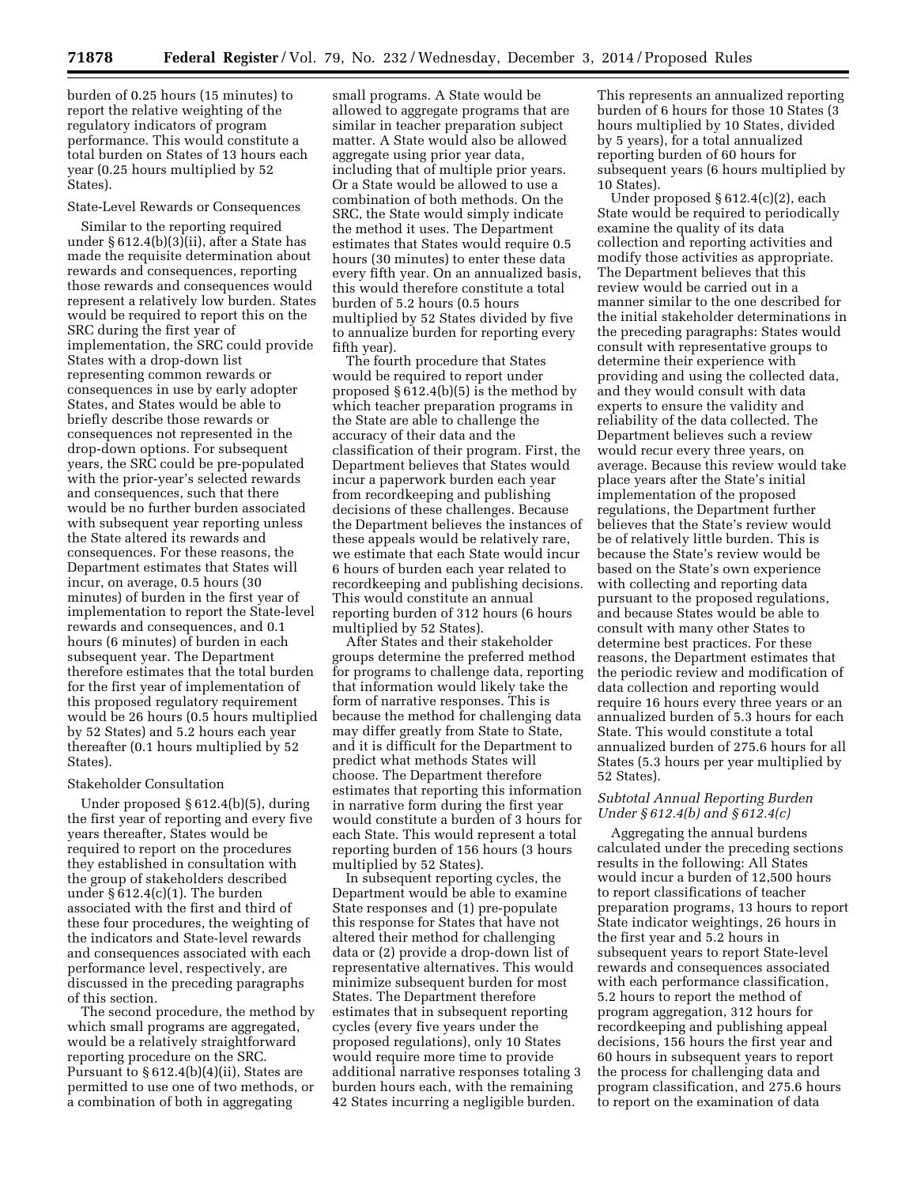burden of 0.25 hours (15 minutes) to report the relative weighting of the regulatory indicators of program performance. This would constitute a total burden on States of 13 hours each year (0.25 hours multiplied by 52 States).

State-Level Rewards or Consequences

Similar to the reporting required under § 612.4(b)(3)(ii), after a State has made the requisite determination about rewards and consequences, reporting those rewards and consequences would represent a relatively low burden. States would be required to report this on the SRC during the first year of implementation, the SRC could provide States with a drop-down list representing common rewards or consequences in use by early adopter States, and States would be able to briefly describe those rewards or consequences not represented in the drop-down options. For subsequent years, the SRC could be pre-populated with the prior-year's selected rewards and consequences, such that there would be no further burden associated with subsequent year reporting unless the State altered its rewards and consequences. For these reasons, the Department estimates that States will incur, on average, 0.5 hours (30 minutes) of burden in the first year of implementation to report the State-level rewards and consequences, and 0.1 hours (6 minutes) of burden in each subsequent year. The Department therefore estimates that the total burden for the first year of implementation of this proposed regulatory requirement would be 26 hours (0.5 hours multiplied by 52 States) and 5.2 hours each year thereafter (0.1 hours multiplied by 52 States).

Stakeholder Consultation

Under proposed § 612.4(b)(5), during the first year of reporting and every five years thereafter, States would be required to report on the procedures they established in consultation with the group of stakeholders described under § 612.4(c)(1). The burden associated with the first and third of these four procedures, the weighting of the indicators and State-level rewards and consequences associated with each performance level, respectively, are discussed in the preceding paragraphs of this section.

The second procedure, the method by which small programs are aggregated, would be a relatively straightforward reporting procedure on the SRC. Pursuant to § 612.4(b)(4)(ii), States are permitted to use one of two methods, or a combination of both in aggregating small programs. A State would be allowed to aggregate programs that are similar in teacher preparation subject matter. A State would also be allowed aggregate using prior year data, including that of multiple prior years. Or a State would be allowed to use a combination of both methods. On the SRC, the State would simply indicate the method it uses. The Department estimates that States would require 0.5 hours (30 minutes) to enter these data every fifth year. On an annualized basis, this would therefore constitute a total burden of 5.2 hours (0.5 hours multiplied by 52 States divided by five to annualize burden for reporting every fifth year).

The fourth procedure that States would be required to report under proposed § 612.4(b)(5) is the method by which teacher preparation programs in the State are able to challenge the accuracy of their data and the classification of their program. First, the Department believes that States would incur a paperwork burden each year from recordkeeping and publishing decisions of these challenges. Because the Department believes the instances of these appeals would be relatively rare, we estimate that each State would incur 6 hours of burden each year related to recordkeeping and publishing decisions. This would constitute an annual reporting burden of 312 hours (6 hours multiplied by 52 States).

After States and their stakeholder groups determine the preferred method for programs to challenge data, reporting that information would likely take the form of narrative responses. This is because the method for challenging data may differ greatly from State to State, and it is difficult for the Department to predict what methods States will choose. The Department therefore estimates that reporting this information in narrative form during the first year would constitute a burden of 3 hours for each State. This would represent a total reporting burden of 156 hours (3 hours multiplied by 52 States).

In subsequent reporting cycles, the Department would be able to examine State responses and (1) pre-populate this response for States that have not altered their method for challenging data or (2) provide a drop-down list of representative alternatives. This would minimize subsequent burden for most States. The Department therefore estimates that in subsequent reporting cycles (every five years under the proposed regulations), only 10 States would require more time to provide additional narrative responses totaling 3 burden hours each, with the remaining 42 States incurring a negligible burden. This represents an annualized reporting burden of 6 hours for those 10 States (3 hours multiplied by 10 States, divided by 5 years), for a total annualized reporting burden of 60 hours for subsequent years (6 hours multiplied by 10 States).

Under proposed § 612.4(c)(2), each State would be required to periodically examine the quality of its data collection and reporting activities and modify those activities as appropriate. The Department believes that this review would be carried out in a manner similar to the one described for the initial stakeholder determinations in the preceding paragraphs: States would consult with representative groups to determine their experience with providing and using the collected data, and they would consult with data experts to ensure the validity and reliability of the data collected. The Department believes such a review would recur every three years, on average. Because this review would take place years after the State's initial implementation of the proposed regulations, the Department further believes that the State's review would be of relatively little burden. This is because the State's review would be based on the State's own experience with collecting and reporting data pursuant to the proposed regulations, and because States would be able to consult with many other States to determine best practices. For these reasons, the Department estimates that the periodic review and modification of data collection and reporting would require 16 hours every three years or an annualized burden of 5.3 hours for each State. This would constitute a total annualized burden of 275.6 hours for all States (5.3 hours per year multiplied by 52 States).

*Subtotal Annual Reporting Burden Under § 612.4(b) and § 612.4(c)*

Aggregating the annual burdens calculated under the preceding sections results in the following: All States would incur a burden of 12,500 hours to report classifications of teacher preparation programs, 13 hours to report State indicator weightings, 26 hours in the first year and 5.2 hours in subsequent years to report State-level rewards and consequences associated with each performance classification, 5.2 hours to report the method of program aggregation, 312 hours for recordkeeping and publishing appeal decisions, 156 hours the first year and 60 hours in subsequent years to report the process for challenging data and program classification, and 275.6 hours to report on the examination of data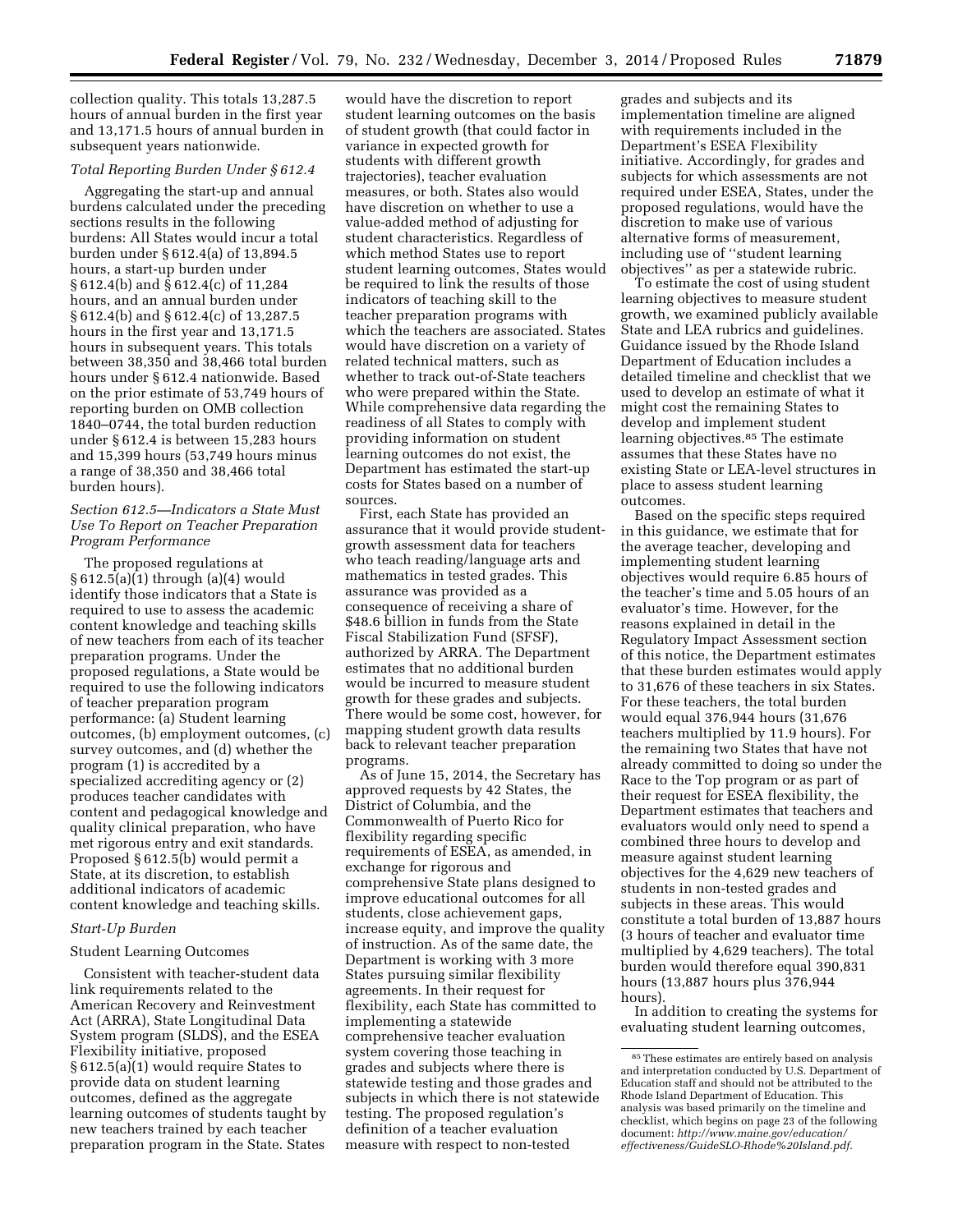collection quality. This totals 13,287.5 hours of annual burden in the first year and 13,171.5 hours of annual burden in subsequent years nationwide.

*Total Reporting Burden Under § 612.4*

Aggregating the start-up and annual burdens calculated under the preceding sections results in the following burdens: All States would incur a total burden under § 612.4(a) of 13,894.5 hours, a start-up burden under § 612.4(b) and § 612.4(c) of 11,284 hours, and an annual burden under § 612.4(b) and § 612.4(c) of 13,287.5 hours in the first year and 13,171.5 hours in subsequent years. This totals between 38,350 and 38,466 total burden hours under § 612.4 nationwide. Based on the prior estimate of 53,749 hours of reporting burden on OMB collection 1840–0744, the total burden reduction under § 612.4 is between 15,283 hours and 15,399 hours (53,749 hours minus a range of 38,350 and 38,466 total burden hours).

*Section 612.5—Indicators a State Must Use To Report on Teacher Preparation Program Performance*

The proposed regulations at § 612.5(a)(1) through (a)(4) would identify those indicators that a State is required to use to assess the academic content knowledge and teaching skills of new teachers from each of its teacher preparation programs. Under the proposed regulations, a State would be required to use the following indicators of teacher preparation program performance: (a) Student learning outcomes, (b) employment outcomes, (c) survey outcomes, and (d) whether the program (1) is accredited by a specialized accrediting agency or (2) produces teacher candidates with content and pedagogical knowledge and quality clinical preparation, who have met rigorous entry and exit standards. Proposed § 612.5(b) would permit a State, at its discretion, to establish additional indicators of academic content knowledge and teaching skills.

*Start-Up Burden*

Student Learning Outcomes

Consistent with teacher-student data link requirements related to the American Recovery and Reinvestment Act (ARRA), State Longitudinal Data System program (SLDS), and the ESEA Flexibility initiative, proposed § 612.5(a)(1) would require States to provide data on student learning outcomes, defined as the aggregate learning outcomes of students taught by new teachers trained by each teacher preparation program in the State. States would have the discretion to report student learning outcomes on the basis of student growth (that could factor in variance in expected growth for students with different growth trajectories), teacher evaluation measures, or both. States also would have discretion on whether to use a value-added method of adjusting for student characteristics. Regardless of which method States use to report student learning outcomes, States would be required to link the results of those indicators of teaching skill to the teacher preparation programs with which the teachers are associated. States would have discretion on a variety of related technical matters, such as whether to track out-of-State teachers who were prepared within the State. While comprehensive data regarding the readiness of all States to comply with providing information on student learning outcomes do not exist, the Department has estimated the start-up costs for States based on a number of sources.

First, each State has provided an assurance that it would provide student-growth assessment data for teachers who teach reading/language arts and mathematics in tested grades. This assurance was provided as a consequence of receiving a share of $48.6 billion in funds from the State Fiscal Stabilization Fund (SFSF), authorized by ARRA. The Department estimates that no additional burden would be incurred to measure student growth for these grades and subjects. There would be some cost, however, for mapping student growth data results back to relevant teacher preparation programs.

As of June 15, 2014, the Secretary has approved requests by 42 States, the District of Columbia, and the Commonwealth of Puerto Rico for flexibility regarding specific requirements of ESEA, as amended, in exchange for rigorous and comprehensive State plans designed to improve educational outcomes for all students, close achievement gaps, increase equity, and improve the quality of instruction. As of the same date, the Department is working with 3 more States pursuing similar flexibility agreements. In their request for flexibility, each State has committed to implementing a statewide comprehensive teacher evaluation system covering those teaching in grades and subjects where there is statewide testing and those grades and subjects in which there is not statewide testing. The proposed regulation's definition of a teacher evaluation measure with respect to non-tested grades and subjects and its implementation timeline are aligned with requirements included in the Department's ESEA Flexibility initiative. Accordingly, for grades and subjects for which assessments are not required under ESEA, States, under the proposed regulations, would have the discretion to make use of various alternative forms of measurement, including use of "student learning objectives" as per a statewide rubric.

To estimate the cost of using student learning objectives to measure student growth, we examined publicly available State and LEA rubrics and guidelines. Guidance issued by the Rhode Island Department of Education includes a detailed timeline and checklist that we used to develop an estimate of what it might cost the remaining States to develop and implement student learning objectives.[85] The estimate assumes that these States have no existing State or LEA-level structures in place to assess student learning outcomes.

Based on the specific steps required in this guidance, we estimate that for the average teacher, developing and implementing student learning objectives would require 6.85 hours of the teacher's time and 5.05 hours of an evaluator's time. However, for the reasons explained in detail in the Regulatory Impact Assessment section of this notice, the Department estimates that these burden estimates would apply to 31,676 of these teachers in six States. For these teachers, the total burden would equal 376,944 hours (31,676 teachers multiplied by 11.9 hours). For the remaining two States that have not already committed to doing so under the Race to the Top program or as part of their request for ESEA flexibility, the Department estimates that teachers and evaluators would only need to spend a combined three hours to develop and measure against student learning objectives for the 4,629 new teachers of students in non-tested grades and subjects in these areas. This would constitute a total burden of 13,887 hours (3 hours of teacher and evaluator time multiplied by 4,629 teachers). The total burden would therefore equal 390,831 hours (13,887 hours plus 376,944 hours).

In addition to creating the systems for evaluating student learning outcomes,

[85] These estimates are entirely based on analysis and interpretation conducted by U.S. Department of Education staff and should not be attributed to the Rhode Island Department of Education. This analysis was based primarily on the timeline and checklist, which begins on page 23 of the following document: *http://www.maine.gov/education/effectiveness/GuideSLO-Rhode%20Island.pdf.*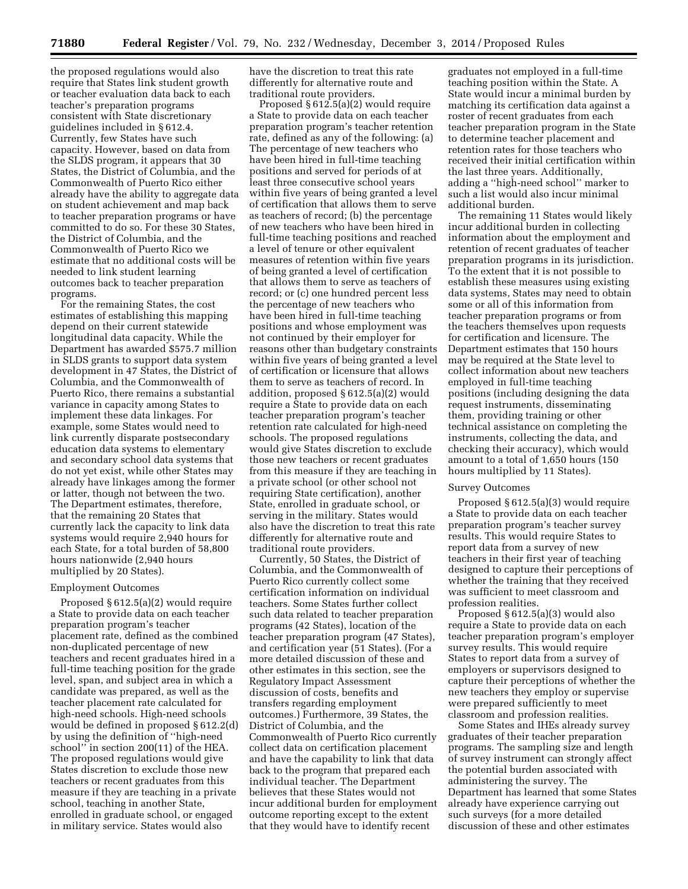the proposed regulations would also require that States link student growth or teacher evaluation data back to each teacher's preparation programs consistent with State discretionary guidelines included in § 612.4. Currently, few States have such capacity. However, based on data from the SLDS program, it appears that 30 States, the District of Columbia, and the Commonwealth of Puerto Rico either already have the ability to aggregate data on student achievement and map back to teacher preparation programs or have committed to do so. For these 30 States, the District of Columbia, and the Commonwealth of Puerto Rico we estimate that no additional costs will be needed to link student learning outcomes back to teacher preparation programs.

For the remaining States, the cost estimates of establishing this mapping depend on their current statewide longitudinal data capacity. While the Department has awarded $575.7 million in SLDS grants to support data system development in 47 States, the District of Columbia, and the Commonwealth of Puerto Rico, there remains a substantial variance in capacity among States to implement these data linkages. For example, some States would need to link currently disparate postsecondary education data systems to elementary and secondary school data systems that do not yet exist, while other States may already have linkages among the former or latter, though not between the two. The Department estimates, therefore, that the remaining 20 States that currently lack the capacity to link data systems would require 2,940 hours for each State, for a total burden of 58,800 hours nationwide (2,940 hours multiplied by 20 States).

Employment Outcomes

Proposed § 612.5(a)(2) would require a State to provide data on each teacher preparation program's teacher placement rate, defined as the combined non-duplicated percentage of new teachers and recent graduates hired in a full-time teaching position for the grade level, span, and subject area in which a candidate was prepared, as well as the teacher placement rate calculated for high-need schools. High-need schools would be defined in proposed § 612.2(d) by using the definition of ''high-need school'' in section 200(11) of the HEA. The proposed regulations would give States discretion to exclude those new teachers or recent graduates from this measure if they are teaching in a private school, teaching in another State, enrolled in graduate school, or engaged in military service. States would also have the discretion to treat this rate differently for alternative route and traditional route providers.

Proposed § 612.5(a)(2) would require a State to provide data on each teacher preparation program's teacher retention rate, defined as any of the following: (a) The percentage of new teachers who have been hired in full-time teaching positions and served for periods of at least three consecutive school years within five years of being granted a level of certification that allows them to serve as teachers of record; (b) the percentage of new teachers who have been hired in full-time teaching positions and reached a level of tenure or other equivalent measures of retention within five years of being granted a level of certification that allows them to serve as teachers of record; or (c) one hundred percent less the percentage of new teachers who have been hired in full-time teaching positions and whose employment was not continued by their employer for reasons other than budgetary constraints within five years of being granted a level of certification or licensure that allows them to serve as teachers of record. In addition, proposed § 612.5(a)(2) would require a State to provide data on each teacher preparation program's teacher retention rate calculated for high-need schools. The proposed regulations would give States discretion to exclude those new teachers or recent graduates from this measure if they are teaching in a private school (or other school not requiring State certification), another State, enrolled in graduate school, or serving in the military. States would also have the discretion to treat this rate differently for alternative route and traditional route providers.

Currently, 50 States, the District of Columbia, and the Commonwealth of Puerto Rico currently collect some certification information on individual teachers. Some States further collect such data related to teacher preparation programs (42 States), location of the teacher preparation program (47 States), and certification year (51 States). (For a more detailed discussion of these and other estimates in this section, see the Regulatory Impact Assessment discussion of costs, benefits and transfers regarding employment outcomes.) Furthermore, 39 States, the District of Columbia, and the Commonwealth of Puerto Rico currently collect data on certification placement and have the capability to link that data back to the program that prepared each individual teacher. The Department believes that these States would not incur additional burden for employment outcome reporting except to the extent that they would have to identify recent graduates not employed in a full-time teaching position within the State. A State would incur a minimal burden by matching its certification data against a roster of recent graduates from each teacher preparation program in the State to determine teacher placement and retention rates for those teachers who received their initial certification within the last three years. Additionally, adding a ''high-need school'' marker to such a list would also incur minimal additional burden.

The remaining 11 States would likely incur additional burden in collecting information about the employment and retention of recent graduates of teacher preparation programs in its jurisdiction. To the extent that it is not possible to establish these measures using existing data systems, States may need to obtain some or all of this information from teacher preparation programs or from the teachers themselves upon requests for certification and licensure. The Department estimates that 150 hours may be required at the State level to collect information about new teachers employed in full-time teaching positions (including designing the data request instruments, disseminating them, providing training or other technical assistance on completing the instruments, collecting the data, and checking their accuracy), which would amount to a total of 1,650 hours (150 hours multiplied by 11 States).

Survey Outcomes

Proposed § 612.5(a)(3) would require a State to provide data on each teacher preparation program's teacher survey results. This would require States to report data from a survey of new teachers in their first year of teaching designed to capture their perceptions of whether the training that they received was sufficient to meet classroom and profession realities.

Proposed § 612.5(a)(3) would also require a State to provide data on each teacher preparation program's employer survey results. This would require States to report data from a survey of employers or supervisors designed to capture their perceptions of whether the new teachers they employ or supervise were prepared sufficiently to meet classroom and profession realities.

Some States and IHEs already survey graduates of their teacher preparation programs. The sampling size and length of survey instrument can strongly affect the potential burden associated with administering the survey. The Department has learned that some States already have experience carrying out such surveys (for a more detailed discussion of these and other estimates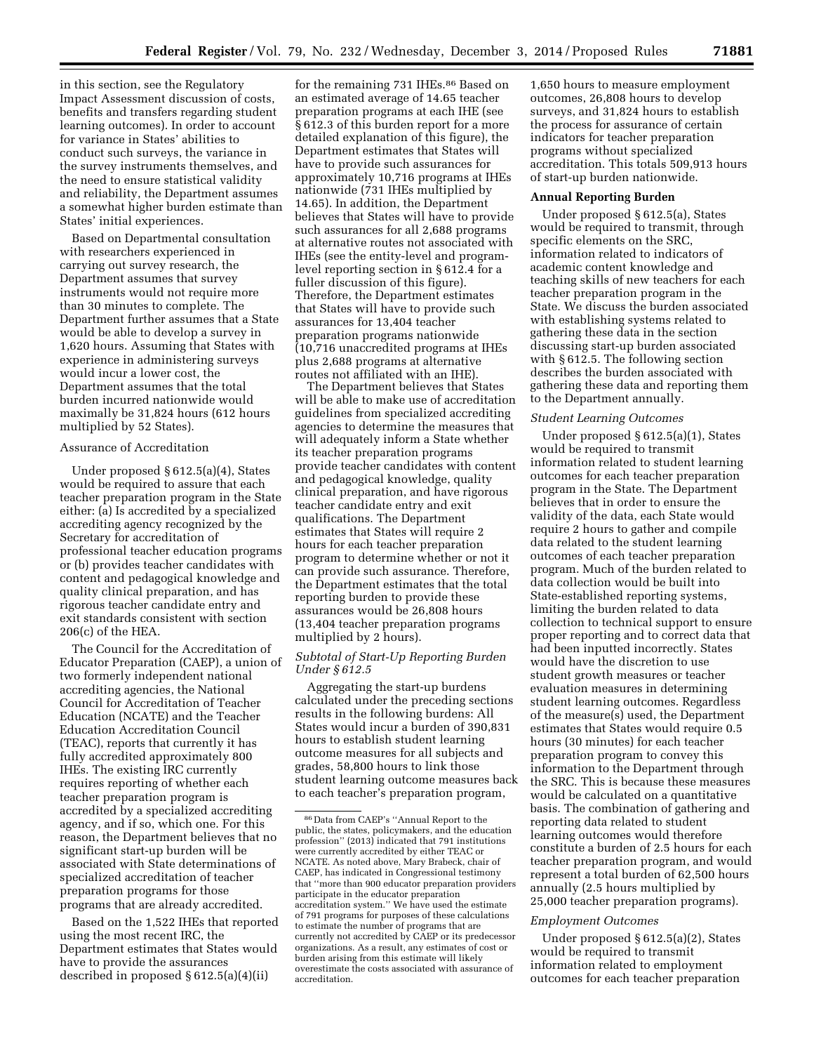in this section, see the Regulatory Impact Assessment discussion of costs, benefits and transfers regarding student learning outcomes). In order to account for variance in States' abilities to conduct such surveys, the variance in the survey instruments themselves, and the need to ensure statistical validity and reliability, the Department assumes a somewhat higher burden estimate than States' initial experiences.

Based on Departmental consultation with researchers experienced in carrying out survey research, the Department assumes that survey instruments would not require more than 30 minutes to complete. The Department further assumes that a State would be able to develop a survey in 1,620 hours. Assuming that States with experience in administering surveys would incur a lower cost, the Department assumes that the total burden incurred nationwide would maximally be 31,824 hours (612 hours multiplied by 52 States).

Assurance of Accreditation

Under proposed § 612.5(a)(4), States would be required to assure that each teacher preparation program in the State either: (a) Is accredited by a specialized accrediting agency recognized by the Secretary for accreditation of professional teacher education programs or (b) provides teacher candidates with content and pedagogical knowledge and quality clinical preparation, and has rigorous teacher candidate entry and exit standards consistent with section 206(c) of the HEA.

The Council for the Accreditation of Educator Preparation (CAEP), a union of two formerly independent national accrediting agencies, the National Council for Accreditation of Teacher Education (NCATE) and the Teacher Education Accreditation Council (TEAC), reports that currently it has fully accredited approximately 800 IHEs. The existing IRC currently requires reporting of whether each teacher preparation program is accredited by a specialized accrediting agency, and if so, which one. For this reason, the Department believes that no significant start-up burden will be associated with State determinations of specialized accreditation of teacher preparation programs for those programs that are already accredited.

Based on the 1,522 IHEs that reported using the most recent IRC, the Department estimates that States would have to provide the assurances described in proposed § 612.5(a)(4)(ii) for the remaining 731 IHEs.[86] Based on an estimated average of 14.65 teacher preparation programs at each IHE (see § 612.3 of this burden report for a more detailed explanation of this figure), the Department estimates that States will have to provide such assurances for approximately 10,716 programs at IHEs nationwide (731 IHEs multiplied by 14.65). In addition, the Department believes that States will have to provide such assurances for all 2,688 programs at alternative routes not associated with IHEs (see the entity-level and program-level reporting section in § 612.4 for a fuller discussion of this figure). Therefore, the Department estimates that States will have to provide such assurances for 13,404 teacher preparation programs nationwide (10,716 unaccredited programs at IHEs plus 2,688 programs at alternative routes not affiliated with an IHE).

The Department believes that States will be able to make use of accreditation guidelines from specialized accrediting agencies to determine the measures that will adequately inform a State whether its teacher preparation programs provide teacher candidates with content and pedagogical knowledge, quality clinical preparation, and have rigorous teacher candidate entry and exit qualifications. The Department estimates that States will require 2 hours for each teacher preparation program to determine whether or not it can provide such assurance. Therefore, the Department estimates that the total reporting burden to provide these assurances would be 26,808 hours (13,404 teacher preparation programs multiplied by 2 hours).

*Subtotal of Start-Up Reporting Burden Under § 612.5*

Aggregating the start-up burdens calculated under the preceding sections results in the following burdens: All States would incur a burden of 390,831 hours to establish student learning outcome measures for all subjects and grades, 58,800 hours to link those student learning outcome measures back to each teacher's preparation program, 1,650 hours to measure employment outcomes, 26,808 hours to develop surveys, and 31,824 hours to establish the process for assurance of certain indicators for teacher preparation programs without specialized accreditation. This totals 509,913 hours of start-up burden nationwide.

**Annual Reporting Burden**

Under proposed § 612.5(a), States would be required to transmit, through specific elements on the SRC, information related to indicators of academic content knowledge and teaching skills of new teachers for each teacher preparation program in the State. We discuss the burden associated with establishing systems related to gathering these data in the section discussing start-up burden associated with § 612.5. The following section describes the burden associated with gathering these data and reporting them to the Department annually.

*Student Learning Outcomes*

Under proposed § 612.5(a)(1), States would be required to transmit information related to student learning outcomes for each teacher preparation program in the State. The Department believes that in order to ensure the validity of the data, each State would require 2 hours to gather and compile data related to the student learning outcomes of each teacher preparation program. Much of the burden related to data collection would be built into State-established reporting systems, limiting the burden related to data collection to technical support to ensure proper reporting and to correct data that had been inputted incorrectly. States would have the discretion to use student growth measures or teacher evaluation measures in determining student learning outcomes. Regardless of the measure(s) used, the Department estimates that States would require 0.5 hours (30 minutes) for each teacher preparation program to convey this information to the Department through the SRC. This is because these measures would be calculated on a quantitative basis. The combination of gathering and reporting data related to student learning outcomes would therefore constitute a burden of 2.5 hours for each teacher preparation program, and would represent a total burden of 62,500 hours annually (2.5 hours multiplied by 25,000 teacher preparation programs).

*Employment Outcomes*

Under proposed § 612.5(a)(2), States would be required to transmit information related to employment outcomes for each teacher preparation

[86] Data from CAEP's "Annual Report to the public, the states, policymakers, and the education profession" (2013) indicated that 791 institutions were currently accredited by either TEAC or NCATE. As noted above, Mary Brabeck, chair of CAEP, has indicated in Congressional testimony that "more than 900 educator preparation providers participate in the educator preparation accreditation system." We have used the estimate of 791 programs for purposes of these calculations to estimate the number of programs that are currently not accredited by CAEP or its predecessor organizations. As a result, any estimates of cost or burden arising from this estimate will likely overestimate the costs associated with assurance of accreditation.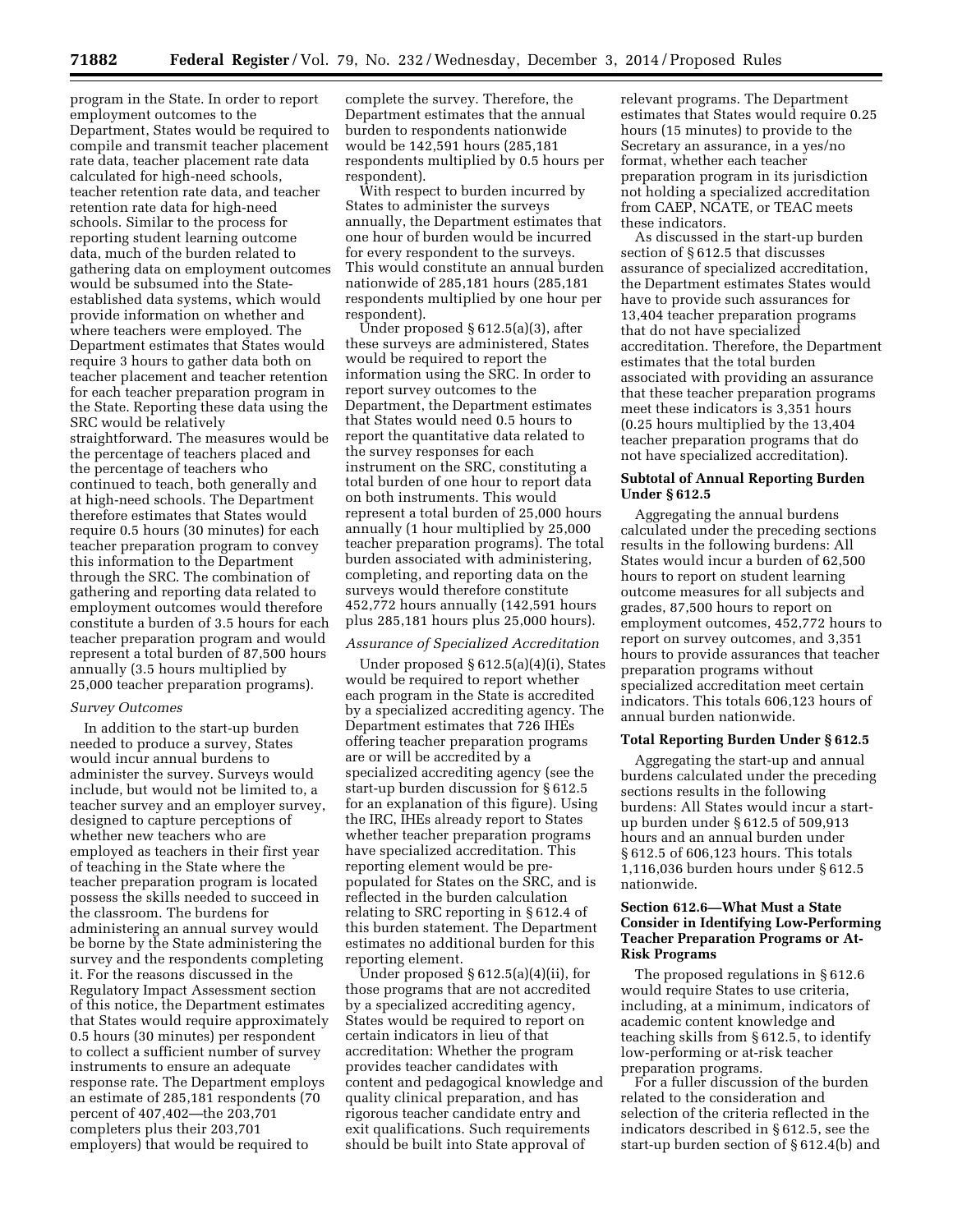program in the State. In order to report employment outcomes to the Department, States would be required to compile and transmit teacher placement rate data, teacher placement rate data calculated for high-need schools, teacher retention rate data, and teacher retention rate data for high-need schools. Similar to the process for reporting student learning outcome data, much of the burden related to gathering data on employment outcomes would be subsumed into the State-established data systems, which would provide information on whether and where teachers were employed. The Department estimates that States would require 3 hours to gather data both on teacher placement and teacher retention for each teacher preparation program in the State. Reporting these data using the SRC would be relatively straightforward. The measures would be the percentage of teachers placed and the percentage of teachers who continued to teach, both generally and at high-need schools. The Department therefore estimates that States would require 0.5 hours (30 minutes) for each teacher preparation program to convey this information to the Department through the SRC. The combination of gathering and reporting data related to employment outcomes would therefore constitute a burden of 3.5 hours for each teacher preparation program and would represent a total burden of 87,500 hours annually (3.5 hours multiplied by 25,000 teacher preparation programs).

*Survey Outcomes*

In addition to the start-up burden needed to produce a survey, States would incur annual burdens to administer the survey. Surveys would include, but would not be limited to, a teacher survey and an employer survey, designed to capture perceptions of whether new teachers who are employed as teachers in their first year of teaching in the State where the teacher preparation program is located possess the skills needed to succeed in the classroom. The burdens for administering an annual survey would be borne by the State administering the survey and the respondents completing it. For the reasons discussed in the Regulatory Impact Assessment section of this notice, the Department estimates that States would require approximately 0.5 hours (30 minutes) per respondent to collect a sufficient number of survey instruments to ensure an adequate response rate. The Department employs an estimate of 285,181 respondents (70 percent of 407,402—the 203,701 completers plus their 203,701 employers) that would be required to complete the survey. Therefore, the Department estimates that the annual burden to respondents nationwide would be 142,591 hours (285,181 respondents multiplied by 0.5 hours per respondent).

With respect to burden incurred by States to administer the surveys annually, the Department estimates that one hour of burden would be incurred for every respondent to the surveys. This would constitute an annual burden nationwide of 285,181 hours (285,181 respondents multiplied by one hour per respondent).

Under proposed § 612.5(a)(3), after these surveys are administered, States would be required to report the information using the SRC. In order to report survey outcomes to the Department, the Department estimates that States would need 0.5 hours to report the quantitative data related to the survey responses for each instrument on the SRC, constituting a total burden of one hour to report data on both instruments. This would represent a total burden of 25,000 hours annually (1 hour multiplied by 25,000 teacher preparation programs). The total burden associated with administering, completing, and reporting data on the surveys would therefore constitute 452,772 hours annually (142,591 hours plus 285,181 hours plus 25,000 hours).

*Assurance of Specialized Accreditation*

Under proposed § 612.5(a)(4)(i), States would be required to report whether each program in the State is accredited by a specialized accrediting agency. The Department estimates that 726 IHEs offering teacher preparation programs are or will be accredited by a specialized accrediting agency (see the start-up burden discussion for § 612.5 for an explanation of this figure). Using the IRC, IHEs already report to States whether teacher preparation programs have specialized accreditation. This reporting element would be pre-populated for States on the SRC, and is reflected in the burden calculation relating to SRC reporting in § 612.4 of this burden statement. The Department estimates no additional burden for this reporting element.

Under proposed § 612.5(a)(4)(ii), for those programs that are not accredited by a specialized accrediting agency, States would be required to report on certain indicators in lieu of that accreditation: Whether the program provides teacher candidates with content and pedagogical knowledge and quality clinical preparation, and has rigorous teacher candidate entry and exit qualifications. Such requirements should be built into State approval of relevant programs. The Department estimates that States would require 0.25 hours (15 minutes) to provide to the Secretary an assurance, in a yes/no format, whether each teacher preparation program in its jurisdiction not holding a specialized accreditation from CAEP, NCATE, or TEAC meets these indicators.

As discussed in the start-up burden section of § 612.5 that discusses assurance of specialized accreditation, the Department estimates States would have to provide such assurances for 13,404 teacher preparation programs that do not have specialized accreditation. Therefore, the Department estimates that the total burden associated with providing an assurance that these teacher preparation programs meet these indicators is 3,351 hours (0.25 hours multiplied by the 13,404 teacher preparation programs that do not have specialized accreditation).

**Subtotal of Annual Reporting Burden Under § 612.5**

Aggregating the annual burdens calculated under the preceding sections results in the following burdens: All States would incur a burden of 62,500 hours to report on student learning outcome measures for all subjects and grades, 87,500 hours to report on employment outcomes, 452,772 hours to report on survey outcomes, and 3,351 hours to provide assurances that teacher preparation programs without specialized accreditation meet certain indicators. This totals 606,123 hours of annual burden nationwide.

**Total Reporting Burden Under § 612.5**

Aggregating the start-up and annual burdens calculated under the preceding sections results in the following burdens: All States would incur a start-up burden under § 612.5 of 509,913 hours and an annual burden under § 612.5 of 606,123 hours. This totals 1,116,036 burden hours under § 612.5 nationwide.

**Section 612.6—What Must a State Consider in Identifying Low-Performing Teacher Preparation Programs or At-Risk Programs**

The proposed regulations in § 612.6 would require States to use criteria, including, at a minimum, indicators of academic content knowledge and teaching skills from § 612.5, to identify low-performing or at-risk teacher preparation programs.

For a fuller discussion of the burden related to the consideration and selection of the criteria reflected in the indicators described in § 612.5, see the start-up burden section of § 612.4(b) and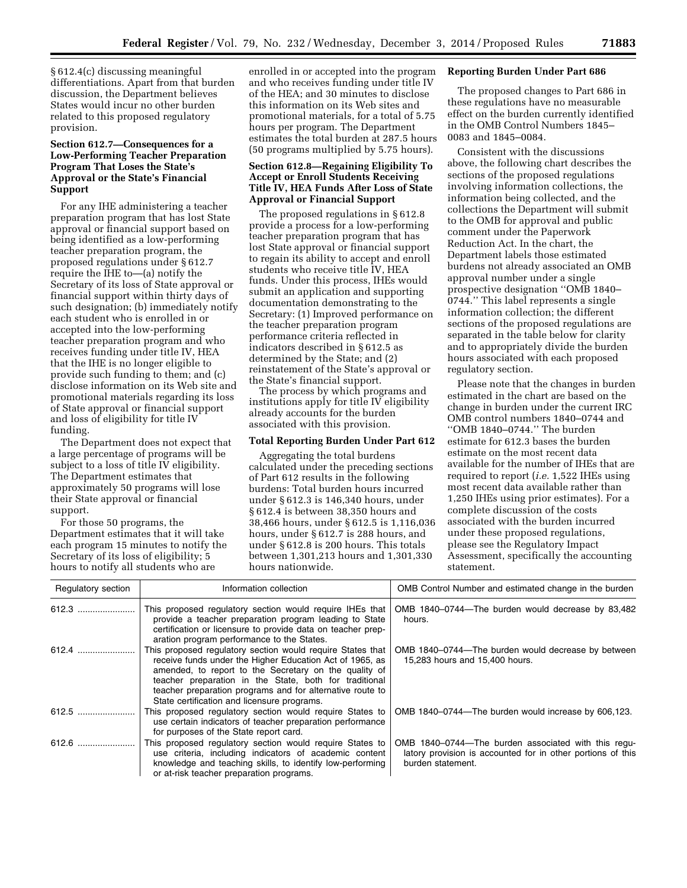§ 612.4(c) discussing meaningful differentiations. Apart from that burden discussion, the Department believes States would incur no other burden related to this proposed regulatory provision.

### Section 612.7—Consequences for a Low-Performing Teacher Preparation Program That Loses the State's Approval or the State's Financial Support

For any IHE administering a teacher preparation program that has lost State approval or financial support based on being identified as a low-performing teacher preparation program, the proposed regulations under § 612.7 require the IHE to—(a) notify the Secretary of its loss of State approval or financial support within thirty days of such designation; (b) immediately notify each student who is enrolled in or accepted into the low-performing teacher preparation program and who receives funding under title IV, HEA that the IHE is no longer eligible to provide such funding to them; and (c) disclose information on its Web site and promotional materials regarding its loss of State approval or financial support and loss of eligibility for title IV funding.

The Department does not expect that a large percentage of programs will be subject to a loss of title IV eligibility. The Department estimates that approximately 50 programs will lose their State approval or financial support.

For those 50 programs, the Department estimates that it will take each program 15 minutes to notify the Secretary of its loss of eligibility; 5 hours to notify all students who are enrolled in or accepted into the program and who receives funding under title IV of the HEA; and 30 minutes to disclose this information on its Web sites and promotional materials, for a total of 5.75 hours per program. The Department estimates the total burden at 287.5 hours (50 programs multiplied by 5.75 hours).

### Section 612.8—Regaining Eligibility To Accept or Enroll Students Receiving Title IV, HEA Funds After Loss of State Approval or Financial Support

The proposed regulations in § 612.8 provide a process for a low-performing teacher preparation program that has lost State approval or financial support to regain its ability to accept and enroll students who receive title IV, HEA funds. Under this process, IHEs would submit an application and supporting documentation demonstrating to the Secretary: (1) Improved performance on the teacher preparation program performance criteria reflected in indicators described in § 612.5 as determined by the State; and (2) reinstatement of the State's approval or the State's financial support.

The process by which programs and institutions apply for title IV eligibility already accounts for the burden associated with this provision.

### Total Reporting Burden Under Part 612

Aggregating the total burdens calculated under the preceding sections of Part 612 results in the following burdens: Total burden hours incurred under § 612.3 is 146,340 hours, under § 612.4 is between 38,350 hours and 38,466 hours, under § 612.5 is 1,116,036 hours, under § 612.7 is 288 hours, and under § 612.8 is 200 hours. This totals between 1,301,213 hours and 1,301,330 hours nationwide.

### Reporting Burden Under Part 686

The proposed changes to Part 686 in these regulations have no measurable effect on the burden currently identified in the OMB Control Numbers 1845–0083 and 1845–0084.

Consistent with the discussions above, the following chart describes the sections of the proposed regulations involving information collections, the information being collected, and the collections the Department will submit to the OMB for approval and public comment under the Paperwork Reduction Act. In the chart, the Department labels those estimated burdens not already associated an OMB approval number under a single prospective designation "OMB 1840–0744." This label represents a single information collection; the different sections of the proposed regulations are separated in the table below for clarity and to appropriately divide the burden hours associated with each proposed regulatory section.

Please note that the changes in burden estimated in the chart are based on the change in burden under the current IRC OMB control numbers 1840–0744 and "OMB 1840–0744." The burden estimate for 612.3 bases the burden estimate on the most recent data available for the number of IHEs that are required to report (*i.e.* 1,522 IHEs using most recent data available rather than 1,250 IHEs using prior estimates). For a complete discussion of the costs associated with the burden incurred under these proposed regulations, please see the Regulatory Impact Assessment, specifically the accounting statement.

| Regulatory section | Information collection | OMB Control Number and estimated change in the burden |
|---|---|---|
| 612.3 | This proposed regulatory section would require IHEs that provide a teacher preparation program leading to State certification or licensure to provide data on teacher preparation program performance to the States. | OMB 1840–0744—The burden would decrease by 83,482 hours. |
| 612.4 | This proposed regulatory section would require States that receive funds under the Higher Education Act of 1965, as amended, to report to the Secretary on the quality of teacher preparation in the State, both for traditional teacher preparation programs and for alternative route to State certification and licensure programs. | OMB 1840–0744—The burden would decrease by between 15,283 hours and 15,400 hours. |
| 612.5 | This proposed regulatory section would require States to use certain indicators of teacher preparation performance for purposes of the State report card. | OMB 1840–0744—The burden would increase by 606,123. |
| 612.6 | This proposed regulatory section would require States to use criteria, including indicators of academic content knowledge and teaching skills, to identify low-performing or at-risk teacher preparation programs. | OMB 1840–0744—The burden associated with this regulatory provision is accounted for in other portions of this burden statement. |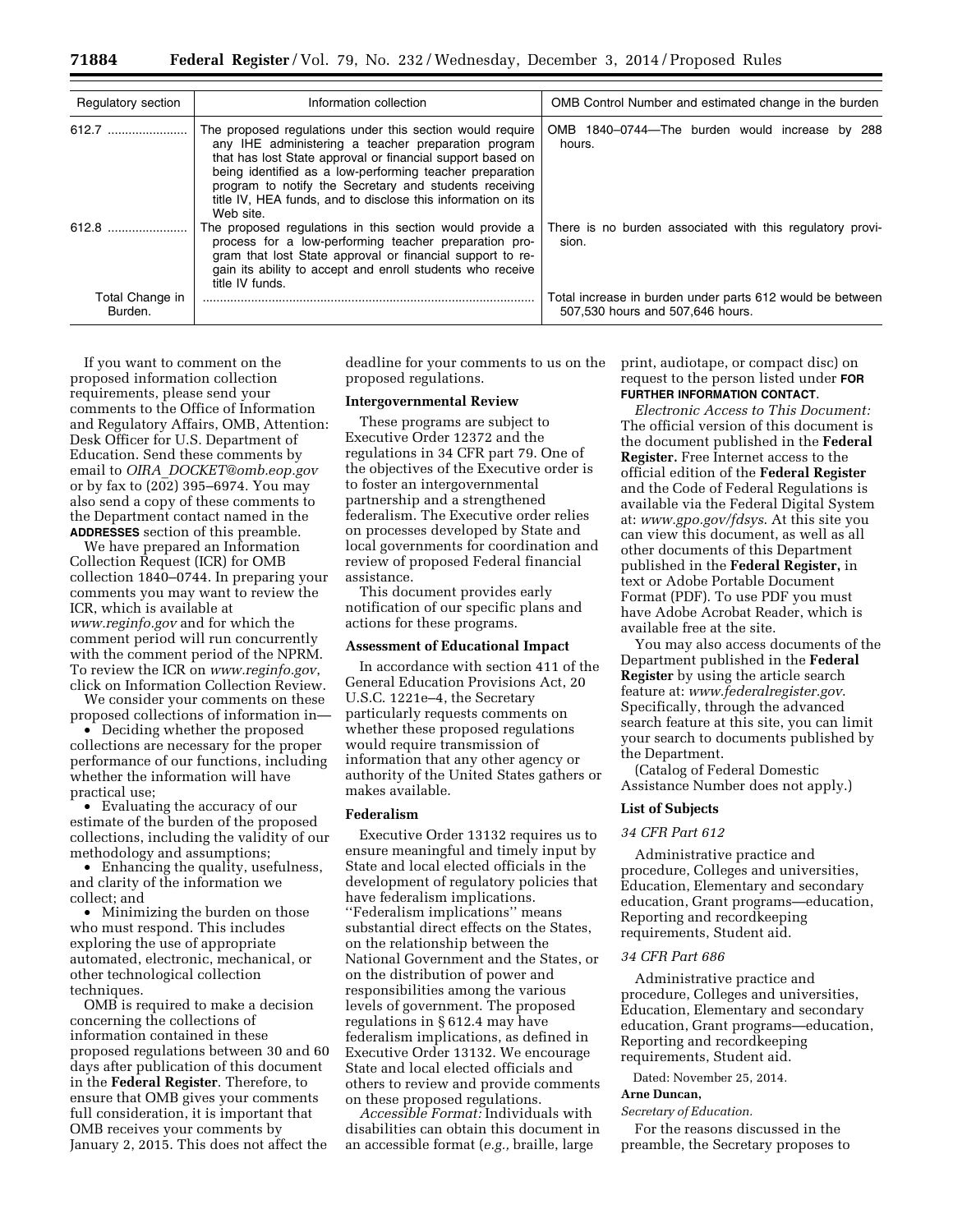| Regulatory section | Information collection | OMB Control Number and estimated change in the burden |
|---|---|---|
| 612.7 | The proposed regulations under this section would require any IHE administering a teacher preparation program that has lost State approval or financial support based on being identified as a low-performing teacher preparation program to notify the Secretary and students receiving title IV, HEA funds, and to disclose this information on its Web site. | OMB 1840–0744—The burden would increase by 288 hours. |
| 612.8 | The proposed regulations in this section would provide a process for a low-performing teacher preparation program that lost State approval or financial support to regain its ability to accept and enroll students who receive title IV funds. | There is no burden associated with this regulatory provision. |
| Total Change in Burden. | | Total increase in burden under parts 612 would be between 507,530 hours and 507,646 hours. |

If you want to comment on the proposed information collection requirements, please send your comments to the Office of Information and Regulatory Affairs, OMB, Attention: Desk Officer for U.S. Department of Education. Send these comments by email to *OIRA_DOCKET@omb.eop.gov* or by fax to (202) 395–6974. You may also send a copy of these comments to the Department contact named in the **ADDRESSES** section of this preamble.

We have prepared an Information Collection Request (ICR) for OMB collection 1840–0744. In preparing your comments you may want to review the ICR, which is available at *www.reginfo.gov* and for which the comment period will run concurrently with the comment period of the NPRM. To review the ICR on *www.reginfo.gov*, click on Information Collection Review.

We consider your comments on these proposed collections of information in—

- Deciding whether the proposed collections are necessary for the proper performance of our functions, including whether the information will have practical use;
- Evaluating the accuracy of our estimate of the burden of the proposed collections, including the validity of our methodology and assumptions;
- Enhancing the quality, usefulness, and clarity of the information we collect; and
- Minimizing the burden on those who must respond. This includes exploring the use of appropriate automated, electronic, mechanical, or other technological collection techniques.

OMB is required to make a decision concerning the collections of information contained in these proposed regulations between 30 and 60 days after publication of this document in the **Federal Register**. Therefore, to ensure that OMB gives your comments full consideration, it is important that OMB receives your comments by January 2, 2015. This does not affect the deadline for your comments to us on the proposed regulations.

**Intergovernmental Review**

These programs are subject to Executive Order 12372 and the regulations in 34 CFR part 79. One of the objectives of the Executive order is to foster an intergovernmental partnership and a strengthened federalism. The Executive order relies on processes developed by State and local governments for coordination and review of proposed Federal financial assistance.

This document provides early notification of our specific plans and actions for these programs.

**Assessment of Educational Impact**

In accordance with section 411 of the General Education Provisions Act, 20 U.S.C. 1221e–4, the Secretary particularly requests comments on whether these proposed regulations would require transmission of information that any other agency or authority of the United States gathers or makes available.

**Federalism**

Executive Order 13132 requires us to ensure meaningful and timely input by State and local elected officials in the development of regulatory policies that have federalism implications. ''Federalism implications'' means substantial direct effects on the States, on the relationship between the National Government and the States, or on the distribution of power and responsibilities among the various levels of government. The proposed regulations in § 612.4 may have federalism implications, as defined in Executive Order 13132. We encourage State and local elected officials and others to review and provide comments on these proposed regulations.

*Accessible Format:* Individuals with disabilities can obtain this document in an accessible format (*e.g.,* braille, large print, audiotape, or compact disc) on request to the person listed under **FOR FURTHER INFORMATION CONTACT**.

*Electronic Access to This Document:* The official version of this document is the document published in the **Federal Register.** Free Internet access to the official edition of the **Federal Register** and the Code of Federal Regulations is available via the Federal Digital System at: *www.gpo.gov/fdsys*. At this site you can view this document, as well as all other documents of this Department published in the **Federal Register,** in text or Adobe Portable Document Format (PDF). To use PDF you must have Adobe Acrobat Reader, which is available free at the site.

You may also access documents of the Department published in the **Federal Register** by using the article search feature at: *www.federalregister.gov*. Specifically, through the advanced search feature at this site, you can limit your search to documents published by the Department.

(Catalog of Federal Domestic Assistance Number does not apply.)

**List of Subjects**

*34 CFR Part 612*

Administrative practice and procedure, Colleges and universities, Education, Elementary and secondary education, Grant programs—education, Reporting and recordkeeping requirements, Student aid.

*34 CFR Part 686*

Administrative practice and procedure, Colleges and universities, Education, Elementary and secondary education, Grant programs—education, Reporting and recordkeeping requirements, Student aid.

Dated: November 25, 2014.

**Arne Duncan,**

*Secretary of Education.*

For the reasons discussed in the preamble, the Secretary proposes to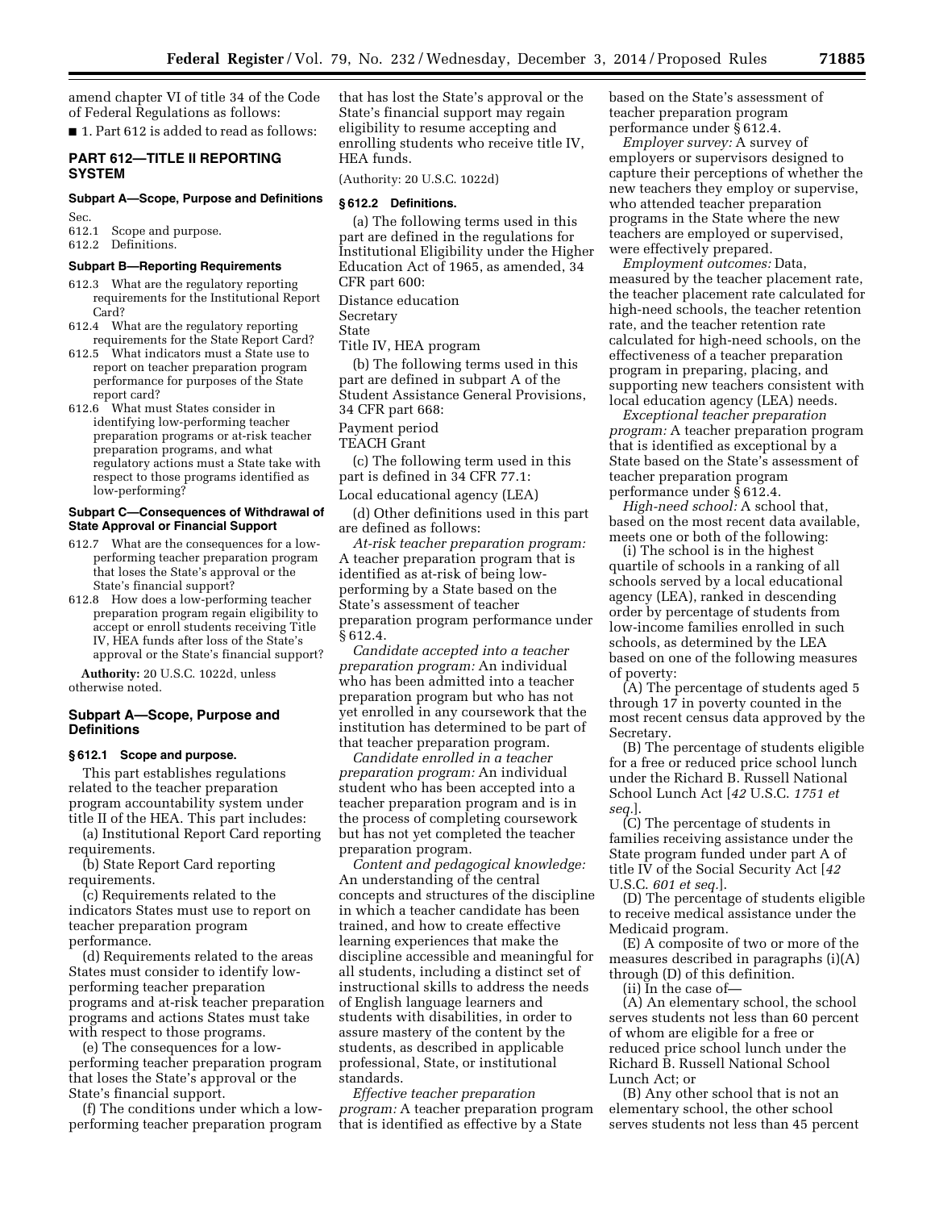amend chapter VI of title 34 of the Code of Federal Regulations as follows:

■ 1. Part 612 is added to read as follows:

## PART 612—TITLE II REPORTING SYSTEM

### Subpart A—Scope, Purpose and Definitions

Sec.
612.1 Scope and purpose.
612.2 Definitions.

### Subpart B—Reporting Requirements

612.3 What are the regulatory reporting requirements for the Institutional Report Card?
612.4 What are the regulatory reporting requirements for the State Report Card?
612.5 What indicators must a State use to report on teacher preparation program performance for purposes of the State report card?
612.6 What must States consider in identifying low-performing teacher preparation programs or at-risk teacher preparation programs, and what regulatory actions must a State take with respect to those programs identified as low-performing?

### Subpart C—Consequences of Withdrawal of State Approval or Financial Support

612.7 What are the consequences for a low-performing teacher preparation program that loses the State's approval or the State's financial support?
612.8 How does a low-performing teacher preparation program regain eligibility to accept or enroll students receiving Title IV, HEA funds after loss of the State's approval or the State's financial support?

**Authority:** 20 U.S.C. 1022d, unless otherwise noted.

### Subpart A—Scope, Purpose and Definitions

#### § 612.1 Scope and purpose.

This part establishes regulations related to the teacher preparation program accountability system under title II of the HEA. This part includes:

(a) Institutional Report Card reporting requirements.

(b) State Report Card reporting requirements.

(c) Requirements related to the indicators States must use to report on teacher preparation program performance.

(d) Requirements related to the areas States must consider to identify low-performing teacher preparation programs and at-risk teacher preparation programs and actions States must take with respect to those programs.

(e) The consequences for a low-performing teacher preparation program that loses the State's approval or the State's financial support.

(f) The conditions under which a low-performing teacher preparation program that has lost the State's approval or the State's financial support may regain eligibility to resume accepting and enrolling students who receive title IV, HEA funds.

(Authority: 20 U.S.C. 1022d)

#### § 612.2 Definitions.

(a) The following terms used in this part are defined in the regulations for Institutional Eligibility under the Higher Education Act of 1965, as amended, 34 CFR part 600:

Distance education
Secretary
State
Title IV, HEA program

(b) The following terms used in this part are defined in subpart A of the Student Assistance General Provisions, 34 CFR part 668:

Payment period
TEACH Grant

(c) The following term used in this part is defined in 34 CFR 77.1:

Local educational agency (LEA)

(d) Other definitions used in this part are defined as follows:

*At-risk teacher preparation program:* A teacher preparation program that is identified as at-risk of being low-performing by a State based on the State's assessment of teacher preparation program performance under § 612.4.

*Candidate accepted into a teacher preparation program:* An individual who has been admitted into a teacher preparation program but who has not yet enrolled in any coursework that the institution has determined to be part of that teacher preparation program.

*Candidate enrolled in a teacher preparation program:* An individual student who has been accepted into a teacher preparation program and is in the process of completing coursework but has not yet completed the teacher preparation program.

*Content and pedagogical knowledge:* An understanding of the central concepts and structures of the discipline in which a teacher candidate has been trained, and how to create effective learning experiences that make the discipline accessible and meaningful for all students, including a distinct set of instructional skills to address the needs of English language learners and students with disabilities, in order to assure mastery of the content by the students, as described in applicable professional, State, or institutional standards.

*Effective teacher preparation program:* A teacher preparation program that is identified as effective by a State based on the State's assessment of teacher preparation program performance under § 612.4.

*Employer survey:* A survey of employers or supervisors designed to capture their perceptions of whether the new teachers they employ or supervise, who attended teacher preparation programs in the State where the new teachers are employed or supervised, were effectively prepared.

*Employment outcomes:* Data, measured by the teacher placement rate, the teacher placement rate calculated for high-need schools, the teacher retention rate, and the teacher retention rate calculated for high-need schools, on the effectiveness of a teacher preparation program in preparing, placing, and supporting new teachers consistent with local education agency (LEA) needs.

*Exceptional teacher preparation program:* A teacher preparation program that is identified as exceptional by a State based on the State's assessment of teacher preparation program performance under § 612.4.

*High-need school:* A school that, based on the most recent data available, meets one or both of the following:

(i) The school is in the highest quartile of schools in a ranking of all schools served by a local educational agency (LEA), ranked in descending order by percentage of students from low-income families enrolled in such schools, as determined by the LEA based on one of the following measures of poverty:

(A) The percentage of students aged 5 through 17 in poverty counted in the most recent census data approved by the Secretary.

(B) The percentage of students eligible for a free or reduced price school lunch under the Richard B. Russell National School Lunch Act [*42* U.S.C. *1751 et seq.*].

(C) The percentage of students in families receiving assistance under the State program funded under part A of title IV of the Social Security Act [*42* U.S.C. *601 et seq.*].

(D) The percentage of students eligible to receive medical assistance under the Medicaid program.

(E) A composite of two or more of the measures described in paragraphs (i)(A) through (D) of this definition.

(ii) In the case of—

(A) An elementary school, the school serves students not less than 60 percent of whom are eligible for a free or reduced price school lunch under the Richard B. Russell National School Lunch Act; or

(B) Any other school that is not an elementary school, the other school serves students not less than 45 percent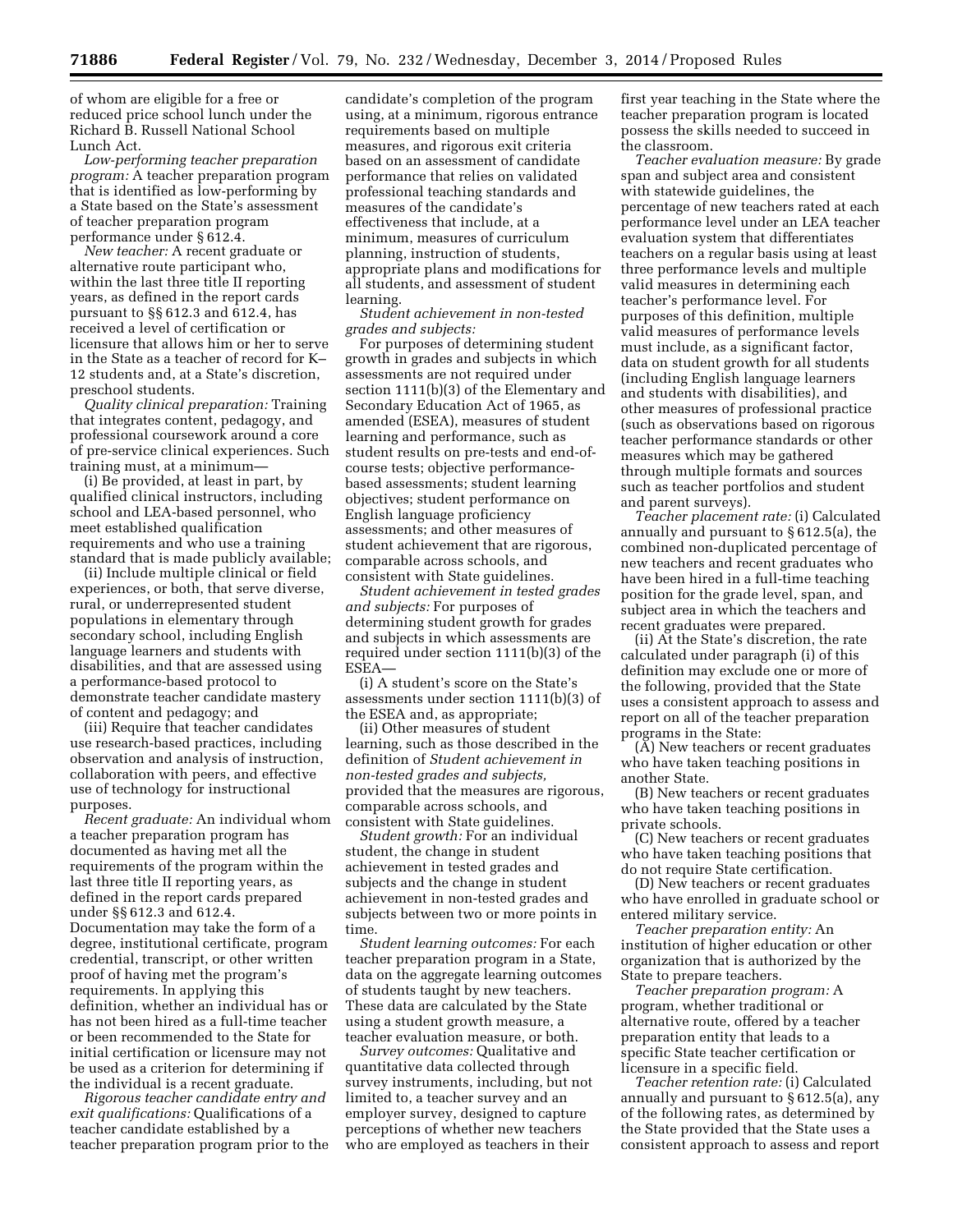of whom are eligible for a free or reduced price school lunch under the Richard B. Russell National School Lunch Act.

*Low-performing teacher preparation program:* A teacher preparation program that is identified as low-performing by a State based on the State's assessment of teacher preparation program performance under § 612.4.

*New teacher:* A recent graduate or alternative route participant who, within the last three title II reporting years, as defined in the report cards pursuant to §§ 612.3 and 612.4, has received a level of certification or licensure that allows him or her to serve in the State as a teacher of record for K–12 students and, at a State's discretion, preschool students.

*Quality clinical preparation:* Training that integrates content, pedagogy, and professional coursework around a core of pre-service clinical experiences. Such training must, at a minimum—

(i) Be provided, at least in part, by qualified clinical instructors, including school and LEA-based personnel, who meet established qualification requirements and who use a training standard that is made publicly available;

(ii) Include multiple clinical or field experiences, or both, that serve diverse, rural, or underrepresented student populations in elementary through secondary school, including English language learners and students with disabilities, and that are assessed using a performance-based protocol to demonstrate teacher candidate mastery of content and pedagogy; and

(iii) Require that teacher candidates use research-based practices, including observation and analysis of instruction, collaboration with peers, and effective use of technology for instructional purposes.

*Recent graduate:* An individual whom a teacher preparation program has documented as having met all the requirements of the program within the last three title II reporting years, as defined in the report cards prepared under §§ 612.3 and 612.4. Documentation may take the form of a degree, institutional certificate, program credential, transcript, or other written proof of having met the program's requirements. In applying this definition, whether an individual has or has not been hired as a full-time teacher or been recommended to the State for initial certification or licensure may not be used as a criterion for determining if the individual is a recent graduate.

*Rigorous teacher candidate entry and exit qualifications:* Qualifications of a teacher candidate established by a teacher preparation program prior to the candidate's completion of the program using, at a minimum, rigorous entrance requirements based on multiple measures, and rigorous exit criteria based on an assessment of candidate performance that relies on validated professional teaching standards and measures of the candidate's effectiveness that include, at a minimum, measures of curriculum planning, instruction of students, appropriate plans and modifications for all students, and assessment of student learning.

*Student achievement in non-tested grades and subjects:*

For purposes of determining student growth in grades and subjects in which assessments are not required under section 1111(b)(3) of the Elementary and Secondary Education Act of 1965, as amended (ESEA), measures of student learning and performance, such as student results on pre-tests and end-of-course tests; objective performance-based assessments; student learning objectives; student performance on English language proficiency assessments; and other measures of student achievement that are rigorous, comparable across schools, and consistent with State guidelines.

*Student achievement in tested grades and subjects:* For purposes of determining student growth for grades and subjects in which assessments are required under section 1111(b)(3) of the ESEA—

(i) A student's score on the State's assessments under section 1111(b)(3) of the ESEA and, as appropriate;

(ii) Other measures of student learning, such as those described in the definition of *Student achievement in non-tested grades and subjects,* provided that the measures are rigorous, comparable across schools, and consistent with State guidelines.

*Student growth:* For an individual student, the change in student achievement in tested grades and subjects and the change in student achievement in non-tested grades and subjects between two or more points in time.

*Student learning outcomes:* For each teacher preparation program in a State, data on the aggregate learning outcomes of students taught by new teachers. These data are calculated by the State using a student growth measure, a teacher evaluation measure, or both.

*Survey outcomes:* Qualitative and quantitative data collected through survey instruments, including, but not limited to, a teacher survey and an employer survey, designed to capture perceptions of whether new teachers who are employed as teachers in their first year teaching in the State where the teacher preparation program is located possess the skills needed to succeed in the classroom.

*Teacher evaluation measure:* By grade span and subject area and consistent with statewide guidelines, the percentage of new teachers rated at each performance level under an LEA teacher evaluation system that differentiates teachers on a regular basis using at least three performance levels and multiple valid measures in determining each teacher's performance level. For purposes of this definition, multiple valid measures of performance levels must include, as a significant factor, data on student growth for all students (including English language learners and students with disabilities), and other measures of professional practice (such as observations based on rigorous teacher performance standards or other measures which may be gathered through multiple formats and sources such as teacher portfolios and student and parent surveys).

*Teacher placement rate:* (i) Calculated annually and pursuant to § 612.5(a), the combined non-duplicated percentage of new teachers and recent graduates who have been hired in a full-time teaching position for the grade level, span, and subject area in which the teachers and recent graduates were prepared.

(ii) At the State's discretion, the rate calculated under paragraph (i) of this definition may exclude one or more of the following, provided that the State uses a consistent approach to assess and report on all of the teacher preparation programs in the State:

(A) New teachers or recent graduates who have taken teaching positions in another State.

(B) New teachers or recent graduates who have taken teaching positions in private schools.

(C) New teachers or recent graduates who have taken teaching positions that do not require State certification.

(D) New teachers or recent graduates who have enrolled in graduate school or entered military service.

*Teacher preparation entity:* An institution of higher education or other organization that is authorized by the State to prepare teachers.

*Teacher preparation program:* A program, whether traditional or alternative route, offered by a teacher preparation entity that leads to a specific State teacher certification or licensure in a specific field.

*Teacher retention rate:* (i) Calculated annually and pursuant to § 612.5(a), any of the following rates, as determined by the State provided that the State uses a consistent approach to assess and report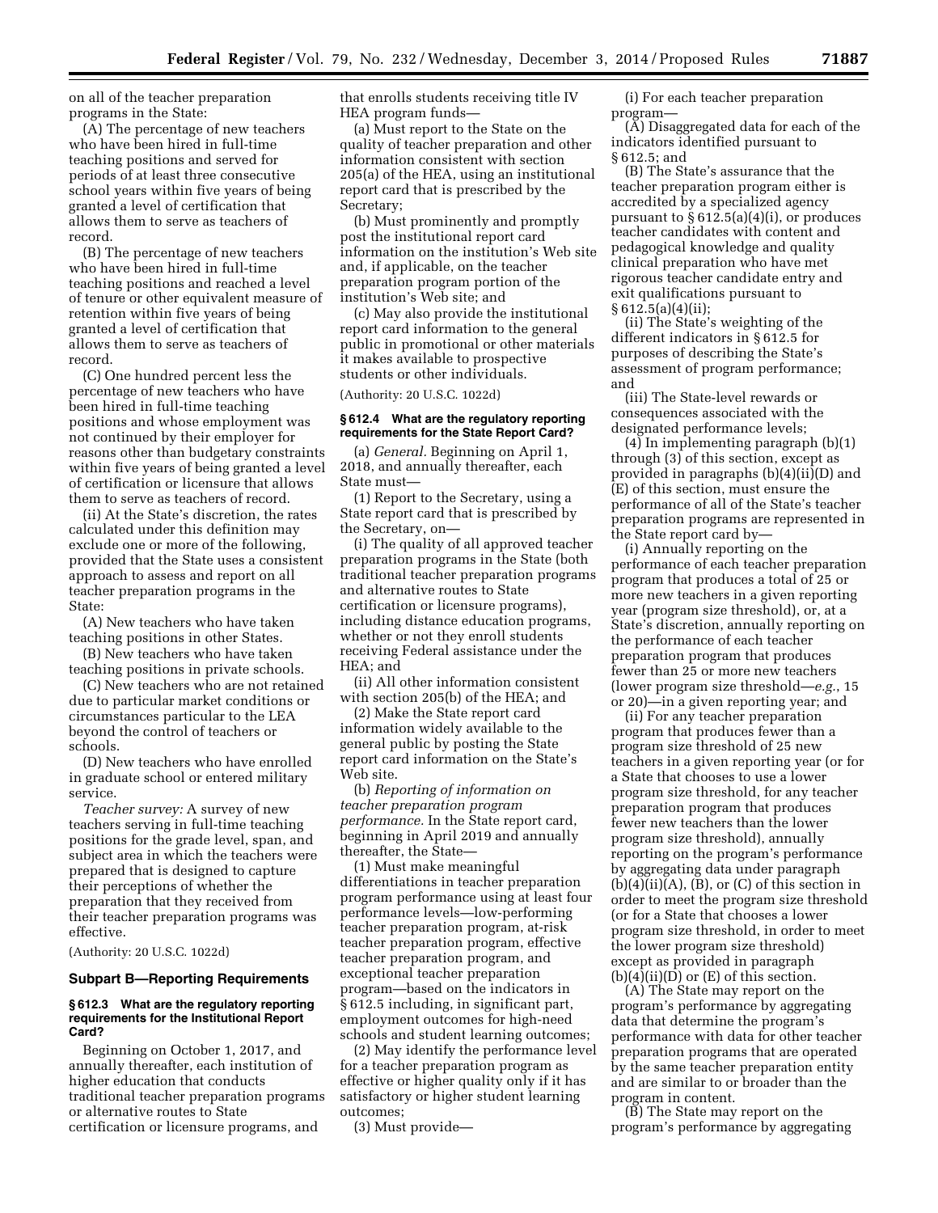on all of the teacher preparation programs in the State:

(A) The percentage of new teachers who have been hired in full-time teaching positions and served for periods of at least three consecutive school years within five years of being granted a level of certification that allows them to serve as teachers of record.

(B) The percentage of new teachers who have been hired in full-time teaching positions and reached a level of tenure or other equivalent measure of retention within five years of being granted a level of certification that allows them to serve as teachers of record.

(C) One hundred percent less the percentage of new teachers who have been hired in full-time teaching positions and whose employment was not continued by their employer for reasons other than budgetary constraints within five years of being granted a level of certification or licensure that allows them to serve as teachers of record.

(ii) At the State's discretion, the rates calculated under this definition may exclude one or more of the following, provided that the State uses a consistent approach to assess and report on all teacher preparation programs in the State:

(A) New teachers who have taken teaching positions in other States.

(B) New teachers who have taken teaching positions in private schools.

(C) New teachers who are not retained due to particular market conditions or circumstances particular to the LEA beyond the control of teachers or schools.

(D) New teachers who have enrolled in graduate school or entered military service.

*Teacher survey:* A survey of new teachers serving in full-time teaching positions for the grade level, span, and subject area in which the teachers were prepared that is designed to capture their perceptions of whether the preparation that they received from their teacher preparation programs was effective.

(Authority: 20 U.S.C. 1022d)

## Subpart B—Reporting Requirements

### § 612.3 What are the regulatory reporting requirements for the Institutional Report Card?

Beginning on October 1, 2017, and annually thereafter, each institution of higher education that conducts traditional teacher preparation programs or alternative routes to State certification or licensure programs, and that enrolls students receiving title IV HEA program funds—

(a) Must report to the State on the quality of teacher preparation and other information consistent with section 205(a) of the HEA, using an institutional report card that is prescribed by the Secretary;

(b) Must prominently and promptly post the institutional report card information on the institution's Web site and, if applicable, on the teacher preparation program portion of the institution's Web site; and

(c) May also provide the institutional report card information to the general public in promotional or other materials it makes available to prospective students or other individuals.

(Authority: 20 U.S.C. 1022d)

### § 612.4 What are the regulatory reporting requirements for the State Report Card?

(a) *General.* Beginning on April 1, 2018, and annually thereafter, each State must—

(1) Report to the Secretary, using a State report card that is prescribed by the Secretary, on—

(i) The quality of all approved teacher preparation programs in the State (both traditional teacher preparation programs and alternative routes to State certification or licensure programs), including distance education programs, whether or not they enroll students receiving Federal assistance under the HEA; and

(ii) All other information consistent with section 205(b) of the HEA; and

(2) Make the State report card information widely available to the general public by posting the State report card information on the State's Web site.

(b) *Reporting of information on teacher preparation program performance.* In the State report card, beginning in April 2019 and annually thereafter, the State—

(1) Must make meaningful differentiations in teacher preparation program performance using at least four performance levels—low-performing teacher preparation program, at-risk teacher preparation program, effective teacher preparation program, and exceptional teacher preparation program—based on the indicators in § 612.5 including, in significant part, employment outcomes for high-need schools and student learning outcomes;

(2) May identify the performance level for a teacher preparation program as effective or higher quality only if it has satisfactory or higher student learning outcomes;

(3) Must provide—

(i) For each teacher preparation program—

(A) Disaggregated data for each of the indicators identified pursuant to § 612.5; and

(B) The State's assurance that the teacher preparation program either is accredited by a specialized agency pursuant to § 612.5(a)(4)(i), or produces teacher candidates with content and pedagogical knowledge and quality clinical preparation who have met rigorous teacher candidate entry and exit qualifications pursuant to § 612.5(a)(4)(ii);

(ii) The State's weighting of the different indicators in § 612.5 for purposes of describing the State's assessment of program performance; and

(iii) The State-level rewards or consequences associated with the designated performance levels;

(4) In implementing paragraph (b)(1) through (3) of this section, except as provided in paragraphs (b)(4)(ii)(D) and (E) of this section, must ensure the performance of all of the State's teacher preparation programs are represented in the State report card by—

(i) Annually reporting on the performance of each teacher preparation program that produces a total of 25 or more new teachers in a given reporting year (program size threshold), or, at a State's discretion, annually reporting on the performance of each teacher preparation program that produces fewer than 25 or more new teachers (lower program size threshold—*e.g.*, 15 or 20)—in a given reporting year; and

(ii) For any teacher preparation program that produces fewer than a program size threshold of 25 new teachers in a given reporting year (or for a State that chooses to use a lower program size threshold, for any teacher preparation program that produces fewer new teachers than the lower program size threshold), annually reporting on the program's performance by aggregating data under paragraph (b)(4)(ii)(A), (B), or (C) of this section in order to meet the program size threshold (or for a State that chooses a lower program size threshold, in order to meet the lower program size threshold) except as provided in paragraph (b)(4)(ii)(D) or (E) of this section.

(A) The State may report on the program's performance by aggregating data that determine the program's performance with data for other teacher preparation programs that are operated by the same teacher preparation entity and are similar to or broader than the program in content.

(B) The State may report on the program's performance by aggregating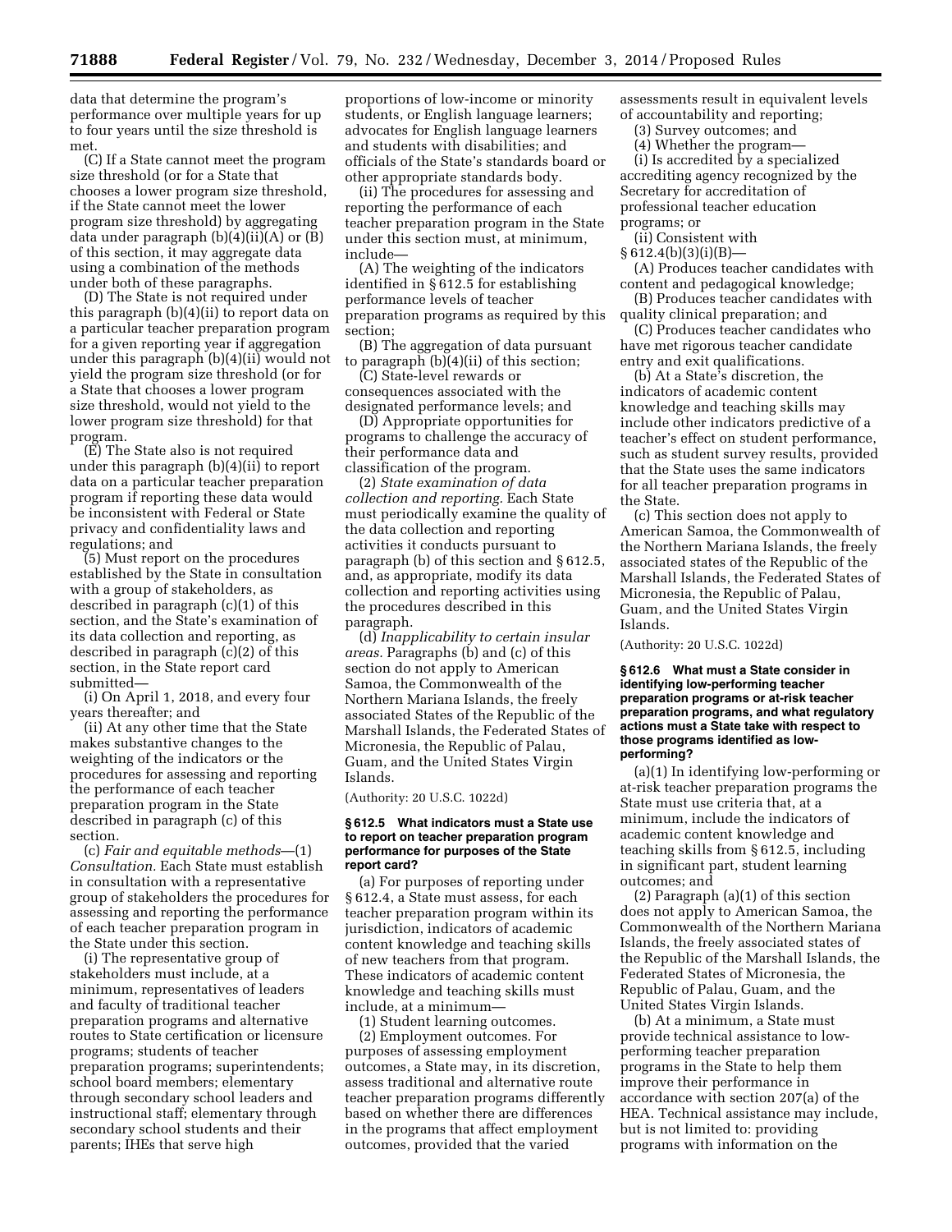data that determine the program's performance over multiple years for up to four years until the size threshold is met.

(C) If a State cannot meet the program size threshold (or for a State that chooses a lower program size threshold, if the State cannot meet the lower program size threshold) by aggregating data under paragraph (b)(4)(ii)(A) or (B) of this section, it may aggregate data using a combination of the methods under both of these paragraphs.

(D) The State is not required under this paragraph (b)(4)(ii) to report data on a particular teacher preparation program for a given reporting year if aggregation under this paragraph (b)(4)(ii) would not yield the program size threshold (or for a State that chooses a lower program size threshold, would not yield to the lower program size threshold) for that program.

(E) The State also is not required under this paragraph (b)(4)(ii) to report data on a particular teacher preparation program if reporting these data would be inconsistent with Federal or State privacy and confidentiality laws and regulations; and

(5) Must report on the procedures established by the State in consultation with a group of stakeholders, as described in paragraph (c)(1) of this section, and the State's examination of its data collection and reporting, as described in paragraph (c)(2) of this section, in the State report card submitted—

(i) On April 1, 2018, and every four years thereafter; and

(ii) At any other time that the State makes substantive changes to the weighting of the indicators or the procedures for assessing and reporting the performance of each teacher preparation program in the State described in paragraph (c) of this section.

(c) *Fair and equitable methods*—(1) *Consultation.* Each State must establish in consultation with a representative group of stakeholders the procedures for assessing and reporting the performance of each teacher preparation program in the State under this section.

(i) The representative group of stakeholders must include, at a minimum, representatives of leaders and faculty of traditional teacher preparation programs and alternative routes to State certification or licensure programs; students of teacher preparation programs; superintendents; school board members; elementary through secondary school leaders and instructional staff; elementary through secondary school students and their parents; IHEs that serve high proportions of low-income or minority students, or English language learners; advocates for English language learners and students with disabilities; and officials of the State's standards board or other appropriate standards body.

(ii) The procedures for assessing and reporting the performance of each teacher preparation program in the State under this section must, at minimum, include—

(A) The weighting of the indicators identified in § 612.5 for establishing performance levels of teacher preparation programs as required by this section;

(B) The aggregation of data pursuant to paragraph (b)(4)(ii) of this section;

(C) State-level rewards or consequences associated with the designated performance levels; and

(D) Appropriate opportunities for programs to challenge the accuracy of their performance data and classification of the program.

(2) *State examination of data collection and reporting.* Each State must periodically examine the quality of the data collection and reporting activities it conducts pursuant to paragraph (b) of this section and § 612.5, and, as appropriate, modify its data collection and reporting activities using the procedures described in this paragraph.

(d) *Inapplicability to certain insular areas.* Paragraphs (b) and (c) of this section do not apply to American Samoa, the Commonwealth of the Northern Mariana Islands, the freely associated States of the Republic of the Marshall Islands, the Federated States of Micronesia, the Republic of Palau, Guam, and the United States Virgin Islands.

(Authority: 20 U.S.C. 1022d)

**§ 612.5 What indicators must a State use to report on teacher preparation program performance for purposes of the State report card?**

(a) For purposes of reporting under § 612.4, a State must assess, for each teacher preparation program within its jurisdiction, indicators of academic content knowledge and teaching skills of new teachers from that program. These indicators of academic content knowledge and teaching skills must include, at a minimum—

(1) Student learning outcomes.

(2) Employment outcomes. For purposes of assessing employment outcomes, a State may, in its discretion, assess traditional and alternative route teacher preparation programs differently based on whether there are differences in the programs that affect employment outcomes, provided that the varied assessments result in equivalent levels of accountability and reporting;

(3) Survey outcomes; and

(4) Whether the program—

(i) Is accredited by a specialized accrediting agency recognized by the Secretary for accreditation of professional teacher education programs; or

(ii) Consistent with § 612.4(b)(3)(i)(B)—

(A) Produces teacher candidates with content and pedagogical knowledge;

(B) Produces teacher candidates with quality clinical preparation; and

(C) Produces teacher candidates who have met rigorous teacher candidate entry and exit qualifications.

(b) At a State's discretion, the indicators of academic content knowledge and teaching skills may include other indicators predictive of a teacher's effect on student performance, such as student survey results, provided that the State uses the same indicators for all teacher preparation programs in the State.

(c) This section does not apply to American Samoa, the Commonwealth of the Northern Mariana Islands, the freely associated states of the Republic of the Marshall Islands, the Federated States of Micronesia, the Republic of Palau, Guam, and the United States Virgin Islands.

(Authority: 20 U.S.C. 1022d)

**§ 612.6 What must a State consider in identifying low-performing teacher preparation programs or at-risk teacher preparation programs, and what regulatory actions must a State take with respect to those programs identified as low-performing?**

(a)(1) In identifying low-performing or at-risk teacher preparation programs the State must use criteria that, at a minimum, include the indicators of academic content knowledge and teaching skills from § 612.5, including in significant part, student learning outcomes; and

(2) Paragraph (a)(1) of this section does not apply to American Samoa, the Commonwealth of the Northern Mariana Islands, the freely associated states of the Republic of the Marshall Islands, the Federated States of Micronesia, the Republic of Palau, Guam, and the United States Virgin Islands.

(b) At a minimum, a State must provide technical assistance to low-performing teacher preparation programs in the State to help them improve their performance in accordance with section 207(a) of the HEA. Technical assistance may include, but is not limited to: providing programs with information on the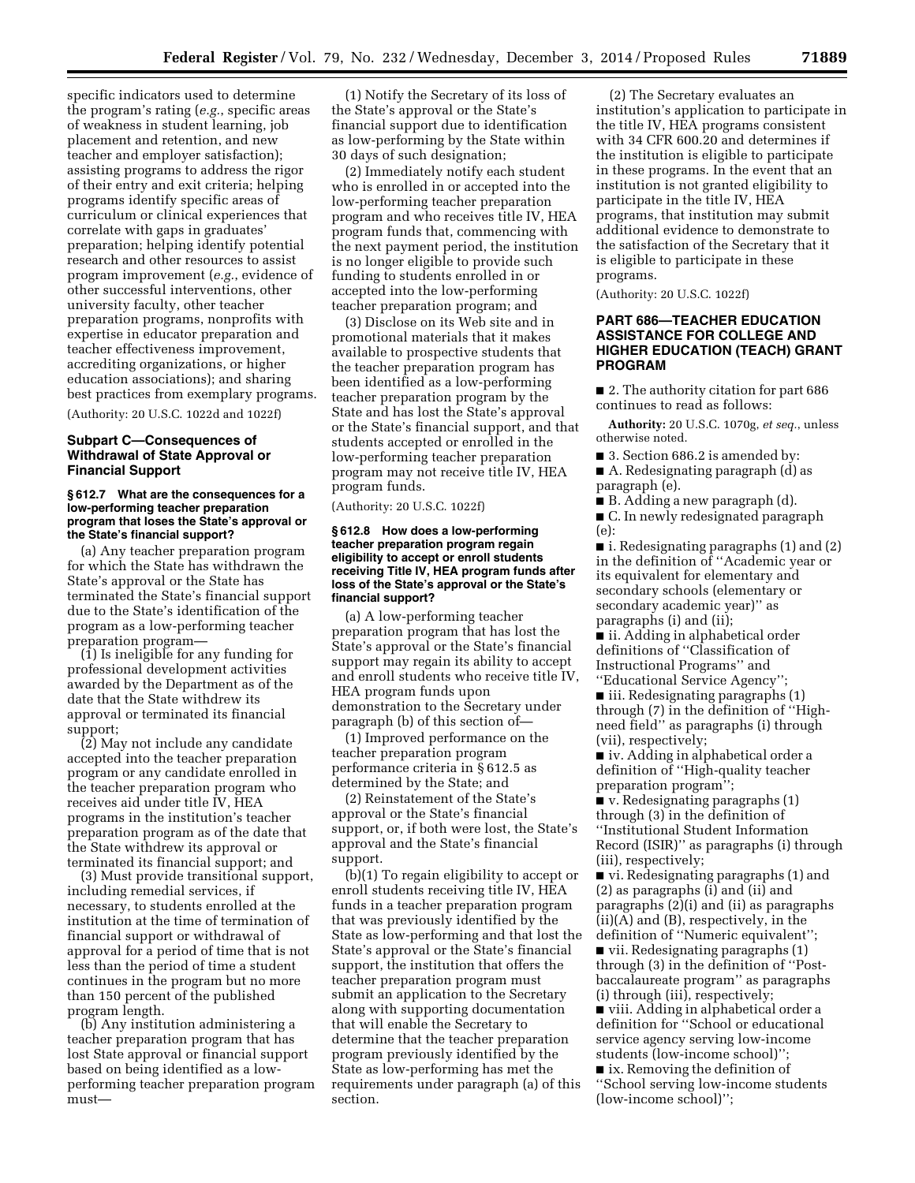specific indicators used to determine the program's rating (*e.g.*, specific areas of weakness in student learning, job placement and retention, and new teacher and employer satisfaction); assisting programs to address the rigor of their entry and exit criteria; helping programs identify specific areas of curriculum or clinical experiences that correlate with gaps in graduates' preparation; helping identify potential research and other resources to assist program improvement (*e.g.*, evidence of other successful interventions, other university faculty, other teacher preparation programs, nonprofits with expertise in educator preparation and teacher effectiveness improvement, accrediting organizations, or higher education associations); and sharing best practices from exemplary programs.

(Authority: 20 U.S.C. 1022d and 1022f)

## Subpart C—Consequences of Withdrawal of State Approval or Financial Support

### § 612.7 What are the consequences for a low-performing teacher preparation program that loses the State's approval or the State's financial support?

(a) Any teacher preparation program for which the State has withdrawn the State's approval or the State has terminated the State's financial support due to the State's identification of the program as a low-performing teacher preparation program—

(1) Is ineligible for any funding for professional development activities awarded by the Department as of the date that the State withdrew its approval or terminated its financial support;

(2) May not include any candidate accepted into the teacher preparation program or any candidate enrolled in the teacher preparation program who receives aid under title IV, HEA programs in the institution's teacher preparation program as of the date that the State withdrew its approval or terminated its financial support; and

(3) Must provide transitional support, including remedial services, if necessary, to students enrolled at the institution at the time of termination of financial support or withdrawal of approval for a period of time that is not less than the period of time a student continues in the program but no more than 150 percent of the published program length.

(b) Any institution administering a teacher preparation program that has lost State approval or financial support based on being identified as a low-performing teacher preparation program must—

(1) Notify the Secretary of its loss of the State's approval or the State's financial support due to identification as low-performing by the State within 30 days of such designation;

(2) Immediately notify each student who is enrolled in or accepted into the low-performing teacher preparation program and who receives title IV, HEA program funds that, commencing with the next payment period, the institution is no longer eligible to provide such funding to students enrolled in or accepted into the low-performing teacher preparation program; and

(3) Disclose on its Web site and in promotional materials that it makes available to prospective students that the teacher preparation program has been identified as a low-performing teacher preparation program by the State and has lost the State's approval or the State's financial support, and that students accepted or enrolled in the low-performing teacher preparation program may not receive title IV, HEA program funds.

(Authority: 20 U.S.C. 1022f)

### § 612.8 How does a low-performing teacher preparation program regain eligibility to accept or enroll students receiving Title IV, HEA program funds after loss of the State's approval or the State's financial support?

(a) A low-performing teacher preparation program that has lost the State's approval or the State's financial support may regain its ability to accept and enroll students who receive title IV, HEA program funds upon demonstration to the Secretary under paragraph (b) of this section of—

(1) Improved performance on the teacher preparation program performance criteria in § 612.5 as determined by the State; and

(2) Reinstatement of the State's approval or the State's financial support, or, if both were lost, the State's approval and the State's financial support.

(b)(1) To regain eligibility to accept or enroll students receiving title IV, HEA funds in a teacher preparation program that was previously identified by the State as low-performing and that lost the State's approval or the State's financial support, the institution that offers the teacher preparation program must submit an application to the Secretary along with supporting documentation that will enable the Secretary to determine that the teacher preparation program previously identified by the State as low-performing has met the requirements under paragraph (a) of this section.

(2) The Secretary evaluates an institution's application to participate in the title IV, HEA programs consistent with 34 CFR 600.20 and determines if the institution is eligible to participate in these programs. In the event that an institution is not granted eligibility to participate in the title IV, HEA programs, that institution may submit additional evidence to demonstrate to the satisfaction of the Secretary that it is eligible to participate in these programs.

(Authority: 20 U.S.C. 1022f)

## PART 686—TEACHER EDUCATION ASSISTANCE FOR COLLEGE AND HIGHER EDUCATION (TEACH) GRANT PROGRAM

■ 2. The authority citation for part 686 continues to read as follows:

**Authority:** 20 U.S.C. 1070g, *et seq.*, unless otherwise noted.

■ 3. Section 686.2 is amended by:

■ A. Redesignating paragraph (d) as paragraph (e).

■ B. Adding a new paragraph (d).

■ C. In newly redesignated paragraph (e):

■ i. Redesignating paragraphs (1) and (2) in the definition of ''Academic year or its equivalent for elementary and secondary schools (elementary or secondary academic year)'' as paragraphs (i) and (ii);

■ ii. Adding in alphabetical order definitions of ''Classification of Instructional Programs'' and ''Educational Service Agency'';

■ iii. Redesignating paragraphs (1) through (7) in the definition of ''High-need field'' as paragraphs (i) through (vii), respectively;

■ iv. Adding in alphabetical order a definition of ''High-quality teacher preparation program'';

■ v. Redesignating paragraphs (1) through (3) in the definition of ''Institutional Student Information Record (ISIR)'' as paragraphs (i) through (iii), respectively;

■ vi. Redesignating paragraphs (1) and (2) as paragraphs (i) and (ii) and paragraphs (2)(i) and (ii) as paragraphs (ii)(A) and (B), respectively, in the definition of ''Numeric equivalent'';

■ vii. Redesignating paragraphs (1) through (3) in the definition of ''Post-baccalaureate program'' as paragraphs (i) through (iii), respectively;

■ viii. Adding in alphabetical order a definition for ''School or educational service agency serving low-income students (low-income school)'';

■ ix. Removing the definition of ''School serving low-income students (low-income school)'';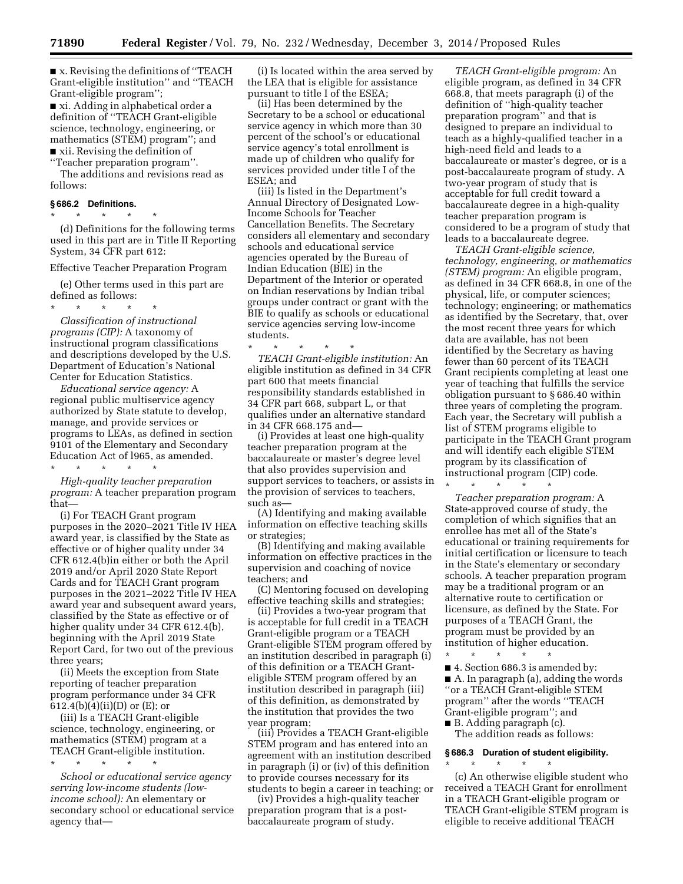■ x. Revising the definitions of ''TEACH Grant-eligible institution'' and ''TEACH Grant-eligible program'';

■ xi. Adding in alphabetical order a definition of ''TEACH Grant-eligible science, technology, engineering, or mathematics (STEM) program''; and

■ xii. Revising the definition of ''Teacher preparation program''.

The additions and revisions read as follows:

### § 686.2 Definitions.

\* \* \* \* \*

(d) Definitions for the following terms used in this part are in Title II Reporting System, 34 CFR part 612:

Effective Teacher Preparation Program

(e) Other terms used in this part are defined as follows:

\* \* \* \* \*

*Classification of instructional programs (CIP):* A taxonomy of instructional program classifications and descriptions developed by the U.S. Department of Education's National Center for Education Statistics.

*Educational service agency:* A regional public multiservice agency authorized by State statute to develop, manage, and provide services or programs to LEAs, as defined in section 9101 of the Elementary and Secondary Education Act of l965, as amended.

\* \* \* \* \*

*High-quality teacher preparation program:* A teacher preparation program that—

(i) For TEACH Grant program purposes in the 2020–2021 Title IV HEA award year, is classified by the State as effective or of higher quality under 34 CFR 612.4(b)in either or both the April 2019 and/or April 2020 State Report Cards and for TEACH Grant program purposes in the 2021–2022 Title IV HEA award year and subsequent award years, classified by the State as effective or of higher quality under 34 CFR 612.4(b), beginning with the April 2019 State Report Card, for two out of the previous three years;

(ii) Meets the exception from State reporting of teacher preparation program performance under 34 CFR 612.4(b)(4)(ii)(D) or (E); or

(iii) Is a TEACH Grant-eligible science, technology, engineering, or mathematics (STEM) program at a TEACH Grant-eligible institution.

\* \* \* \* \*

*School or educational service agency serving low-income students (low-income school):* An elementary or secondary school or educational service agency that—

(i) Is located within the area served by the LEA that is eligible for assistance pursuant to title I of the ESEA;

(ii) Has been determined by the Secretary to be a school or educational service agency in which more than 30 percent of the school's or educational service agency's total enrollment is made up of children who qualify for services provided under title I of the ESEA; and

(iii) Is listed in the Department's Annual Directory of Designated Low-Income Schools for Teacher Cancellation Benefits. The Secretary considers all elementary and secondary schools and educational service agencies operated by the Bureau of Indian Education (BIE) in the Department of the Interior or operated on Indian reservations by Indian tribal groups under contract or grant with the BIE to qualify as schools or educational service agencies serving low-income students.

\* \* \* \* \*

*TEACH Grant-eligible institution:* An eligible institution as defined in 34 CFR part 600 that meets financial responsibility standards established in 34 CFR part 668, subpart L, or that qualifies under an alternative standard in 34 CFR 668.175 and—

(i) Provides at least one high-quality teacher preparation program at the baccalaureate or master's degree level that also provides supervision and support services to teachers, or assists in the provision of services to teachers, such as—

(A) Identifying and making available information on effective teaching skills or strategies;

(B) Identifying and making available information on effective practices in the supervision and coaching of novice teachers; and

(C) Mentoring focused on developing effective teaching skills and strategies;

(ii) Provides a two-year program that is acceptable for full credit in a TEACH Grant-eligible program or a TEACH Grant-eligible STEM program offered by an institution described in paragraph (i) of this definition or a TEACH Grant-eligible STEM program offered by an institution described in paragraph (iii) of this definition, as demonstrated by the institution that provides the two year program;

(iii) Provides a TEACH Grant-eligible STEM program and has entered into an agreement with an institution described in paragraph (i) or (iv) of this definition to provide courses necessary for its students to begin a career in teaching; or

(iv) Provides a high-quality teacher preparation program that is a post-baccalaureate program of study.

*TEACH Grant-eligible program:* An eligible program, as defined in 34 CFR 668.8, that meets paragraph (i) of the definition of ''high-quality teacher preparation program'' and that is designed to prepare an individual to teach as a highly-qualified teacher in a high-need field and leads to a baccalaureate or master's degree, or is a post-baccalaureate program of study. A two-year program of study that is acceptable for full credit toward a baccalaureate degree in a high-quality teacher preparation program is considered to be a program of study that leads to a baccalaureate degree.

*TEACH Grant-eligible science, technology, engineering, or mathematics (STEM) program:* An eligible program, as defined in 34 CFR 668.8, in one of the physical, life, or computer sciences; technology; engineering; or mathematics as identified by the Secretary, that, over the most recent three years for which data are available, has not been identified by the Secretary as having fewer than 60 percent of its TEACH Grant recipients completing at least one year of teaching that fulfills the service obligation pursuant to § 686.40 within three years of completing the program. Each year, the Secretary will publish a list of STEM programs eligible to participate in the TEACH Grant program and will identify each eligible STEM program by its classification of instructional program (CIP) code.

\* \* \* \* \*

*Teacher preparation program:* A State-approved course of study, the completion of which signifies that an enrollee has met all of the State's educational or training requirements for initial certification or licensure to teach in the State's elementary or secondary schools. A teacher preparation program may be a traditional program or an alternative route to certification or licensure, as defined by the State. For purposes of a TEACH Grant, the program must be provided by an institution of higher education.

\* \* \* \* \*

■ 4. Section 686.3 is amended by:

■ A. In paragraph (a), adding the words ''or a TEACH Grant-eligible STEM program'' after the words ''TEACH Grant-eligible program''; and

■ B. Adding paragraph (c).

The addition reads as follows:

### § 686.3 Duration of student eligibility.

\* \* \* \* \*

(c) An otherwise eligible student who received a TEACH Grant for enrollment in a TEACH Grant-eligible program or TEACH Grant-eligible STEM program is eligible to receive additional TEACH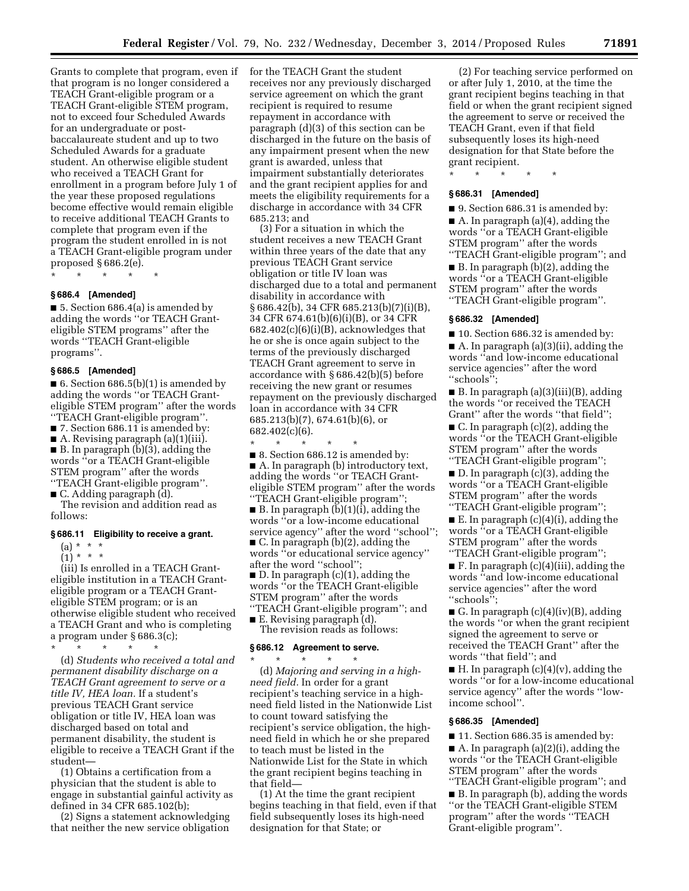Grants to complete that program, even if that program is no longer considered a TEACH Grant-eligible program or a TEACH Grant-eligible STEM program, not to exceed four Scheduled Awards for an undergraduate or post-baccalaureate student and up to two Scheduled Awards for a graduate student. An otherwise eligible student who received a TEACH Grant for enrollment in a program before July 1 of the year these proposed regulations become effective would remain eligible to receive additional TEACH Grants to complete that program even if the program the student enrolled in is not a TEACH Grant-eligible program under proposed § 686.2(e).

\* \* \* \* \*

### § 686.4 [Amended]

■ 5. Section 686.4(a) is amended by adding the words ''or TEACH Grant-eligible STEM programs'' after the words ''TEACH Grant-eligible programs''.

### § 686.5 [Amended]

■ 6. Section 686.5(b)(1) is amended by adding the words ''or TEACH Grant-eligible STEM program'' after the words ''TEACH Grant-eligible program''.

■ 7. Section 686.11 is amended by:

■ A. Revising paragraph (a)(1)(iii).

■ B. In paragraph (b)(3), adding the words ''or a TEACH Grant-eligible STEM program'' after the words ''TEACH Grant-eligible program''.

■ C. Adding paragraph (d).

The revision and addition read as follows:

### § 686.11 Eligibility to receive a grant.

(a) \* \* \*

(1) \* \* \*

(iii) Is enrolled in a TEACH Grant-eligible institution in a TEACH Grant-eligible program or a TEACH Grant-eligible STEM program; or is an otherwise eligible student who received a TEACH Grant and who is completing a program under § 686.3(c);

\* \* \* \* \*

(d) *Students who received a total and permanent disability discharge on a TEACH Grant agreement to serve or a title IV, HEA loan.* If a student's previous TEACH Grant service obligation or title IV, HEA loan was discharged based on total and permanent disability, the student is eligible to receive a TEACH Grant if the student—

(1) Obtains a certification from a physician that the student is able to engage in substantial gainful activity as defined in 34 CFR 685.102(b);

(2) Signs a statement acknowledging that neither the new service obligation for the TEACH Grant the student receives nor any previously discharged service agreement on which the grant recipient is required to resume repayment in accordance with paragraph (d)(3) of this section can be discharged in the future on the basis of any impairment present when the new grant is awarded, unless that impairment substantially deteriorates and the grant recipient applies for and meets the eligibility requirements for a discharge in accordance with 34 CFR 685.213; and

(3) For a situation in which the student receives a new TEACH Grant within three years of the date that any previous TEACH Grant service obligation or title IV loan was discharged due to a total and permanent disability in accordance with § 686.42(b), 34 CFR 685.213(b)(7)(i)(B), 34 CFR 674.61(b)(6)(i)(B), or 34 CFR 682.402(c)(6)(i)(B), acknowledges that he or she is once again subject to the terms of the previously discharged TEACH Grant agreement to serve in accordance with § 686.42(b)(5) before receiving the new grant or resumes repayment on the previously discharged loan in accordance with 34 CFR 685.213(b)(7), 674.61(b)(6), or 682.402(c)(6).

\* \* \* \* \*

■ 8. Section 686.12 is amended by:

■ A. In paragraph (b) introductory text, adding the words ''or TEACH Grant-eligible STEM program'' after the words ''TEACH Grant-eligible program'';

■ B. In paragraph (b)(1)(i), adding the words ''or a low-income educational service agency'' after the word ''school'';

■ C. In paragraph (b)(2), adding the words ''or educational service agency'' after the word ''school'';

■ D. In paragraph (c)(1), adding the words ''or the TEACH Grant-eligible STEM program'' after the words ''TEACH Grant-eligible program''; and

■ E. Revising paragraph (d).

The revision reads as follows:

### § 686.12 Agreement to serve.

\* \* \* \* \*

(d) *Majoring and serving in a high-need field.* In order for a grant recipient's teaching service in a high-need field listed in the Nationwide List to count toward satisfying the recipient's service obligation, the high-need field in which he or she prepared to teach must be listed in the Nationwide List for the State in which the grant recipient begins teaching in that field—

(1) At the time the grant recipient begins teaching in that field, even if that field subsequently loses its high-need designation for that State; or

(2) For teaching service performed on or after July 1, 2010, at the time the grant recipient begins teaching in that field or when the grant recipient signed the agreement to serve or received the TEACH Grant, even if that field subsequently loses its high-need designation for that State before the grant recipient.

\* \* \* \* \*

### § 686.31 [Amended]

■ 9. Section 686.31 is amended by:

■ A. In paragraph (a)(4), adding the words ''or a TEACH Grant-eligible STEM program'' after the words ''TEACH Grant-eligible program''; and

■ B. In paragraph (b)(2), adding the words ''or a TEACH Grant-eligible STEM program'' after the words ''TEACH Grant-eligible program''.

### § 686.32 [Amended]

■ 10. Section 686.32 is amended by:

■ A. In paragraph (a)(3)(ii), adding the words ''and low-income educational service agencies'' after the word ''schools'';

■ B. In paragraph (a)(3)(iii)(B), adding the words ''or received the TEACH Grant'' after the words ''that field'';

■ C. In paragraph (c)(2), adding the words ''or the TEACH Grant-eligible STEM program'' after the words ''TEACH Grant-eligible program'';

■ D. In paragraph (c)(3), adding the words ''or a TEACH Grant-eligible STEM program'' after the words ''TEACH Grant-eligible program'';

■ E. In paragraph (c)(4)(i), adding the words ''or a TEACH Grant-eligible STEM program'' after the words ''TEACH Grant-eligible program'';

■ F. In paragraph (c)(4)(iii), adding the words ''and low-income educational service agencies'' after the word ''schools'';

■ G. In paragraph (c)(4)(iv)(B), adding the words ''or when the grant recipient signed the agreement to serve or received the TEACH Grant'' after the words ''that field''; and

■ H. In paragraph (c)(4)(v), adding the words ''or for a low-income educational service agency'' after the words ''low-income school''.

### § 686.35 [Amended]

■ 11. Section 686.35 is amended by:

■ A. In paragraph (a)(2)(i), adding the words ''or the TEACH Grant-eligible STEM program'' after the words ''TEACH Grant-eligible program''; and

■ B. In paragraph (b), adding the words ''or the TEACH Grant-eligible STEM program'' after the words ''TEACH Grant-eligible program''.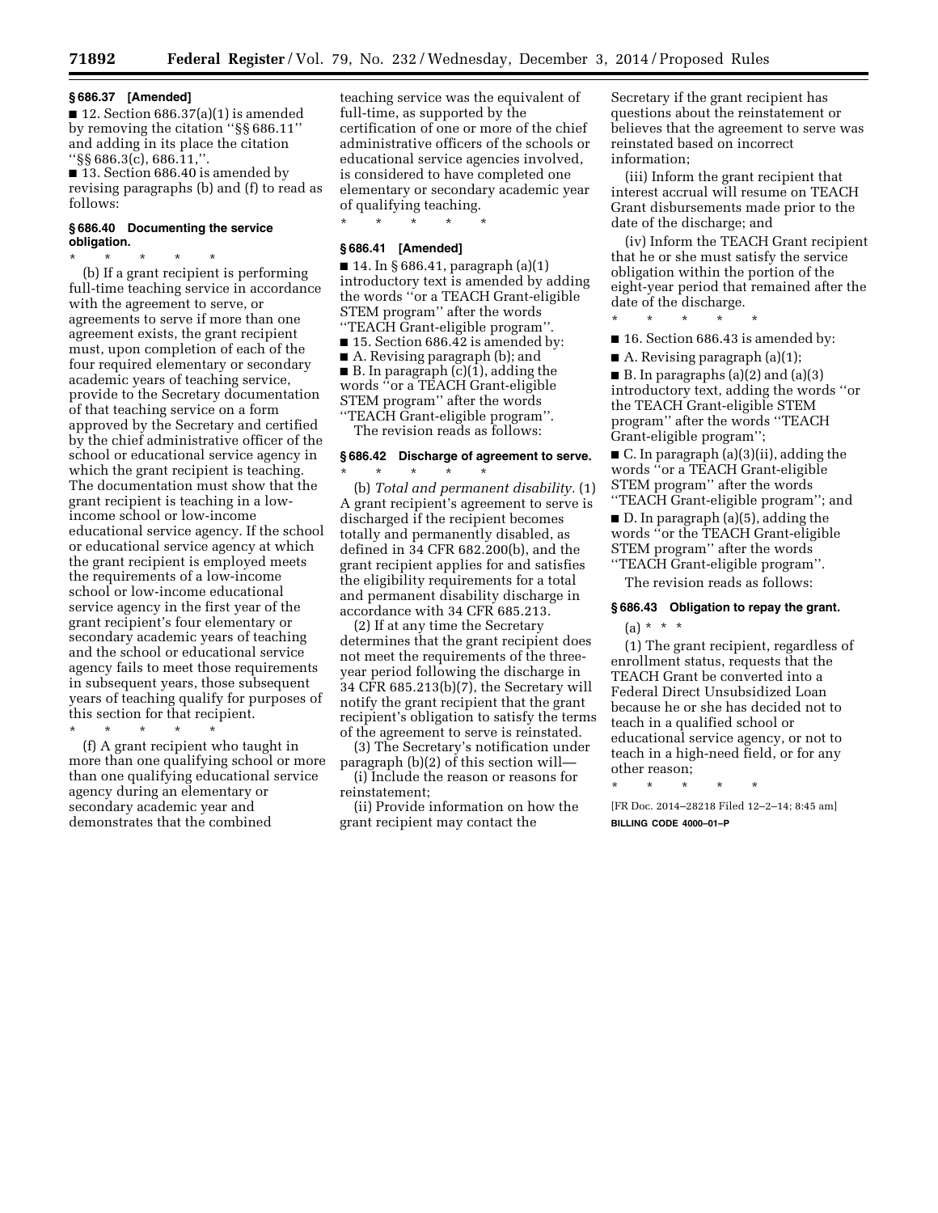**§ 686.37 [Amended]**

■ 12. Section 686.37(a)(1) is amended by removing the citation ''§§ 686.11'' and adding in its place the citation ''§§ 686.3(c), 686.11,''.

■ 13. Section 686.40 is amended by revising paragraphs (b) and (f) to read as follows:

**§ 686.40 Documenting the service obligation.**

\* \* \* \* \*

(b) If a grant recipient is performing full-time teaching service in accordance with the agreement to serve, or agreements to serve if more than one agreement exists, the grant recipient must, upon completion of each of the four required elementary or secondary academic years of teaching service, provide to the Secretary documentation of that teaching service on a form approved by the Secretary and certified by the chief administrative officer of the school or educational service agency in which the grant recipient is teaching. The documentation must show that the grant recipient is teaching in a low-income school or low-income educational service agency. If the school or educational service agency at which the grant recipient is employed meets the requirements of a low-income school or low-income educational service agency in the first year of the grant recipient's four elementary or secondary academic years of teaching and the school or educational service agency fails to meet those requirements in subsequent years, those subsequent years of teaching qualify for purposes of this section for that recipient.

\* \* \* \* \*

(f) A grant recipient who taught in more than one qualifying school or more than one qualifying educational service agency during an elementary or secondary academic year and demonstrates that the combined teaching service was the equivalent of full-time, as supported by the certification of one or more of the chief administrative officers of the schools or educational service agencies involved, is considered to have completed one elementary or secondary academic year of qualifying teaching.

\* \* \* \* \*

**§ 686.41 [Amended]**

■ 14. In § 686.41, paragraph (a)(1) introductory text is amended by adding the words ''or a TEACH Grant-eligible STEM program'' after the words ''TEACH Grant-eligible program''.

■ 15. Section 686.42 is amended by:

■ A. Revising paragraph (b); and

■ B. In paragraph (c)(1), adding the words ''or a TEACH Grant-eligible STEM program'' after the words ''TEACH Grant-eligible program''.

The revision reads as follows:

**§ 686.42 Discharge of agreement to serve.**

\* \* \* \* \*

(b) *Total and permanent disability.* (1) A grant recipient's agreement to serve is discharged if the recipient becomes totally and permanently disabled, as defined in 34 CFR 682.200(b), and the grant recipient applies for and satisfies the eligibility requirements for a total and permanent disability discharge in accordance with 34 CFR 685.213.

(2) If at any time the Secretary determines that the grant recipient does not meet the requirements of the three-year period following the discharge in 34 CFR 685.213(b)(7), the Secretary will notify the grant recipient that the grant recipient's obligation to satisfy the terms of the agreement to serve is reinstated.

(3) The Secretary's notification under paragraph (b)(2) of this section will—

(i) Include the reason or reasons for reinstatement;

(ii) Provide information on how the grant recipient may contact the Secretary if the grant recipient has questions about the reinstatement or believes that the agreement to serve was reinstated based on incorrect information;

(iii) Inform the grant recipient that interest accrual will resume on TEACH Grant disbursements made prior to the date of the discharge; and

(iv) Inform the TEACH Grant recipient that he or she must satisfy the service obligation within the portion of the eight-year period that remained after the date of the discharge.

\* \* \* \* \*

■ 16. Section 686.43 is amended by:

■ A. Revising paragraph (a)(1);

■ B. In paragraphs (a)(2) and (a)(3) introductory text, adding the words ''or the TEACH Grant-eligible STEM program'' after the words ''TEACH Grant-eligible program'';

■ C. In paragraph (a)(3)(ii), adding the words ''or a TEACH Grant-eligible STEM program'' after the words ''TEACH Grant-eligible program''; and

■ D. In paragraph (a)(5), adding the words ''or the TEACH Grant-eligible STEM program'' after the words ''TEACH Grant-eligible program''.

The revision reads as follows:

**§ 686.43 Obligation to repay the grant.**

(a) \* \* \*

(1) The grant recipient, regardless of enrollment status, requests that the TEACH Grant be converted into a Federal Direct Unsubsidized Loan because he or she has decided not to teach in a qualified school or educational service agency, or not to teach in a high-need field, or for any other reason;

\* \* \* \* \*

[FR Doc. 2014–28218 Filed 12–2–14; 8:45 am]

**BILLING CODE 4000–01–P**